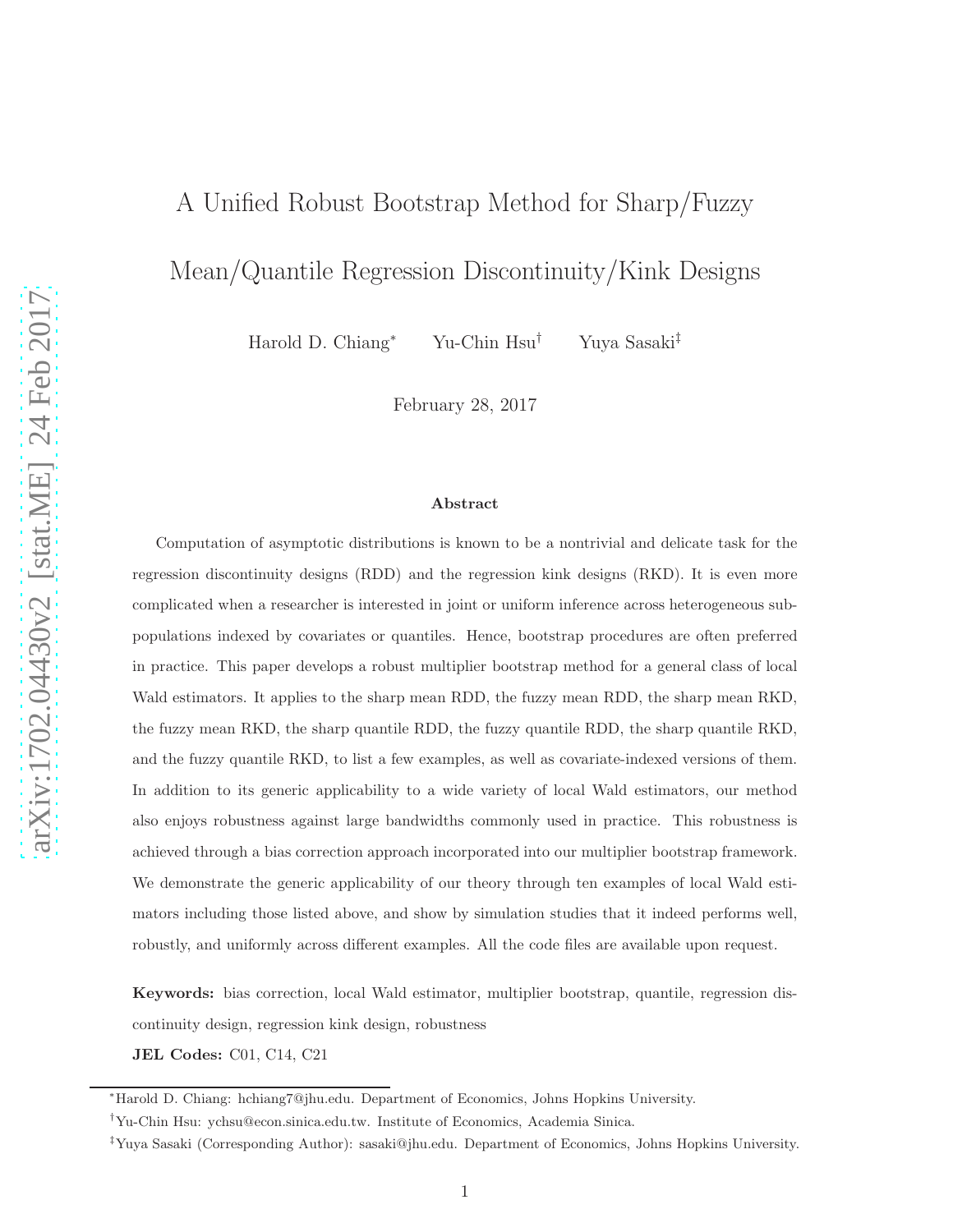# A Unified Robust Bootstrap Method for Sharp/Fuzzy Mean/Quantile Regression Discontinuity/Kink Designs

Harold D. Chiang* Yu-Chin Hsu† Yuya Sasaki‡

February 28, 2017

### Abstract

Computation of asymptotic distributions is known to be a nontrivial and delicate task for the regression discontinuity designs (RDD) and the regression kink designs (RKD). It is even more complicated when a researcher is interested in joint or uniform inference across heterogeneous subpopulations indexed by covariates or quantiles. Hence, bootstrap procedures are often preferred in practice. This paper develops a robust multiplier bootstrap method for a general class of local Wald estimators. It applies to the sharp mean RDD, the fuzzy mean RDD, the sharp mean RKD, the fuzzy mean RKD, the sharp quantile RDD, the fuzzy quantile RDD, the sharp quantile RKD, and the fuzzy quantile RKD, to list a few examples, as well as covariate-indexed versions of them. In addition to its generic applicability to a wide variety of local Wald estimators, our method also enjoys robustness against large bandwidths commonly used in practice. This robustness is achieved through a bias correction approach incorporated into our multiplier bootstrap framework. We demonstrate the generic applicability of our theory through ten examples of local Wald estimators including those listed above, and show by simulation studies that it indeed performs well, robustly, and uniformly across different examples. All the code files are available upon request.

**Keywords:** bias correction, local Wald estimator, multiplier bootstrap, quantile, regression discontinuity design, regression kink design, robustness

**JEL Codes:** C01, C14, C21

---

*Harold D. Chiang: hchiang7@jhu.edu. Department of Economics, Johns Hopkins University.

†Yu-Chin Hsu: ychsu@econ.sinica.edu.tw. Institute of Economics, Academia Sinica.

‡Yuya Sasaki (Corresponding Author): sasaki@jhu.edu. Department of Economics, Johns Hopkins University.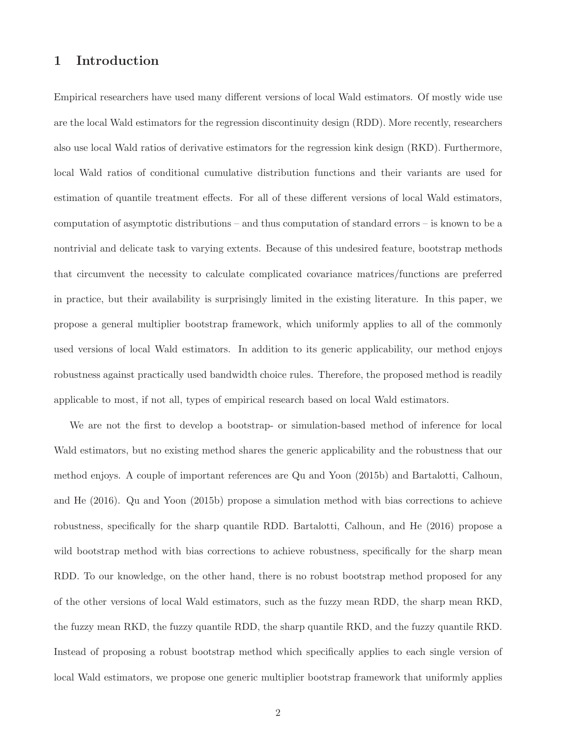# 1 Introduction

Empirical researchers have used many different versions of local Wald estimators. Of mostly wide use are the local Wald estimators for the regression discontinuity design (RDD). More recently, researchers also use local Wald ratios of derivative estimators for the regression kink design (RKD). Furthermore, local Wald ratios of conditional cumulative distribution functions and their variants are used for estimation of quantile treatment effects. For all of these different versions of local Wald estimators, computation of asymptotic distributions – and thus computation of standard errors – is known to be a nontrivial and delicate task to varying extents. Because of this undesired feature, bootstrap methods that circumvent the necessity to calculate complicated covariance matrices/functions are preferred in practice, but their availability is surprisingly limited in the existing literature. In this paper, we propose a general multiplier bootstrap framework, which uniformly applies to all of the commonly used versions of local Wald estimators. In addition to its generic applicability, our method enjoys robustness against practically used bandwidth choice rules. Therefore, the proposed method is readily applicable to most, if not all, types of empirical research based on local Wald estimators.

We are not the first to develop a bootstrap- or simulation-based method of inference for local Wald estimators, but no existing method shares the generic applicability and the robustness that our method enjoys. A couple of important references are Qu and Yoon (2015b) and Bartalotti, Calhoun, and He (2016). Qu and Yoon (2015b) propose a simulation method with bias corrections to achieve robustness, specifically for the sharp quantile RDD. Bartalotti, Calhoun, and He (2016) propose a wild bootstrap method with bias corrections to achieve robustness, specifically for the sharp mean RDD. To our knowledge, on the other hand, there is no robust bootstrap method proposed for any of the other versions of local Wald estimators, such as the fuzzy mean RDD, the sharp mean RKD, the fuzzy mean RKD, the fuzzy quantile RDD, the sharp quantile RKD, and the fuzzy quantile RKD. Instead of proposing a robust bootstrap method which specifically applies to each single version of local Wald estimators, we propose one generic multiplier bootstrap framework that uniformly applies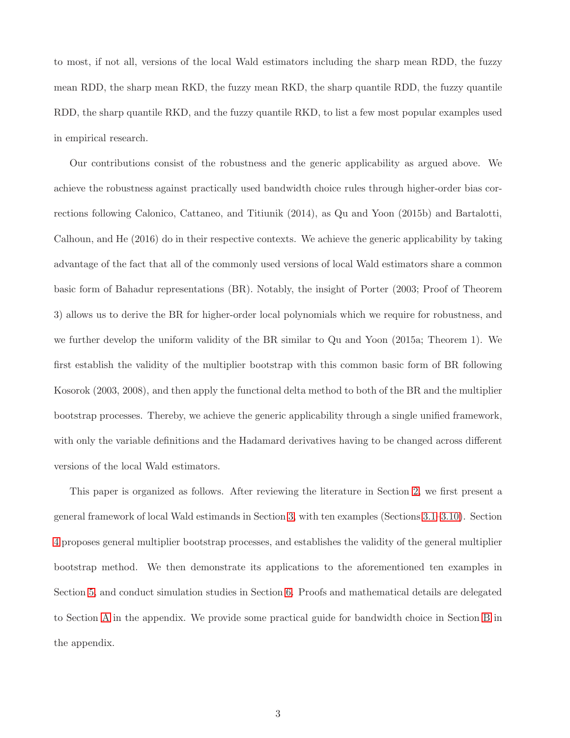to most, if not all, versions of the local Wald estimators including the sharp mean RDD, the fuzzy mean RDD, the sharp mean RKD, the fuzzy mean RKD, the sharp quantile RDD, the fuzzy quantile RDD, the sharp quantile RKD, and the fuzzy quantile RKD, to list a few most popular examples used in empirical research.

Our contributions consist of the robustness and the generic applicability as argued above. We achieve the robustness against practically used bandwidth choice rules through higher-order bias corrections following Calonico, Cattaneo, and Titiunik (2014), as Qu and Yoon (2015b) and Bartalotti, Calhoun, and He (2016) do in their respective contexts. We achieve the generic applicability by taking advantage of the fact that all of the commonly used versions of local Wald estimators share a common basic form of Bahadur representations (BR). Notably, the insight of Porter (2003; Proof of Theorem 3) allows us to derive the BR for higher-order local polynomials which we require for robustness, and we further develop the uniform validity of the BR similar to Qu and Yoon (2015a; Theorem 1). We first establish the validity of the multiplier bootstrap with this common basic form of BR following Kosorok (2003, 2008), and then apply the functional delta method to both of the BR and the multiplier bootstrap processes. Thereby, we achieve the generic applicability through a single unified framework, with only the variable definitions and the Hadamard derivatives having to be changed across different versions of the local Wald estimators.

This paper is organized as follows. After reviewing the literature in Section 2, we first present a general framework of local Wald estimands in Section 3, with ten examples (Sections 3.1–3.10). Section 4 proposes general multiplier bootstrap processes, and establishes the validity of the general multiplier bootstrap method. We then demonstrate its applications to the aforementioned ten examples in Section 5, and conduct simulation studies in Section 6. Proofs and mathematical details are delegated to Section A in the appendix. We provide some practical guide for bandwidth choice in Section B in the appendix.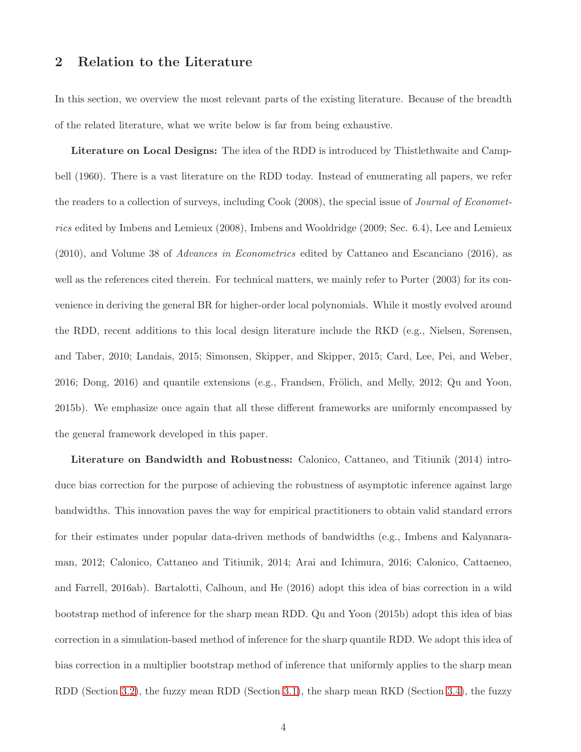## 2 Relation to the Literature

In this section, we overview the most relevant parts of the existing literature. Because of the breadth of the related literature, what we write below is far from being exhaustive.

**Literature on Local Designs:** The idea of the RDD is introduced by Thistlethwaite and Campbell (1960). There is a vast literature on the RDD today. Instead of enumerating all papers, we refer the readers to a collection of surveys, including Cook (2008), the special issue of *Journal of Econometrics* edited by Imbens and Lemieux (2008), Imbens and Wooldridge (2009; Sec. 6.4), Lee and Lemieux (2010), and Volume 38 of *Advances in Econometrics* edited by Cattaneo and Escanciano (2016), as well as the references cited therein. For technical matters, we mainly refer to Porter (2003) for its convenience in deriving the general BR for higher-order local polynomials. While it mostly evolved around the RDD, recent additions to this local design literature include the RKD (e.g., Nielsen, Sørensen, and Taber, 2010; Landais, 2015; Simonsen, Skipper, and Skipper, 2015; Card, Lee, Pei, and Weber, 2016; Dong, 2016) and quantile extensions (e.g., Frandsen, Frölich, and Melly, 2012; Qu and Yoon, 2015b). We emphasize once again that all these different frameworks are uniformly encompassed by the general framework developed in this paper.

**Literature on Bandwidth and Robustness:** Calonico, Cattaneo, and Titiunik (2014) introduce bias correction for the purpose of achieving the robustness of asymptotic inference against large bandwidths. This innovation paves the way for empirical practitioners to obtain valid standard errors for their estimates under popular data-driven methods of bandwidths (e.g., Imbens and Kalyanaraman, 2012; Calonico, Cattaneo and Titiunik, 2014; Arai and Ichimura, 2016; Calonico, Cattaeneo, and Farrell, 2016ab). Bartalotti, Calhoun, and He (2016) adopt this idea of bias correction in a wild bootstrap method of inference for the sharp mean RDD. Qu and Yoon (2015b) adopt this idea of bias correction in a simulation-based method of inference for the sharp quantile RDD. We adopt this idea of bias correction in a multiplier bootstrap method of inference that uniformly applies to the sharp mean RDD (Section 3.2), the fuzzy mean RDD (Section 3.1), the sharp mean RKD (Section 3.4), the fuzzy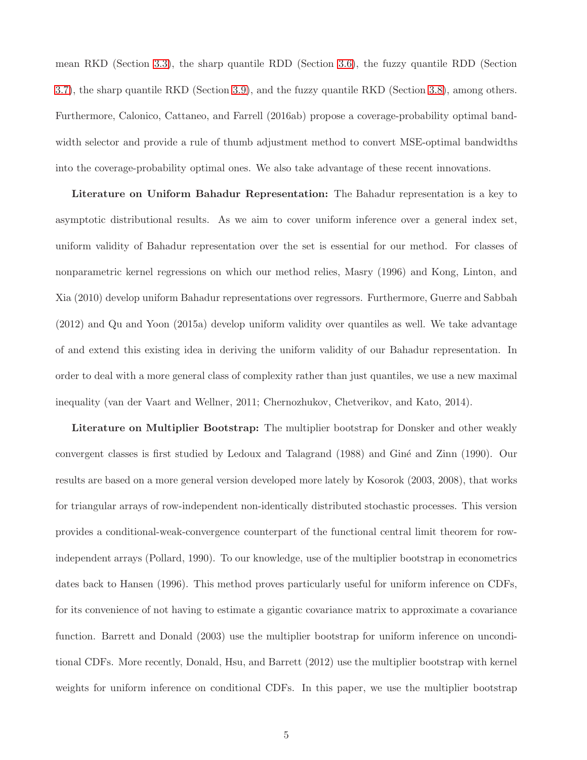mean RKD (Section 3.3), the sharp quantile RDD (Section 3.6), the fuzzy quantile RDD (Section 3.7), the sharp quantile RKD (Section 3.9), and the fuzzy quantile RKD (Section 3.8), among others. Furthermore, Calonico, Cattaneo, and Farrell (2016ab) propose a coverage-probability optimal bandwidth selector and provide a rule of thumb adjustment method to convert MSE-optimal bandwidths into the coverage-probability optimal ones. We also take advantage of these recent innovations.

**Literature on Uniform Bahadur Representation:** The Bahadur representation is a key to asymptotic distributional results. As we aim to cover uniform inference over a general index set, uniform validity of Bahadur representation over the set is essential for our method. For classes of nonparametric kernel regressions on which our method relies, Masry (1996) and Kong, Linton, and Xia (2010) develop uniform Bahadur representations over regressors. Furthermore, Guerre and Sabbah (2012) and Qu and Yoon (2015a) develop uniform validity over quantiles as well. We take advantage of and extend this existing idea in deriving the uniform validity of our Bahadur representation. In order to deal with a more general class of complexity rather than just quantiles, we use a new maximal inequality (van der Vaart and Wellner, 2011; Chernozhukov, Chetverikov, and Kato, 2014).

**Literature on Multiplier Bootstrap:** The multiplier bootstrap for Donsker and other weakly convergent classes is first studied by Ledoux and Talagrand (1988) and Giné and Zinn (1990). Our results are based on a more general version developed more lately by Kosorok (2003, 2008), that works for triangular arrays of row-independent non-identically distributed stochastic processes. This version provides a conditional-weak-convergence counterpart of the functional central limit theorem for row-independent arrays (Pollard, 1990). To our knowledge, use of the multiplier bootstrap in econometrics dates back to Hansen (1996). This method proves particularly useful for uniform inference on CDFs, for its convenience of not having to estimate a gigantic covariance matrix to approximate a covariance function. Barrett and Donald (2003) use the multiplier bootstrap for uniform inference on unconditional CDFs. More recently, Donald, Hsu, and Barrett (2012) use the multiplier bootstrap with kernel weights for uniform inference on conditional CDFs. In this paper, we use the multiplier bootstrap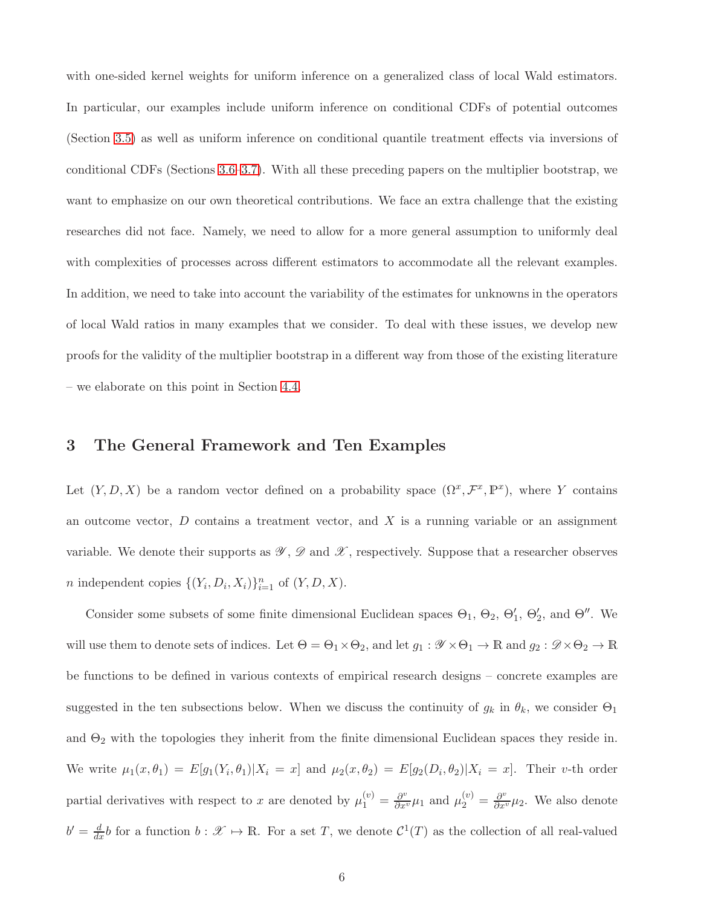with one-sided kernel weights for uniform inference on a generalized class of local Wald estimators. In particular, our examples include uniform inference on conditional CDFs of potential outcomes (Section 3.5) as well as uniform inference on conditional quantile treatment effects via inversions of conditional CDFs (Sections 3.6–3.7). With all these preceding papers on the multiplier bootstrap, we want to emphasize on our own theoretical contributions. We face an extra challenge that the existing researches did not face. Namely, we need to allow for a more general assumption to uniformly deal with complexities of processes across different estimators to accommodate all the relevant examples. In addition, we need to take into account the variability of the estimates for unknowns in the operators of local Wald ratios in many examples that we consider. To deal with these issues, we develop new proofs for the validity of the multiplier bootstrap in a different way from those of the existing literature – we elaborate on this point in Section 4.4.

## 3 The General Framework and Ten Examples

Let $(Y, D, X)$ be a random vector defined on a probability space $(\Omega^x, \mathcal{F}^x, \mathbb{P}^x)$, where $Y$ contains an outcome vector, $D$ contains a treatment vector, and $X$ is a running variable or an assignment variable. We denote their supports as $\mathscr{Y}$, $\mathscr{D}$ and $\mathscr{X}$, respectively. Suppose that a researcher observes $n$ independent copies $\{(Y_i, D_i, X_i)\}_{i=1}^n$ of $(Y, D, X)$.

Consider some subsets of some finite dimensional Euclidean spaces $\Theta_1$, $\Theta_2$, $\Theta_1'$, $\Theta_2'$, and $\Theta''$. We will use them to denote sets of indices. Let $\Theta = \Theta_1 \times \Theta_2$, and let $g_1 : \mathscr{Y} \times \Theta_1 \to \mathbb{R}$ and $g_2 : \mathscr{D} \times \Theta_2 \to \mathbb{R}$ be functions to be defined in various contexts of empirical research designs – concrete examples are suggested in the ten subsections below. When we discuss the continuity of $g_k$ in $\theta_k$, we consider $\Theta_1$ and $\Theta_2$ with the topologies they inherit from the finite dimensional Euclidean spaces they reside in. We write $\mu_1(x, \theta_1) = E[g_1(Y_i, \theta_1)|X_i = x]$ and $\mu_2(x, \theta_2) = E[g_2(D_i, \theta_2)|X_i = x]$. Their $v$-th order partial derivatives with respect to $x$ are denoted by $\mu_1^{(v)} = \frac{\partial^v}{\partial x^v}\mu_1$ and $\mu_2^{(v)} = \frac{\partial^v}{\partial x^v}\mu_2$. We also denote $b' = \frac{d}{dx}b$ for a function $b : \mathscr{X} \mapsto \mathbb{R}$. For a set $T$, we denote $\mathcal{C}^1(T)$ as the collection of all real-valued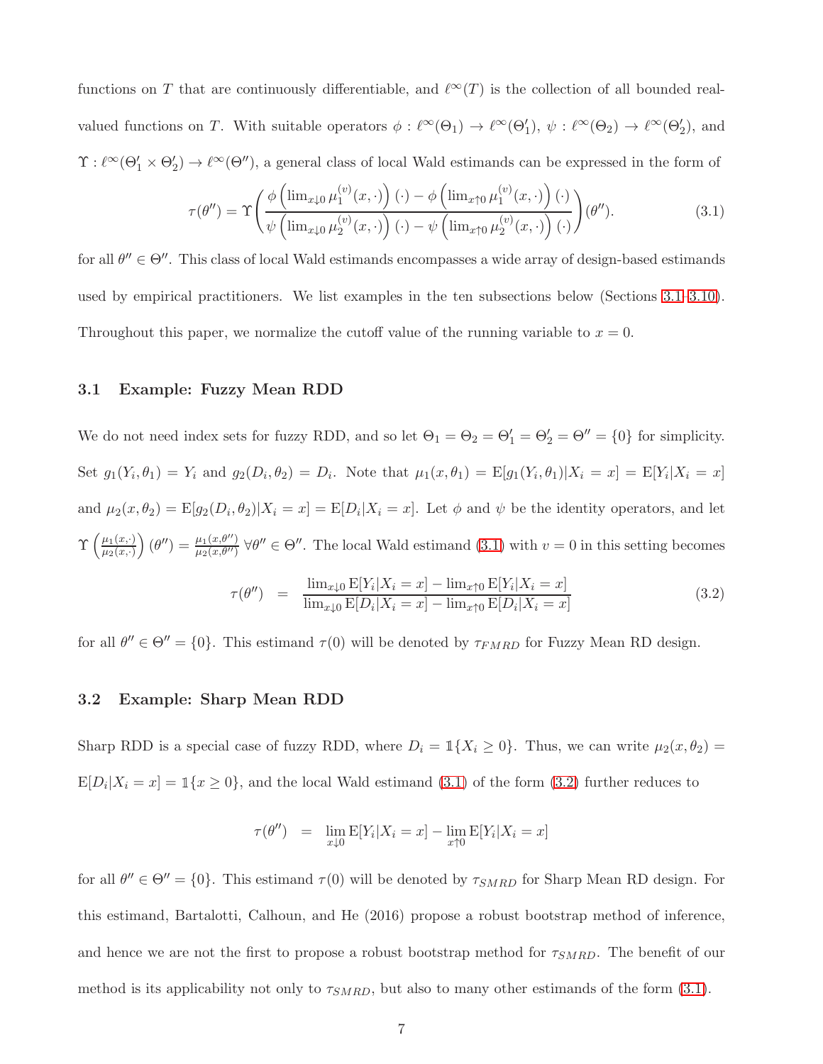functions on $T$ that are continuously differentiable, and $\ell^\infty(T)$ is the collection of all bounded real-valued functions on $T$. With suitable operators $\phi : \ell^\infty(\Theta_1) \to \ell^\infty(\Theta_1')$, $\psi : \ell^\infty(\Theta_2) \to \ell^\infty(\Theta_2')$, and $\Upsilon : \ell^\infty(\Theta_1' \times \Theta_2') \to \ell^\infty(\Theta'')$, a general class of local Wald estimands can be expressed in the form of

$$\tau(\theta'') = \Upsilon\left( \frac{\phi\left(\lim_{x \downarrow 0} \mu_1^{(v)}(x, \cdot)\right)(\cdot) - \phi\left(\lim_{x \uparrow 0} \mu_1^{(v)}(x, \cdot)\right)(\cdot)}{\psi\left(\lim_{x \downarrow 0} \mu_2^{(v)}(x, \cdot)\right)(\cdot) - \psi\left(\lim_{x \uparrow 0} \mu_2^{(v)}(x, \cdot)\right)(\cdot)} \right)(\theta''). \tag{3.1}$$

for all $\theta'' \in \Theta''$. This class of local Wald estimands encompasses a wide array of design-based estimands used by empirical practitioners. We list examples in the ten subsections below (Sections 3.1–3.10). Throughout this paper, we normalize the cutoff value of the running variable to $x = 0$.

### 3.1 Example: Fuzzy Mean RDD

We do not need index sets for fuzzy RDD, and so let $\Theta_1 = \Theta_2 = \Theta_1' = \Theta_2' = \Theta'' = \{0\}$ for simplicity. Set $g_1(Y_i, \theta_1) = Y_i$ and $g_2(D_i, \theta_2) = D_i$. Note that $\mu_1(x, \theta_1) = \mathrm{E}[g_1(Y_i, \theta_1)|X_i = x] = \mathrm{E}[Y_i|X_i = x]$ and $\mu_2(x, \theta_2) = \mathrm{E}[g_2(D_i, \theta_2)|X_i = x] = \mathrm{E}[D_i|X_i = x]$. Let $\phi$ and $\psi$ be the identity operators, and let $\Upsilon\left(\frac{\mu_1(x,\cdot)}{\mu_2(x,\cdot)}\right)(\theta'') = \frac{\mu_1(x,\theta'')}{\mu_2(x,\theta'')}$ $\forall \theta'' \in \Theta''$. The local Wald estimand (3.1) with $v = 0$ in this setting becomes

$$\tau(\theta'') \quad = \quad \frac{\lim_{x \downarrow 0} \mathrm{E}[Y_i|X_i = x] - \lim_{x \uparrow 0} \mathrm{E}[Y_i|X_i = x]}{\lim_{x \downarrow 0} \mathrm{E}[D_i|X_i = x] - \lim_{x \uparrow 0} \mathrm{E}[D_i|X_i = x]} \tag{3.2}$$

for all $\theta'' \in \Theta'' = \{0\}$. This estimand $\tau(0)$ will be denoted by $\tau_{FMRD}$ for Fuzzy Mean RD design.

### 3.2 Example: Sharp Mean RDD

Sharp RDD is a special case of fuzzy RDD, where $D_i = \mathbb{1}\{X_i \geq 0\}$. Thus, we can write $\mu_2(x, \theta_2) = \mathrm{E}[D_i|X_i = x] = \mathbb{1}\{x \geq 0\}$, and the local Wald estimand (3.1) of the form (3.2) further reduces to

$$\tau(\theta'') \quad = \quad \lim_{x \downarrow 0} \mathrm{E}[Y_i|X_i = x] - \lim_{x \uparrow 0} \mathrm{E}[Y_i|X_i = x]$$

for all $\theta'' \in \Theta'' = \{0\}$. This estimand $\tau(0)$ will be denoted by $\tau_{SMRD}$ for Sharp Mean RD design. For this estimand, Bartalotti, Calhoun, and He (2016) propose a robust bootstrap method of inference, and hence we are not the first to propose a robust bootstrap method for $\tau_{SMRD}$. The benefit of our method is its applicability not only to $\tau_{SMRD}$, but also to many other estimands of the form (3.1).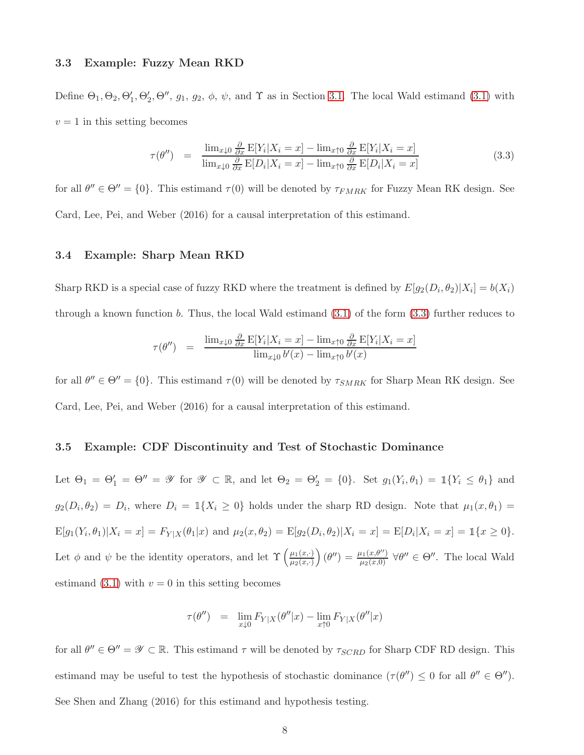### 3.3 Example: Fuzzy Mean RKD

Define $\Theta_1, \Theta_2, \Theta_1', \Theta_2', \Theta''$, $g_1$, $g_2$, $\phi$, $\psi$, and $\Upsilon$ as in Section 3.1. The local Wald estimand (3.1) with $v = 1$ in this setting becomes

$$\tau(\theta'') \quad = \quad \frac{\lim_{x \downarrow 0} \frac{\partial}{\partial x} \mathrm{E}[Y_i | X_i = x] - \lim_{x \uparrow 0} \frac{\partial}{\partial x} \mathrm{E}[Y_i | X_i = x]}{\lim_{x \downarrow 0} \frac{\partial}{\partial x} \mathrm{E}[D_i | X_i = x] - \lim_{x \uparrow 0} \frac{\partial}{\partial x} \mathrm{E}[D_i | X_i = x]} \tag{3.3}$$

for all $\theta'' \in \Theta'' = \{0\}$. This estimand $\tau(0)$ will be denoted by $\tau_{FMRK}$ for Fuzzy Mean RK design. See Card, Lee, Pei, and Weber (2016) for a causal interpretation of this estimand.

### 3.4 Example: Sharp Mean RKD

Sharp RKD is a special case of fuzzy RKD where the treatment is defined by $E[g_2(D_i, \theta_2)|X_i] = b(X_i)$ through a known function $b$. Thus, the local Wald estimand (3.1) of the form (3.3) further reduces to

$$\tau(\theta'') \quad = \quad \frac{\lim_{x \downarrow 0} \frac{\partial}{\partial x} \mathrm{E}[Y_i | X_i = x] - \lim_{x \uparrow 0} \frac{\partial}{\partial x} \mathrm{E}[Y_i | X_i = x]}{\lim_{x \downarrow 0} b'(x) - \lim_{x \uparrow 0} b'(x)}$$

for all $\theta'' \in \Theta'' = \{0\}$. This estimand $\tau(0)$ will be denoted by $\tau_{SMRK}$ for Sharp Mean RK design. See Card, Lee, Pei, and Weber (2016) for a causal interpretation of this estimand.

### 3.5 Example: CDF Discontinuity and Test of Stochastic Dominance

Let $\Theta_1 = \Theta_1' = \Theta'' = \mathscr{Y}$ for $\mathscr{Y} \subset \mathbb{R}$, and let $\Theta_2 = \Theta_2' = \{0\}$. Set $g_1(Y_i, \theta_1) = \mathbb{1}\{Y_i \leq \theta_1\}$ and $g_2(D_i, \theta_2) = D_i$, where $D_i = \mathbb{1}\{X_i \geq 0\}$ holds under the sharp RD design. Note that $\mu_1(x, \theta_1) = \mathrm{E}[g_1(Y_i, \theta_1)|X_i = x] = F_{Y|X}(\theta_1|x)$ and $\mu_2(x, \theta_2) = \mathrm{E}[g_2(D_i, \theta_2)|X_i = x] = \mathrm{E}[D_i|X_i = x] = \mathbb{1}\{x \geq 0\}$. Let $\phi$ and $\psi$ be the identity operators, and let $\Upsilon\left(\frac{\mu_1(x,\cdot)}{\mu_2(x,\cdot)}\right)(\theta'') = \frac{\mu_1(x,\theta'')}{\mu_2(x,0)}$ $\forall \theta'' \in \Theta''$. The local Wald estimand (3.1) with $v = 0$ in this setting becomes

$$\tau(\theta'') \quad = \quad \lim_{x \downarrow 0} F_{Y|X}(\theta''|x) - \lim_{x \uparrow 0} F_{Y|X}(\theta''|x)$$

for all $\theta'' \in \Theta'' = \mathscr{Y} \subset \mathbb{R}$. This estimand $\tau$ will be denoted by $\tau_{SCRD}$ for Sharp CDF RD design. This estimand may be useful to test the hypothesis of stochastic dominance ($\tau(\theta'') \leq 0$ for all $\theta'' \in \Theta''$). See Shen and Zhang (2016) for this estimand and hypothesis testing.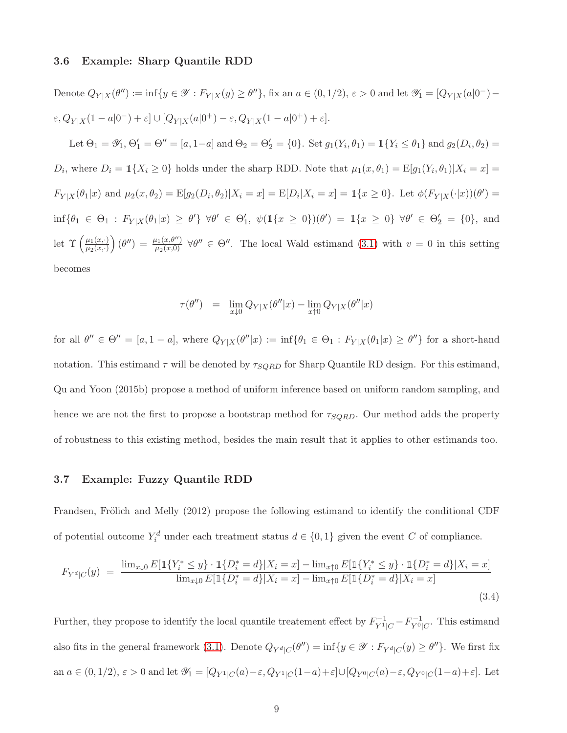### 3.6 Example: Sharp Quantile RDD

Denote $Q_{Y|X}(\theta'') := \inf\{y \in \mathscr{Y} : F_{Y|X}(y) \geq \theta''\}$, fix an $a \in (0, 1/2)$, $\varepsilon > 0$ and let $\mathscr{Y}_1 = [Q_{Y|X}(a|0^-) - \varepsilon, Q_{Y|X}(1-a|0^-) + \varepsilon] \cup [Q_{Y|X}(a|0^+) - \varepsilon, Q_{Y|X}(1-a|0^+) + \varepsilon]$.

Let $\Theta_1 = \mathscr{Y}_1$, $\Theta_1' = \Theta'' = [a, 1-a]$ and $\Theta_2 = \Theta_2' = \{0\}$. Set $g_1(Y_i, \theta_1) = \mathbb{1}\{Y_i \leq \theta_1\}$ and $g_2(D_i, \theta_2) = D_i$, where $D_i = \mathbb{1}\{X_i \geq 0\}$ holds under the sharp RDD. Note that $\mu_1(x, \theta_1) = \mathrm{E}[g_1(Y_i, \theta_1)|X_i = x] = F_{Y|X}(\theta_1|x)$ and $\mu_2(x, \theta_2) = \mathrm{E}[g_2(D_i, \theta_2)|X_i = x] = \mathrm{E}[D_i|X_i = x] = \mathbb{1}\{x \geq 0\}$. Let $\phi(F_{Y|X}(\cdot|x))(\theta') = \inf\{\theta_1 \in \Theta_1 : F_{Y|X}(\theta_1|x) \geq \theta'\}$ $\forall \theta' \in \Theta_1'$, $\psi(\mathbb{1}\{x \geq 0\})(\theta') = \mathbb{1}\{x \geq 0\}$ $\forall \theta' \in \Theta_2' = \{0\}$, and let $\Upsilon\left(\frac{\mu_1(x,\cdot)}{\mu_2(x,\cdot)}\right)(\theta'') = \frac{\mu_1(x,\theta'')}{\mu_2(x,0)}$ $\forall \theta'' \in \Theta''$. The local Wald estimand (3.1) with $v = 0$ in this setting becomes

$$\tau(\theta'') \;=\; \lim_{x \downarrow 0} Q_{Y|X}(\theta''|x) - \lim_{x \uparrow 0} Q_{Y|X}(\theta''|x)$$

for all $\theta'' \in \Theta'' = [a, 1-a]$, where $Q_{Y|X}(\theta''|x) := \inf\{\theta_1 \in \Theta_1 : F_{Y|X}(\theta_1|x) \geq \theta''\}$ for a short-hand notation. This estimand $\tau$ will be denoted by $\tau_{SQRD}$ for Sharp Quantile RD design. For this estimand, Qu and Yoon (2015b) propose a method of uniform inference based on uniform random sampling, and hence we are not the first to propose a bootstrap method for $\tau_{SQRD}$. Our method adds the property of robustness to this existing method, besides the main result that it applies to other estimands too.

### 3.7 Example: Fuzzy Quantile RDD

Frandsen, Frölich and Melly (2012) propose the following estimand to identify the conditional CDF of potential outcome $Y_i^d$ under each treatment status $d \in \{0, 1\}$ given the event $C$ of compliance.

$$F_{Y^d|C}(y) \;=\; \frac{\lim_{x\downarrow 0} E[\mathbb{1}\{Y_i^* \leq y\} \cdot \mathbb{1}\{D_i^* = d\}|X_i = x] - \lim_{x\uparrow 0} E[\mathbb{1}\{Y_i^* \leq y\} \cdot \mathbb{1}\{D_i^* = d\}|X_i = x]}{\lim_{x\downarrow 0} E[\mathbb{1}\{D_i^* = d\}|X_i = x] - \lim_{x\uparrow 0} E[\mathbb{1}\{D_i^* = d\}|X_i = x]} \tag{3.4}$$

Further, they propose to identify the local quantile treatement effect by $F^{-1}_{Y^1|C} - F^{-1}_{Y^0|C}$. This estimand also fits in the general framework (3.1). Denote $Q_{Y^d|C}(\theta'') = \inf\{y \in \mathscr{Y} : F_{Y^d|C}(y) \geq \theta''\}$. We first fix an $a \in (0, 1/2)$, $\varepsilon > 0$ and let $\mathscr{Y}_1 = [Q_{Y^1|C}(a) - \varepsilon, Q_{Y^1|C}(1-a) + \varepsilon] \cup [Q_{Y^0|C}(a) - \varepsilon, Q_{Y^0|C}(1-a) + \varepsilon]$. Let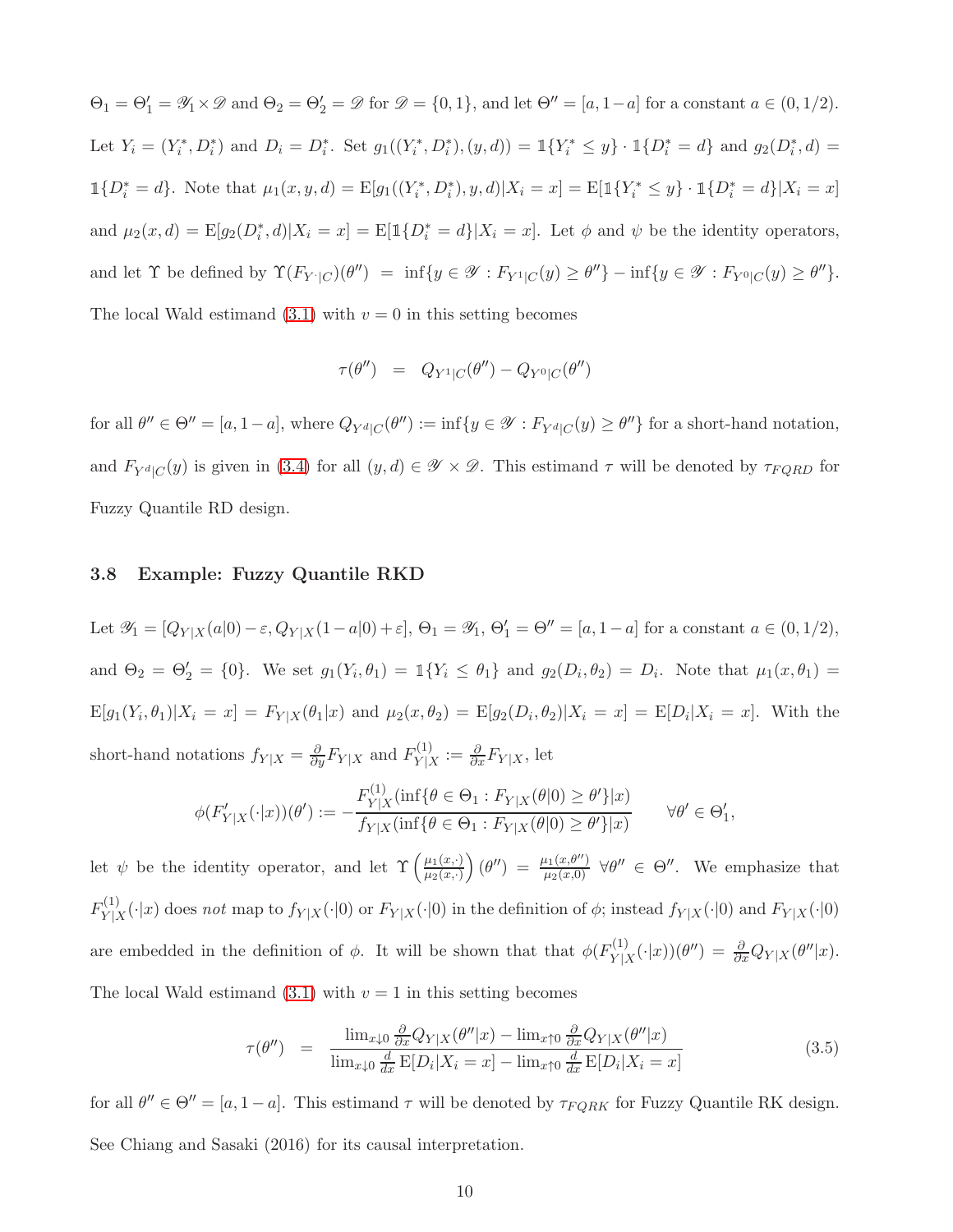$\Theta_1 = \Theta_1' = \mathscr{Y}_1 \times \mathscr{D}$ and $\Theta_2 = \Theta_2' = \mathscr{D}$ for $\mathscr{D} = \{0,1\}$, and let $\Theta'' = [a, 1-a]$ for a constant $a \in (0, 1/2)$. Let $Y_i = (Y_i^*, D_i^*)$ and $D_i = D_i^*$. Set $g_1((Y_i^*, D_i^*), (y, d)) = \mathbb{1}\{Y_i^* \leq y\} \cdot \mathbb{1}\{D_i^* = d\}$ and $g_2(D_i^*, d) = \mathbb{1}\{D_i^* = d\}$. Note that $\mu_1(x, y, d) = \mathrm{E}[g_1((Y_i^*, D_i^*), y, d)|X_i = x] = \mathrm{E}[\mathbb{1}\{Y_i^* \leq y\} \cdot \mathbb{1}\{D_i^* = d\}|X_i = x]$ and $\mu_2(x, d) = \mathrm{E}[g_2(D_i^*, d)|X_i = x] = \mathrm{E}[\mathbb{1}\{D_i^* = d\}|X_i = x]$. Let $\phi$ and $\psi$ be the identity operators, and let $\Upsilon$ be defined by $\Upsilon(F_{Y^\cdot|C})(\theta'') = \inf\{y \in \mathscr{Y} : F_{Y^1|C}(y) \geq \theta''\} - \inf\{y \in \mathscr{Y} : F_{Y^0|C}(y) \geq \theta''\}$. The local Wald estimand (3.1) with $v = 0$ in this setting becomes

$$\tau(\theta'') \quad = \quad Q_{Y^1|C}(\theta'') - Q_{Y^0|C}(\theta'')$$

for all $\theta'' \in \Theta'' = [a, 1-a]$, where $Q_{Y^d|C}(\theta'') := \inf\{y \in \mathscr{Y} : F_{Y^d|C}(y) \geq \theta''\}$ for a short-hand notation, and $F_{Y^d|C}(y)$ is given in (3.4) for all $(y, d) \in \mathscr{Y} \times \mathscr{D}$. This estimand $\tau$ will be denoted by $\tau_{FQRD}$ for Fuzzy Quantile RD design.

### 3.8 Example: Fuzzy Quantile RKD

Let $\mathscr{Y}_1 = [Q_{Y|X}(a|0) - \varepsilon, Q_{Y|X}(1-a|0) + \varepsilon]$, $\Theta_1 = \mathscr{Y}_1$, $\Theta_1' = \Theta'' = [a, 1-a]$ for a constant $a \in (0, 1/2)$, and $\Theta_2 = \Theta_2' = \{0\}$. We set $g_1(Y_i, \theta_1) = \mathbb{1}\{Y_i \leq \theta_1\}$ and $g_2(D_i, \theta_2) = D_i$. Note that $\mu_1(x, \theta_1) = \mathrm{E}[g_1(Y_i, \theta_1)|X_i = x] = F_{Y|X}(\theta_1|x)$ and $\mu_2(x, \theta_2) = \mathrm{E}[g_2(D_i, \theta_2)|X_i = x] = \mathrm{E}[D_i|X_i = x]$. With the short-hand notations $f_{Y|X} = \frac{\partial}{\partial y} F_{Y|X}$ and $F_{Y|X}^{(1)} := \frac{\partial}{\partial x} F_{Y|X}$, let

$$\phi(F_{Y|X}'(\cdot|x))(\theta') := -\frac{F_{Y|X}^{(1)}(\inf\{\theta \in \Theta_1 : F_{Y|X}(\theta|0) \geq \theta'\}|x)}{f_{Y|X}(\inf\{\theta \in \Theta_1 : F_{Y|X}(\theta|0) \geq \theta'\}|x)} \qquad \forall \theta' \in \Theta_1',$$

let $\psi$ be the identity operator, and let $\Upsilon\left(\frac{\mu_1(x,\cdot)}{\mu_2(x,\cdot)}\right)(\theta'') = \frac{\mu_1(x,\theta'')}{\mu_2(x,0)}$ $\forall \theta'' \in \Theta''$. We emphasize that $F_{Y|X}^{(1)}(\cdot|x)$ does *not* map to $f_{Y|X}(\cdot|0)$ or $F_{Y|X}(\cdot|0)$ in the definition of $\phi$; instead $f_{Y|X}(\cdot|0)$ and $F_{Y|X}(\cdot|0)$ are embedded in the definition of $\phi$. It will be shown that that $\phi(F_{Y|X}^{(1)}(\cdot|x))(\theta'') = \frac{\partial}{\partial x} Q_{Y|X}(\theta''|x)$. The local Wald estimand (3.1) with $v = 1$ in this setting becomes

$$\tau(\theta'') \quad = \quad \frac{\lim_{x \downarrow 0} \frac{\partial}{\partial x} Q_{Y|X}(\theta''|x) - \lim_{x \uparrow 0} \frac{\partial}{\partial x} Q_{Y|X}(\theta''|x)}{\lim_{x \downarrow 0} \frac{d}{dx} \mathrm{E}[D_i|X_i = x] - \lim_{x \uparrow 0} \frac{d}{dx} \mathrm{E}[D_i|X_i = x]} \tag{3.5}$$

for all $\theta'' \in \Theta'' = [a, 1-a]$. This estimand $\tau$ will be denoted by $\tau_{FQRK}$ for Fuzzy Quantile RK design. See Chiang and Sasaki (2016) for its causal interpretation.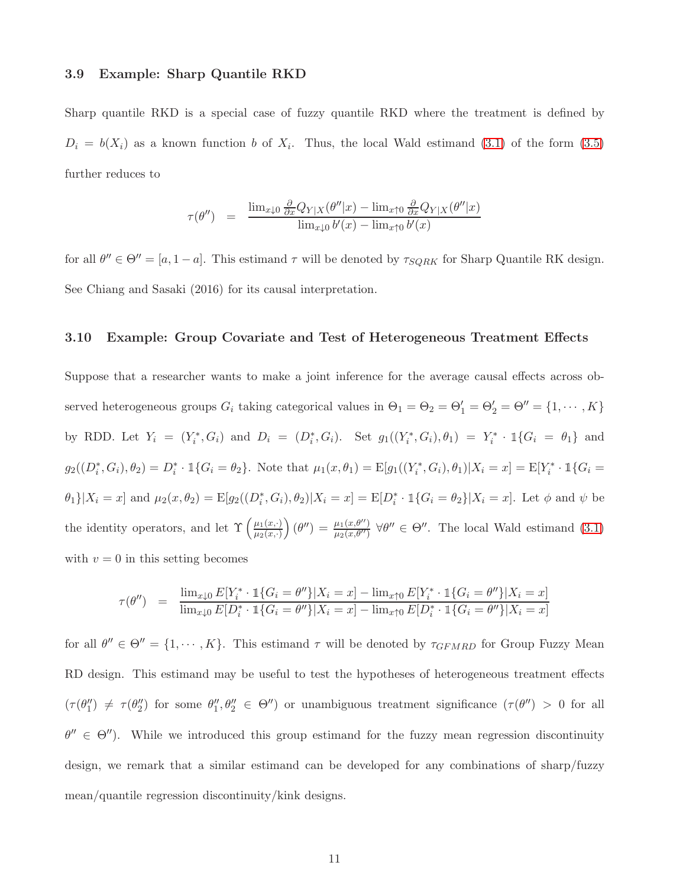### 3.9 Example: Sharp Quantile RKD

Sharp quantile RKD is a special case of fuzzy quantile RKD where the treatment is defined by $D_i = b(X_i)$ as a known function $b$ of $X_i$. Thus, the local Wald estimand (3.1) of the form (3.5) further reduces to

$$\tau(\theta'') \quad = \quad \frac{\lim_{x \downarrow 0} \frac{\partial}{\partial x} Q_{Y|X}(\theta''|x) - \lim_{x \uparrow 0} \frac{\partial}{\partial x} Q_{Y|X}(\theta''|x)}{\lim_{x \downarrow 0} b'(x) - \lim_{x \uparrow 0} b'(x)}$$

for all $\theta'' \in \Theta'' = [a, 1-a]$. This estimand $\tau$ will be denoted by $\tau_{SQRK}$ for Sharp Quantile RK design. See Chiang and Sasaki (2016) for its causal interpretation.

### 3.10 Example: Group Covariate and Test of Heterogeneous Treatment Effects

Suppose that a researcher wants to make a joint inference for the average causal effects across observed heterogeneous groups $G_i$ taking categorical values in $\Theta_1 = \Theta_2 = \Theta'_1 = \Theta'_2 = \Theta'' = \{1, \cdots, K\}$ by RDD. Let $Y_i = (Y_i^*, G_i)$ and $D_i = (D_i^*, G_i)$. Set $g_1((Y_i^*, G_i), \theta_1) = Y_i^* \cdot \mathbb{1}\{G_i = \theta_1\}$ and $g_2((D_i^*, G_i), \theta_2) = D_i^* \cdot \mathbb{1}\{G_i = \theta_2\}$. Note that $\mu_1(x, \theta_1) = \mathrm{E}[g_1((Y_i^*, G_i), \theta_1)|X_i = x] = \mathrm{E}[Y_i^* \cdot \mathbb{1}\{G_i = \theta_1\}|X_i = x]$ and $\mu_2(x, \theta_2) = \mathrm{E}[g_2((D_i^*, G_i), \theta_2)|X_i = x] = \mathrm{E}[D_i^* \cdot \mathbb{1}\{G_i = \theta_2\}|X_i = x]$. Let $\phi$ and $\psi$ be the identity operators, and let $\Upsilon\left(\frac{\mu_1(x,\cdot)}{\mu_2(x,\cdot)}\right)(\theta'') = \frac{\mu_1(x,\theta'')}{\mu_2(x,\theta'')}$ $\forall \theta'' \in \Theta''$. The local Wald estimand (3.1) with $v = 0$ in this setting becomes

$$\tau(\theta'') \quad = \quad \frac{\lim_{x \downarrow 0} E[Y_i^* \cdot \mathbb{1}\{G_i = \theta''\}|X_i = x] - \lim_{x \uparrow 0} E[Y_i^* \cdot \mathbb{1}\{G_i = \theta''\}|X_i = x]}{\lim_{x \downarrow 0} E[D_i^* \cdot \mathbb{1}\{G_i = \theta''\}|X_i = x] - \lim_{x \uparrow 0} E[D_i^* \cdot \mathbb{1}\{G_i = \theta''\}|X_i = x]}$$

for all $\theta'' \in \Theta'' = \{1, \cdots, K\}$. This estimand $\tau$ will be denoted by $\tau_{GFMRD}$ for Group Fuzzy Mean RD design. This estimand may be useful to test the hypotheses of heterogeneous treatment effects ($\tau(\theta''_1) \neq \tau(\theta''_2)$ for some $\theta''_1, \theta''_2 \in \Theta''$) or unambiguous treatment significance ($\tau(\theta'') > 0$ for all $\theta'' \in \Theta''$). While we introduced this group estimand for the fuzzy mean regression discontinuity design, we remark that a similar estimand can be developed for any combinations of sharp/fuzzy mean/quantile regression discontinuity/kink designs.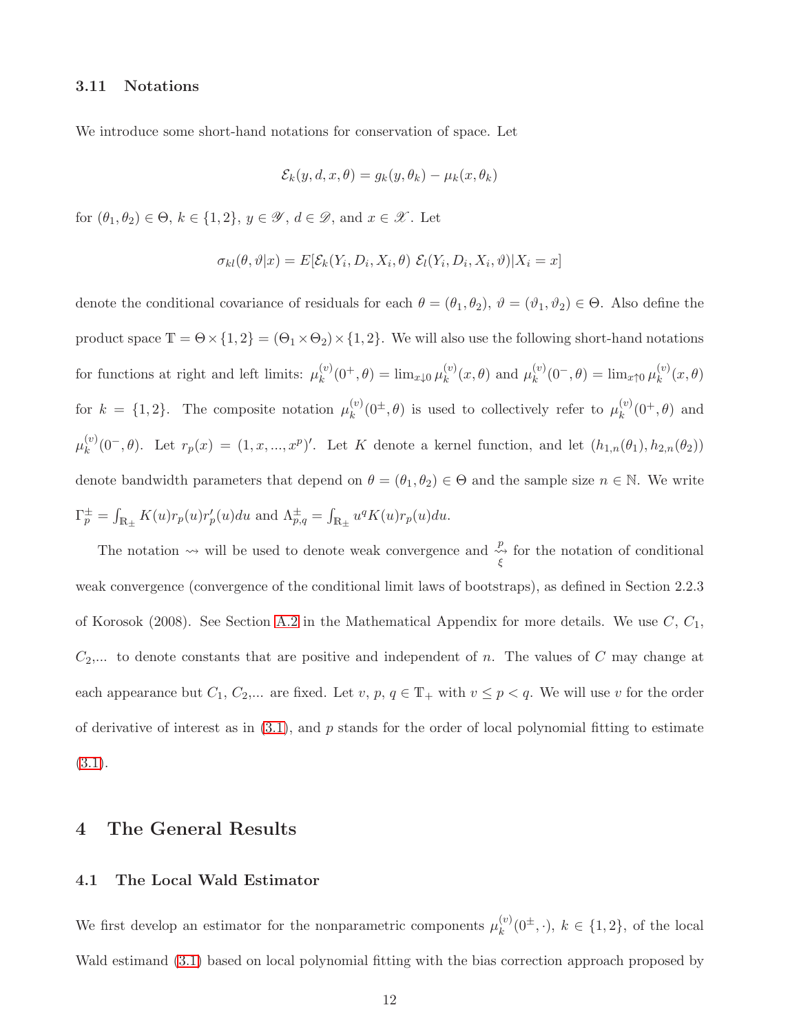### 3.11 Notations

We introduce some short-hand notations for conservation of space. Let

$$\mathcal{E}_k(y,d,x,\theta) = g_k(y,\theta_k) - \mu_k(x,\theta_k)$$

for $(\theta_1,\theta_2) \in \Theta$, $k \in \{1,2\}$, $y \in \mathscr{Y}$, $d \in \mathscr{D}$, and $x \in \mathscr{X}$. Let

$$\sigma_{kl}(\theta,\vartheta|x) = E[\mathcal{E}_k(Y_i,D_i,X_i,\theta)\ \mathcal{E}_l(Y_i,D_i,X_i,\vartheta)|X_i = x]$$

denote the conditional covariance of residuals for each $\theta = (\theta_1,\theta_2)$, $\vartheta = (\vartheta_1,\vartheta_2) \in \Theta$. Also define the product space $\mathbb{T} = \Theta \times \{1,2\} = (\Theta_1 \times \Theta_2) \times \{1,2\}$. We will also use the following short-hand notations for functions at right and left limits: $\mu_k^{(v)}(0^+,\theta) = \lim_{x\downarrow 0} \mu_k^{(v)}(x,\theta)$ and $\mu_k^{(v)}(0^-,\theta) = \lim_{x\uparrow 0} \mu_k^{(v)}(x,\theta)$ for $k = \{1,2\}$. The composite notation $\mu_k^{(v)}(0^\pm,\theta)$ is used to collectively refer to $\mu_k^{(v)}(0^+,\theta)$ and $\mu_k^{(v)}(0^-,\theta)$. Let $r_p(x) = (1,x,...,x^p)'$. Let $K$ denote a kernel function, and let $(h_{1,n}(\theta_1), h_{2,n}(\theta_2))$ denote bandwidth parameters that depend on $\theta = (\theta_1,\theta_2) \in \Theta$ and the sample size $n \in \mathbb{N}$. We write $\Gamma_p^\pm = \int_{\mathbb{R}_\pm} K(u) r_p(u) r_p'(u) du$ and $\Lambda_{p,q}^\pm = \int_{\mathbb{R}_\pm} u^q K(u) r_p(u) du$.

The notation $\rightsquigarrow$ will be used to denote weak convergence and $\underset{\xi}{\overset{p}{\rightsquigarrow}}$ for the notation of conditional weak convergence (convergence of the conditional limit laws of bootstraps), as defined in Section 2.2.3 of Korosok (2008). See Section A.2 in the Mathematical Appendix for more details. We use $C$, $C_1$, $C_2$,... to denote constants that are positive and independent of $n$. The values of $C$ may change at each appearance but $C_1$, $C_2$,... are fixed. Let $v$, $p$, $q \in \mathbb{T}_+$ with $v \leq p < q$. We will use $v$ for the order of derivative of interest as in (3.1), and $p$ stands for the order of local polynomial fitting to estimate (3.1).

## 4 The General Results

### 4.1 The Local Wald Estimator

We first develop an estimator for the nonparametric components $\mu_k^{(v)}(0^\pm,\cdot)$, $k \in \{1,2\}$, of the local Wald estimand (3.1) based on local polynomial fitting with the bias correction approach proposed by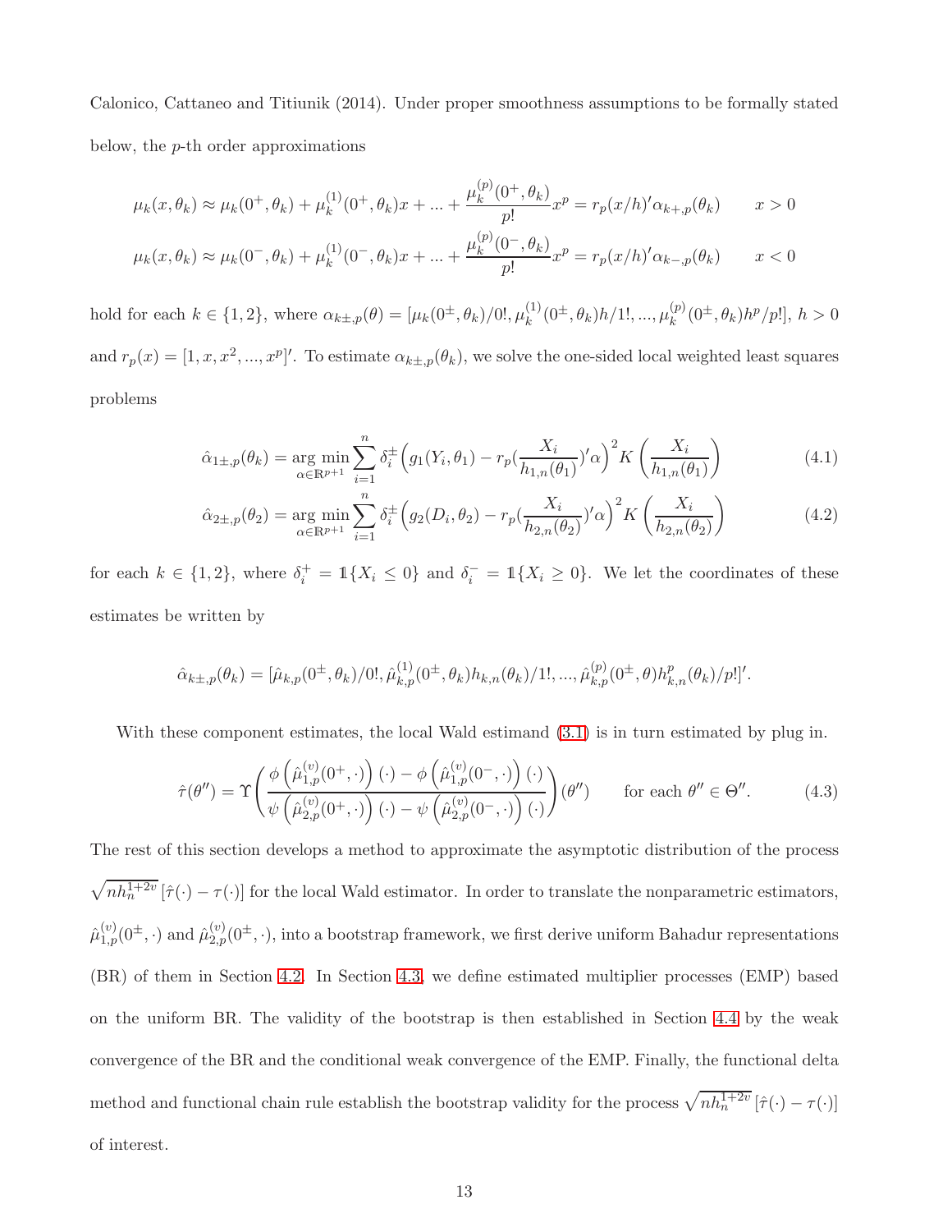Calonico, Cattaneo and Titiunik (2014). Under proper smoothness assumptions to be formally stated below, the $p$-th order approximations

$$\mu_k(x,\theta_k) \approx \mu_k(0^+,\theta_k) + \mu_k^{(1)}(0^+,\theta_k)x + ... + \frac{\mu_k^{(p)}(0^+,\theta_k)}{p!}x^p = r_p(x/h)'\alpha_{k+,p}(\theta_k) \qquad x > 0$$

$$\mu_k(x,\theta_k) \approx \mu_k(0^-,\theta_k) + \mu_k^{(1)}(0^-,\theta_k)x + ... + \frac{\mu_k^{(p)}(0^-,\theta_k)}{p!}x^p = r_p(x/h)'\alpha_{k-,p}(\theta_k) \qquad x < 0$$

hold for each $k \in \{1,2\}$, where $\alpha_{k\pm,p}(\theta) = [\mu_k(0^\pm,\theta_k)/0!, \mu_k^{(1)}(0^\pm,\theta_k)h/1!, ..., \mu_k^{(p)}(0^\pm,\theta_k)h^p/p!]$, $h > 0$ and $r_p(x) = [1, x, x^2, ..., x^p]'$. To estimate $\alpha_{k\pm,p}(\theta_k)$, we solve the one-sided local weighted least squares problems

$$\hat{\alpha}_{1\pm,p}(\theta_k) = \underset{\alpha\in\mathbb{R}^{p+1}}{\arg\min} \sum_{i=1}^n \delta_i^\pm \Big( g_1(Y_i,\theta_1) - r_p(\frac{X_i}{h_{1,n}(\theta_1)})'\alpha \Big)^2 K\left(\frac{X_i}{h_{1,n}(\theta_1)}\right) \tag{4.1}$$

$$\hat{\alpha}_{2\pm,p}(\theta_2) = \underset{\alpha\in\mathbb{R}^{p+1}}{\arg\min} \sum_{i=1}^n \delta_i^\pm \Big( g_2(D_i,\theta_2) - r_p(\frac{X_i}{h_{2,n}(\theta_2)})'\alpha \Big)^2 K\left(\frac{X_i}{h_{2,n}(\theta_2)}\right) \tag{4.2}$$

for each $k \in \{1,2\}$, where $\delta_i^+ = \mathbb{1}\{X_i \le 0\}$ and $\delta_i^- = \mathbb{1}\{X_i \ge 0\}$. We let the coordinates of these estimates be written by

$$\hat{\alpha}_{k\pm,p}(\theta_k) = [\hat{\mu}_{k,p}(0^\pm,\theta_k)/0!, \hat{\mu}_{k,p}^{(1)}(0^\pm,\theta_k)h_{k,n}(\theta_k)/1!, ..., \hat{\mu}_{k,p}^{(p)}(0^\pm,\theta)h_{k,n}^p(\theta_k)/p!]'.$$

With these component estimates, the local Wald estimand (3.1) is in turn estimated by plug in.

$$\hat{\tau}(\theta'') = \Upsilon\left( \frac{\phi\left(\hat{\mu}_{1,p}^{(v)}(0^+,\cdot)\right)(\cdot) - \phi\left(\hat{\mu}_{1,p}^{(v)}(0^-,\cdot)\right)(\cdot)}{\psi\left(\hat{\mu}_{2,p}^{(v)}(0^+,\cdot)\right)(\cdot) - \psi\left(\hat{\mu}_{2,p}^{(v)}(0^-,\cdot)\right)(\cdot)} \right)(\theta'') \qquad \text{for each } \theta'' \in \Theta''. \tag{4.3}$$

The rest of this section develops a method to approximate the asymptotic distribution of the process $\sqrt{nh_n^{1+2v}}\,[\hat{\tau}(\cdot) - \tau(\cdot)]$ for the local Wald estimator. In order to translate the nonparametric estimators, $\hat{\mu}_{1,p}^{(v)}(0^\pm,\cdot)$ and $\hat{\mu}_{2,p}^{(v)}(0^\pm,\cdot)$, into a bootstrap framework, we first derive uniform Bahadur representations (BR) of them in Section 4.2. In Section 4.3, we define estimated multiplier processes (EMP) based on the uniform BR. The validity of the bootstrap is then established in Section 4.4 by the weak convergence of the BR and the conditional weak convergence of the EMP. Finally, the functional delta method and functional chain rule establish the bootstrap validity for the process $\sqrt{nh_n^{1+2v}}\,[\hat{\tau}(\cdot) - \tau(\cdot)]$ of interest.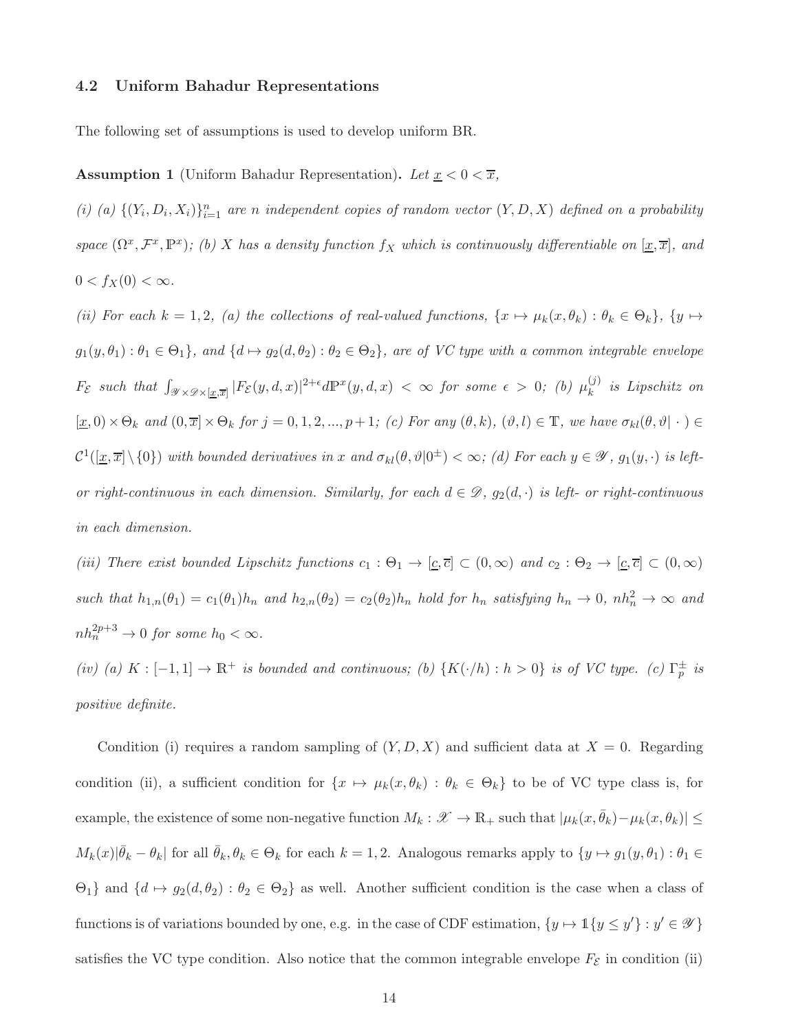### 4.2 Uniform Bahadur Representations

The following set of assumptions is used to develop uniform BR.

**Assumption 1** (Uniform Bahadur Representation). *Let $\underline{x} < 0 < \overline{x}$,*

*(i) (a) $\{(Y_i, D_i, X_i)\}_{i=1}^n$ are $n$ independent copies of random vector $(Y, D, X)$ defined on a probability space $(\Omega^x, \mathcal{F}^x, \mathbb{P}^x)$; (b) $X$ has a density function $f_X$ which is continuously differentiable on $[\underline{x}, \overline{x}]$, and $0 < f_X(0) < \infty$.*

*(ii) For each $k = 1, 2$, (a) the collections of real-valued functions, $\{x \mapsto \mu_k(x, \theta_k) : \theta_k \in \Theta_k\}$, $\{y \mapsto g_1(y, \theta_1) : \theta_1 \in \Theta_1\}$, and $\{d \mapsto g_2(d, \theta_2) : \theta_2 \in \Theta_2\}$, are of VC type with a common integrable envelope $F_{\mathcal{E}}$ such that $\int_{\mathscr{Y} \times \mathscr{D} \times [\underline{x}, \overline{x}]} |F_{\mathcal{E}}(y, d, x)|^{2+\epsilon} d\mathbb{P}^x(y, d, x) < \infty$ for some $\epsilon > 0$; (b) $\mu_k^{(j)}$ is Lipschitz on $[\underline{x}, 0) \times \Theta_k$ and $(0, \overline{x}] \times \Theta_k$ for $j = 0, 1, 2, ..., p+1$; (c) For any $(\theta, k)$, $(\vartheta, l) \in \mathbb{T}$, we have $\sigma_{kl}(\theta, \vartheta | \cdot) \in \mathcal{C}^1([\underline{x}, \overline{x}] \setminus \{0\})$ with bounded derivatives in $x$ and $\sigma_{kl}(\theta, \vartheta | 0^{\pm}) < \infty$; (d) For each $y \in \mathscr{Y}$, $g_1(y, \cdot)$ is left- or right-continuous in each dimension. Similarly, for each $d \in \mathscr{D}$, $g_2(d, \cdot)$ is left- or right-continuous in each dimension.*

*(iii) There exist bounded Lipschitz functions $c_1 : \Theta_1 \to [\underline{c}, \overline{c}] \subset (0, \infty)$ and $c_2 : \Theta_2 \to [\underline{c}, \overline{c}] \subset (0, \infty)$ such that $h_{1,n}(\theta_1) = c_1(\theta_1) h_n$ and $h_{2,n}(\theta_2) = c_2(\theta_2) h_n$ hold for $h_n$ satisfying $h_n \to 0$, $nh_n^2 \to \infty$ and $nh_n^{2p+3} \to 0$ for some $h_0 < \infty$.*

*(iv) (a) $K : [-1, 1] \to \mathbb{R}^+$ is bounded and continuous; (b) $\{K(\cdot/h) : h > 0\}$ is of VC type. (c) $\Gamma_p^{\pm}$ is positive definite.*

Condition (i) requires a random sampling of $(Y, D, X)$ and sufficient data at $X = 0$. Regarding condition (ii), a sufficient condition for $\{x \mapsto \mu_k(x, \theta_k) : \theta_k \in \Theta_k\}$ to be of VC type class is, for example, the existence of some non-negative function $M_k : \mathscr{X} \to \mathbb{R}_+$ such that $|\mu_k(x, \bar{\theta}_k) - \mu_k(x, \theta_k)| \leq M_k(x) |\bar{\theta}_k - \theta_k|$ for all $\bar{\theta}_k, \theta_k \in \Theta_k$ for each $k = 1, 2$. Analogous remarks apply to $\{y \mapsto g_1(y, \theta_1) : \theta_1 \in \Theta_1\}$ and $\{d \mapsto g_2(d, \theta_2) : \theta_2 \in \Theta_2\}$ as well. Another sufficient condition is the case when a class of functions is of variations bounded by one, e.g. in the case of CDF estimation, $\{y \mapsto \mathbb{1}\{y \leq y'\} : y' \in \mathscr{Y}\}$ satisfies the VC type condition. Also notice that the common integrable envelope $F_{\mathcal{E}}$ in condition (ii)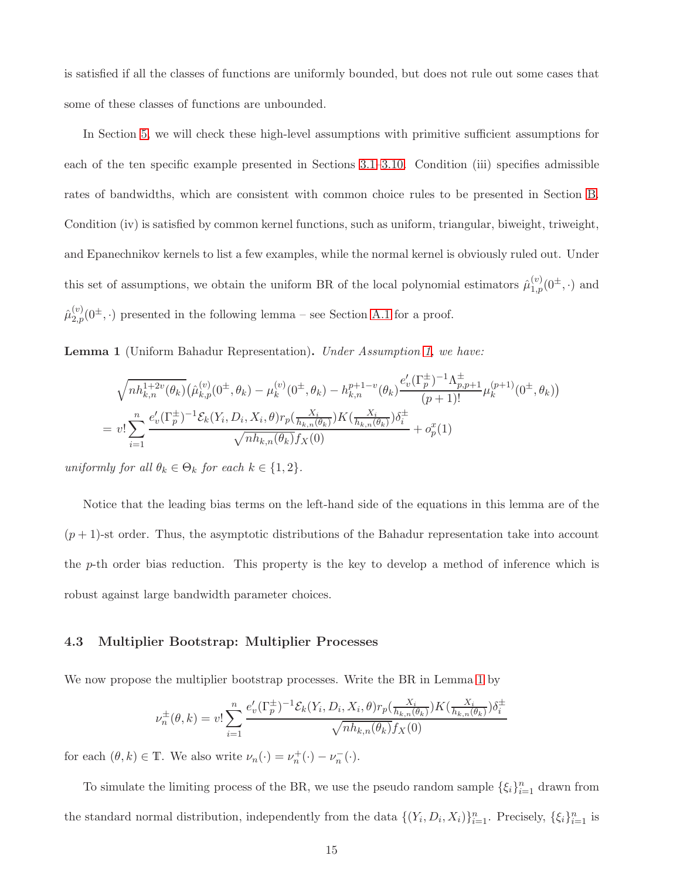is satisfied if all the classes of functions are uniformly bounded, but does not rule out some cases that some of these classes of functions are unbounded.

In Section 5, we will check these high-level assumptions with primitive sufficient assumptions for each of the ten specific example presented in Sections 3.1–3.10. Condition (iii) specifies admissible rates of bandwidths, which are consistent with common choice rules to be presented in Section B. Condition (iv) is satisfied by common kernel functions, such as uniform, triangular, biweight, triweight, and Epanechnikov kernels to list a few examples, while the normal kernel is obviously ruled out. Under this set of assumptions, we obtain the uniform BR of the local polynomial estimators $\hat{\mu}^{(v)}_{1,p}(0^\pm,\cdot)$ and $\hat{\mu}^{(v)}_{2,p}(0^\pm,\cdot)$ presented in the following lemma – see Section A.1 for a proof.

**Lemma 1** (Uniform Bahadur Representation)**.** *Under Assumption 1, we have:*

$$
\begin{aligned}
&\sqrt{nh^{1+2v}_{k,n}(\theta_k)}\big(\hat{\mu}^{(v)}_{k,p}(0^\pm,\theta_k)-\mu^{(v)}_k(0^\pm,\theta_k)-h^{p+1-v}_{k,n}(\theta_k)\frac{e_v'(\Gamma^\pm_p)^{-1}\Lambda^\pm_{p,p+1}}{(p+1)!}\mu^{(p+1)}_k(0^\pm,\theta_k)\big)\\
&=v!\sum_{i=1}^n\frac{e_v'(\Gamma^\pm_p)^{-1}\mathcal{E}_k(Y_i,D_i,X_i,\theta)r_p(\frac{X_i}{h_{k,n}(\theta_k)})K(\frac{X_i}{h_{k,n}(\theta_k)})\delta^\pm_i}{\sqrt{nh_{k,n}(\theta_k)}f_X(0)}+o^x_p(1)
\end{aligned}
$$

*uniformly for all $\theta_k\in\Theta_k$ for each $k\in\{1,2\}$.*

Notice that the leading bias terms on the left-hand side of the equations in this lemma are of the $(p+1)$-st order. Thus, the asymptotic distributions of the Bahadur representation take into account the $p$-th order bias reduction. This property is the key to develop a method of inference which is robust against large bandwidth parameter choices.

### 4.3 Multiplier Bootstrap: Multiplier Processes

We now propose the multiplier bootstrap processes. Write the BR in Lemma 1 by

$$
\nu^\pm_n(\theta,k)=v!\sum_{i=1}^n\frac{e_v'(\Gamma^\pm_p)^{-1}\mathcal{E}_k(Y_i,D_i,X_i,\theta)r_p(\frac{X_i}{h_{k,n}(\theta_k)})K(\frac{X_i}{h_{k,n}(\theta_k)})\delta^\pm_i}{\sqrt{nh_{k,n}(\theta_k)}f_X(0)}
$$

for each $(\theta,k)\in\mathbb{T}$. We also write $\nu_n(\cdot)=\nu^+_n(\cdot)-\nu^-_n(\cdot)$.

To simulate the limiting process of the BR, we use the pseudo random sample $\{\xi_i\}_{i=1}^n$ drawn from the standard normal distribution, independently from the data $\{(Y_i,D_i,X_i)\}_{i=1}^n$. Precisely, $\{\xi_i\}_{i=1}^n$ is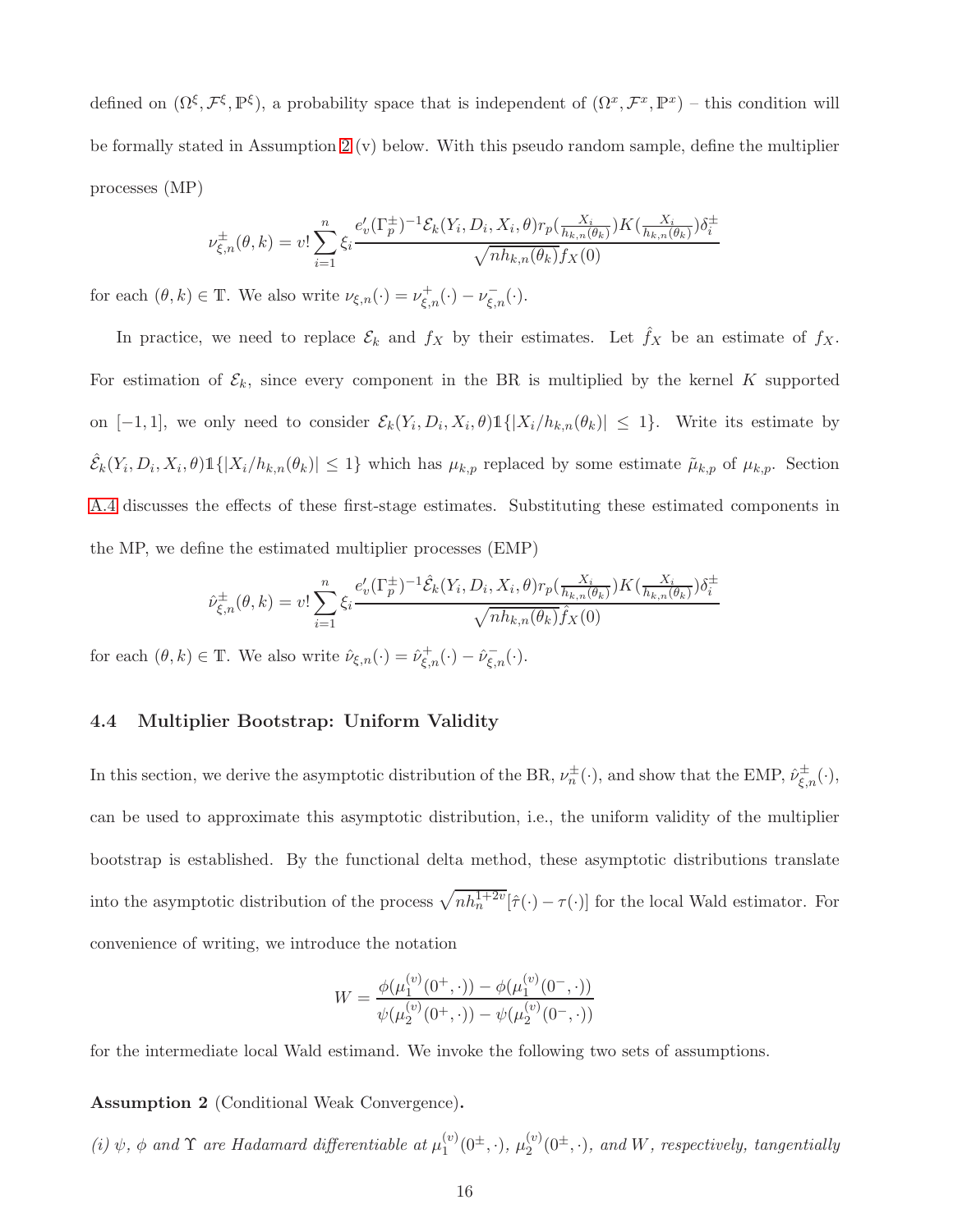defined on $(\Omega^\xi, \mathcal{F}^\xi, \mathbb{P}^\xi)$, a probability space that is independent of $(\Omega^x, \mathcal{F}^x, \mathbb{P}^x)$ – this condition will be formally stated in Assumption 2 (v) below. With this pseudo random sample, define the multiplier processes (MP)

$$\nu^{\pm}_{\xi,n}(\theta,k) = v! \sum_{i=1}^{n} \xi_i \frac{e_v'(\Gamma_p^{\pm})^{-1}\mathcal{E}_k(Y_i, D_i, X_i, \theta) r_p(\frac{X_i}{h_{k,n}(\theta_k)})K(\frac{X_i}{h_{k,n}(\theta_k)})\delta_i^{\pm}}{\sqrt{nh_{k,n}(\theta_k)}f_X(0)}$$

for each $(\theta, k) \in \mathbb{T}$. We also write $\nu_{\xi,n}(\cdot) = \nu^+_{\xi,n}(\cdot) - \nu^-_{\xi,n}(\cdot)$.

In practice, we need to replace $\mathcal{E}_k$ and $f_X$ by their estimates. Let $\hat{f}_X$ be an estimate of $f_X$. For estimation of $\mathcal{E}_k$, since every component in the BR is multiplied by the kernel $K$ supported on $[-1, 1]$, we only need to consider $\mathcal{E}_k(Y_i, D_i, X_i, \theta)\mathbb{1}\{|X_i/h_{k,n}(\theta_k)| \le 1\}$. Write its estimate by $\hat{\mathcal{E}}_k(Y_i, D_i, X_i, \theta)\mathbb{1}\{|X_i/h_{k,n}(\theta_k)| \le 1\}$ which has $\mu_{k,p}$ replaced by some estimate $\tilde{\mu}_{k,p}$ of $\mu_{k,p}$. Section A.4 discusses the effects of these first-stage estimates. Substituting these estimated components in the MP, we define the estimated multiplier processes (EMP)

$$\hat{\nu}^{\pm}_{\xi,n}(\theta,k) = v! \sum_{i=1}^{n} \xi_i \frac{e_v'(\Gamma_p^{\pm})^{-1}\hat{\mathcal{E}}_k(Y_i, D_i, X_i, \theta) r_p(\frac{X_i}{h_{k,n}(\theta_k)})K(\frac{X_i}{h_{k,n}(\theta_k)})\delta_i^{\pm}}{\sqrt{nh_{k,n}(\theta_k)}\hat{f}_X(0)}$$

for each $(\theta, k) \in \mathbb{T}$. We also write $\hat{\nu}_{\xi,n}(\cdot) = \hat{\nu}^+_{\xi,n}(\cdot) - \hat{\nu}^-_{\xi,n}(\cdot)$.

### 4.4 Multiplier Bootstrap: Uniform Validity

In this section, we derive the asymptotic distribution of the BR, $\nu_n^{\pm}(\cdot)$, and show that the EMP, $\hat{\nu}^{\pm}_{\xi,n}(\cdot)$, can be used to approximate this asymptotic distribution, i.e., the uniform validity of the multiplier bootstrap is established. By the functional delta method, these asymptotic distributions translate into the asymptotic distribution of the process $\sqrt{nh_n^{1+2v}}[\hat{\tau}(\cdot) - \tau(\cdot)]$ for the local Wald estimator. For convenience of writing, we introduce the notation

$$W = \frac{\phi(\mu_1^{(v)}(0^+, \cdot)) - \phi(\mu_1^{(v)}(0^-, \cdot))}{\psi(\mu_2^{(v)}(0^+, \cdot)) - \psi(\mu_2^{(v)}(0^-, \cdot))}$$

for the intermediate local Wald estimand. We invoke the following two sets of assumptions.

**Assumption 2** (Conditional Weak Convergence)**.**

*(i)* $\psi$, $\phi$ *and* $\Upsilon$ *are Hadamard differentiable at* $\mu_1^{(v)}(0^{\pm}, \cdot)$, $\mu_2^{(v)}(0^{\pm}, \cdot)$, *and* $W$, *respectively, tangentially*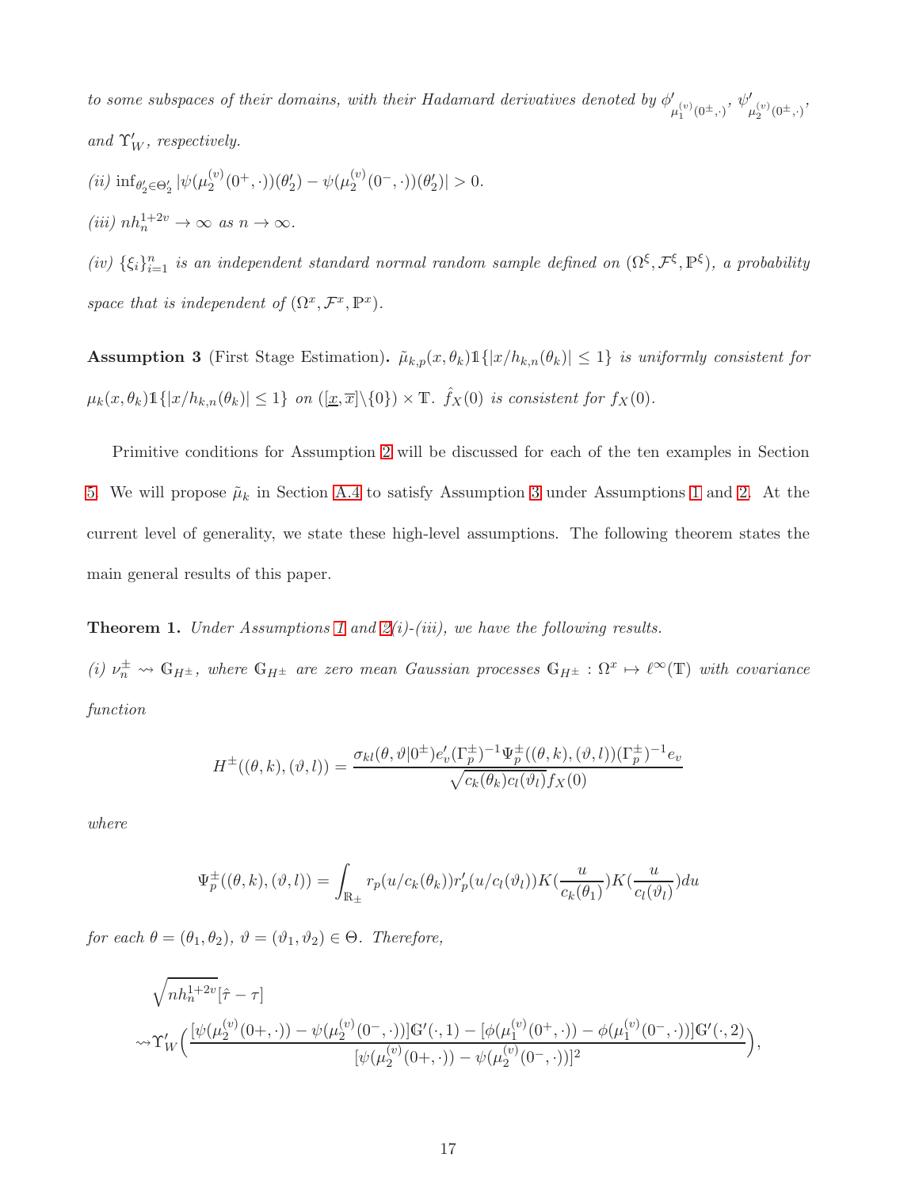*to some subspaces of their domains, with their Hadamard derivatives denoted by* $\phi'_{\mu_1^{(v)}(0^\pm,\cdot)}$, $\psi'_{\mu_2^{(v)}(0^\pm,\cdot)}$, *and* $\Upsilon'_W$, *respectively.*

*(ii)* $\inf_{\theta'_2\in\Theta'_2}|\psi(\mu_2^{(v)}(0^+,\cdot))(\theta'_2)-\psi(\mu_2^{(v)}(0^-,\cdot))(\theta'_2)|>0$.

*(iii)* $nh_n^{1+2v}\to\infty$ *as* $n\to\infty$.

*(iv)* $\{\xi_i\}_{i=1}^n$ *is an independent standard normal random sample defined on* $(\Omega^\xi,\mathcal{F}^\xi,\mathbb{P}^\xi)$, *a probability space that is independent of* $(\Omega^x,\mathcal{F}^x,\mathbb{P}^x)$.

**Assumption 3** (First Stage Estimation)**.** $\tilde{\mu}_{k,p}(x,\theta_k)\mathbb{1}\{|x/h_{k,n}(\theta_k)|\le 1\}$ *is uniformly consistent for* $\mu_k(x,\theta_k)\mathbb{1}\{|x/h_{k,n}(\theta_k)|\le 1\}$ *on* $([\underline{x},\overline{x}]\backslash\{0\})\times\mathbb{T}$. $\hat{f}_X(0)$ *is consistent for* $f_X(0)$.

Primitive conditions for Assumption 2 will be discussed for each of the ten examples in Section 5. We will propose $\tilde{\mu}_k$ in Section A.4 to satisfy Assumption 3 under Assumptions 1 and 2. At the current level of generality, we state these high-level assumptions. The following theorem states the main general results of this paper.

**Theorem 1.** *Under Assumptions 1 and 2(i)-(iii), we have the following results.*

*(i)* $\nu_n^\pm \rightsquigarrow \mathbb{G}_{H^\pm}$, *where* $\mathbb{G}_{H^\pm}$ *are zero mean Gaussian processes* $\mathbb{G}_{H^\pm}:\Omega^x\mapsto\ell^\infty(\mathbb{T})$ *with covariance function*

$$H^\pm((\theta,k),(\vartheta,l))=\frac{\sigma_{kl}(\theta,\vartheta|0^\pm)e'_v(\Gamma_p^\pm)^{-1}\Psi_p^\pm((\theta,k),(\vartheta,l))(\Gamma_p^\pm)^{-1}e_v}{\sqrt{c_k(\theta_k)c_l(\vartheta_l)}f_X(0)}$$

*where*

$$\Psi_p^\pm((\theta,k),(\vartheta,l))=\int_{\mathbb{R}_\pm}r_p(u/c_k(\theta_k))r'_p(u/c_l(\vartheta_l))K(\frac{u}{c_k(\theta_1)})K(\frac{u}{c_l(\vartheta_l)})du$$

*for each* $\theta=(\theta_1,\theta_2)$, $\vartheta=(\vartheta_1,\vartheta_2)\in\Theta$. *Therefore,*

$$\begin{aligned}&\sqrt{nh_n^{1+2v}}[\hat{\tau}-\tau]\\&\rightsquigarrow\Upsilon'_W\Big(\frac{[\psi(\mu_2^{(v)}(0+,\cdot))-\psi(\mu_2^{(v)}(0^-,\cdot))]\mathbb{G}'(\cdot,1)-[\phi(\mu_1^{(v)}(0^+,\cdot))-\phi(\mu_1^{(v)}(0^-,\cdot))]\mathbb{G}'(\cdot,2)}{[\psi(\mu_2^{(v)}(0+,\cdot))-\psi(\mu_2^{(v)}(0^-,\cdot))]^2}\Big),\end{aligned}$$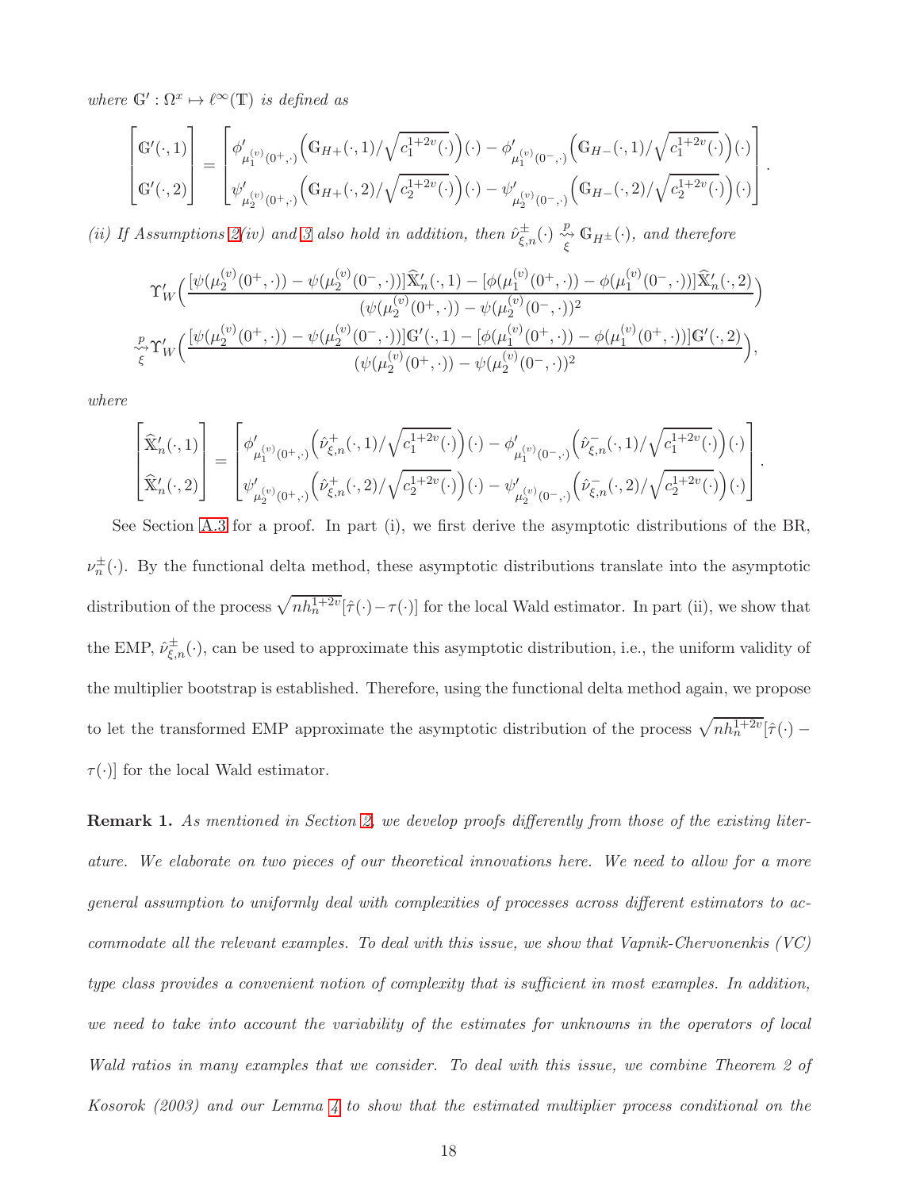*where* $\mathbb{G}' : \Omega^x \mapsto \ell^\infty(\mathbb{T})$ *is defined as*

$$\begin{bmatrix} \mathbb{G}'(\cdot,1) \\ \mathbb{G}'(\cdot,2) \end{bmatrix} = \begin{bmatrix} \phi'_{\mu_1^{(v)}(0^+,\cdot)}\Big(\mathbb{G}_{H+}(\cdot,1)/\sqrt{c_1^{1+2v}(\cdot)}\Big)(\cdot) - \phi'_{\mu_1^{(v)}(0^-,\cdot)}\Big(\mathbb{G}_{H-}(\cdot,1)/\sqrt{c_1^{1+2v}(\cdot)}\Big)(\cdot) \\ \psi'_{\mu_2^{(v)}(0^+,\cdot)}\Big(\mathbb{G}_{H+}(\cdot,2)/\sqrt{c_2^{1+2v}(\cdot)}\Big)(\cdot) - \psi'_{\mu_2^{(v)}(0^-,\cdot)}\Big(\mathbb{G}_{H-}(\cdot,2)/\sqrt{c_2^{1+2v}(\cdot)}\Big)(\cdot) \end{bmatrix}.$$

*(ii) If Assumptions 2(iv) and 3 also hold in addition, then* $\hat{\nu}^{\pm}_{\xi,n}(\cdot) \underset{\xi}{\overset{p}{\rightsquigarrow}} \mathbb{G}_{H^\pm}(\cdot)$*, and therefore*

$$\Upsilon'_W\Big(\frac{[\psi(\mu_2^{(v)}(0^+,\cdot)) - \psi(\mu_2^{(v)}(0^-,\cdot))]\widehat{\mathbb{X}}'_n(\cdot,1) - [\phi(\mu_1^{(v)}(0^+,\cdot)) - \phi(\mu_1^{(v)}(0^-,\cdot))]\widehat{\mathbb{X}}'_n(\cdot,2)}{(\psi(\mu_2^{(v)}(0^+,\cdot)) - \psi(\mu_2^{(v)}(0^-,\cdot))^2}\Big)$$
$$\underset{\xi}{\overset{p}{\rightsquigarrow}}\Upsilon'_W\Big(\frac{[\psi(\mu_2^{(v)}(0^+,\cdot)) - \psi(\mu_2^{(v)}(0^-,\cdot))]\mathbb{G}'(\cdot,1) - [\phi(\mu_1^{(v)}(0^+,\cdot)) - \phi(\mu_1^{(v)}(0^+,\cdot))]\mathbb{G}'(\cdot,2)}{(\psi(\mu_2^{(v)}(0^+,\cdot)) - \psi(\mu_2^{(v)}(0^-,\cdot))^2}\Big),$$

*where*

$$\begin{bmatrix} \widehat{\mathbb{X}}'_n(\cdot,1) \\ \widehat{\mathbb{X}}'_n(\cdot,2) \end{bmatrix} = \begin{bmatrix} \phi'_{\mu_1^{(v)}(0^+,\cdot)}\Big(\hat{\nu}^+_{\xi,n}(\cdot,1)/\sqrt{c_1^{1+2v}(\cdot)}\Big)(\cdot) - \phi'_{\mu_1^{(v)}(0^-,\cdot)}\Big(\hat{\nu}^-_{\xi,n}(\cdot,1)/\sqrt{c_1^{1+2v}(\cdot)}\Big)(\cdot) \\ \psi'_{\mu_2^{(v)}(0^+,\cdot)}\Big(\hat{\nu}^+_{\xi,n}(\cdot,2)/\sqrt{c_2^{1+2v}(\cdot)}\Big)(\cdot) - \psi'_{\mu_2^{(v)}(0^-,\cdot)}\Big(\hat{\nu}^-_{\xi,n}(\cdot,2)/\sqrt{c_2^{1+2v}(\cdot)}\Big)(\cdot) \end{bmatrix}.$$

See Section A.3 for a proof. In part (i), we first derive the asymptotic distributions of the BR, $\nu^{\pm}_n(\cdot)$. By the functional delta method, these asymptotic distributions translate into the asymptotic distribution of the process $\sqrt{nh_n^{1+2v}}[\hat{\tau}(\cdot) - \tau(\cdot)]$ for the local Wald estimator. In part (ii), we show that the EMP, $\hat{\nu}^{\pm}_{\xi,n}(\cdot)$, can be used to approximate this asymptotic distribution, i.e., the uniform validity of the multiplier bootstrap is established. Therefore, using the functional delta method again, we propose to let the transformed EMP approximate the asymptotic distribution of the process $\sqrt{nh_n^{1+2v}}[\hat{\tau}(\cdot) - \tau(\cdot)]$ for the local Wald estimator.

**Remark 1.** *As mentioned in Section 2, we develop proofs differently from those of the existing literature. We elaborate on two pieces of our theoretical innovations here. We need to allow for a more general assumption to uniformly deal with complexities of processes across different estimators to accommodate all the relevant examples. To deal with this issue, we show that Vapnik-Chervonenkis (VC) type class provides a convenient notion of complexity that is sufficient in most examples. In addition, we need to take into account the variability of the estimates for unknowns in the operators of local Wald ratios in many examples that we consider. To deal with this issue, we combine Theorem 2 of Kosorok (2003) and our Lemma 4 to show that the estimated multiplier process conditional on the*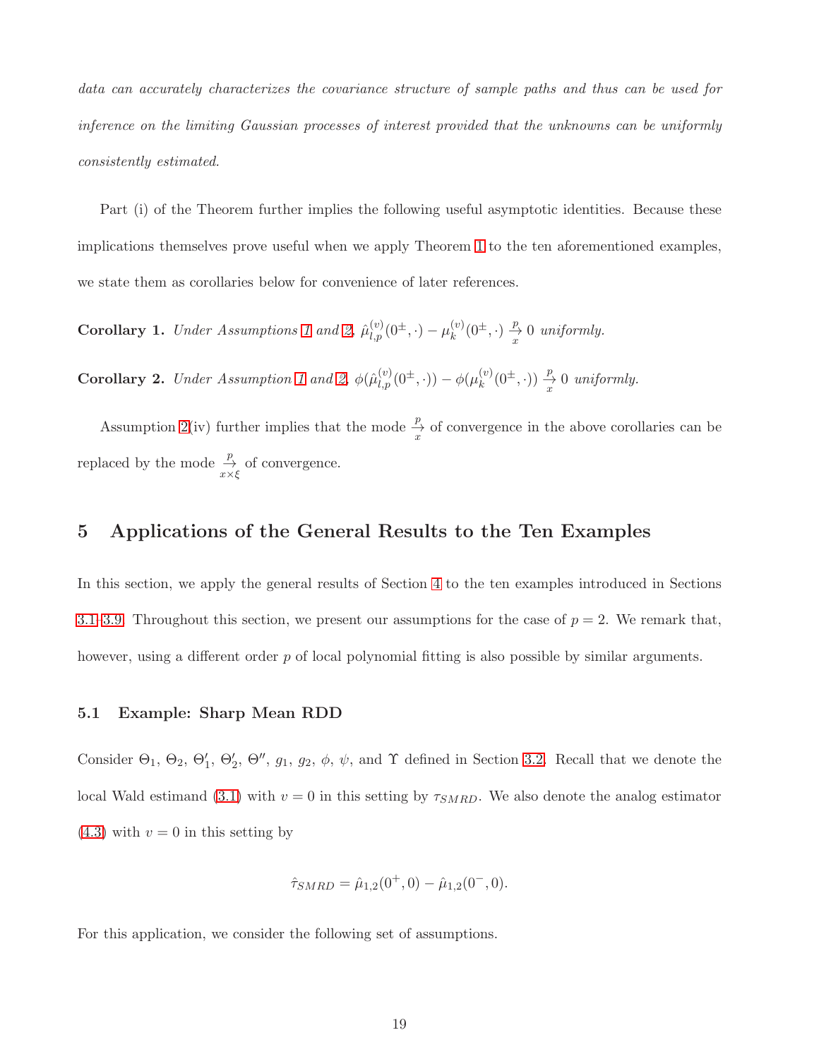*data can accurately characterizes the covariance structure of sample paths and thus can be used for inference on the limiting Gaussian processes of interest provided that the unknowns can be uniformly consistently estimated.*

Part (i) of the Theorem further implies the following useful asymptotic identities. Because these implications themselves prove useful when we apply Theorem 1 to the ten aforementioned examples, we state them as corollaries below for convenience of later references.

**Corollary 1.** *Under Assumptions 1 and 2.* $\hat{\mu}^{(v)}_{l,p}(0^{\pm},\cdot) - \mu^{(v)}_{k}(0^{\pm},\cdot) \underset{x}{\overset{p}{\to}} 0$ *uniformly.*

**Corollary 2.** *Under Assumption 1 and 2.* $\phi(\hat{\mu}^{(v)}_{l,p}(0^{\pm},\cdot)) - \phi(\mu^{(v)}_{k}(0^{\pm},\cdot)) \underset{x}{\overset{p}{\to}} 0$ *uniformly.*

Assumption 2(iv) further implies that the mode $\underset{x}{\overset{p}{\to}}$ of convergence in the above corollaries can be replaced by the mode $\underset{x\times\xi}{\overset{p}{\to}}$ of convergence.

# 5 Applications of the General Results to the Ten Examples

In this section, we apply the general results of Section 4 to the ten examples introduced in Sections 3.1–3.9. Throughout this section, we present our assumptions for the case of $p = 2$. We remark that, however, using a different order $p$ of local polynomial fitting is also possible by similar arguments.

## 5.1 Example: Sharp Mean RDD

Consider $\Theta_1$, $\Theta_2$, $\Theta_1'$, $\Theta_2'$, $\Theta''$, $g_1$, $g_2$, $\phi$, $\psi$, and $\Upsilon$ defined in Section 3.2. Recall that we denote the local Wald estimand (3.1) with $v = 0$ in this setting by $\tau_{SMRD}$. We also denote the analog estimator (4.3) with $v = 0$ in this setting by

$$\hat{\tau}_{SMRD} = \hat{\mu}_{1,2}(0^+, 0) - \hat{\mu}_{1,2}(0^-, 0).$$

For this application, we consider the following set of assumptions.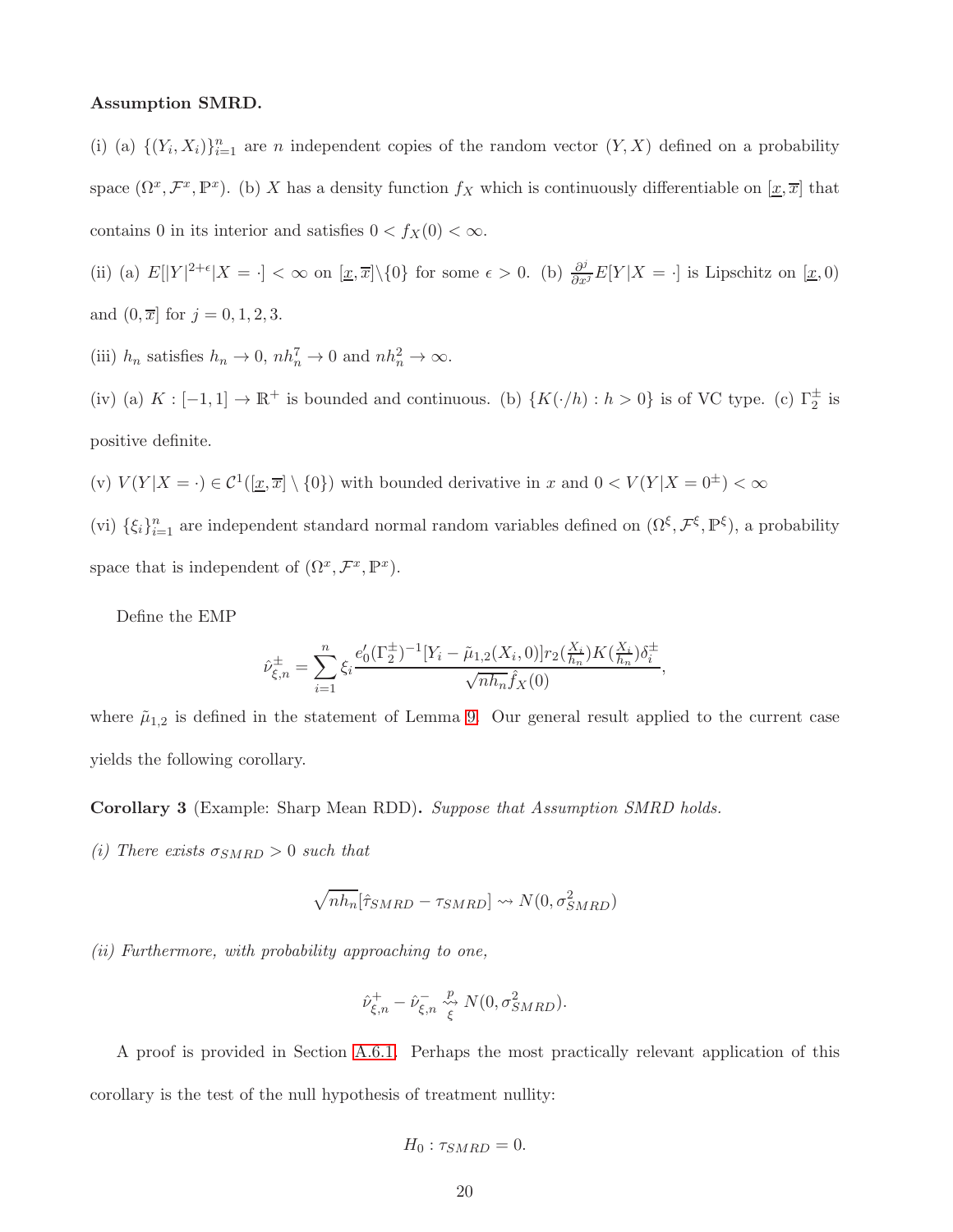**Assumption SMRD.**

(i) (a) $\{(Y_i, X_i)\}_{i=1}^n$ are $n$ independent copies of the random vector $(Y, X)$ defined on a probability space $(\Omega^x, \mathcal{F}^x, \mathbb{P}^x)$. (b) $X$ has a density function $f_X$ which is continuously differentiable on $[\underline{x}, \overline{x}]$ that contains 0 in its interior and satisfies $0 < f_X(0) < \infty$.

(ii) (a) $E[|Y|^{2+\epsilon}|X = \cdot] < \infty$ on $[\underline{x}, \overline{x}]\backslash\{0\}$ for some $\epsilon > 0$. (b) $\frac{\partial^j}{\partial x^j} E[Y|X = \cdot]$ is Lipschitz on $[\underline{x}, 0)$ and $(0, \overline{x}]$ for $j = 0, 1, 2, 3$.

(iii) $h_n$ satisfies $h_n \to 0$, $nh_n^7 \to 0$ and $nh_n^2 \to \infty$.

(iv) (a) $K : [-1, 1] \to \mathbb{R}^+$ is bounded and continuous. (b) $\{K(\cdot/h) : h > 0\}$ is of VC type. (c) $\Gamma_2^\pm$ is positive definite.

(v) $V(Y|X = \cdot) \in \mathcal{C}^1([\underline{x}, \overline{x}] \setminus \{0\})$ with bounded derivative in $x$ and $0 < V(Y|X = 0^\pm) < \infty$

(vi) $\{\xi_i\}_{i=1}^n$ are independent standard normal random variables defined on $(\Omega^\xi, \mathcal{F}^\xi, \mathbb{P}^\xi)$, a probability space that is independent of $(\Omega^x, \mathcal{F}^x, \mathbb{P}^x)$.

Define the EMP

$$\hat{\nu}_{\xi,n}^\pm = \sum_{i=1}^n \xi_i \frac{e_0'(\Gamma_2^\pm)^{-1}[Y_i - \tilde{\mu}_{1,2}(X_i, 0)] r_2(\frac{X_i}{h_n}) K(\frac{X_i}{h_n}) \delta_i^\pm}{\sqrt{nh_n} \hat{f}_X(0)},$$

where $\tilde{\mu}_{1,2}$ is defined in the statement of Lemma 9. Our general result applied to the current case yields the following corollary.

**Corollary 3** (Example: Sharp Mean RDD)**.** *Suppose that Assumption SMRD holds.*

*(i) There exists $\sigma_{SMRD} > 0$ such that*

$$\sqrt{nh_n}[\hat{\tau}_{SMRD} - \tau_{SMRD}] \rightsquigarrow N(0, \sigma_{SMRD}^2)$$

*(ii) Furthermore, with probability approaching to one,*

$$\hat{\nu}_{\xi,n}^+ - \hat{\nu}_{\xi,n}^- \underset{\xi}{\overset{p}{\rightsquigarrow}} N(0, \sigma_{SMRD}^2).$$

A proof is provided in Section A.6.1. Perhaps the most practically relevant application of this corollary is the test of the null hypothesis of treatment nullity:

$$H_0 : \tau_{SMRD} = 0.$$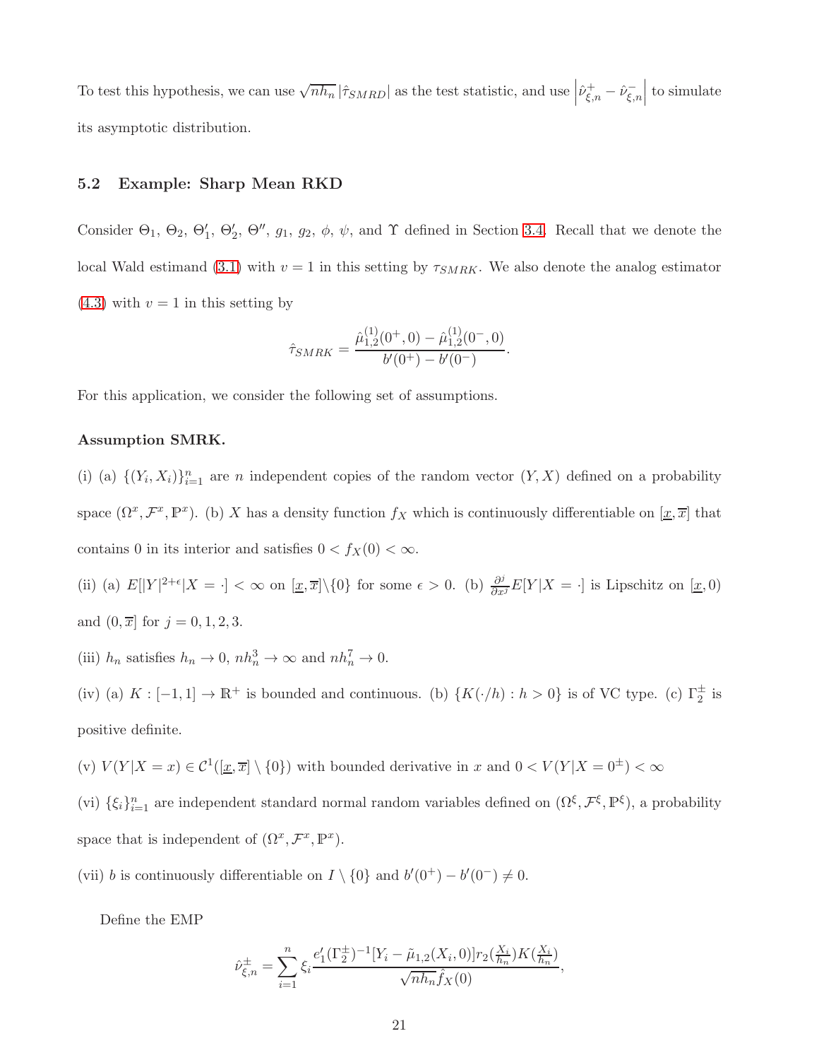To test this hypothesis, we can use $\sqrt{nh_n}\,|\hat{\tau}_{SMRD}|$ as the test statistic, and use $\left|\hat{\nu}^{+}_{\xi,n} - \hat{\nu}^{-}_{\xi,n}\right|$ to simulate its asymptotic distribution.

### 5.2 Example: Sharp Mean RKD

Consider $\Theta_1$, $\Theta_2$, $\Theta_1'$, $\Theta_2'$, $\Theta''$, $g_1$, $g_2$, $\phi$, $\psi$, and $\Upsilon$ defined in Section 3.4. Recall that we denote the local Wald estimand (3.1) with $v = 1$ in this setting by $\tau_{SMRK}$. We also denote the analog estimator (4.3) with $v = 1$ in this setting by

$$\hat{\tau}_{SMRK} = \frac{\hat{\mu}^{(1)}_{1,2}(0^+, 0) - \hat{\mu}^{(1)}_{1,2}(0^-, 0)}{b'(0^+) - b'(0^-)}.$$

For this application, we consider the following set of assumptions.

**Assumption SMRK.**

(i) (a) $\{(Y_i, X_i)\}_{i=1}^n$ are $n$ independent copies of the random vector $(Y, X)$ defined on a probability space $(\Omega^x, \mathcal{F}^x, \mathbb{P}^x)$. (b) $X$ has a density function $f_X$ which is continuously differentiable on $[\underline{x}, \overline{x}]$ that contains 0 in its interior and satisfies $0 < f_X(0) < \infty$.

(ii) (a) $E[|Y|^{2+\epsilon}|X = \cdot] < \infty$ on $[\underline{x}, \overline{x}]\backslash\{0\}$ for some $\epsilon > 0$. (b) $\frac{\partial^j}{\partial x^j} E[Y|X = \cdot]$ is Lipschitz on $[\underline{x}, 0)$ and $(0, \overline{x}]$ for $j = 0, 1, 2, 3$.

(iii) $h_n$ satisfies $h_n \to 0$, $nh_n^3 \to \infty$ and $nh_n^7 \to 0$.

(iv) (a) $K : [-1, 1] \to \mathbb{R}^+$ is bounded and continuous. (b) $\{K(\cdot/h) : h > 0\}$ is of VC type. (c) $\Gamma_2^{\pm}$ is positive definite.

(v) $V(Y|X = x) \in \mathcal{C}^1([\underline{x}, \overline{x}] \setminus \{0\})$ with bounded derivative in $x$ and $0 < V(Y|X = 0^{\pm}) < \infty$

(vi) $\{\xi_i\}_{i=1}^n$ are independent standard normal random variables defined on $(\Omega^\xi, \mathcal{F}^\xi, \mathbb{P}^\xi)$, a probability space that is independent of $(\Omega^x, \mathcal{F}^x, \mathbb{P}^x)$.

(vii) $b$ is continuously differentiable on $I \setminus \{0\}$ and $b'(0^+) - b'(0^-) \neq 0$.

Define the EMP

$$\hat{\nu}^{\pm}_{\xi,n} = \sum_{i=1}^n \xi_i \frac{e_1'(\Gamma_2^{\pm})^{-1}[Y_i - \tilde{\mu}_{1,2}(X_i, 0)]r_2(\frac{X_i}{h_n})K(\frac{X_i}{h_n})}{\sqrt{nh_n}\hat{f}_X(0)},$$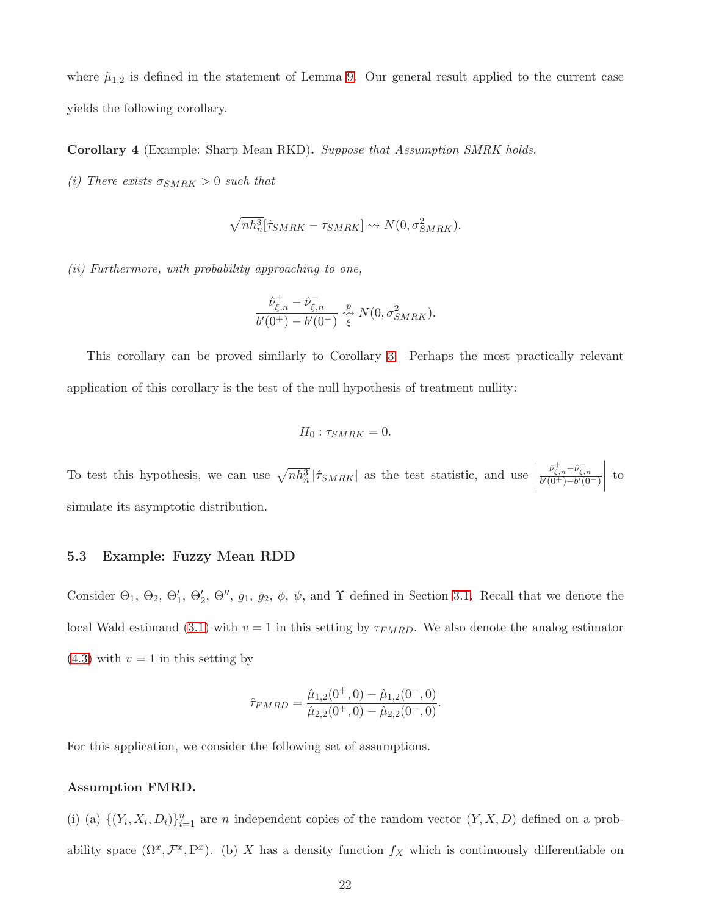where $\tilde{\mu}_{1,2}$ is defined in the statement of Lemma 9. Our general result applied to the current case yields the following corollary.

**Corollary 4** (Example: Sharp Mean RKD)**.** *Suppose that Assumption SMRK holds.*

*(i) There exists $\sigma_{SMRK} > 0$ such that*

$$\sqrt{nh_n^3}[\hat{\tau}_{SMRK} - \tau_{SMRK}] \rightsquigarrow N(0, \sigma_{SMRK}^2).$$

*(ii) Furthermore, with probability approaching to one,*

$$\frac{\hat{\nu}_{\xi,n}^+ - \hat{\nu}_{\xi,n}^-}{b'(0^+) - b'(0^-)} \underset{\xi}{\overset{p}{\rightsquigarrow}} N(0, \sigma_{SMRK}^2).$$

This corollary can be proved similarly to Corollary 3. Perhaps the most practically relevant application of this corollary is the test of the null hypothesis of treatment nullity:

$$H_0 : \tau_{SMRK} = 0.$$

To test this hypothesis, we can use $\sqrt{nh_n^3}|\hat{\tau}_{SMRK}|$ as the test statistic, and use $\left|\frac{\hat{\nu}_{\xi,n}^+ - \hat{\nu}_{\xi,n}^-}{b'(0^+) - b'(0^-)}\right|$ to simulate its asymptotic distribution.

### 5.3 Example: Fuzzy Mean RDD

Consider $\Theta_1$, $\Theta_2$, $\Theta_1'$, $\Theta_2'$, $\Theta''$, $g_1$, $g_2$, $\phi$, $\psi$, and $\Upsilon$ defined in Section 3.1. Recall that we denote the local Wald estimand (3.1) with $v = 1$ in this setting by $\tau_{FMRD}$. We also denote the analog estimator (4.3) with $v = 1$ in this setting by

$$\hat{\tau}_{FMRD} = \frac{\hat{\mu}_{1,2}(0^+, 0) - \hat{\mu}_{1,2}(0^-, 0)}{\hat{\mu}_{2,2}(0^+, 0) - \hat{\mu}_{2,2}(0^-, 0)}.$$

For this application, we consider the following set of assumptions.

**Assumption FMRD.**

(i) (a) $\{(Y_i, X_i, D_i)\}_{i=1}^n$ are $n$ independent copies of the random vector $(Y, X, D)$ defined on a probability space $(\Omega^x, \mathcal{F}^x, \mathbb{P}^x)$. (b) $X$ has a density function $f_X$ which is continuously differentiable on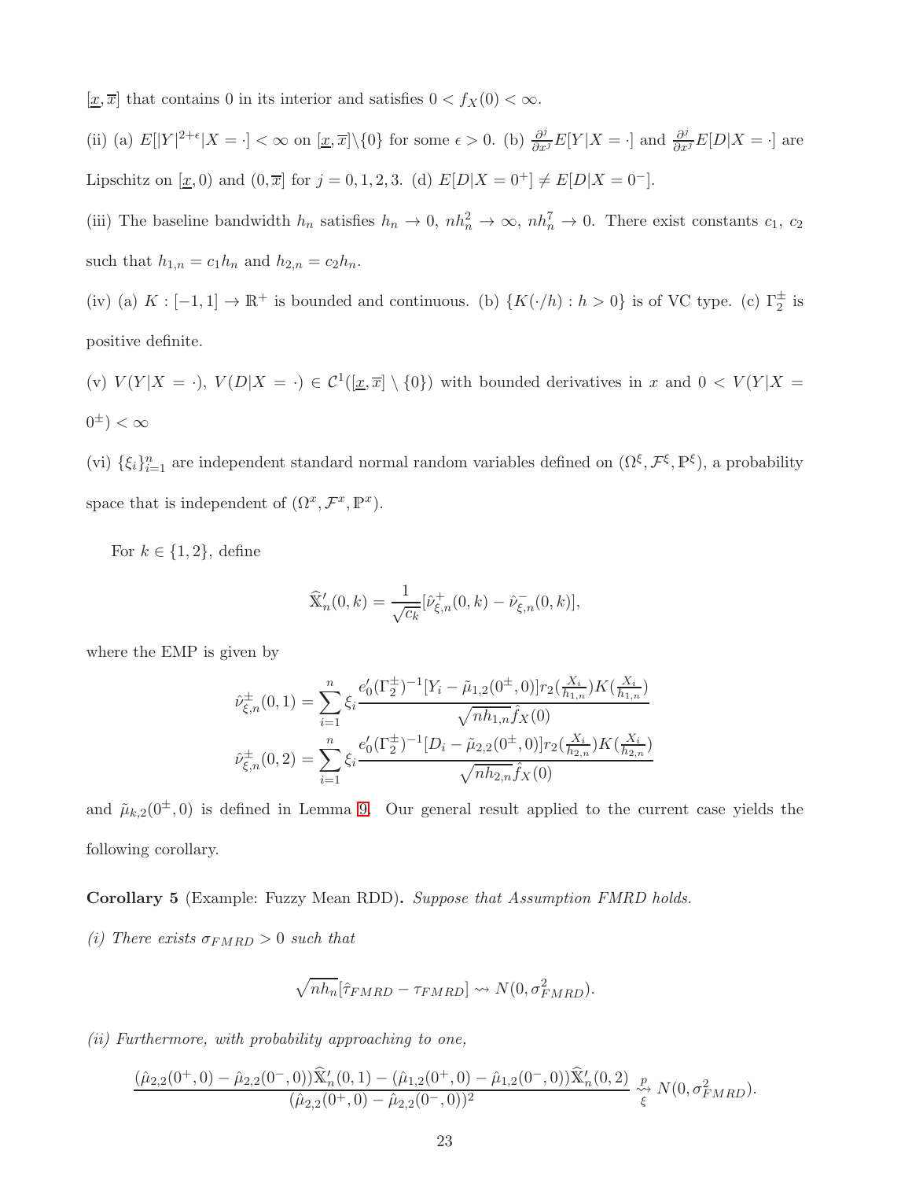$[\underline{x}, \overline{x}]$ that contains 0 in its interior and satisfies $0 < f_X(0) < \infty$.

(ii) (a) $E[|Y|^{2+\epsilon}|X = \cdot] < \infty$ on $[\underline{x}, \overline{x}]\backslash\{0\}$ for some $\epsilon > 0$. (b) $\frac{\partial^j}{\partial x^j} E[Y|X = \cdot]$ and $\frac{\partial^j}{\partial x^j} E[D|X = \cdot]$ are Lipschitz on $[\underline{x}, 0)$ and $(0, \overline{x}]$ for $j = 0, 1, 2, 3$. (d) $E[D|X = 0^+] \neq E[D|X = 0^-]$.

(iii) The baseline bandwidth $h_n$ satisfies $h_n \to 0$, $nh_n^2 \to \infty$, $nh_n^7 \to 0$. There exist constants $c_1$, $c_2$ such that $h_{1,n} = c_1 h_n$ and $h_{2,n} = c_2 h_n$.

(iv) (a) $K : [-1, 1] \to \mathbb{R}^+$ is bounded and continuous. (b) $\{K(\cdot/h) : h > 0\}$ is of VC type. (c) $\Gamma_2^{\pm}$ is positive definite.

(v) $V(Y|X = \cdot)$, $V(D|X = \cdot) \in \mathcal{C}^1([\underline{x}, \overline{x}] \setminus \{0\})$ with bounded derivatives in $x$ and $0 < V(Y|X = 0^{\pm}) < \infty$

(vi) $\{\xi_i\}_{i=1}^n$ are independent standard normal random variables defined on $(\Omega^{\xi}, \mathcal{F}^{\xi}, \mathbb{P}^{\xi})$, a probability space that is independent of $(\Omega^x, \mathcal{F}^x, \mathbb{P}^x)$.

For $k \in \{1, 2\}$, define

$$\widehat{\mathbb{X}}'_n(0, k) = \frac{1}{\sqrt{c_k}}[\hat{\nu}^+_{\xi,n}(0, k) - \hat{\nu}^-_{\xi,n}(0, k)],$$

where the EMP is given by

$$\hat{\nu}^{\pm}_{\xi,n}(0, 1) = \sum_{i=1}^n \xi_i \frac{e_0'(\Gamma_2^{\pm})^{-1}[Y_i - \tilde{\mu}_{1,2}(0^{\pm}, 0)] r_2(\frac{X_i}{h_{1,n}}) K(\frac{X_i}{h_{1,n}})}{\sqrt{nh_{1,n}} \hat{f}_X(0)}$$
$$\hat{\nu}^{\pm}_{\xi,n}(0, 2) = \sum_{i=1}^n \xi_i \frac{e_0'(\Gamma_2^{\pm})^{-1}[D_i - \tilde{\mu}_{2,2}(0^{\pm}, 0)] r_2(\frac{X_i}{h_{2,n}}) K(\frac{X_i}{h_{2,n}})}{\sqrt{nh_{2,n}} \hat{f}_X(0)}$$

and $\tilde{\mu}_{k,2}(0^{\pm}, 0)$ is defined in Lemma 9. Our general result applied to the current case yields the following corollary.

**Corollary 5** (Example: Fuzzy Mean RDD)**.** *Suppose that Assumption FMRD holds.*

*(i) There exists $\sigma_{FMRD} > 0$ such that*

$$\sqrt{nh_n}[\hat{\tau}_{FMRD} - \tau_{FMRD}] \rightsquigarrow N(0, \sigma^2_{FMRD}).$$

*(ii) Furthermore, with probability approaching to one,*

$$\frac{(\hat{\mu}_{2,2}(0^+, 0) - \hat{\mu}_{2,2}(0^-, 0))\widehat{\mathbb{X}}'_n(0, 1) - (\hat{\mu}_{1,2}(0^+, 0) - \hat{\mu}_{1,2}(0^-, 0))\widehat{\mathbb{X}}'_n(0, 2)}{(\hat{\mu}_{2,2}(0^+, 0) - \hat{\mu}_{2,2}(0^-, 0))^2} \underset{\xi}{\overset{p}{\rightsquigarrow}} N(0, \sigma^2_{FMRD}).$$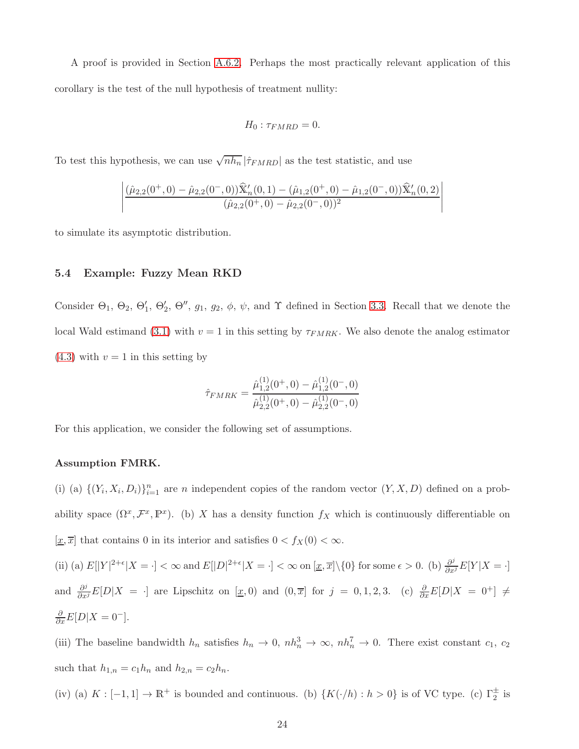A proof is provided in Section A.6.2. Perhaps the most practically relevant application of this corollary is the test of the null hypothesis of treatment nullity:

$$H_0 : \tau_{FMRD} = 0.$$

To test this hypothesis, we can use $\sqrt{nh_n}\,|\hat{\tau}_{FMRD}|$ as the test statistic, and use

$$\left| \frac{(\hat{\mu}_{2,2}(0^+,0) - \hat{\mu}_{2,2}(0^-,0))\widehat{\mathbb{X}}'_n(0,1) - (\hat{\mu}_{1,2}(0^+,0) - \hat{\mu}_{1,2}(0^-,0))\widehat{\mathbb{X}}'_n(0,2)}{(\hat{\mu}_{2,2}(0^+,0) - \hat{\mu}_{2,2}(0^-,0))^2} \right|$$

to simulate its asymptotic distribution.

### 5.4 Example: Fuzzy Mean RKD

Consider $\Theta_1$, $\Theta_2$, $\Theta'_1$, $\Theta'_2$, $\Theta''$, $g_1$, $g_2$, $\phi$, $\psi$, and $\Upsilon$ defined in Section 3.3. Recall that we denote the local Wald estimand (3.1) with $v = 1$ in this setting by $\tau_{FMRK}$. We also denote the analog estimator (4.3) with $v = 1$ in this setting by

$$\hat{\tau}_{FMRK} = \frac{\hat{\mu}^{(1)}_{1,2}(0^+,0) - \hat{\mu}^{(1)}_{1,2}(0^-,0)}{\hat{\mu}^{(1)}_{2,2}(0^+,0) - \hat{\mu}^{(1)}_{2,2}(0^-,0)}$$

For this application, we consider the following set of assumptions.

**Assumption FMRK.**

(i) (a) $\{(Y_i, X_i, D_i)\}_{i=1}^n$ are $n$ independent copies of the random vector $(Y, X, D)$ defined on a probability space $(\Omega^x, \mathcal{F}^x, \mathbb{P}^x)$. (b) $X$ has a density function $f_X$ which is continuously differentiable on $[\underline{x}, \overline{x}]$ that contains 0 in its interior and satisfies $0 < f_X(0) < \infty$.

(ii) (a) $E[|Y|^{2+\epsilon}|X = \cdot] < \infty$ and $E[|D|^{2+\epsilon}|X = \cdot] < \infty$ on $[\underline{x}, \overline{x}]\backslash\{0\}$ for some $\epsilon > 0$. (b) $\frac{\partial^j}{\partial x^j}E[Y|X = \cdot]$ and $\frac{\partial^j}{\partial x^j}E[D|X = \cdot]$ are Lipschitz on $[\underline{x}, 0)$ and $(0, \overline{x}]$ for $j = 0, 1, 2, 3$. (c) $\frac{\partial}{\partial x}E[D|X = 0^+] \neq \frac{\partial}{\partial x}E[D|X = 0^-]$.

(iii) The baseline bandwidth $h_n$ satisfies $h_n \to 0$, $nh_n^3 \to \infty$, $nh_n^7 \to 0$. There exist constant $c_1$, $c_2$ such that $h_{1,n} = c_1 h_n$ and $h_{2,n} = c_2 h_n$.

(iv) (a) $K : [-1, 1] \to \mathbb{R}^+$ is bounded and continuous. (b) $\{K(\cdot/h) : h > 0\}$ is of VC type. (c) $\Gamma^{\pm}_2$ is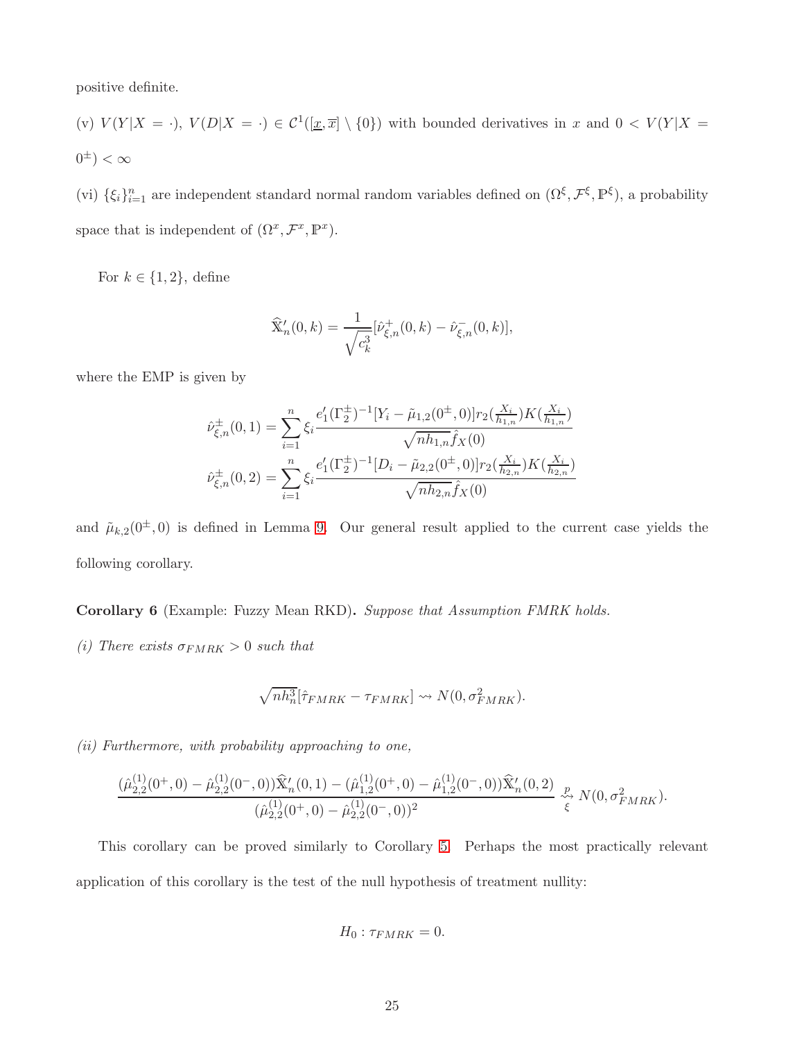positive definite.

(v) $V(Y|X = \cdot)$, $V(D|X = \cdot) \in \mathcal{C}^1([\underline{x}, \overline{x}] \setminus \{0\})$ with bounded derivatives in $x$ and $0 < V(Y|X = 0^{\pm}) < \infty$

(vi) $\{\xi_i\}_{i=1}^n$ are independent standard normal random variables defined on $(\Omega^\xi, \mathcal{F}^\xi, \mathbb{P}^\xi)$, a probability space that is independent of $(\Omega^x, \mathcal{F}^x, \mathbb{P}^x)$.

For $k \in \{1, 2\}$, define

$$\widehat{\mathbb{X}}'_n(0, k) = \frac{1}{\sqrt{c_k^3}}[\hat{\nu}^+_{\xi,n}(0, k) - \hat{\nu}^-_{\xi,n}(0, k)],$$

where the EMP is given by

$$\hat{\nu}^{\pm}_{\xi,n}(0, 1) = \sum_{i=1}^n \xi_i \frac{e_1'(\Gamma_2^{\pm})^{-1}[Y_i - \tilde{\mu}_{1,2}(0^{\pm}, 0)]r_2(\frac{X_i}{h_{1,n}})K(\frac{X_i}{h_{1,n}})}{\sqrt{nh_{1,n}}\hat{f}_X(0)}$$
$$\hat{\nu}^{\pm}_{\xi,n}(0, 2) = \sum_{i=1}^n \xi_i \frac{e_1'(\Gamma_2^{\pm})^{-1}[D_i - \tilde{\mu}_{2,2}(0^{\pm}, 0)]r_2(\frac{X_i}{h_{2,n}})K(\frac{X_i}{h_{2,n}})}{\sqrt{nh_{2,n}}\hat{f}_X(0)}$$

and $\tilde{\mu}_{k,2}(0^{\pm}, 0)$ is defined in Lemma 9. Our general result applied to the current case yields the following corollary.

**Corollary 6** (Example: Fuzzy Mean RKD)**.** *Suppose that Assumption FMRK holds.*

*(i) There exists $\sigma_{FMRK} > 0$ such that*

$$\sqrt{nh_n^3}[\hat{\tau}_{FMRK} - \tau_{FMRK}] \rightsquigarrow N(0, \sigma^2_{FMRK}).$$

*(ii) Furthermore, with probability approaching to one,*

$$\frac{(\hat{\mu}^{(1)}_{2,2}(0^+, 0) - \hat{\mu}^{(1)}_{2,2}(0^-, 0))\widehat{\mathbb{X}}'_n(0, 1) - (\hat{\mu}^{(1)}_{1,2}(0^+, 0) - \hat{\mu}^{(1)}_{1,2}(0^-, 0))\widehat{\mathbb{X}}'_n(0, 2)}{(\hat{\mu}^{(1)}_{2,2}(0^+, 0) - \hat{\mu}^{(1)}_{2,2}(0^-, 0))^2} \underset{\xi}{\overset{p}{\rightsquigarrow}} N(0, \sigma^2_{FMRK}).$$

This corollary can be proved similarly to Corollary 5. Perhaps the most practically relevant application of this corollary is the test of the null hypothesis of treatment nullity:

$$H_0 : \tau_{FMRK} = 0.$$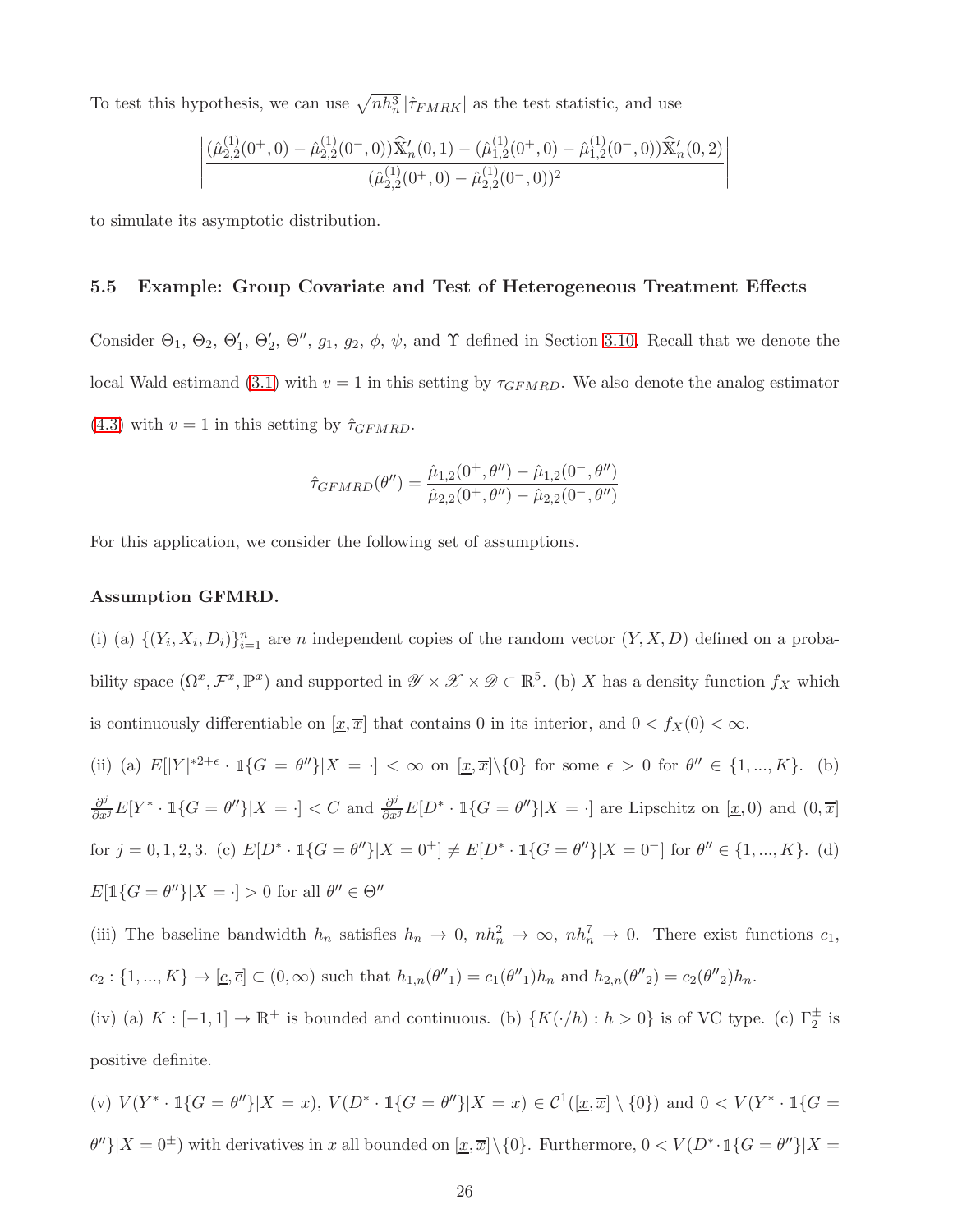To test this hypothesis, we can use $\sqrt{nh_n^3}|\hat{\tau}_{FMRK}|$ as the test statistic, and use

$$\left|\frac{(\hat{\mu}^{(1)}_{2,2}(0^+,0)-\hat{\mu}^{(1)}_{2,2}(0^-,0))\widehat{\mathbb{X}}'_n(0,1)-(\hat{\mu}^{(1)}_{1,2}(0^+,0)-\hat{\mu}^{(1)}_{1,2}(0^-,0))\widehat{\mathbb{X}}'_n(0,2)}{(\hat{\mu}^{(1)}_{2,2}(0^+,0)-\hat{\mu}^{(1)}_{2,2}(0^-,0))^2}\right|$$

to simulate its asymptotic distribution.

### 5.5 Example: Group Covariate and Test of Heterogeneous Treatment Effects

Consider $\Theta_1$, $\Theta_2$, $\Theta_1'$, $\Theta_2'$, $\Theta''$, $g_1$, $g_2$, $\phi$, $\psi$, and $\Upsilon$ defined in Section 3.10. Recall that we denote the local Wald estimand (3.1) with $v=1$ in this setting by $\tau_{GFMRD}$. We also denote the analog estimator (4.3) with $v=1$ in this setting by $\hat{\tau}_{GFMRD}$.

$$\hat{\tau}_{GFMRD}(\theta'')=\frac{\hat{\mu}_{1,2}(0^+,\theta'')-\hat{\mu}_{1,2}(0^-,\theta'')}{\hat{\mu}_{2,2}(0^+,\theta'')-\hat{\mu}_{2,2}(0^-,\theta'')}$$

For this application, we consider the following set of assumptions.

**Assumption GFMRD.**

(i) (a) $\{(Y_i,X_i,D_i)\}_{i=1}^n$ are $n$ independent copies of the random vector $(Y,X,D)$ defined on a probability space $(\Omega^x,\mathcal{F}^x,\mathbb{P}^x)$ and supported in $\mathscr{Y}\times\mathscr{X}\times\mathscr{D}\subset\mathbb{R}^5$. (b) $X$ has a density function $f_X$ which is continuously differentiable on $[\underline{x},\overline{x}]$ that contains 0 in its interior, and $0<f_X(0)<\infty$.

(ii) (a) $E[|Y|^{*2+\epsilon}\cdot\mathbb{1}\{G=\theta''\}|X=\cdot]<\infty$ on $[\underline{x},\overline{x}]\backslash\{0\}$ for some $\epsilon>0$ for $\theta''\in\{1,...,K\}$. (b) $\frac{\partial^j}{\partial x^j}E[Y^*\cdot\mathbb{1}\{G=\theta''\}|X=\cdot]<C$ and $\frac{\partial^j}{\partial x^j}E[D^*\cdot\mathbb{1}\{G=\theta''\}|X=\cdot]$ are Lipschitz on $[\underline{x},0)$ and $(0,\overline{x}]$ for $j=0,1,2,3$. (c) $E[D^*\cdot\mathbb{1}\{G=\theta''\}|X=0^+]\neq E[D^*\cdot\mathbb{1}\{G=\theta''\}|X=0^-]$ for $\theta''\in\{1,...,K\}$. (d) $E[\mathbb{1}\{G=\theta''\}|X=\cdot]>0$ for all $\theta''\in\Theta''$

(iii) The baseline bandwidth $h_n$ satisfies $h_n\to0$, $nh_n^2\to\infty$, $nh_n^7\to0$. There exist functions $c_1$, $c_2:\{1,...,K\}\to[\underline{c},\overline{c}]\subset(0,\infty)$ such that $h_{1,n}(\theta''_1)=c_1(\theta''_1)h_n$ and $h_{2,n}(\theta''_2)=c_2(\theta''_2)h_n$.

(iv) (a) $K:[-1,1]\to\mathbb{R}^+$ is bounded and continuous. (b) $\{K(\cdot/h):h>0\}$ is of VC type. (c) $\Gamma_2^\pm$ is positive definite.

(v) $V(Y^*\cdot\mathbb{1}\{G=\theta''\}|X=x)$, $V(D^*\cdot\mathbb{1}\{G=\theta''\}|X=x)\in\mathcal{C}^1([\underline{x},\overline{x}]\setminus\{0\})$ and $0<V(Y^*\cdot\mathbb{1}\{G=\theta''\}|X=0^\pm)$ with derivatives in $x$ all bounded on $[\underline{x},\overline{x}]\backslash\{0\}$. Furthermore, $0<V(D^*\cdot\mathbb{1}\{G=\theta''\}|X=$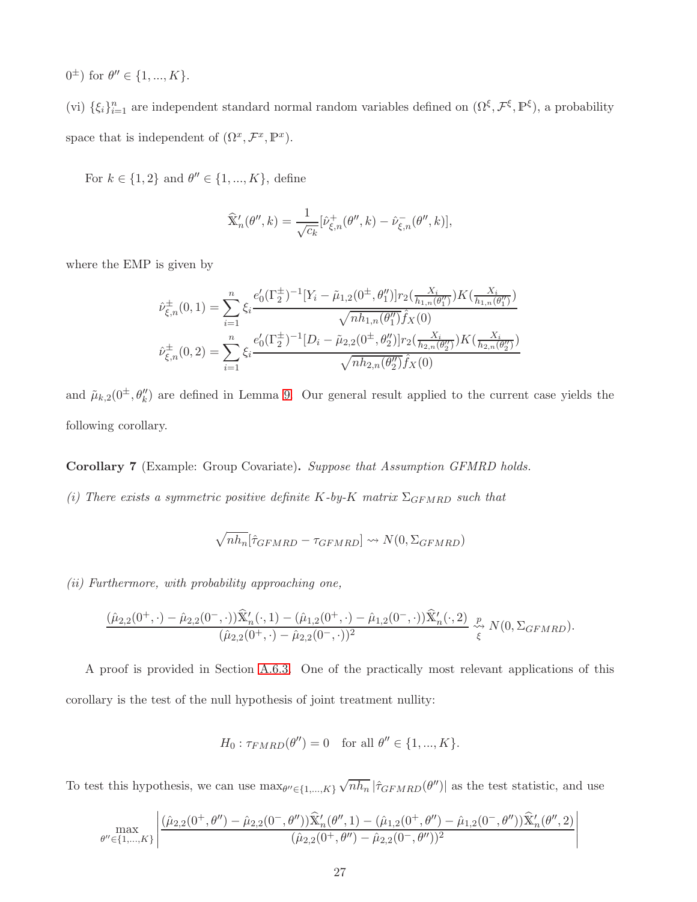$0^{\pm}$) for $\theta'' \in \{1, ..., K\}$.

(vi) $\{\xi_i\}_{i=1}^n$ are independent standard normal random variables defined on $(\Omega^\xi, \mathcal{F}^\xi, \mathbb{P}^\xi)$, a probability space that is independent of $(\Omega^x, \mathcal{F}^x, \mathbb{P}^x)$.

For $k \in \{1, 2\}$ and $\theta'' \in \{1, ..., K\}$, define

$$\widehat{\mathbb{X}}'_n(\theta'', k) = \frac{1}{\sqrt{c_k}}[\hat{\nu}^+_{\xi,n}(\theta'', k) - \hat{\nu}^-_{\xi,n}(\theta'', k)],$$

where the EMP is given by

$$\hat{\nu}^{\pm}_{\xi,n}(0, 1) = \sum_{i=1}^n \xi_i \frac{e_0'(\Gamma_2^{\pm})^{-1}[Y_i - \tilde{\mu}_{1,2}(0^{\pm}, \theta''_1)]r_2(\frac{X_i}{h_{1,n}(\theta''_1)})K(\frac{X_i}{h_{1,n}(\theta''_1)})}{\sqrt{nh_{1,n}(\theta''_1)}\hat{f}_X(0)}$$
$$\hat{\nu}^{\pm}_{\xi,n}(0, 2) = \sum_{i=1}^n \xi_i \frac{e_0'(\Gamma_2^{\pm})^{-1}[D_i - \tilde{\mu}_{2,2}(0^{\pm}, \theta''_2)]r_2(\frac{X_i}{h_{2,n}(\theta''_2)})K(\frac{X_i}{h_{2,n}(\theta''_2)})}{\sqrt{nh_{2,n}(\theta''_2)}\hat{f}_X(0)}$$

and $\tilde{\mu}_{k,2}(0^{\pm}, \theta''_k)$ are defined in Lemma 9. Our general result applied to the current case yields the following corollary.

**Corollary 7** (Example: Group Covariate)**.** *Suppose that Assumption GFMRD holds.*

*(i) There exists a symmetric positive definite K-by-K matrix $\Sigma_{GFMRD}$ such that*

$$\sqrt{nh_n}[\hat{\tau}_{GFMRD} - \tau_{GFMRD}] \rightsquigarrow N(0, \Sigma_{GFMRD})$$

*(ii) Furthermore, with probability approaching one,*

$$\frac{(\hat{\mu}_{2,2}(0^+, \cdot) - \hat{\mu}_{2,2}(0^-, \cdot))\widehat{\mathbb{X}}'_n(\cdot, 1) - (\hat{\mu}_{1,2}(0^+, \cdot) - \hat{\mu}_{1,2}(0^-, \cdot))\widehat{\mathbb{X}}'_n(\cdot, 2)}{(\hat{\mu}_{2,2}(0^+, \cdot) - \hat{\mu}_{2,2}(0^-, \cdot))^2} \underset{\xi}{\overset{p}{\rightsquigarrow}} N(0, \Sigma_{GFMRD}).$$

A proof is provided in Section A.6.3. One of the practically most relevant applications of this corollary is the test of the null hypothesis of joint treatment nullity:

$$H_0 : \tau_{FMRD}(\theta'') = 0 \quad \text{for all } \theta'' \in \{1, ..., K\}.$$

To test this hypothesis, we can use $\max_{\theta'' \in \{1,...,K\}} \sqrt{nh_n}\,|\hat{\tau}_{GFMRD}(\theta'')|$ as the test statistic, and use

$$\max_{\theta'' \in \{1,...,K\}} \left| \frac{(\hat{\mu}_{2,2}(0^+, \theta'') - \hat{\mu}_{2,2}(0^-, \theta''))\widehat{\mathbb{X}}'_n(\theta'', 1) - (\hat{\mu}_{1,2}(0^+, \theta'') - \hat{\mu}_{1,2}(0^-, \theta''))\widehat{\mathbb{X}}'_n(\theta'', 2)}{(\hat{\mu}_{2,2}(0^+, \theta'') - \hat{\mu}_{2,2}(0^-, \theta''))^2} \right|$$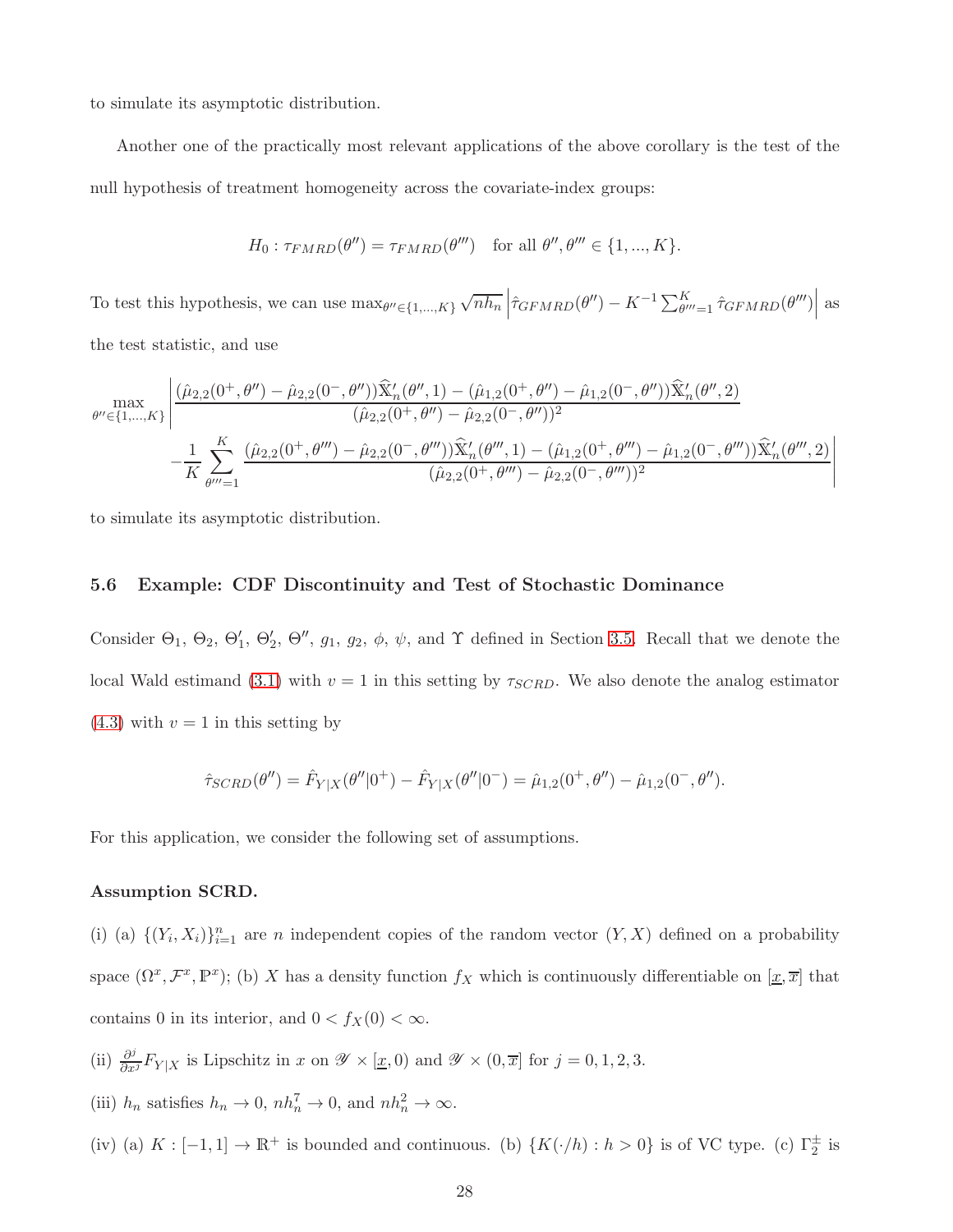to simulate its asymptotic distribution.

Another one of the practically most relevant applications of the above corollary is the test of the null hypothesis of treatment homogeneity across the covariate-index groups:

$$H_0 : \tau_{FMRD}(\theta'') = \tau_{FMRD}(\theta''') \quad \text{for all } \theta'', \theta''' \in \{1, ..., K\}.$$

To test this hypothesis, we can use $\max_{\theta'' \in \{1,...,K\}} \sqrt{nh_n} \left| \hat{\tau}_{GFMRD}(\theta'') - K^{-1} \sum_{\theta'''=1}^{K} \hat{\tau}_{GFMRD}(\theta''') \right|$ as the test statistic, and use

$$\max_{\theta'' \in \{1,...,K\}} \left| \frac{(\hat{\mu}_{2,2}(0^+, \theta'') - \hat{\mu}_{2,2}(0^-, \theta''))\widehat{\mathbb{X}}'_n(\theta'', 1) - (\hat{\mu}_{1,2}(0^+, \theta'') - \hat{\mu}_{1,2}(0^-, \theta''))\widehat{\mathbb{X}}'_n(\theta'', 2)}{(\hat{\mu}_{2,2}(0^+, \theta'') - \hat{\mu}_{2,2}(0^-, \theta''))^2} \right.$$
$$\left. - \frac{1}{K} \sum_{\theta'''=1}^{K} \frac{(\hat{\mu}_{2,2}(0^+, \theta''') - \hat{\mu}_{2,2}(0^-, \theta'''))\widehat{\mathbb{X}}'_n(\theta''', 1) - (\hat{\mu}_{1,2}(0^+, \theta''') - \hat{\mu}_{1,2}(0^-, \theta'''))\widehat{\mathbb{X}}'_n(\theta''', 2)}{(\hat{\mu}_{2,2}(0^+, \theta''') - \hat{\mu}_{2,2}(0^-, \theta'''))^2} \right|$$

to simulate its asymptotic distribution.

### 5.6 Example: CDF Discontinuity and Test of Stochastic Dominance

Consider $\Theta_1$, $\Theta_2$, $\Theta'_1$, $\Theta'_2$, $\Theta''$, $g_1$, $g_2$, $\phi$, $\psi$, and $\Upsilon$ defined in Section 3.5. Recall that we denote the local Wald estimand (3.1) with $v = 1$ in this setting by $\tau_{SCRD}$. We also denote the analog estimator (4.3) with $v = 1$ in this setting by

$$\hat{\tau}_{SCRD}(\theta'') = \hat{F}_{Y|X}(\theta''|0^+) - \hat{F}_{Y|X}(\theta''|0^-) = \hat{\mu}_{1,2}(0^+, \theta'') - \hat{\mu}_{1,2}(0^-, \theta'').$$

For this application, we consider the following set of assumptions.

**Assumption SCRD.**

(i) (a) $\{(Y_i, X_i)\}_{i=1}^n$ are $n$ independent copies of the random vector $(Y, X)$ defined on a probability space $(\Omega^x, \mathcal{F}^x, \mathbb{P}^x)$; (b) $X$ has a density function $f_X$ which is continuously differentiable on $[\underline{x}, \overline{x}]$ that contains 0 in its interior, and $0 < f_X(0) < \infty$.

(ii) $\frac{\partial^j}{\partial x^j} F_{Y|X}$ is Lipschitz in $x$ on $\mathscr{Y} \times [\underline{x}, 0)$ and $\mathscr{Y} \times (0, \overline{x}]$ for $j = 0, 1, 2, 3$.

(iii) $h_n$ satisfies $h_n \to 0$, $nh_n^7 \to 0$, and $nh_n^2 \to \infty$.

(iv) (a) $K : [-1, 1] \to \mathbb{R}^+$ is bounded and continuous. (b) $\{K(\cdot/h) : h > 0\}$ is of VC type. (c) $\Gamma_2^{\pm}$ is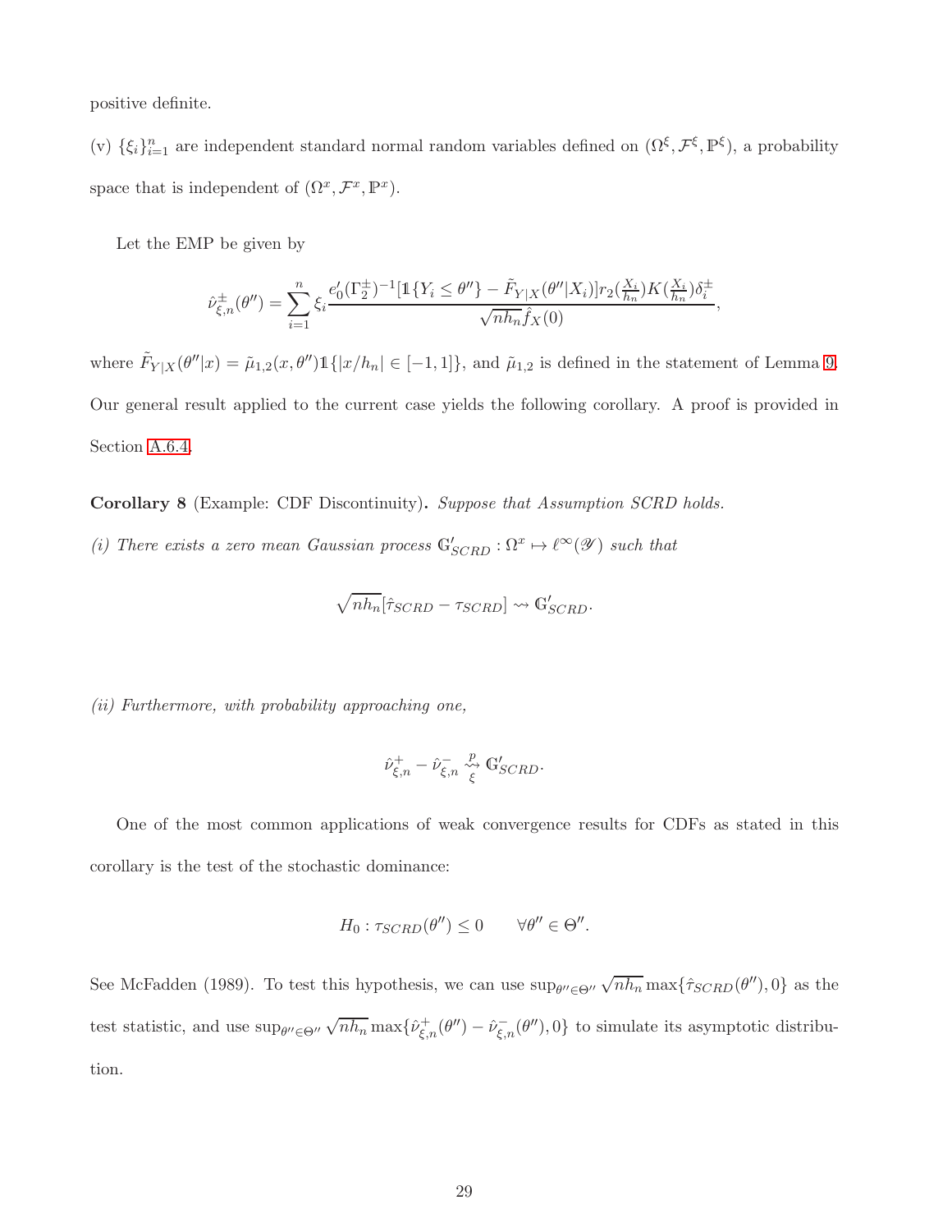positive definite.

(v) $\{\xi_i\}_{i=1}^n$ are independent standard normal random variables defined on $(\Omega^\xi, \mathcal{F}^\xi, \mathbb{P}^\xi)$, a probability space that is independent of $(\Omega^x, \mathcal{F}^x, \mathbb{P}^x)$.

Let the EMP be given by

$$\hat{\nu}^{\pm}_{\xi,n}(\theta'') = \sum_{i=1}^n \xi_i \frac{e_0'(\Gamma_2^{\pm})^{-1}[\mathbb{1}\{Y_i \leq \theta''\} - \tilde{F}_{Y|X}(\theta''|X_i)] r_2(\frac{X_i}{h_n}) K(\frac{X_i}{h_n}) \delta_i^{\pm}}{\sqrt{nh_n}\hat{f}_X(0)},$$

where $\tilde{F}_{Y|X}(\theta''|x) = \tilde{\mu}_{1,2}(x,\theta'')\mathbb{1}\{|x/h_n| \in [-1,1]\}$, and $\tilde{\mu}_{1,2}$ is defined in the statement of Lemma 9. Our general result applied to the current case yields the following corollary. A proof is provided in Section A.6.4.

**Corollary 8** (Example: CDF Discontinuity)**.** *Suppose that Assumption SCRD holds.*

*(i) There exists a zero mean Gaussian process $\mathbb{G}'_{SCRD} : \Omega^x \mapsto \ell^\infty(\mathscr{Y})$ such that*

$$\sqrt{nh_n}[\hat{\tau}_{SCRD} - \tau_{SCRD}] \rightsquigarrow \mathbb{G}'_{SCRD}.$$

*(ii) Furthermore, with probability approaching one,*

$$\hat{\nu}^+_{\xi,n} - \hat{\nu}^-_{\xi,n} \underset{\xi}{\overset{p}{\rightsquigarrow}} \mathbb{G}'_{SCRD}.$$

One of the most common applications of weak convergence results for CDFs as stated in this corollary is the test of the stochastic dominance:

$$H_0 : \tau_{SCRD}(\theta'') \leq 0 \qquad \forall \theta'' \in \Theta''.$$

See McFadden (1989). To test this hypothesis, we can use $\sup_{\theta'' \in \Theta''} \sqrt{nh_n} \max\{\hat{\tau}_{SCRD}(\theta''), 0\}$ as the test statistic, and use $\sup_{\theta'' \in \Theta''} \sqrt{nh_n} \max\{\hat{\nu}^+_{\xi,n}(\theta'') - \hat{\nu}^-_{\xi,n}(\theta''), 0\}$ to simulate its asymptotic distribution.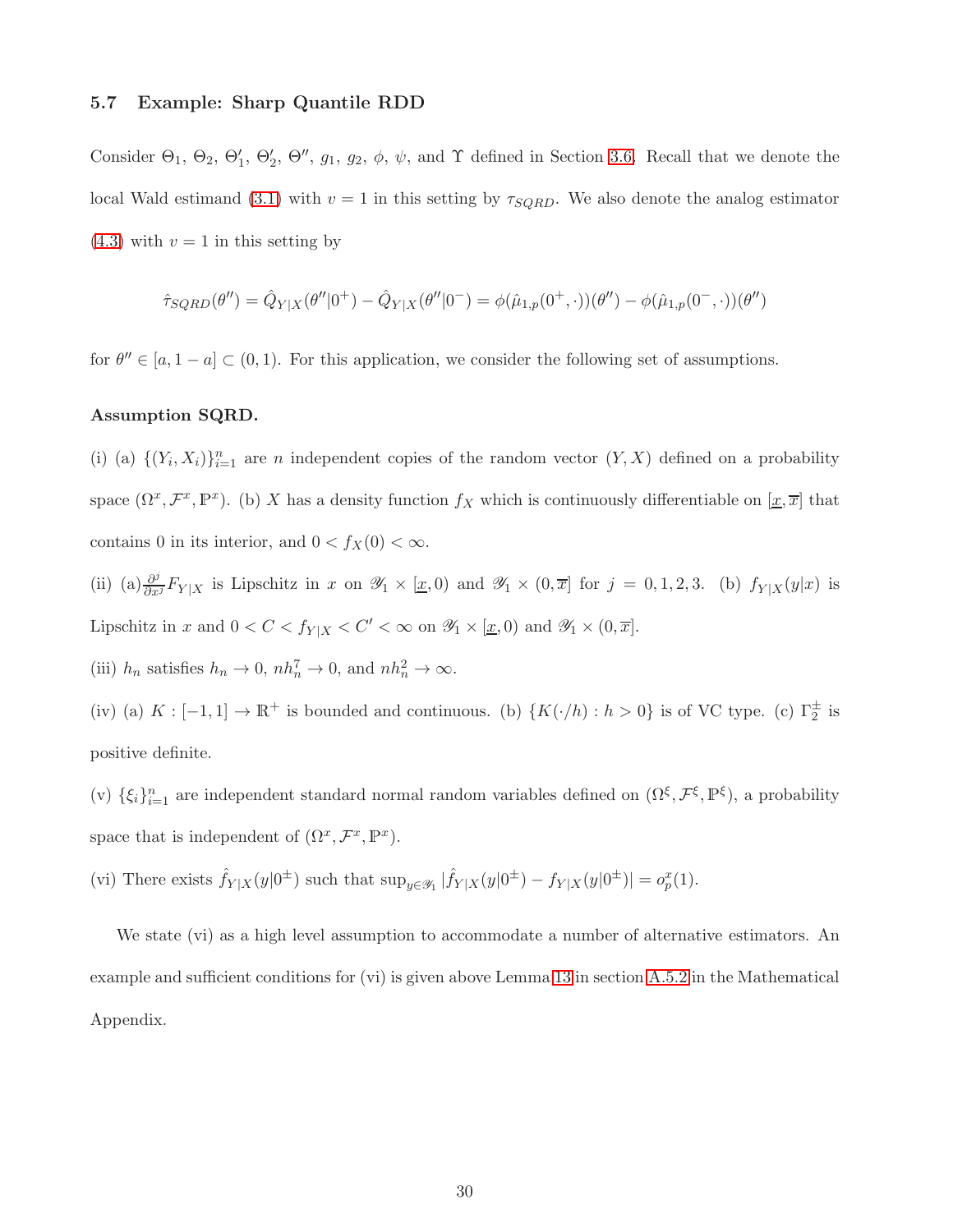### 5.7 Example: Sharp Quantile RDD

Consider $\Theta_1$, $\Theta_2$, $\Theta_1'$, $\Theta_2'$, $\Theta''$, $g_1$, $g_2$, $\phi$, $\psi$, and $\Upsilon$ defined in Section 3.6. Recall that we denote the local Wald estimand (3.1) with $v = 1$ in this setting by $\tau_{SQRD}$. We also denote the analog estimator (4.3) with $v = 1$ in this setting by

$$\hat{\tau}_{SQRD}(\theta'') = \hat{Q}_{Y|X}(\theta''|0^+) - \hat{Q}_{Y|X}(\theta''|0^-) = \phi(\hat{\mu}_{1,p}(0^+, \cdot))(\theta'') - \phi(\hat{\mu}_{1,p}(0^-, \cdot))(\theta'')$$

for $\theta'' \in [a, 1-a] \subset (0, 1)$. For this application, we consider the following set of assumptions.

**Assumption SQRD.**

(i) (a) $\{(Y_i, X_i)\}_{i=1}^n$ are $n$ independent copies of the random vector $(Y, X)$ defined on a probability space $(\Omega^x, \mathcal{F}^x, \mathbb{P}^x)$. (b) $X$ has a density function $f_X$ which is continuously differentiable on $[\underline{x}, \overline{x}]$ that contains 0 in its interior, and $0 < f_X(0) < \infty$.

(ii) (a)$\frac{\partial^j}{\partial x^j} F_{Y|X}$ is Lipschitz in $x$ on $\mathscr{Y}_1 \times [\underline{x}, 0)$ and $\mathscr{Y}_1 \times (0, \overline{x}]$ for $j = 0, 1, 2, 3$. (b) $f_{Y|X}(y|x)$ is Lipschitz in $x$ and $0 < C < f_{Y|X} < C' < \infty$ on $\mathscr{Y}_1 \times [\underline{x}, 0)$ and $\mathscr{Y}_1 \times (0, \overline{x}]$.

(iii) $h_n$ satisfies $h_n \to 0$, $nh_n^7 \to 0$, and $nh_n^2 \to \infty$.

(iv) (a) $K : [-1, 1] \to \mathbb{R}^+$ is bounded and continuous. (b) $\{K(\cdot/h) : h > 0\}$ is of VC type. (c) $\Gamma_2^\pm$ is positive definite.

(v) $\{\xi_i\}_{i=1}^n$ are independent standard normal random variables defined on $(\Omega^\xi, \mathcal{F}^\xi, \mathbb{P}^\xi)$, a probability space that is independent of $(\Omega^x, \mathcal{F}^x, \mathbb{P}^x)$.

(vi) There exists $\hat{f}_{Y|X}(y|0^\pm)$ such that $\sup_{y \in \mathscr{Y}_1} |\hat{f}_{Y|X}(y|0^\pm) - f_{Y|X}(y|0^\pm)| = o_p^x(1)$.

We state (vi) as a high level assumption to accommodate a number of alternative estimators. An example and sufficient conditions for (vi) is given above Lemma 13 in section A.5.2 in the Mathematical Appendix.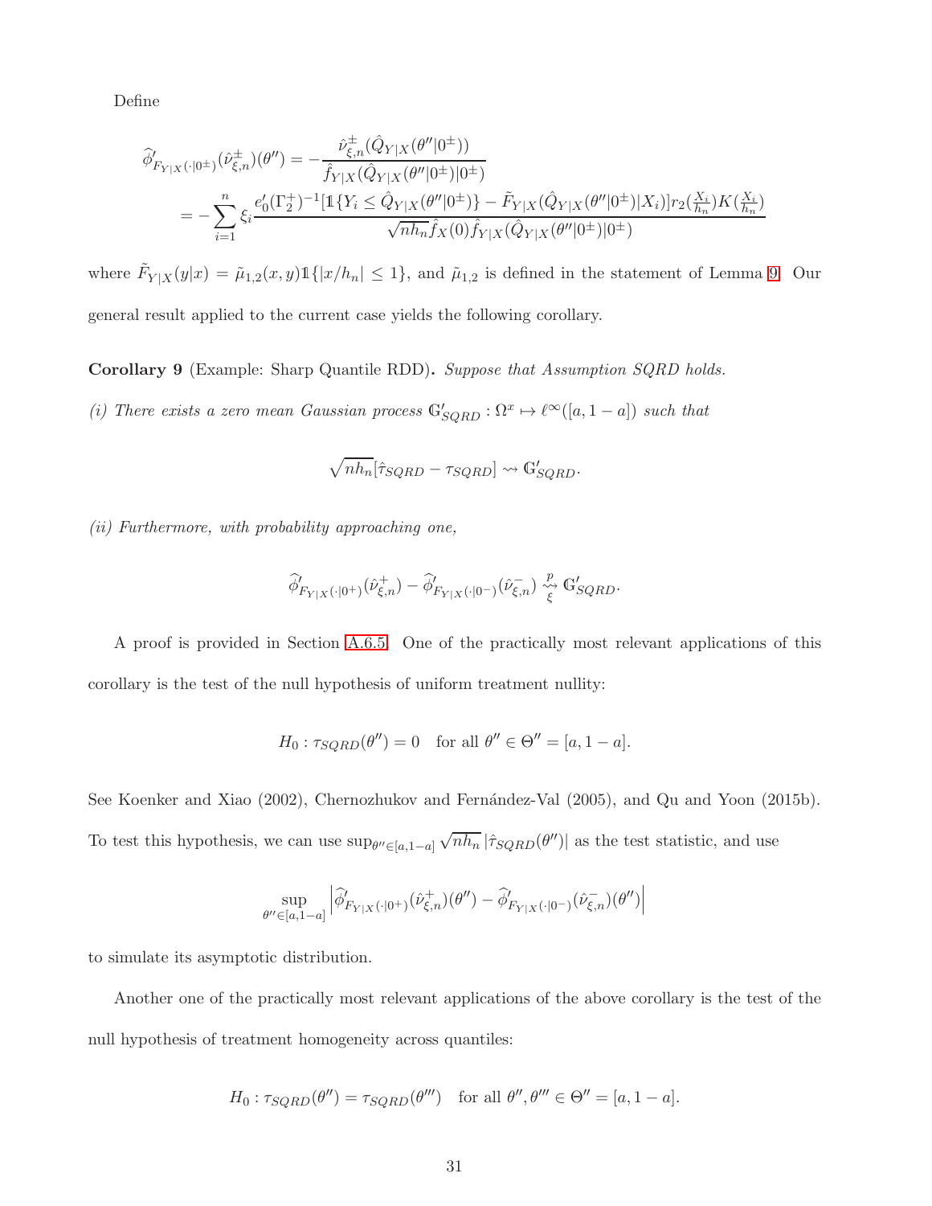Define

$$
\begin{aligned}
\widehat{\phi}'_{F_{Y|X}(\cdot|0^{\pm})}(\hat{\nu}^{\pm}_{\xi,n})(\theta'') &= -\frac{\hat{\nu}^{\pm}_{\xi,n}(\hat{Q}_{Y|X}(\theta''|0^{\pm}))}{\hat{f}_{Y|X}(\hat{Q}_{Y|X}(\theta''|0^{\pm})|0^{\pm})} \\
&= -\sum_{i=1}^{n} \xi_i \frac{e_0'(\Gamma_2^{+})^{-1}[\mathbb{1}\{Y_i \leq \hat{Q}_{Y|X}(\theta''|0^{\pm})\} - \tilde{F}_{Y|X}(\hat{Q}_{Y|X}(\theta''|0^{\pm})|X_i)]r_2(\frac{X_i}{h_n})K(\frac{X_i}{h_n})}{\sqrt{nh_n}\hat{f}_X(0)\hat{f}_{Y|X}(\hat{Q}_{Y|X}(\theta''|0^{\pm})|0^{\pm})}
\end{aligned}
$$

where $\tilde{F}_{Y|X}(y|x) = \tilde{\mu}_{1,2}(x,y)\mathbb{1}\{|x/h_n| \leq 1\}$, and $\tilde{\mu}_{1,2}$ is defined in the statement of Lemma 9. Our general result applied to the current case yields the following corollary.

**Corollary 9** (Example: Sharp Quantile RDD)**.** *Suppose that Assumption SQRD holds.*

*(i) There exists a zero mean Gaussian process* $\mathbb{G}'_{SQRD} : \Omega^x \mapsto \ell^{\infty}([a, 1-a])$ *such that*

$$
\sqrt{nh_n}[\hat{\tau}_{SQRD} - \tau_{SQRD}] \rightsquigarrow \mathbb{G}'_{SQRD}.
$$

*(ii) Furthermore, with probability approaching one,*

$$
\widehat{\phi}'_{F_{Y|X}(\cdot|0^{+})}(\hat{\nu}^{+}_{\xi,n}) - \widehat{\phi}'_{F_{Y|X}(\cdot|0^{-})}(\hat{\nu}^{-}_{\xi,n}) \underset{\xi}{\overset{p}{\rightsquigarrow}} \mathbb{G}'_{SQRD}.
$$

A proof is provided in Section A.6.5. One of the practically most relevant applications of this corollary is the test of the null hypothesis of uniform treatment nullity:

$$
H_0 : \tau_{SQRD}(\theta'') = 0 \quad \text{for all } \theta'' \in \Theta'' = [a, 1-a].
$$

See Koenker and Xiao (2002), Chernozhukov and Fernández-Val (2005), and Qu and Yoon (2015b). To test this hypothesis, we can use $\sup_{\theta'' \in [a,1-a]} \sqrt{nh_n}\,|\hat{\tau}_{SQRD}(\theta'')|$ as the test statistic, and use

$$
\sup_{\theta'' \in [a,1-a]} \left| \widehat{\phi}'_{F_{Y|X}(\cdot|0^{+})}(\hat{\nu}^{+}_{\xi,n})(\theta'') - \widehat{\phi}'_{F_{Y|X}(\cdot|0^{-})}(\hat{\nu}^{-}_{\xi,n})(\theta'') \right|
$$

to simulate its asymptotic distribution.

Another one of the practically most relevant applications of the above corollary is the test of the null hypothesis of treatment homogeneity across quantiles:

$$
H_0 : \tau_{SQRD}(\theta'') = \tau_{SQRD}(\theta''') \quad \text{for all } \theta'', \theta''' \in \Theta'' = [a, 1-a].
$$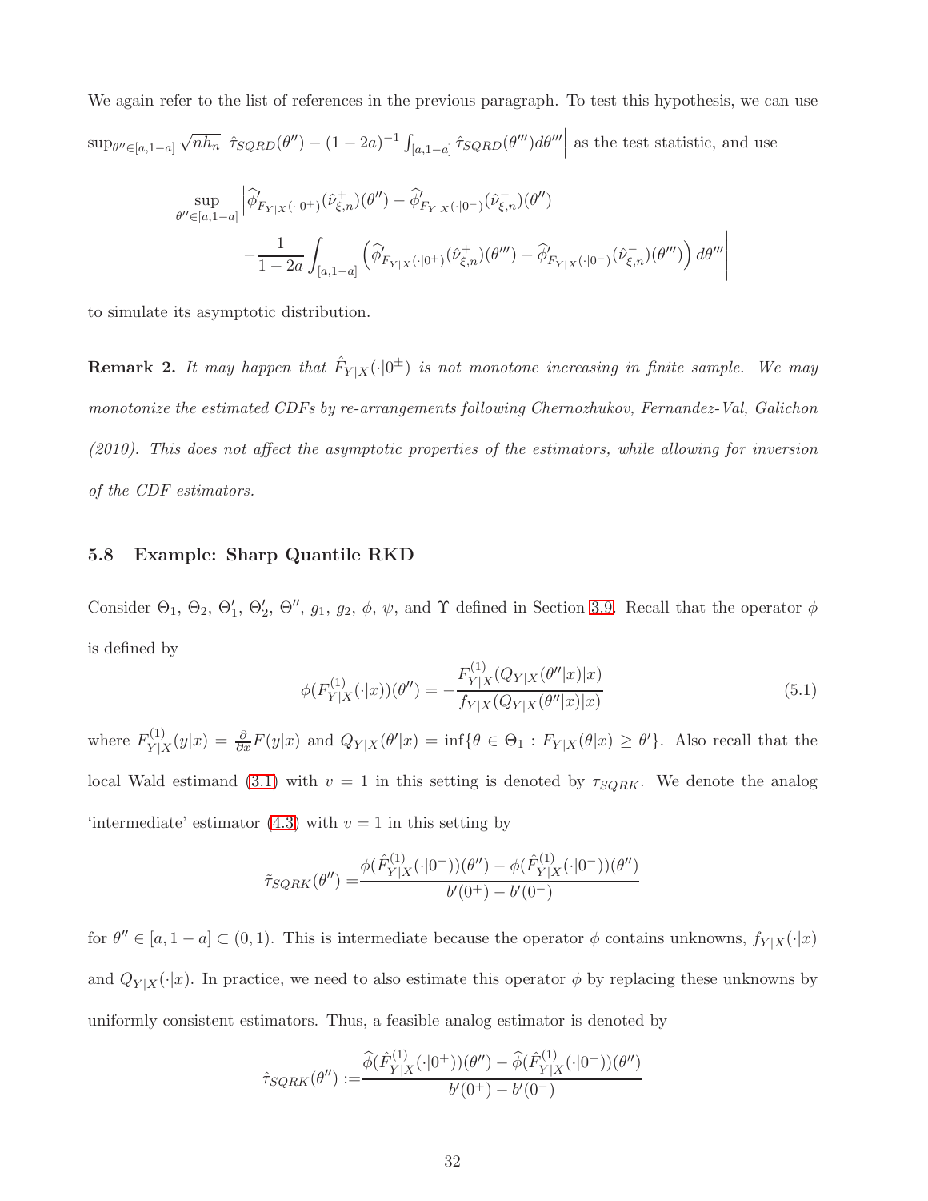We again refer to the list of references in the previous paragraph. To test this hypothesis, we can use $\sup_{\theta'' \in [a,1-a]} \sqrt{nh_n} \left| \hat{\tau}_{SQRD}(\theta'') - (1-2a)^{-1} \int_{[a,1-a]} \hat{\tau}_{SQRD}(\theta''') d\theta''' \right|$ as the test statistic, and use

$$\sup_{\theta'' \in [a,1-a]} \Bigg| \widehat{\phi}'_{F_{Y|X}(\cdot|0^+)}(\hat{\nu}^+_{\xi,n})(\theta'') - \widehat{\phi}'_{F_{Y|X}(\cdot|0^-)}(\hat{\nu}^-_{\xi,n})(\theta'') \\ - \frac{1}{1-2a} \int_{[a,1-a]} \left( \widehat{\phi}'_{F_{Y|X}(\cdot|0^+)}(\hat{\nu}^+_{\xi,n})(\theta''') - \widehat{\phi}'_{F_{Y|X}(\cdot|0^-)}(\hat{\nu}^-_{\xi,n})(\theta''') \right) d\theta''' \Bigg|$$

to simulate its asymptotic distribution.

**Remark 2.** *It may happen that $\hat{F}_{Y|X}(\cdot|0^{\pm})$ is not monotone increasing in finite sample. We may monotonize the estimated CDFs by re-arrangements following Chernozhukov, Fernandez-Val, Galichon (2010). This does not affect the asymptotic properties of the estimators, while allowing for inversion of the CDF estimators.*

### 5.8 Example: Sharp Quantile RKD

Consider $\Theta_1$, $\Theta_2$, $\Theta_1'$, $\Theta_2'$, $\Theta''$, $g_1$, $g_2$, $\phi$, $\psi$, and $\Upsilon$ defined in Section 3.9. Recall that the operator $\phi$ is defined by

$$\phi(F^{(1)}_{Y|X}(\cdot|x))(\theta'') = -\frac{F^{(1)}_{Y|X}(Q_{Y|X}(\theta''|x)|x)}{f_{Y|X}(Q_{Y|X}(\theta''|x)|x)} \tag{5.1}$$

where $F^{(1)}_{Y|X}(y|x) = \frac{\partial}{\partial x} F(y|x)$ and $Q_{Y|X}(\theta'|x) = \inf\{\theta \in \Theta_1 : F_{Y|X}(\theta|x) \geq \theta'\}$. Also recall that the local Wald estimand (3.1) with $v = 1$ in this setting is denoted by $\tau_{SQRK}$. We denote the analog 'intermediate' estimator (4.3) with $v = 1$ in this setting by

$$\tilde{\tau}_{SQRK}(\theta'') = \frac{\phi(\hat{F}^{(1)}_{Y|X}(\cdot|0^+))(\theta'') - \phi(\hat{F}^{(1)}_{Y|X}(\cdot|0^-))(\theta'')}{b'(0^+) - b'(0^-)}$$

for $\theta'' \in [a, 1-a] \subset (0,1)$. This is intermediate because the operator $\phi$ contains unknowns, $f_{Y|X}(\cdot|x)$ and $Q_{Y|X}(\cdot|x)$. In practice, we need to also estimate this operator $\phi$ by replacing these unknowns by uniformly consistent estimators. Thus, a feasible analog estimator is denoted by

$$\hat{\tau}_{SQRK}(\theta'') := \frac{\widehat{\phi}(\hat{F}^{(1)}_{Y|X}(\cdot|0^+))(\theta'') - \widehat{\phi}(\hat{F}^{(1)}_{Y|X}(\cdot|0^-))(\theta'')}{b'(0^+) - b'(0^-)}$$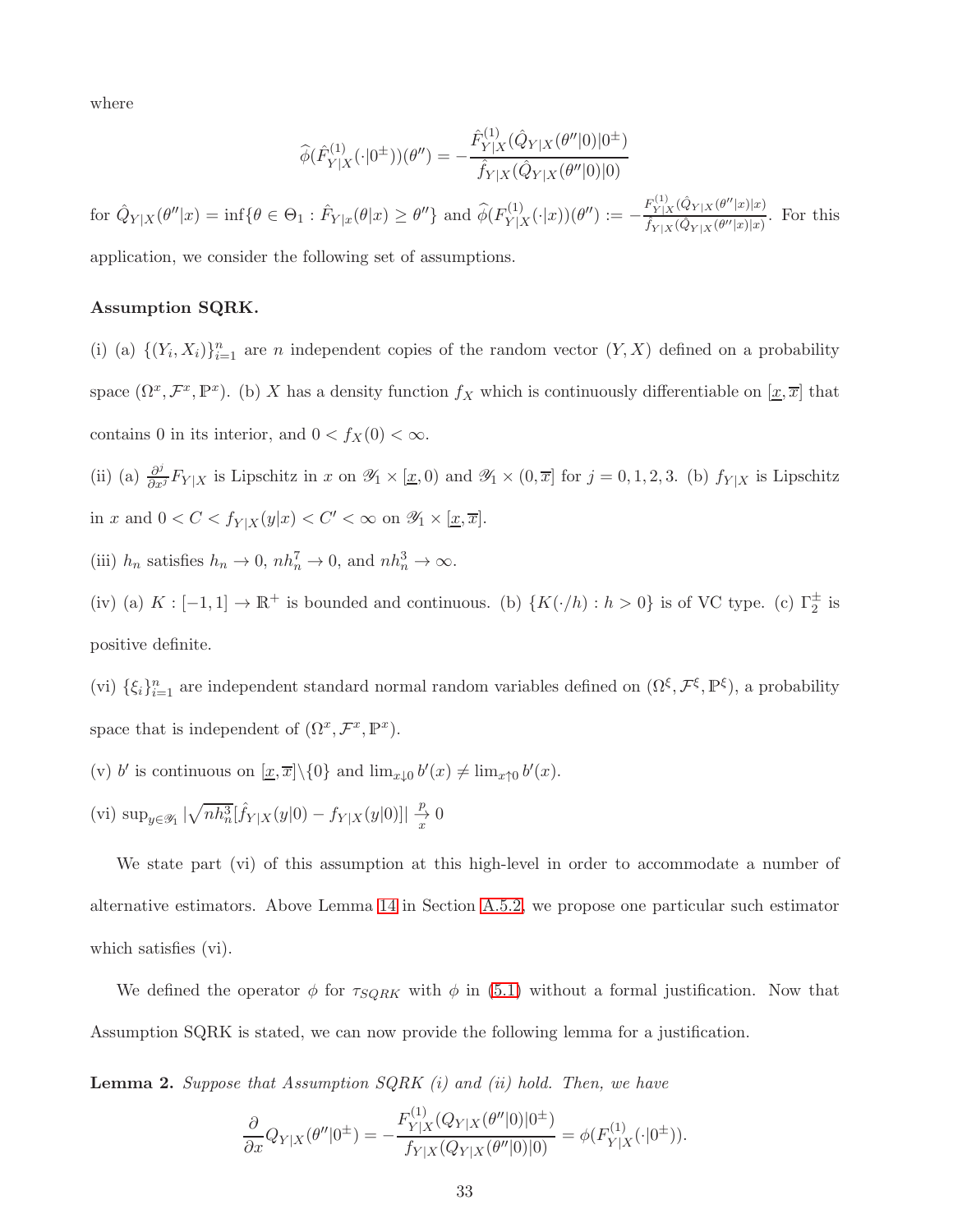where

$$\widehat{\phi}(\hat{F}^{(1)}_{Y|X}(\cdot|0^{\pm}))(\theta'') = -\frac{\hat{F}^{(1)}_{Y|X}(\hat{Q}_{Y|X}(\theta''|0)|0^{\pm})}{\hat{f}_{Y|X}(\hat{Q}_{Y|X}(\theta''|0)|0)}$$

for $\hat{Q}_{Y|X}(\theta''|x) = \inf\{\theta \in \Theta_1 : \hat{F}_{Y|x}(\theta|x) \geq \theta''\}$ and $\widehat{\phi}(F^{(1)}_{Y|X}(\cdot|x))(\theta'') := -\frac{F^{(1)}_{Y|X}(\hat{Q}_{Y|X}(\theta''|x)|x)}{\hat{f}_{Y|X}(\hat{Q}_{Y|X}(\theta''|x)|x)}$. For this application, we consider the following set of assumptions.

**Assumption SQRK.**

(i) (a) $\{(Y_i, X_i)\}_{i=1}^n$ are $n$ independent copies of the random vector $(Y, X)$ defined on a probability space $(\Omega^x, \mathcal{F}^x, \mathbb{P}^x)$. (b) $X$ has a density function $f_X$ which is continuously differentiable on $[\underline{x}, \overline{x}]$ that contains 0 in its interior, and $0 < f_X(0) < \infty$.

(ii) (a) $\frac{\partial^j}{\partial x^j} F_{Y|X}$ is Lipschitz in $x$ on $\mathscr{Y}_1 \times [\underline{x}, 0)$ and $\mathscr{Y}_1 \times (0, \overline{x}]$ for $j = 0, 1, 2, 3$. (b) $f_{Y|X}$ is Lipschitz in $x$ and $0 < C < f_{Y|X}(y|x) < C' < \infty$ on $\mathscr{Y}_1 \times [\underline{x}, \overline{x}]$.

(iii) $h_n$ satisfies $h_n \to 0$, $nh_n^7 \to 0$, and $nh_n^3 \to \infty$.

(iv) (a) $K : [-1, 1] \to \mathbb{R}^+$ is bounded and continuous. (b) $\{K(\cdot/h) : h > 0\}$ is of VC type. (c) $\Gamma_2^{\pm}$ is positive definite.

(vi) $\{\xi_i\}_{i=1}^n$ are independent standard normal random variables defined on $(\Omega^\xi, \mathcal{F}^\xi, \mathbb{P}^\xi)$, a probability space that is independent of $(\Omega^x, \mathcal{F}^x, \mathbb{P}^x)$.

(v) $b'$ is continuous on $[\underline{x}, \overline{x}]\backslash\{0\}$ and $\lim_{x \downarrow 0} b'(x) \neq \lim_{x \uparrow 0} b'(x)$.

(vi) $\sup_{y \in \mathscr{Y}_1} |\sqrt{nh_n^3}[\hat{f}_{Y|X}(y|0) - f_{Y|X}(y|0)]| \overset{p}{\underset{x}{\to}} 0$

We state part (vi) of this assumption at this high-level in order to accommodate a number of alternative estimators. Above Lemma 14 in Section A.5.2, we propose one particular such estimator which satisfies (vi).

We defined the operator $\phi$ for $\tau_{SQRK}$ with $\phi$ in (5.1) without a formal justification. Now that Assumption SQRK is stated, we can now provide the following lemma for a justification.

**Lemma 2.** *Suppose that Assumption SQRK (i) and (ii) hold. Then, we have*

$$\frac{\partial}{\partial x} Q_{Y|X}(\theta''|0^{\pm}) = -\frac{F^{(1)}_{Y|X}(Q_{Y|X}(\theta''|0)|0^{\pm})}{f_{Y|X}(Q_{Y|X}(\theta''|0)|0)} = \phi(F^{(1)}_{Y|X}(\cdot|0^{\pm})).$$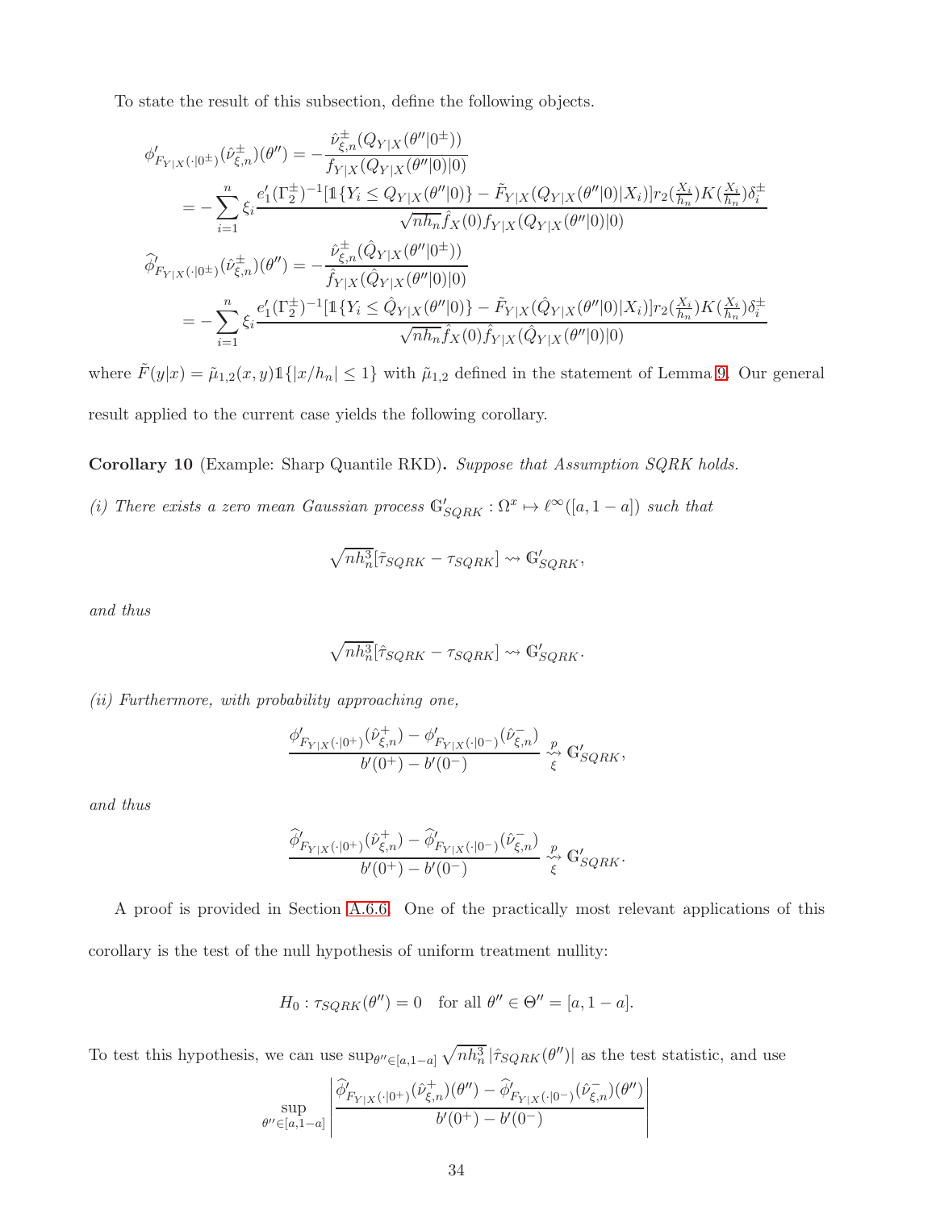To state the result of this subsection, define the following objects.

$$
\begin{aligned}
\phi'_{F_{Y|X}(\cdot|0^\pm)}(\hat{\nu}^\pm_{\xi,n})(\theta'') &= -\frac{\hat{\nu}^\pm_{\xi,n}(Q_{Y|X}(\theta''|0^\pm))}{f_{Y|X}(Q_{Y|X}(\theta''|0)|0)} \\
&= -\sum_{i=1}^n \xi_i \frac{e_1'(\Gamma_2^\pm)^{-1}[\mathbb{1}\{Y_i \le Q_{Y|X}(\theta''|0)\} - \tilde{F}_{Y|X}(Q_{Y|X}(\theta''|0)|X_i)]r_2(\frac{X_i}{h_n})K(\frac{X_i}{h_n})\delta_i^\pm}{\sqrt{nh_n}\hat{f}_X(0)f_{Y|X}(Q_{Y|X}(\theta''|0)|0)} \\
\widehat{\phi}'_{F_{Y|X}(\cdot|0^\pm)}(\hat{\nu}^\pm_{\xi,n})(\theta'') &= -\frac{\hat{\nu}^\pm_{\xi,n}(\hat{Q}_{Y|X}(\theta''|0^\pm))}{\hat{f}_{Y|X}(\hat{Q}_{Y|X}(\theta''|0)|0)} \\
&= -\sum_{i=1}^n \xi_i \frac{e_1'(\Gamma_2^\pm)^{-1}[\mathbb{1}\{Y_i \le \hat{Q}_{Y|X}(\theta''|0)\} - \tilde{F}_{Y|X}(\hat{Q}_{Y|X}(\theta''|0)|X_i)]r_2(\frac{X_i}{h_n})K(\frac{X_i}{h_n})\delta_i^\pm}{\sqrt{nh_n}\hat{f}_X(0)\hat{f}_{Y|X}(\hat{Q}_{Y|X}(\theta''|0)|0)}
\end{aligned}
$$

where $\tilde{F}(y|x) = \tilde{\mu}_{1,2}(x,y)\mathbb{1}\{|x/h_n| \le 1\}$ with $\tilde{\mu}_{1,2}$ defined in the statement of Lemma 9. Our general result applied to the current case yields the following corollary.

**Corollary 10** (Example: Sharp Quantile RKD)**.** *Suppose that Assumption SQRK holds.*

*(i) There exists a zero mean Gaussian process $\mathbb{G}'_{SQRK} : \Omega^x \mapsto \ell^\infty([a, 1-a])$ such that*

$$\sqrt{nh_n^3}[\tilde{\tau}_{SQRK} - \tau_{SQRK}] \rightsquigarrow \mathbb{G}'_{SQRK},$$

*and thus*

$$\sqrt{nh_n^3}[\hat{\tau}_{SQRK} - \tau_{SQRK}] \rightsquigarrow \mathbb{G}'_{SQRK}.$$

*(ii) Furthermore, with probability approaching one,*

$$\frac{\phi'_{F_{Y|X}(\cdot|0^+)}(\hat{\nu}^+_{\xi,n}) - \phi'_{F_{Y|X}(\cdot|0^-)}(\hat{\nu}^-_{\xi,n})}{b'(0^+) - b'(0^-)} \underset{\xi}{\overset{p}{\rightsquigarrow}} \mathbb{G}'_{SQRK},$$

*and thus*

$$\frac{\widehat{\phi}'_{F_{Y|X}(\cdot|0^+)}(\hat{\nu}^+_{\xi,n}) - \widehat{\phi}'_{F_{Y|X}(\cdot|0^-)}(\hat{\nu}^-_{\xi,n})}{b'(0^+) - b'(0^-)} \underset{\xi}{\overset{p}{\rightsquigarrow}} \mathbb{G}'_{SQRK}.$$

A proof is provided in Section A.6.6. One of the practically most relevant applications of this corollary is the test of the null hypothesis of uniform treatment nullity:

$$H_0 : \tau_{SQRK}(\theta'') = 0 \quad \text{for all } \theta'' \in \Theta'' = [a, 1-a].$$

To test this hypothesis, we can use $\sup_{\theta'' \in [a,1-a]} \sqrt{nh_n^3}\,|\hat{\tau}_{SQRK}(\theta'')|$ as the test statistic, and use

$$\sup_{\theta'' \in [a,1-a]} \left| \frac{\widehat{\phi}'_{F_{Y|X}(\cdot|0^+)}(\hat{\nu}^+_{\xi,n})(\theta'') - \widehat{\phi}'_{F_{Y|X}(\cdot|0^-)}(\hat{\nu}^-_{\xi,n})(\theta'')}{b'(0^+) - b'(0^-)} \right|$$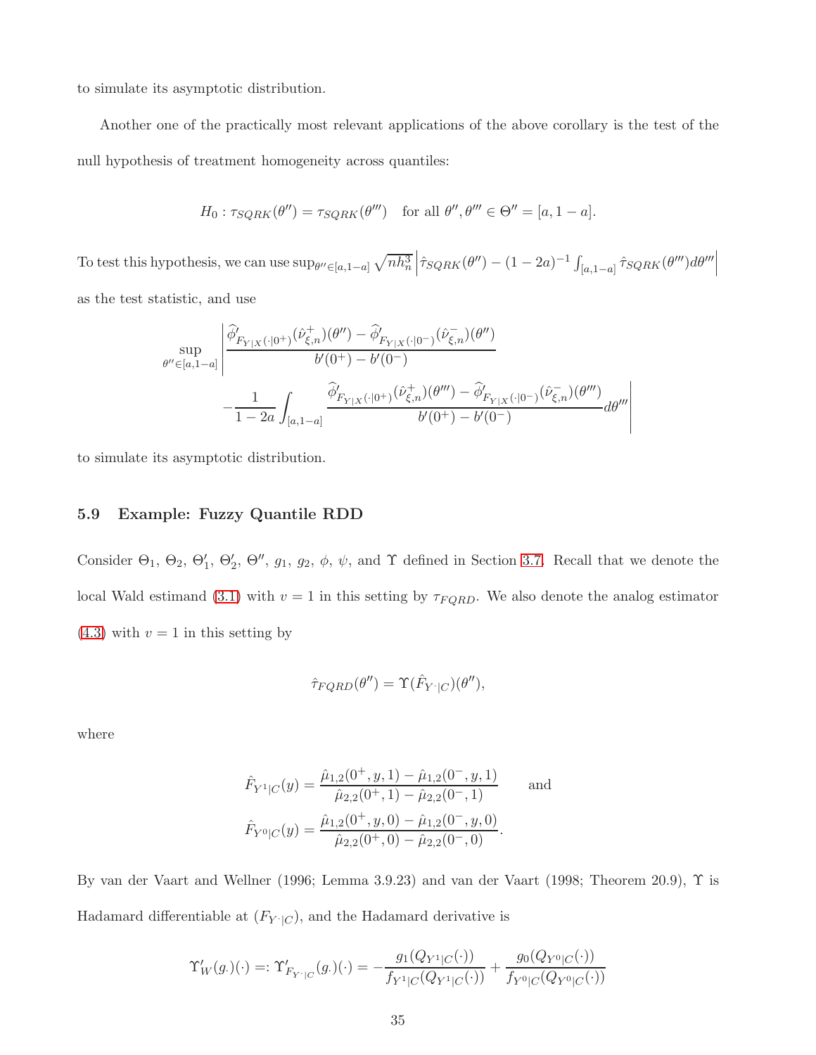to simulate its asymptotic distribution.

Another one of the practically most relevant applications of the above corollary is the test of the null hypothesis of treatment homogeneity across quantiles:

$$H_0 : \tau_{SQRK}(\theta'') = \tau_{SQRK}(\theta''') \quad \text{for all } \theta'', \theta''' \in \Theta'' = [a, 1-a].$$

To test this hypothesis, we can use $\sup_{\theta'' \in [a,1-a]} \sqrt{nh_n^3} \left| \hat{\tau}_{SQRK}(\theta'') - (1-2a)^{-1} \int_{[a,1-a]} \hat{\tau}_{SQRK}(\theta''') d\theta''' \right|$ as the test statistic, and use

$$\sup_{\theta'' \in [a,1-a]} \left| \frac{\widehat{\phi}'_{F_{Y|X}(\cdot|0^+)}(\hat{\nu}^+_{\xi,n})(\theta'') - \widehat{\phi}'_{F_{Y|X}(\cdot|0^-)}(\hat{\nu}^-_{\xi,n})(\theta'')}{b'(0^+) - b'(0^-)} \right.$$
$$\left. - \frac{1}{1-2a} \int_{[a,1-a]} \frac{\widehat{\phi}'_{F_{Y|X}(\cdot|0^+)}(\hat{\nu}^+_{\xi,n})(\theta''') - \widehat{\phi}'_{F_{Y|X}(\cdot|0^-)}(\hat{\nu}^-_{\xi,n})(\theta''')}{b'(0^+) - b'(0^-)} d\theta''' \right|$$

to simulate its asymptotic distribution.

### 5.9 Example: Fuzzy Quantile RDD

Consider $\Theta_1$, $\Theta_2$, $\Theta'_1$, $\Theta'_2$, $\Theta''$, $g_1$, $g_2$, $\phi$, $\psi$, and $\Upsilon$ defined in Section 3.7. Recall that we denote the local Wald estimand (3.1) with $v = 1$ in this setting by $\tau_{FQRD}$. We also denote the analog estimator (4.3) with $v = 1$ in this setting by

$$\hat{\tau}_{FQRD}(\theta'') = \Upsilon(\hat{F}_{Y^{\cdot}|C})(\theta''),$$

where

$$\hat{F}_{Y^1|C}(y) = \frac{\hat{\mu}_{1,2}(0^+, y, 1) - \hat{\mu}_{1,2}(0^-, y, 1)}{\hat{\mu}_{2,2}(0^+, 1) - \hat{\mu}_{2,2}(0^-, 1)} \qquad \text{and}$$
$$\hat{F}_{Y^0|C}(y) = \frac{\hat{\mu}_{1,2}(0^+, y, 0) - \hat{\mu}_{1,2}(0^-, y, 0)}{\hat{\mu}_{2,2}(0^+, 0) - \hat{\mu}_{2,2}(0^-, 0)}.$$

By van der Vaart and Wellner (1996; Lemma 3.9.23) and van der Vaart (1998; Theorem 20.9), $\Upsilon$ is Hadamard differentiable at $(F_{Y^{\cdot}|C})$, and the Hadamard derivative is

$$\Upsilon'_W(g_{\cdot})(\cdot) =: \Upsilon'_{F_{Y^{\cdot}|C}}(g_{\cdot})(\cdot) = -\frac{g_1(Q_{Y^1|C}(\cdot))}{f_{Y^1|C}(Q_{Y^1|C}(\cdot))} + \frac{g_0(Q_{Y^0|C}(\cdot))}{f_{Y^0|C}(Q_{Y^0|C}(\cdot))}$$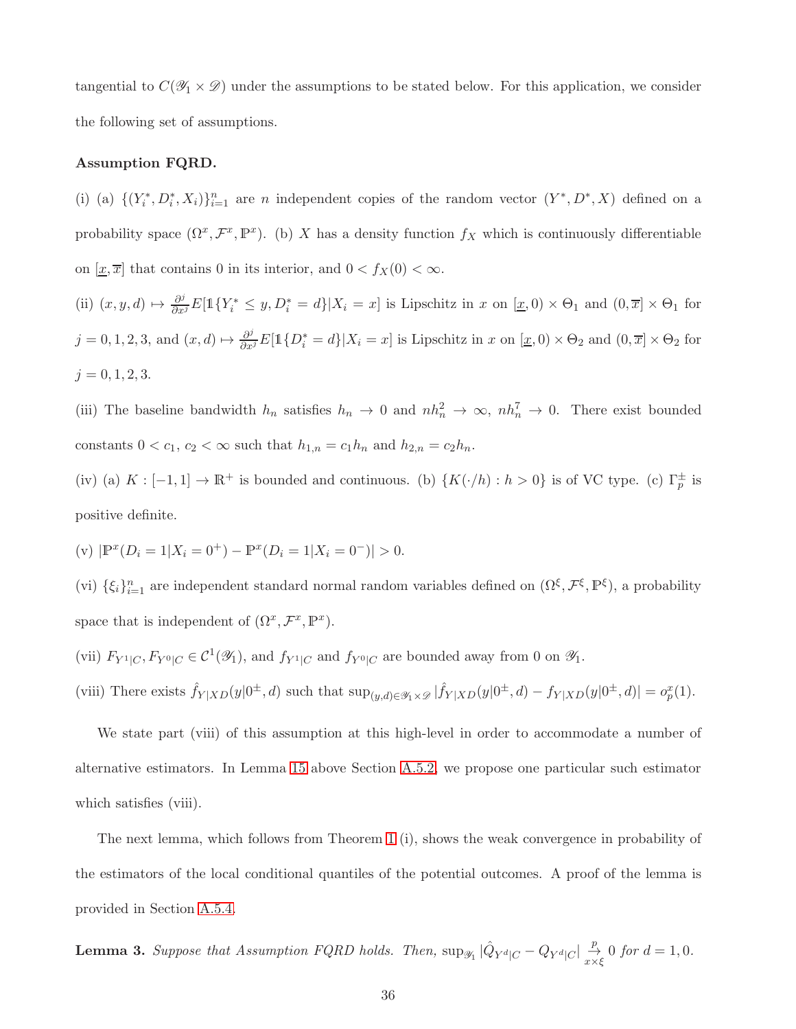tangential to $C(\mathscr{Y}_1 \times \mathscr{D})$ under the assumptions to be stated below. For this application, we consider the following set of assumptions.

**Assumption FQRD.**

(i) (a) $\{(Y_i^*, D_i^*, X_i)\}_{i=1}^n$ are $n$ independent copies of the random vector $(Y^*, D^*, X)$ defined on a probability space $(\Omega^x, \mathcal{F}^x, \mathbb{P}^x)$. (b) $X$ has a density function $f_X$ which is continuously differentiable on $[\underline{x}, \overline{x}]$ that contains 0 in its interior, and $0 < f_X(0) < \infty$.

(ii) $(x, y, d) \mapsto \frac{\partial^j}{\partial x^j} E[\mathbb{1}\{Y_i^* \leq y, D_i^* = d\}|X_i = x]$ is Lipschitz in $x$ on $[\underline{x}, 0) \times \Theta_1$ and $(0, \overline{x}] \times \Theta_1$ for $j = 0, 1, 2, 3$, and $(x, d) \mapsto \frac{\partial^j}{\partial x^j} E[\mathbb{1}\{D_i^* = d\}|X_i = x]$ is Lipschitz in $x$ on $[\underline{x}, 0) \times \Theta_2$ and $(0, \overline{x}] \times \Theta_2$ for $j = 0, 1, 2, 3$.

(iii) The baseline bandwidth $h_n$ satisfies $h_n \to 0$ and $nh_n^2 \to \infty$, $nh_n^7 \to 0$. There exist bounded constants $0 < c_1, c_2 < \infty$ such that $h_{1,n} = c_1 h_n$ and $h_{2,n} = c_2 h_n$.

(iv) (a) $K : [-1, 1] \to \mathbb{R}^+$ is bounded and continuous. (b) $\{K(\cdot/h) : h > 0\}$ is of VC type. (c) $\Gamma_p^{\pm}$ is positive definite.

(v) $|\mathbb{P}^x(D_i = 1|X_i = 0^+) - \mathbb{P}^x(D_i = 1|X_i = 0^-)| > 0$.

(vi) $\{\xi_i\}_{i=1}^n$ are independent standard normal random variables defined on $(\Omega^\xi, \mathcal{F}^\xi, \mathbb{P}^\xi)$, a probability space that is independent of $(\Omega^x, \mathcal{F}^x, \mathbb{P}^x)$.

(vii) $F_{Y^1|C}, F_{Y^0|C} \in \mathcal{C}^1(\mathscr{Y}_1)$, and $f_{Y^1|C}$ and $f_{Y^0|C}$ are bounded away from 0 on $\mathscr{Y}_1$.

(viii) There exists $\hat{f}_{Y|XD}(y|0^\pm, d)$ such that $\sup_{(y,d) \in \mathscr{Y}_1 \times \mathscr{D}} |\hat{f}_{Y|XD}(y|0^\pm, d) - f_{Y|XD}(y|0^\pm, d)| = o_p^x(1)$.

We state part (viii) of this assumption at this high-level in order to accommodate a number of alternative estimators. In Lemma 15 above Section A.5.2, we propose one particular such estimator which satisfies (viii).

The next lemma, which follows from Theorem 1 (i), shows the weak convergence in probability of the estimators of the local conditional quantiles of the potential outcomes. A proof of the lemma is provided in Section A.5.4.

**Lemma 3.** *Suppose that Assumption FQRD holds. Then,* $\sup_{\mathscr{Y}_1} |\hat{Q}_{Y^d|C} - Q_{Y^d|C}| \underset{x \times \xi}{\overset{p}{\to}} 0$ *for* $d = 1, 0$.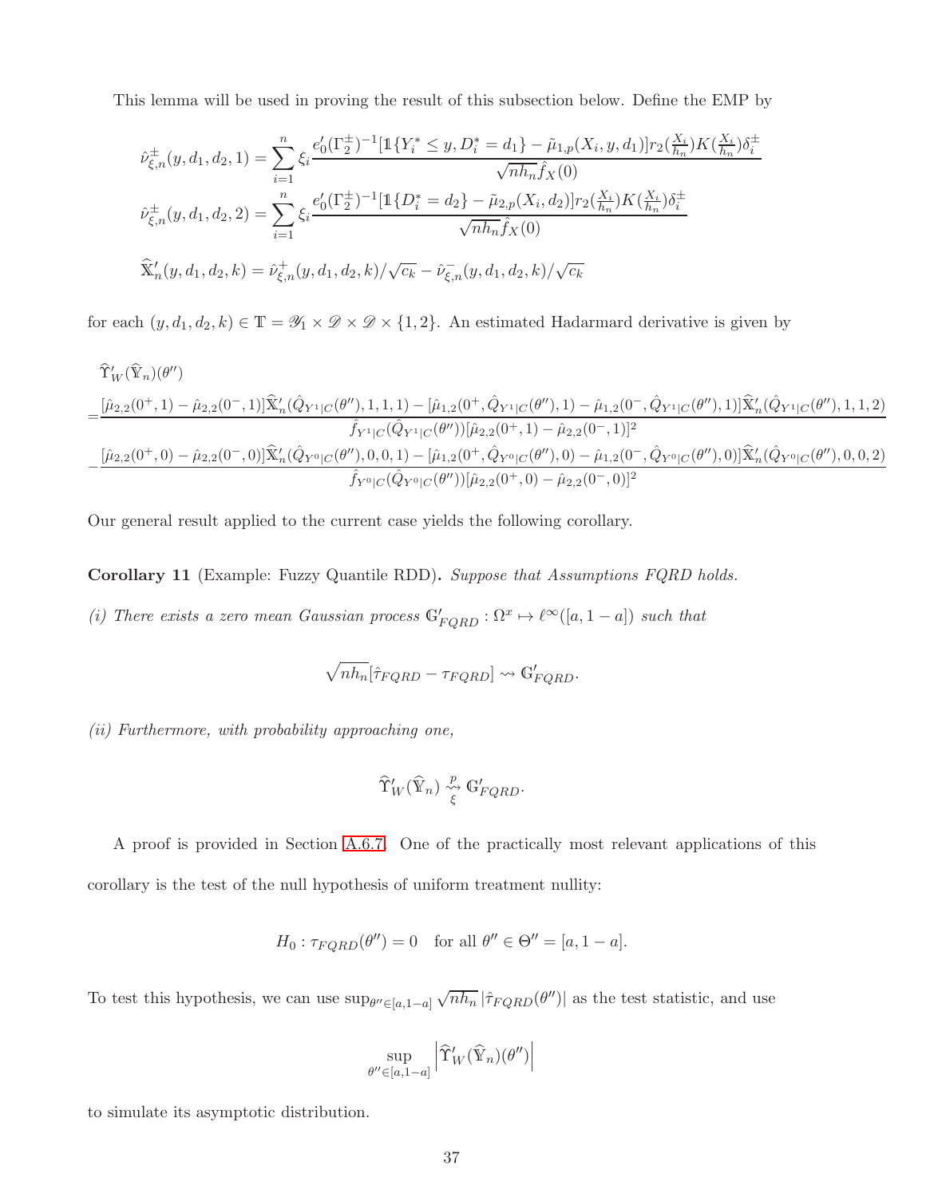This lemma will be used in proving the result of this subsection below. Define the EMP by

$$\hat{\nu}^{\pm}_{\xi,n}(y,d_1,d_2,1) = \sum_{i=1}^{n} \xi_i \frac{e_0'(\Gamma_2^{\pm})^{-1}[\mathbb{1}\{Y_i^* \leq y, D_i^* = d_1\} - \tilde{\mu}_{1,p}(X_i,y,d_1)] r_2(\frac{X_i}{h_n}) K(\frac{X_i}{h_n}) \delta_i^{\pm}}{\sqrt{nh_n}\hat{f}_X(0)}$$

$$\hat{\nu}^{\pm}_{\xi,n}(y,d_1,d_2,2) = \sum_{i=1}^{n} \xi_i \frac{e_0'(\Gamma_2^{\pm})^{-1}[\mathbb{1}\{D_i^* = d_2\} - \tilde{\mu}_{2,p}(X_i,d_2)] r_2(\frac{X_i}{h_n}) K(\frac{X_i}{h_n}) \delta_i^{\pm}}{\sqrt{nh_n}\hat{f}_X(0)}$$

$$\widehat{\mathbb{X}}'_n(y,d_1,d_2,k) = \hat{\nu}^{+}_{\xi,n}(y,d_1,d_2,k)/\sqrt{c_k} - \hat{\nu}^{-}_{\xi,n}(y,d_1,d_2,k)/\sqrt{c_k}$$

for each $(y,d_1,d_2,k) \in \mathbb{T} = \mathscr{Y}_1 \times \mathscr{D} \times \mathscr{D} \times \{1,2\}$. An estimated Hadarmard derivative is given by

$$\begin{aligned}
&\widehat{\Upsilon}'_W(\widehat{\mathbb{Y}}_n)(\theta'') \\
=&\frac{[\hat{\mu}_{2,2}(0^+,1) - \hat{\mu}_{2,2}(0^-,1)]\widehat{\mathbb{X}}'_n(\hat{Q}_{Y^1|C}(\theta''),1,1,1) - [\hat{\mu}_{1,2}(0^+,\hat{Q}_{Y^1|C}(\theta''),1) - \hat{\mu}_{1,2}(0^-,\hat{Q}_{Y^1|C}(\theta''),1)]\widehat{\mathbb{X}}'_n(\hat{Q}_{Y^1|C}(\theta''),1,1,2)}{\hat{f}_{Y^1|C}(\hat{Q}_{Y^1|C}(\theta''))[\hat{\mu}_{2,2}(0^+,1) - \hat{\mu}_{2,2}(0^-,1)]^2} \\
&-\frac{[\hat{\mu}_{2,2}(0^+,0) - \hat{\mu}_{2,2}(0^-,0)]\widehat{\mathbb{X}}'_n(\hat{Q}_{Y^0|C}(\theta''),0,0,1) - [\hat{\mu}_{1,2}(0^+,\hat{Q}_{Y^0|C}(\theta''),0) - \hat{\mu}_{1,2}(0^-,\hat{Q}_{Y^0|C}(\theta''),0)]\widehat{\mathbb{X}}'_n(\hat{Q}_{Y^0|C}(\theta''),0,0,2)}{\hat{f}_{Y^0|C}(\hat{Q}_{Y^0|C}(\theta''))[\hat{\mu}_{2,2}(0^+,0) - \hat{\mu}_{2,2}(0^-,0)]^2}
\end{aligned}$$

Our general result applied to the current case yields the following corollary.

**Corollary 11** (Example: Fuzzy Quantile RDD)**.** *Suppose that Assumptions FQRD holds.*

*(i) There exists a zero mean Gaussian process* $\mathbb{G}'_{FQRD} : \Omega^x \mapsto \ell^{\infty}([a,1-a])$ *such that*

$$\sqrt{nh_n}[\hat{\tau}_{FQRD} - \tau_{FQRD}] \rightsquigarrow \mathbb{G}'_{FQRD}.$$

*(ii) Furthermore, with probability approaching one,*

$$\widehat{\Upsilon}'_W(\widehat{\mathbb{Y}}_n) \overset{p}{\underset{\xi}{\rightsquigarrow}} \mathbb{G}'_{FQRD}.$$

A proof is provided in Section A.6.7. One of the practically most relevant applications of this corollary is the test of the null hypothesis of uniform treatment nullity:

$$H_0 : \tau_{FQRD}(\theta'') = 0 \quad \text{for all } \theta'' \in \Theta'' = [a,1-a].$$

To test this hypothesis, we can use $\sup_{\theta'' \in [a,1-a]} \sqrt{nh_n}\,|\hat{\tau}_{FQRD}(\theta'')|$ as the test statistic, and use

$$\sup_{\theta'' \in [a,1-a]} \left| \widehat{\Upsilon}'_W(\widehat{\mathbb{Y}}_n)(\theta'') \right|$$

to simulate its asymptotic distribution.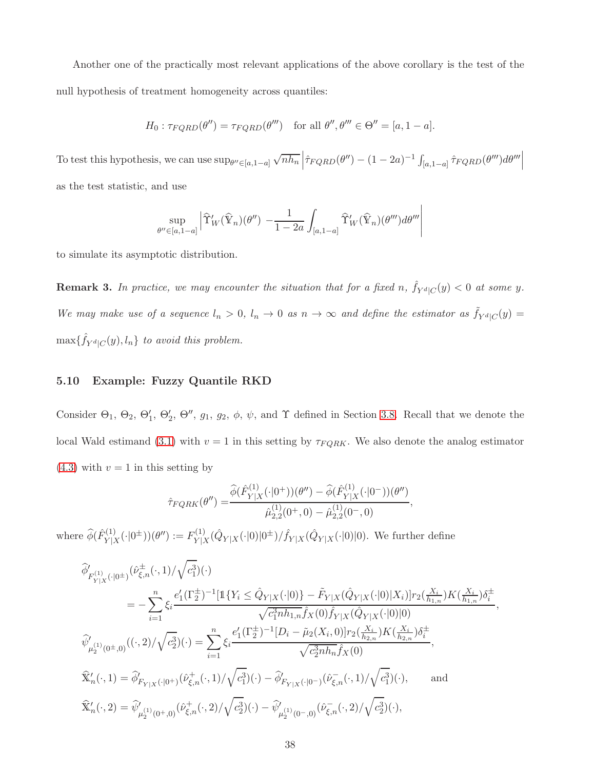Another one of the practically most relevant applications of the above corollary is the test of the null hypothesis of treatment homogeneity across quantiles:

$$H_0 : \tau_{FQRD}(\theta'') = \tau_{FQRD}(\theta''') \quad \text{for all } \theta'', \theta''' \in \Theta'' = [a, 1-a].$$

To test this hypothesis, we can use $\sup_{\theta'' \in [a,1-a]} \sqrt{nh_n} \left| \hat{\tau}_{FQRD}(\theta'') - (1-2a)^{-1} \int_{[a,1-a]} \hat{\tau}_{FQRD}(\theta''') d\theta''' \right|$ as the test statistic, and use

$$\sup_{\theta'' \in [a,1-a]} \left| \widehat{\Upsilon}'_W(\widehat{\mathbb{Y}}_n)(\theta'') - \frac{1}{1-2a} \int_{[a,1-a]} \widehat{\Upsilon}'_W(\widehat{\mathbb{Y}}_n)(\theta''') d\theta''' \right|$$

to simulate its asymptotic distribution.

**Remark 3.** *In practice, we may encounter the situation that for a fixed $n$, $\hat{f}_{Y^d|C}(y) < 0$ at some $y$. We may make use of a sequence $l_n > 0$, $l_n \to 0$ as $n \to \infty$ and define the estimator as $\tilde{f}_{Y^d|C}(y) = \max\{\hat{f}_{Y^d|C}(y), l_n\}$ to avoid this problem.*

### 5.10 Example: Fuzzy Quantile RKD

Consider $\Theta_1$, $\Theta_2$, $\Theta'_1$, $\Theta'_2$, $\Theta''$, $g_1$, $g_2$, $\phi$, $\psi$, and $\Upsilon$ defined in Section 3.8. Recall that we denote the local Wald estimand (3.1) with $v = 1$ in this setting by $\tau_{FQRK}$. We also denote the analog estimator (4.3) with $v = 1$ in this setting by

$$\hat{\tau}_{FQRK}(\theta'') = \frac{\widehat{\phi}(\hat{F}^{(1)}_{Y|X}(\cdot|0^+))(\theta'') - \widehat{\phi}(\hat{F}^{(1)}_{Y|X}(\cdot|0^-))(\theta'')}{\hat{\mu}^{(1)}_{2,2}(0^+, 0) - \hat{\mu}^{(1)}_{2,2}(0^-, 0)},$$

where $\widehat{\phi}(\hat{F}^{(1)}_{Y|X}(\cdot|0^{\pm}))(\theta'') := F^{(1)}_{Y|X}(\hat{Q}_{Y|X}(\cdot|0)|0^{\pm})/\hat{f}_{Y|X}(\hat{Q}_{Y|X}(\cdot|0)|0)$. We further define

$$\begin{aligned}
&\widehat{\phi}'_{F^{(1)}_{Y|X}(\cdot|0^{\pm})}(\hat{\nu}^{\pm}_{\xi,n}(\cdot,1)/\sqrt{c_1^3})(\cdot) \\
&\qquad = -\sum_{i=1}^n \xi_i \frac{e'_1(\Gamma_2^{\pm})^{-1}[\mathbb{1}\{Y_i \le \hat{Q}_{Y|X}(\cdot|0)\} - \tilde{F}_{Y|X}(\hat{Q}_{Y|X}(\cdot|0)|X_i)] r_2(\frac{X_i}{h_{1,n}}) K(\frac{X_i}{h_{1,n}}) \delta_i^{\pm}}{\sqrt{c_1^3 n h_{1,n}} \hat{f}_X(0) \hat{f}_{Y|X}(\hat{Q}_{Y|X}(\cdot|0)|0)}, \\
&\widehat{\psi}'_{\mu_2^{(1)}(0^{\pm},0)}((\cdot,2)/\sqrt{c_2^3})(\cdot) = \sum_{i=1}^n \xi_i \frac{e'_1(\Gamma_2^{\pm})^{-1}[D_i - \tilde{\mu}_2(X_i,0)] r_2(\frac{X_i}{h_{2,n}}) K(\frac{X_i}{h_{2,n}}) \delta_i^{\pm}}{\sqrt{c_2^3 n h_n} \hat{f}_X(0)}, \\
&\widehat{\mathbb{X}}'_n(\cdot,1) = \widehat{\phi}'_{F_{Y|X}(\cdot|0^+)}(\hat{\nu}^{+}_{\xi,n}(\cdot,1)/\sqrt{c_1^3})(\cdot) - \widehat{\phi}'_{F_{Y|X}(\cdot|0^-)}(\hat{\nu}^{-}_{\xi,n}(\cdot,1)/\sqrt{c_1^3})(\cdot), \qquad \text{and} \\
&\widehat{\mathbb{X}}'_n(\cdot,2) = \widehat{\psi}'_{\mu_2^{(1)}(0^+,0)}(\hat{\nu}^{+}_{\xi,n}(\cdot,2)/\sqrt{c_2^3})(\cdot) - \widehat{\psi}'_{\mu_2^{(1)}(0^-,0)}(\hat{\nu}^{-}_{\xi,n}(\cdot,2)/\sqrt{c_2^3})(\cdot),
\end{aligned}$$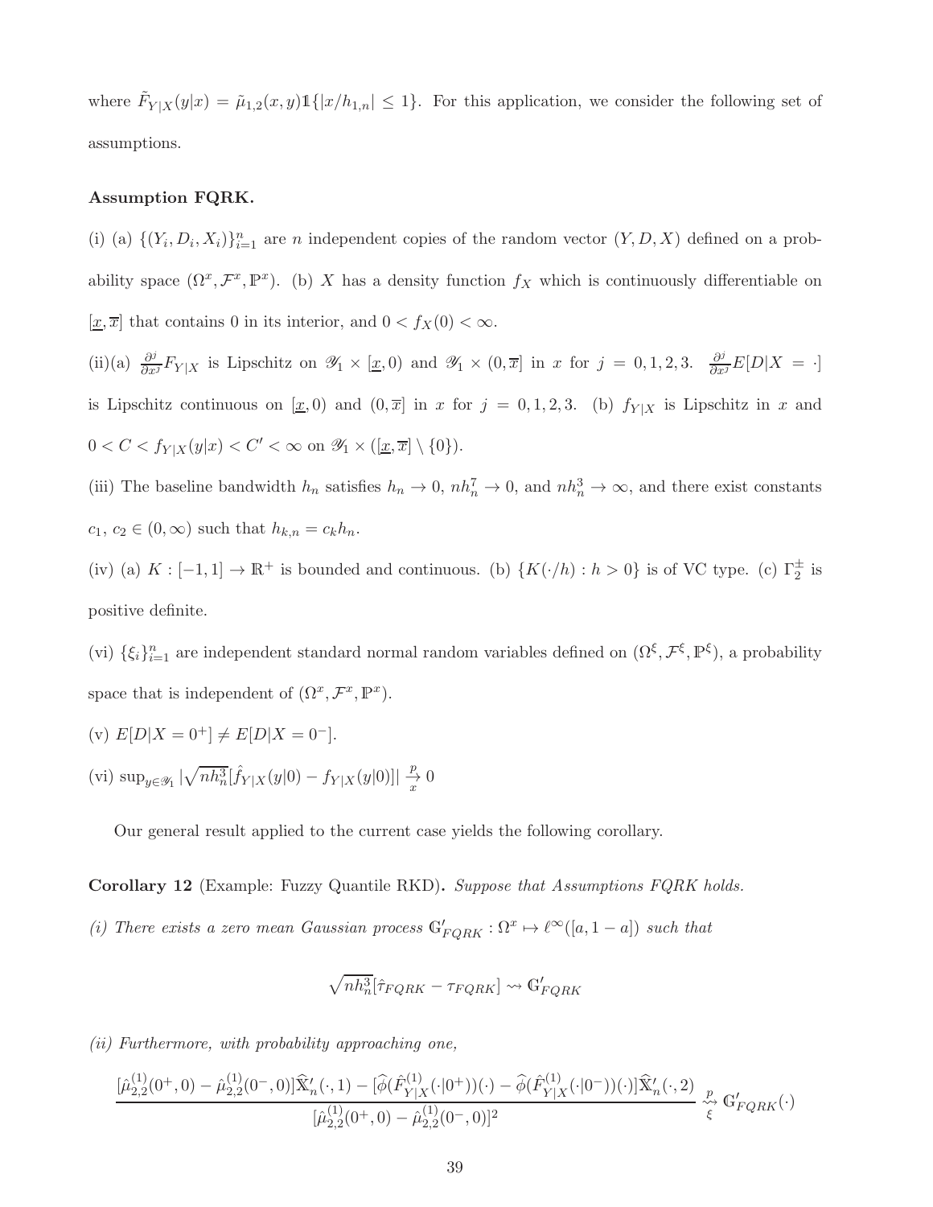where $\tilde{F}_{Y|X}(y|x) = \tilde{\mu}_{1,2}(x,y)\mathbb{1}\{|x/h_{1,n}| \leq 1\}$. For this application, we consider the following set of assumptions.

**Assumption FQRK.**

(i) (a) $\{(Y_i, D_i, X_i)\}_{i=1}^n$ are $n$ independent copies of the random vector $(Y, D, X)$ defined on a probability space $(\Omega^x, \mathcal{F}^x, \mathbb{P}^x)$. (b) $X$ has a density function $f_X$ which is continuously differentiable on $[\underline{x}, \overline{x}]$ that contains 0 in its interior, and $0 < f_X(0) < \infty$.

(ii)(a) $\frac{\partial^j}{\partial x^j} F_{Y|X}$ is Lipschitz on $\mathscr{Y}_1 \times [\underline{x}, 0)$ and $\mathscr{Y}_1 \times (0, \overline{x}]$ in $x$ for $j = 0, 1, 2, 3$. $\frac{\partial^j}{\partial x^j} E[D|X = \cdot]$ is Lipschitz continuous on $[\underline{x}, 0)$ and $(0, \overline{x}]$ in $x$ for $j = 0, 1, 2, 3$. (b) $f_{Y|X}$ is Lipschitz in $x$ and $0 < C < f_{Y|X}(y|x) < C' < \infty$ on $\mathscr{Y}_1 \times ([\underline{x}, \overline{x}] \setminus \{0\})$.

(iii) The baseline bandwidth $h_n$ satisfies $h_n \to 0$, $nh_n^7 \to 0$, and $nh_n^3 \to \infty$, and there exist constants $c_1$, $c_2 \in (0, \infty)$ such that $h_{k,n} = c_k h_n$.

(iv) (a) $K : [-1, 1] \to \mathbb{R}^+$ is bounded and continuous. (b) $\{K(\cdot/h) : h > 0\}$ is of VC type. (c) $\Gamma_2^{\pm}$ is positive definite.

(vi) $\{\xi_i\}_{i=1}^n$ are independent standard normal random variables defined on $(\Omega^\xi, \mathcal{F}^\xi, \mathbb{P}^\xi)$, a probability space that is independent of $(\Omega^x, \mathcal{F}^x, \mathbb{P}^x)$.

(v) $E[D|X = 0^+] \neq E[D|X = 0^-]$.

(vi) $\sup_{y \in \mathscr{Y}_1} |\sqrt{nh_n^3}[\hat{f}_{Y|X}(y|0) - f_{Y|X}(y|0)]| \underset{x}{\overset{p}{\to}} 0$

Our general result applied to the current case yields the following corollary.

**Corollary 12** (Example: Fuzzy Quantile RKD)**.** *Suppose that Assumptions FQRK holds.*

*(i) There exists a zero mean Gaussian process $\mathbb{G}'_{FQRK} : \Omega^x \mapsto \ell^\infty([a, 1-a])$ such that*

$$\sqrt{nh_n^3}[\hat{\tau}_{FQRK} - \tau_{FQRK}] \rightsquigarrow \mathbb{G}'_{FQRK}$$

*(ii) Furthermore, with probability approaching one,*

$$\frac{[\hat{\mu}_{2,2}^{(1)}(0^+, 0) - \hat{\mu}_{2,2}^{(1)}(0^-, 0)]\widehat{\mathbb{X}}'_n(\cdot, 1) - [\widehat{\phi}(\hat{F}_{Y|X}^{(1)}(\cdot|0^+))(\cdot) - \widehat{\phi}(\hat{F}_{Y|X}^{(1)}(\cdot|0^-))(\cdot)]\widehat{\mathbb{X}}'_n(\cdot, 2)}{[\hat{\mu}_{2,2}^{(1)}(0^+, 0) - \hat{\mu}_{2,2}^{(1)}(0^-, 0)]^2} \underset{\xi}{\overset{p}{\rightsquigarrow}} \mathbb{G}'_{FQRK}(\cdot)$$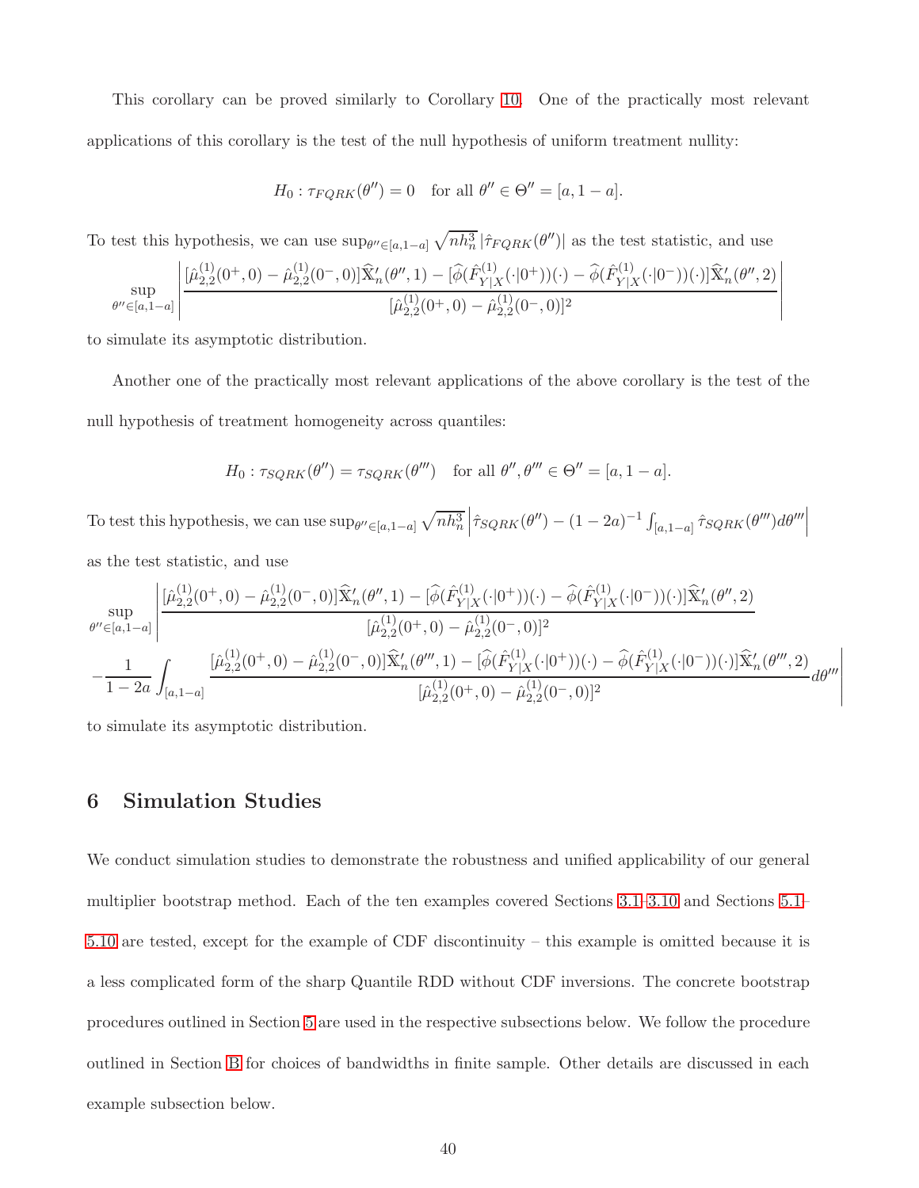This corollary can be proved similarly to Corollary 10. One of the practically most relevant applications of this corollary is the test of the null hypothesis of uniform treatment nullity:

$$H_0 : \tau_{FQRK}(\theta'') = 0 \quad \text{for all } \theta'' \in \Theta'' = [a, 1-a].$$

To test this hypothesis, we can use $\sup_{\theta'' \in [a,1-a]} \sqrt{nh_n^3}\, |\hat{\tau}_{FQRK}(\theta'')|$ as the test statistic, and use

$$\sup_{\theta'' \in [a,1-a]} \left| \frac{[\hat{\mu}^{(1)}_{2,2}(0^+,0) - \hat{\mu}^{(1)}_{2,2}(0^-,0)]\widehat{\mathbb{X}}'_n(\theta'',1) - [\widehat{\phi}(\hat{F}^{(1)}_{Y|X}(\cdot|0^+))(\cdot) - \widehat{\phi}(\hat{F}^{(1)}_{Y|X}(\cdot|0^-))(\cdot)]\widehat{\mathbb{X}}'_n(\theta'',2)}{[\hat{\mu}^{(1)}_{2,2}(0^+,0) - \hat{\mu}^{(1)}_{2,2}(0^-,0)]^2} \right|$$

to simulate its asymptotic distribution.

Another one of the practically most relevant applications of the above corollary is the test of the null hypothesis of treatment homogeneity across quantiles:

$$H_0 : \tau_{SQRK}(\theta'') = \tau_{SQRK}(\theta''') \quad \text{for all } \theta'', \theta''' \in \Theta'' = [a, 1-a].$$

To test this hypothesis, we can use $\sup_{\theta'' \in [a,1-a]} \sqrt{nh_n^3} \left| \hat{\tau}_{SQRK}(\theta'') - (1-2a)^{-1} \int_{[a,1-a]} \hat{\tau}_{SQRK}(\theta''')d\theta''' \right|$ as the test statistic, and use

$$\sup_{\theta'' \in [a,1-a]} \left| \frac{[\hat{\mu}^{(1)}_{2,2}(0^+,0) - \hat{\mu}^{(1)}_{2,2}(0^-,0)]\widehat{\mathbb{X}}'_n(\theta'',1) - [\widehat{\phi}(\hat{F}^{(1)}_{Y|X}(\cdot|0^+))(\cdot) - \widehat{\phi}(\hat{F}^{(1)}_{Y|X}(\cdot|0^-))(\cdot)]\widehat{\mathbb{X}}'_n(\theta'',2)}{[\hat{\mu}^{(1)}_{2,2}(0^+,0) - \hat{\mu}^{(1)}_{2,2}(0^-,0)]^2} \right.$$
$$\left. - \frac{1}{1-2a} \int_{[a,1-a]} \frac{[\hat{\mu}^{(1)}_{2,2}(0^+,0) - \hat{\mu}^{(1)}_{2,2}(0^-,0)]\widehat{\mathbb{X}}'_n(\theta''',1) - [\widehat{\phi}(\hat{F}^{(1)}_{Y|X}(\cdot|0^+))(\cdot) - \widehat{\phi}(\hat{F}^{(1)}_{Y|X}(\cdot|0^-))(\cdot)]\widehat{\mathbb{X}}'_n(\theta''',2)}{[\hat{\mu}^{(1)}_{2,2}(0^+,0) - \hat{\mu}^{(1)}_{2,2}(0^-,0)]^2} d\theta''' \right|$$

to simulate its asymptotic distribution.

# 6 Simulation Studies

We conduct simulation studies to demonstrate the robustness and unified applicability of our general multiplier bootstrap method. Each of the ten examples covered Sections 3.1–3.10 and Sections 5.1–5.10 are tested, except for the example of CDF discontinuity – this example is omitted because it is a less complicated form of the sharp Quantile RDD without CDF inversions. The concrete bootstrap procedures outlined in Section 5 are used in the respective subsections below. We follow the procedure outlined in Section B for choices of bandwidths in finite sample. Other details are discussed in each example subsection below.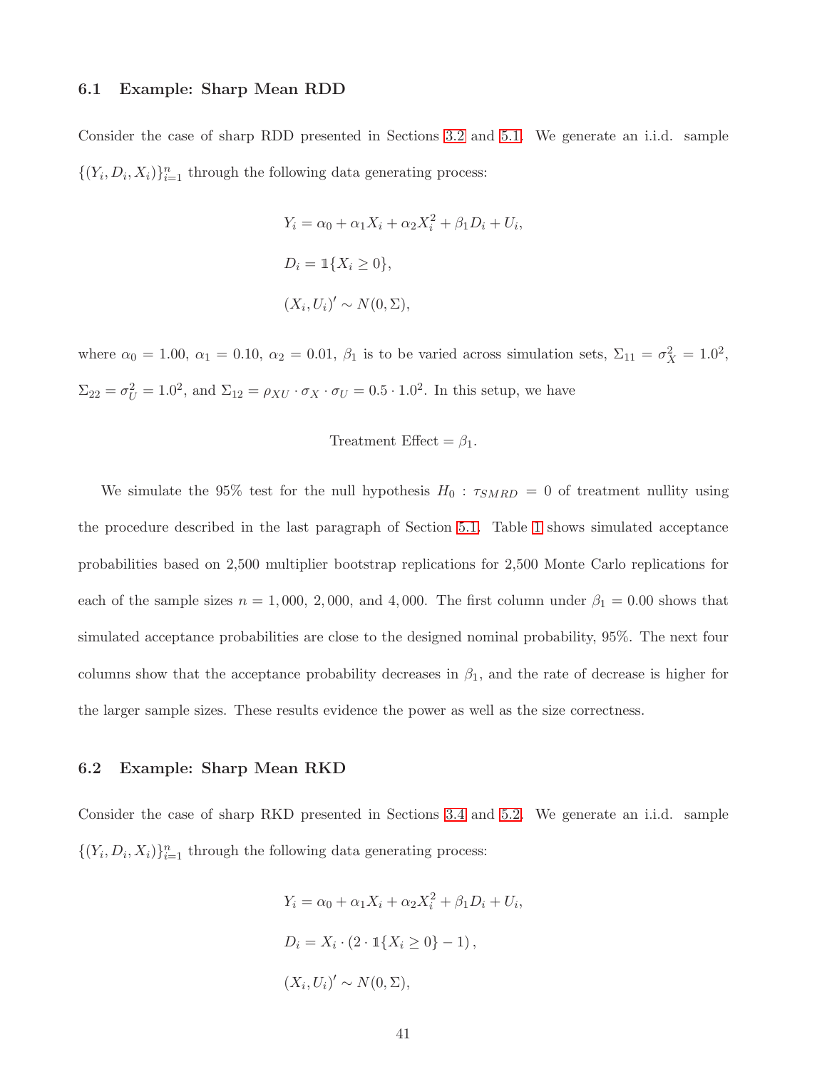### 6.1 Example: Sharp Mean RDD

Consider the case of sharp RDD presented in Sections 3.2 and 5.1. We generate an i.i.d. sample $\{(Y_i, D_i, X_i)\}_{i=1}^n$ through the following data generating process:

$$Y_i = \alpha_0 + \alpha_1 X_i + \alpha_2 X_i^2 + \beta_1 D_i + U_i,$$

$$D_i = \mathbb{1}\{X_i \geq 0\},$$

$$(X_i, U_i)' \sim N(0, \Sigma),$$

where $\alpha_0 = 1.00$, $\alpha_1 = 0.10$, $\alpha_2 = 0.01$, $\beta_1$ is to be varied across simulation sets, $\Sigma_{11} = \sigma_X^2 = 1.0^2$, $\Sigma_{22} = \sigma_U^2 = 1.0^2$, and $\Sigma_{12} = \rho_{XU} \cdot \sigma_X \cdot \sigma_U = 0.5 \cdot 1.0^2$. In this setup, we have

$$\text{Treatment Effect} = \beta_1.$$

We simulate the 95% test for the null hypothesis $H_0 : \tau_{SMRD} = 0$ of treatment nullity using the procedure described in the last paragraph of Section 5.1. Table 1 shows simulated acceptance probabilities based on 2,500 multiplier bootstrap replications for 2,500 Monte Carlo replications for each of the sample sizes $n = 1,000$, $2,000$, and $4,000$. The first column under $\beta_1 = 0.00$ shows that simulated acceptance probabilities are close to the designed nominal probability, 95%. The next four columns show that the acceptance probability decreases in $\beta_1$, and the rate of decrease is higher for the larger sample sizes. These results evidence the power as well as the size correctness.

### 6.2 Example: Sharp Mean RKD

Consider the case of sharp RKD presented in Sections 3.4 and 5.2. We generate an i.i.d. sample $\{(Y_i, D_i, X_i)\}_{i=1}^n$ through the following data generating process:

$$Y_i = \alpha_0 + \alpha_1 X_i + \alpha_2 X_i^2 + \beta_1 D_i + U_i,$$

$$D_i = X_i \cdot (2 \cdot \mathbb{1}\{X_i \geq 0\} - 1),$$

$$(X_i, U_i)' \sim N(0, \Sigma),$$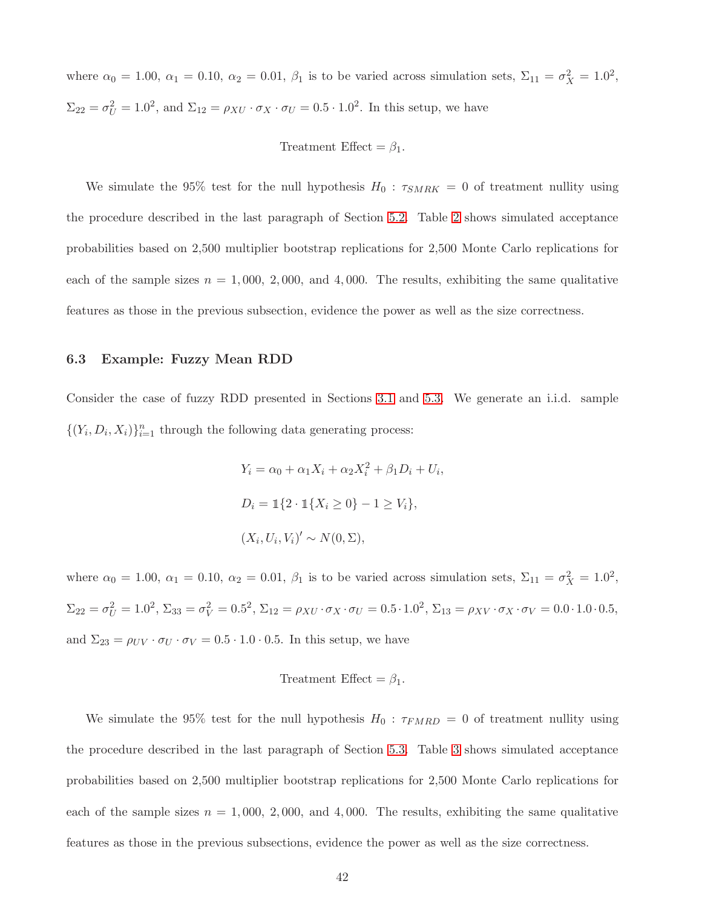where $\alpha_0 = 1.00$, $\alpha_1 = 0.10$, $\alpha_2 = 0.01$, $\beta_1$ is to be varied across simulation sets, $\Sigma_{11} = \sigma_X^2 = 1.0^2$, $\Sigma_{22} = \sigma_U^2 = 1.0^2$, and $\Sigma_{12} = \rho_{XU} \cdot \sigma_X \cdot \sigma_U = 0.5 \cdot 1.0^2$. In this setup, we have

$$\text{Treatment Effect} = \beta_1.$$

We simulate the 95% test for the null hypothesis $H_0 : \tau_{SMRK} = 0$ of treatment nullity using the procedure described in the last paragraph of Section 5.2. Table 2 shows simulated acceptance probabilities based on 2,500 multiplier bootstrap replications for 2,500 Monte Carlo replications for each of the sample sizes $n = 1,000$, $2,000$, and $4,000$. The results, exhibiting the same qualitative features as those in the previous subsection, evidence the power as well as the size correctness.

### 6.3 Example: Fuzzy Mean RDD

Consider the case of fuzzy RDD presented in Sections 3.1 and 5.3. We generate an i.i.d. sample $\{(Y_i, D_i, X_i)\}_{i=1}^n$ through the following data generating process:

$$Y_i = \alpha_0 + \alpha_1 X_i + \alpha_2 X_i^2 + \beta_1 D_i + U_i,$$

$$D_i = \mathbb{1}\{2 \cdot \mathbb{1}\{X_i \geq 0\} - 1 \geq V_i\},$$

$$(X_i, U_i, V_i)' \sim N(0, \Sigma),$$

where $\alpha_0 = 1.00$, $\alpha_1 = 0.10$, $\alpha_2 = 0.01$, $\beta_1$ is to be varied across simulation sets, $\Sigma_{11} = \sigma_X^2 = 1.0^2$, $\Sigma_{22} = \sigma_U^2 = 1.0^2$, $\Sigma_{33} = \sigma_V^2 = 0.5^2$, $\Sigma_{12} = \rho_{XU} \cdot \sigma_X \cdot \sigma_U = 0.5 \cdot 1.0^2$, $\Sigma_{13} = \rho_{XV} \cdot \sigma_X \cdot \sigma_V = 0.0 \cdot 1.0 \cdot 0.5$, and $\Sigma_{23} = \rho_{UV} \cdot \sigma_U \cdot \sigma_V = 0.5 \cdot 1.0 \cdot 0.5$. In this setup, we have

$$\text{Treatment Effect} = \beta_1.$$

We simulate the 95% test for the null hypothesis $H_0 : \tau_{FMRD} = 0$ of treatment nullity using the procedure described in the last paragraph of Section 5.3. Table 3 shows simulated acceptance probabilities based on 2,500 multiplier bootstrap replications for 2,500 Monte Carlo replications for each of the sample sizes $n = 1,000$, $2,000$, and $4,000$. The results, exhibiting the same qualitative features as those in the previous subsections, evidence the power as well as the size correctness.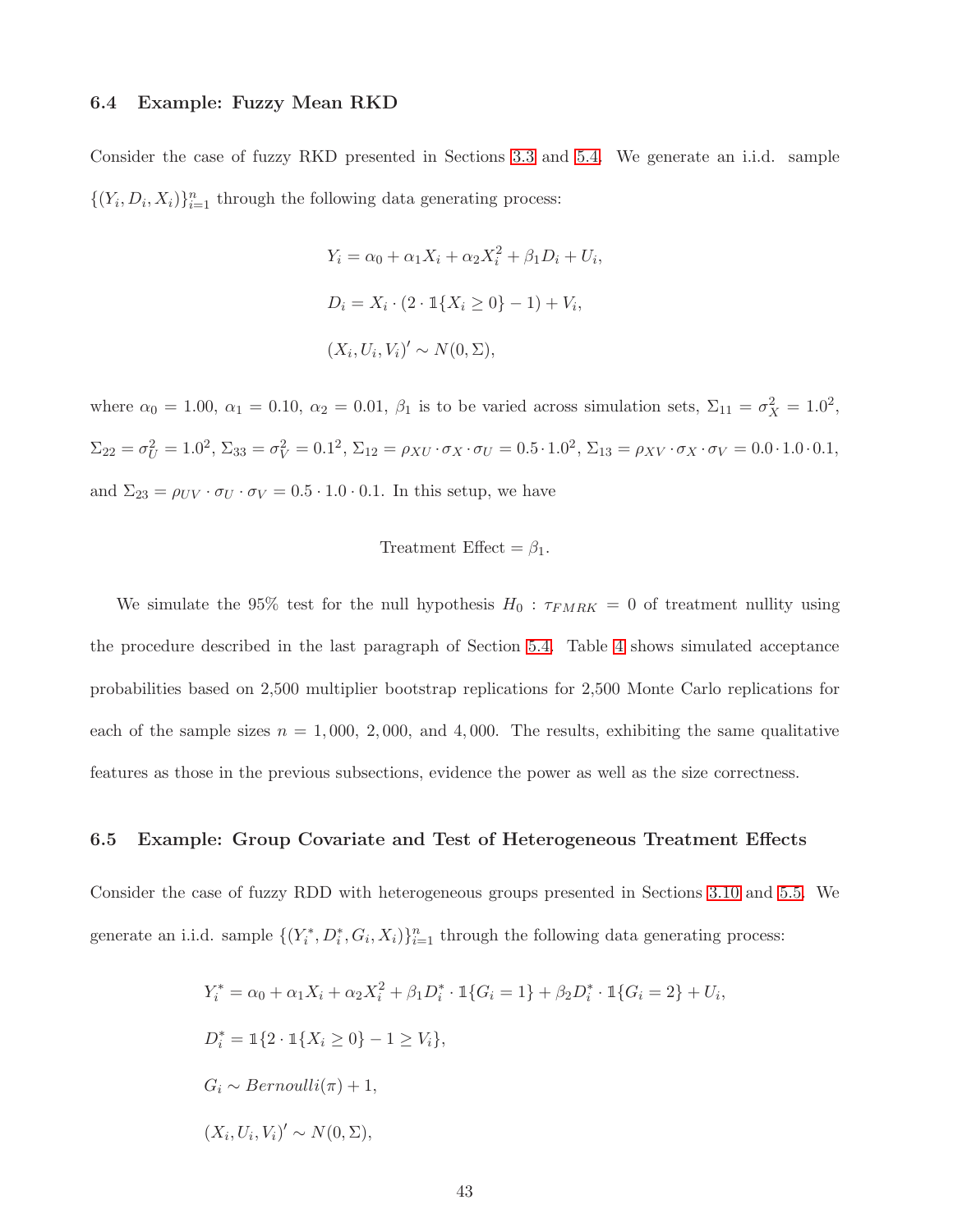### 6.4 Example: Fuzzy Mean RKD

Consider the case of fuzzy RKD presented in Sections 3.3 and 5.4. We generate an i.i.d. sample $\{(Y_i, D_i, X_i)\}_{i=1}^n$ through the following data generating process:

$$Y_i = \alpha_0 + \alpha_1 X_i + \alpha_2 X_i^2 + \beta_1 D_i + U_i,$$

$$D_i = X_i \cdot (2 \cdot \mathbb{1}\{X_i \geq 0\} - 1) + V_i,$$

$$(X_i, U_i, V_i)' \sim N(0, \Sigma),$$

where $\alpha_0 = 1.00$, $\alpha_1 = 0.10$, $\alpha_2 = 0.01$, $\beta_1$ is to be varied across simulation sets, $\Sigma_{11} = \sigma_X^2 = 1.0^2$, $\Sigma_{22} = \sigma_U^2 = 1.0^2$, $\Sigma_{33} = \sigma_V^2 = 0.1^2$, $\Sigma_{12} = \rho_{XU} \cdot \sigma_X \cdot \sigma_U = 0.5 \cdot 1.0^2$, $\Sigma_{13} = \rho_{XV} \cdot \sigma_X \cdot \sigma_V = 0.0 \cdot 1.0 \cdot 0.1$, and $\Sigma_{23} = \rho_{UV} \cdot \sigma_U \cdot \sigma_V = 0.5 \cdot 1.0 \cdot 0.1$. In this setup, we have

$$\text{Treatment Effect} = \beta_1.$$

We simulate the 95% test for the null hypothesis $H_0 : \tau_{FMRK} = 0$ of treatment nullity using the procedure described in the last paragraph of Section 5.4. Table 4 shows simulated acceptance probabilities based on 2,500 multiplier bootstrap replications for 2,500 Monte Carlo replications for each of the sample sizes $n = 1,000$, $2,000$, and $4,000$. The results, exhibiting the same qualitative features as those in the previous subsections, evidence the power as well as the size correctness.

### 6.5 Example: Group Covariate and Test of Heterogeneous Treatment Effects

Consider the case of fuzzy RDD with heterogeneous groups presented in Sections 3.10 and 5.5. We generate an i.i.d. sample $\{(Y_i^*, D_i^*, G_i, X_i)\}_{i=1}^n$ through the following data generating process:

$$Y_i^* = \alpha_0 + \alpha_1 X_i + \alpha_2 X_i^2 + \beta_1 D_i^* \cdot \mathbb{1}\{G_i = 1\} + \beta_2 D_i^* \cdot \mathbb{1}\{G_i = 2\} + U_i,$$

$$D_i^* = \mathbb{1}\{2 \cdot \mathbb{1}\{X_i \geq 0\} - 1 \geq V_i\},$$

$$G_i \sim Bernoulli(\pi) + 1,$$

$$(X_i, U_i, V_i)' \sim N(0, \Sigma),$$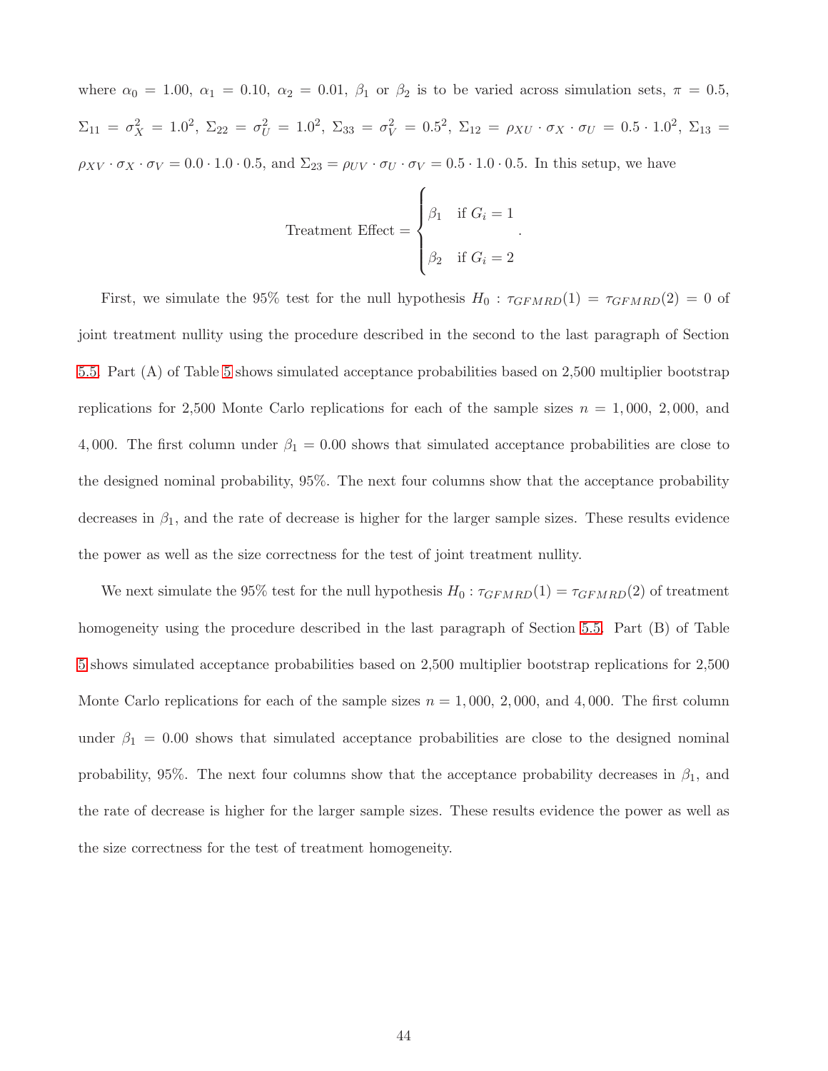where $\alpha_0 = 1.00$, $\alpha_1 = 0.10$, $\alpha_2 = 0.01$, $\beta_1$ or $\beta_2$ is to be varied across simulation sets, $\pi = 0.5$, $\Sigma_{11} = \sigma_X^2 = 1.0^2$, $\Sigma_{22} = \sigma_U^2 = 1.0^2$, $\Sigma_{33} = \sigma_V^2 = 0.5^2$, $\Sigma_{12} = \rho_{XU} \cdot \sigma_X \cdot \sigma_U = 0.5 \cdot 1.0^2$, $\Sigma_{13} = \rho_{XV} \cdot \sigma_X \cdot \sigma_V = 0.0 \cdot 1.0 \cdot 0.5$, and $\Sigma_{23} = \rho_{UV} \cdot \sigma_U \cdot \sigma_V = 0.5 \cdot 1.0 \cdot 0.5$. In this setup, we have

$$\text{Treatment Effect} = \begin{cases} \beta_1 & \text{if } G_i = 1 \\ \\ \beta_2 & \text{if } G_i = 2 \end{cases}.$$

First, we simulate the 95% test for the null hypothesis $H_0 : \tau_{GFMRD}(1) = \tau_{GFMRD}(2) = 0$ of joint treatment nullity using the procedure described in the second to the last paragraph of Section 5.5. Part (A) of Table 5 shows simulated acceptance probabilities based on 2,500 multiplier bootstrap replications for 2,500 Monte Carlo replications for each of the sample sizes $n = 1,000$, $2,000$, and $4,000$. The first column under $\beta_1 = 0.00$ shows that simulated acceptance probabilities are close to the designed nominal probability, 95%. The next four columns show that the acceptance probability decreases in $\beta_1$, and the rate of decrease is higher for the larger sample sizes. These results evidence the power as well as the size correctness for the test of joint treatment nullity.

We next simulate the 95% test for the null hypothesis $H_0 : \tau_{GFMRD}(1) = \tau_{GFMRD}(2)$ of treatment homogeneity using the procedure described in the last paragraph of Section 5.5. Part (B) of Table 5 shows simulated acceptance probabilities based on 2,500 multiplier bootstrap replications for 2,500 Monte Carlo replications for each of the sample sizes $n = 1,000$, $2,000$, and $4,000$. The first column under $\beta_1 = 0.00$ shows that simulated acceptance probabilities are close to the designed nominal probability, 95%. The next four columns show that the acceptance probability decreases in $\beta_1$, and the rate of decrease is higher for the larger sample sizes. These results evidence the power as well as the size correctness for the test of treatment homogeneity.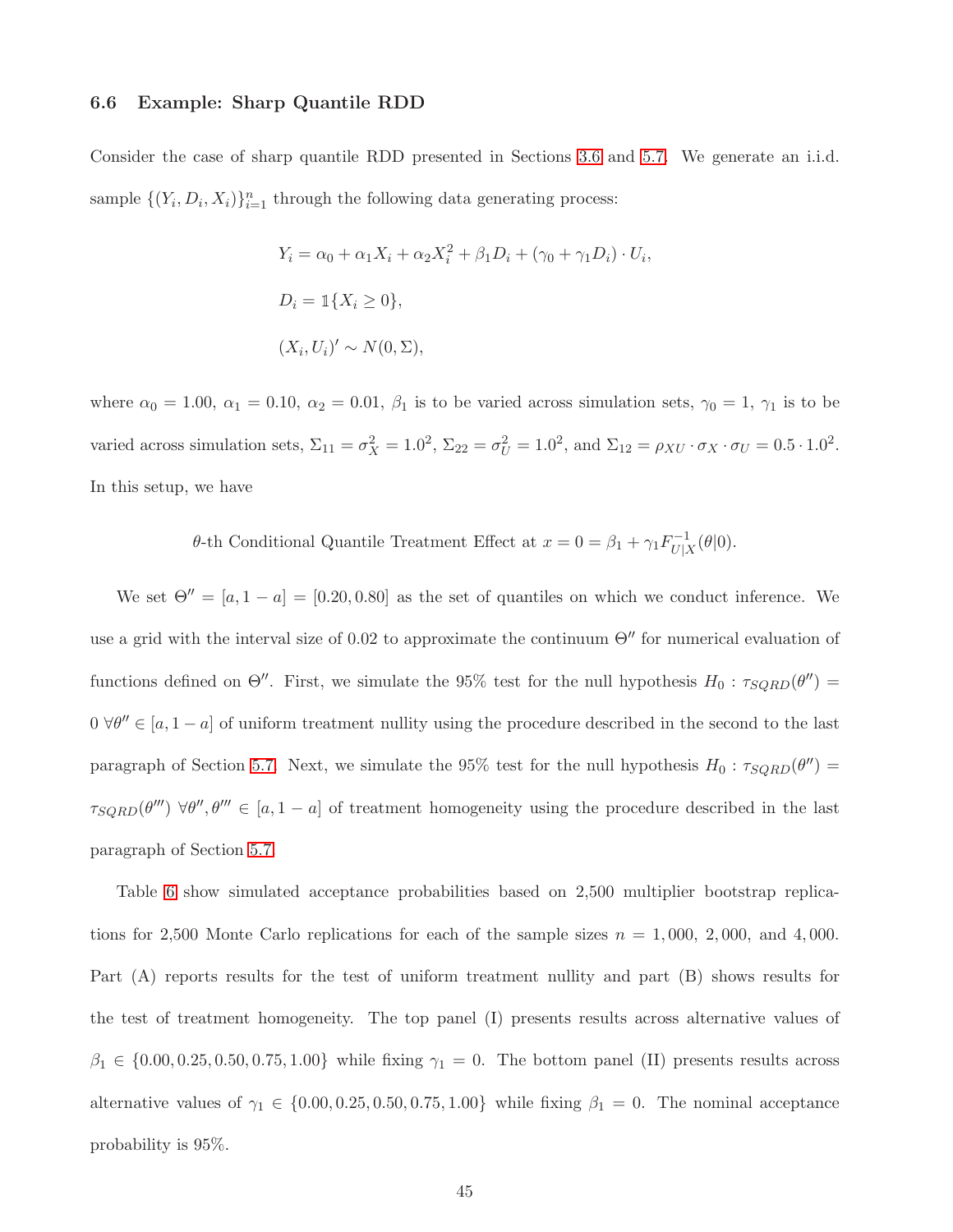### 6.6 Example: Sharp Quantile RDD

Consider the case of sharp quantile RDD presented in Sections 3.6 and 5.7. We generate an i.i.d. sample $\{(Y_i, D_i, X_i)\}_{i=1}^n$ through the following data generating process:

$$Y_i = \alpha_0 + \alpha_1 X_i + \alpha_2 X_i^2 + \beta_1 D_i + (\gamma_0 + \gamma_1 D_i) \cdot U_i,$$

$$D_i = \mathbb{1}\{X_i \geq 0\},$$

$$(X_i, U_i)' \sim N(0, \Sigma),$$

where $\alpha_0 = 1.00$, $\alpha_1 = 0.10$, $\alpha_2 = 0.01$, $\beta_1$ is to be varied across simulation sets, $\gamma_0 = 1$, $\gamma_1$ is to be varied across simulation sets, $\Sigma_{11} = \sigma_X^2 = 1.0^2$, $\Sigma_{22} = \sigma_U^2 = 1.0^2$, and $\Sigma_{12} = \rho_{XU} \cdot \sigma_X \cdot \sigma_U = 0.5 \cdot 1.0^2$. In this setup, we have

$$\theta\text{-th Conditional Quantile Treatment Effect at } x = 0 = \beta_1 + \gamma_1 F_{U|X}^{-1}(\theta|0).$$

We set $\Theta'' = [a, 1-a] = [0.20, 0.80]$ as the set of quantiles on which we conduct inference. We use a grid with the interval size of 0.02 to approximate the continuum $\Theta''$ for numerical evaluation of functions defined on $\Theta''$. First, we simulate the 95% test for the null hypothesis $H_0 : \tau_{SQRD}(\theta'') = 0 \ \forall \theta'' \in [a, 1-a]$ of uniform treatment nullity using the procedure described in the second to the last paragraph of Section 5.7. Next, we simulate the 95% test for the null hypothesis $H_0 : \tau_{SQRD}(\theta'') = \tau_{SQRD}(\theta''') \ \forall \theta'', \theta''' \in [a, 1-a]$ of treatment homogeneity using the procedure described in the last paragraph of Section 5.7.

Table 6 show simulated acceptance probabilities based on 2,500 multiplier bootstrap replications for 2,500 Monte Carlo replications for each of the sample sizes $n = 1,000$, $2,000$, and $4,000$. Part (A) reports results for the test of uniform treatment nullity and part (B) shows results for the test of treatment homogeneity. The top panel (I) presents results across alternative values of $\beta_1 \in \{0.00, 0.25, 0.50, 0.75, 1.00\}$ while fixing $\gamma_1 = 0$. The bottom panel (II) presents results across alternative values of $\gamma_1 \in \{0.00, 0.25, 0.50, 0.75, 1.00\}$ while fixing $\beta_1 = 0$. The nominal acceptance probability is 95%.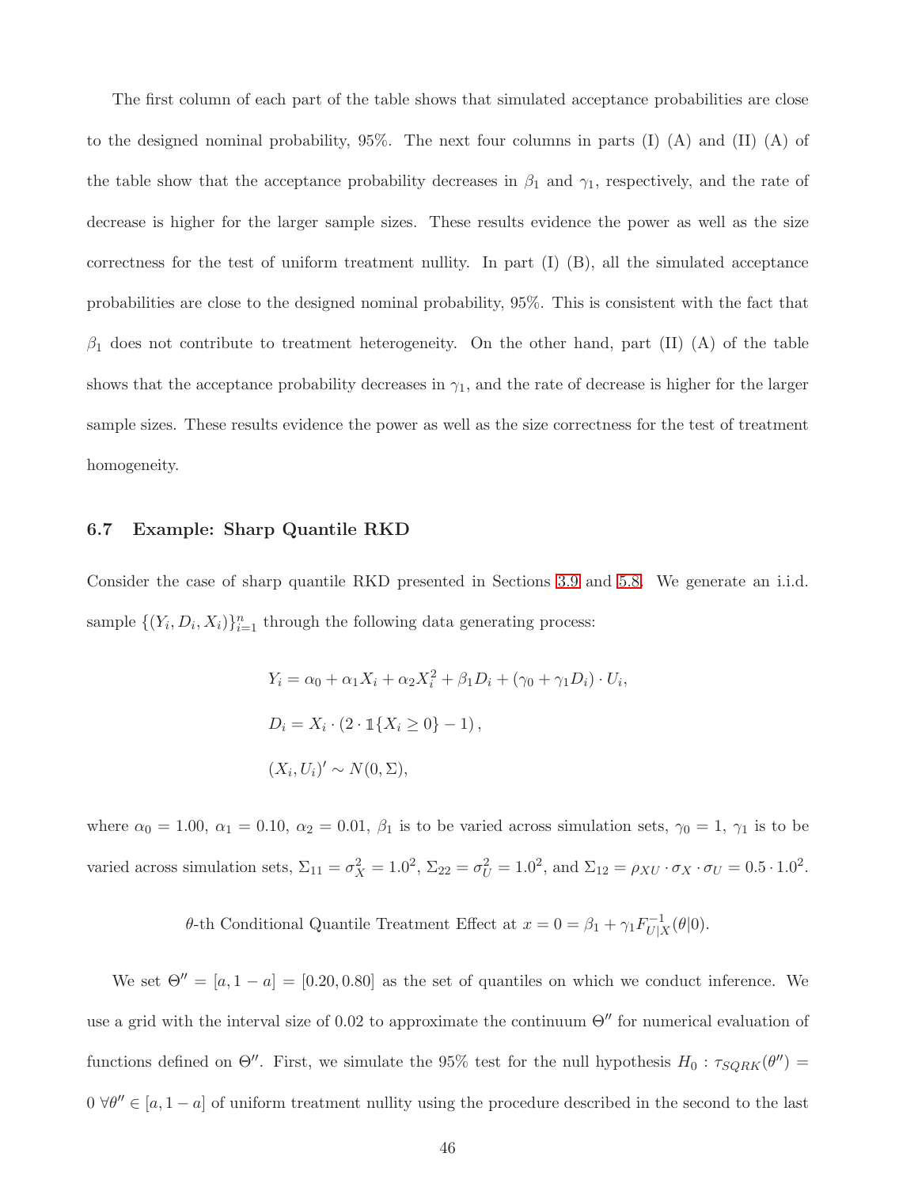The first column of each part of the table shows that simulated acceptance probabilities are close to the designed nominal probability, 95%. The next four columns in parts (I) (A) and (II) (A) of the table show that the acceptance probability decreases in $\beta_1$ and $\gamma_1$, respectively, and the rate of decrease is higher for the larger sample sizes. These results evidence the power as well as the size correctness for the test of uniform treatment nullity. In part (I) (B), all the simulated acceptance probabilities are close to the designed nominal probability, 95%. This is consistent with the fact that $\beta_1$ does not contribute to treatment heterogeneity. On the other hand, part (II) (A) of the table shows that the acceptance probability decreases in $\gamma_1$, and the rate of decrease is higher for the larger sample sizes. These results evidence the power as well as the size correctness for the test of treatment homogeneity.

### 6.7 Example: Sharp Quantile RKD

Consider the case of sharp quantile RKD presented in Sections 3.9 and 5.8. We generate an i.i.d. sample $\{(Y_i, D_i, X_i)\}_{i=1}^n$ through the following data generating process:

$$Y_i = \alpha_0 + \alpha_1 X_i + \alpha_2 X_i^2 + \beta_1 D_i + (\gamma_0 + \gamma_1 D_i) \cdot U_i,$$

$$D_i = X_i \cdot (2 \cdot \mathbb{1}\{X_i \geq 0\} - 1),$$

$$(X_i, U_i)' \sim N(0, \Sigma),$$

where $\alpha_0 = 1.00$, $\alpha_1 = 0.10$, $\alpha_2 = 0.01$, $\beta_1$ is to be varied across simulation sets, $\gamma_0 = 1$, $\gamma_1$ is to be varied across simulation sets, $\Sigma_{11} = \sigma_X^2 = 1.0^2$, $\Sigma_{22} = \sigma_U^2 = 1.0^2$, and $\Sigma_{12} = \rho_{XU} \cdot \sigma_X \cdot \sigma_U = 0.5 \cdot 1.0^2$.

$$\theta\text{-th Conditional Quantile Treatment Effect at } x = 0 = \beta_1 + \gamma_1 F_{U|X}^{-1}(\theta|0).$$

We set $\Theta'' = [a, 1-a] = [0.20, 0.80]$ as the set of quantiles on which we conduct inference. We use a grid with the interval size of 0.02 to approximate the continuum $\Theta''$ for numerical evaluation of functions defined on $\Theta''$. First, we simulate the 95% test for the null hypothesis $H_0 : \tau_{SQRK}(\theta'') = 0 \ \forall \theta'' \in [a, 1-a]$ of uniform treatment nullity using the procedure described in the second to the last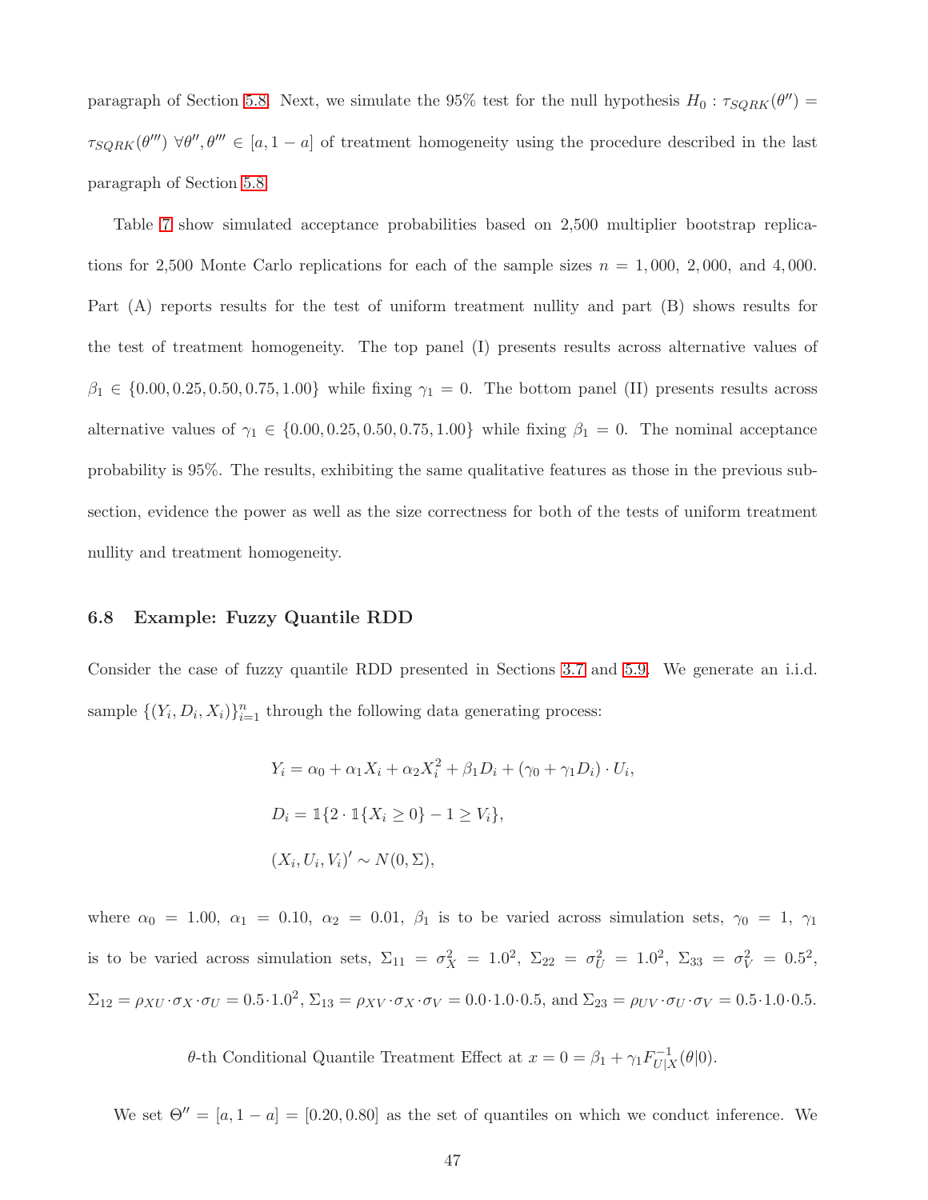paragraph of Section 5.8. Next, we simulate the 95% test for the null hypothesis $H_0 : \tau_{SQRK}(\theta'') = \tau_{SQRK}(\theta''') \; \forall \theta'', \theta''' \in [a, 1-a]$ of treatment homogeneity using the procedure described in the last paragraph of Section 5.8.

Table 7 show simulated acceptance probabilities based on 2,500 multiplier bootstrap replications for 2,500 Monte Carlo replications for each of the sample sizes $n = 1,000$, $2,000$, and $4,000$. Part (A) reports results for the test of uniform treatment nullity and part (B) shows results for the test of treatment homogeneity. The top panel (I) presents results across alternative values of $\beta_1 \in \{0.00, 0.25, 0.50, 0.75, 1.00\}$ while fixing $\gamma_1 = 0$. The bottom panel (II) presents results across alternative values of $\gamma_1 \in \{0.00, 0.25, 0.50, 0.75, 1.00\}$ while fixing $\beta_1 = 0$. The nominal acceptance probability is 95%. The results, exhibiting the same qualitative features as those in the previous subsection, evidence the power as well as the size correctness for both of the tests of uniform treatment nullity and treatment homogeneity.

### 6.8 Example: Fuzzy Quantile RDD

Consider the case of fuzzy quantile RDD presented in Sections 3.7 and 5.9. We generate an i.i.d. sample $\{(Y_i, D_i, X_i)\}_{i=1}^n$ through the following data generating process:

$$Y_i = \alpha_0 + \alpha_1 X_i + \alpha_2 X_i^2 + \beta_1 D_i + (\gamma_0 + \gamma_1 D_i) \cdot U_i,$$

$$D_i = \mathbb{1}\{2 \cdot \mathbb{1}\{X_i \geq 0\} - 1 \geq V_i\},$$

$$(X_i, U_i, V_i)' \sim N(0, \Sigma),$$

where $\alpha_0 = 1.00$, $\alpha_1 = 0.10$, $\alpha_2 = 0.01$, $\beta_1$ is to be varied across simulation sets, $\gamma_0 = 1$, $\gamma_1$ is to be varied across simulation sets, $\Sigma_{11} = \sigma_X^2 = 1.0^2$, $\Sigma_{22} = \sigma_U^2 = 1.0^2$, $\Sigma_{33} = \sigma_V^2 = 0.5^2$, $\Sigma_{12} = \rho_{XU} \cdot \sigma_X \cdot \sigma_U = 0.5 \cdot 1.0^2$, $\Sigma_{13} = \rho_{XV} \cdot \sigma_X \cdot \sigma_V = 0.0 \cdot 1.0 \cdot 0.5$, and $\Sigma_{23} = \rho_{UV} \cdot \sigma_U \cdot \sigma_V = 0.5 \cdot 1.0 \cdot 0.5$.

$$\theta\text{-th Conditional Quantile Treatment Effect at } x = 0 = \beta_1 + \gamma_1 F_{U|X}^{-1}(\theta|0).$$

We set $\Theta'' = [a, 1-a] = [0.20, 0.80]$ as the set of quantiles on which we conduct inference. We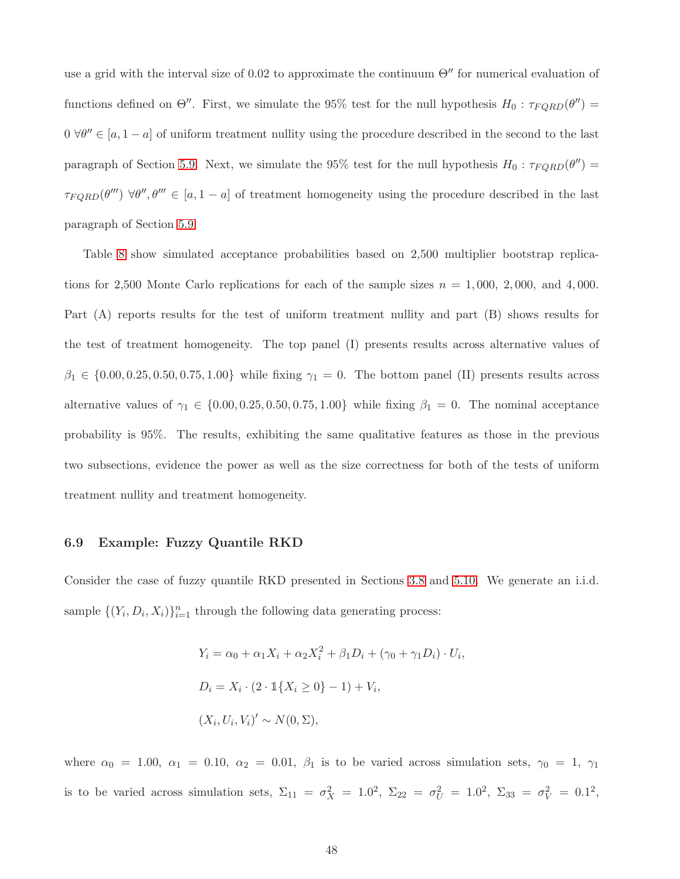use a grid with the interval size of 0.02 to approximate the continuum $\Theta''$ for numerical evaluation of functions defined on $\Theta''$. First, we simulate the 95% test for the null hypothesis $H_0 : \tau_{FQRD}(\theta'') = 0 \ \forall \theta'' \in [a, 1-a]$ of uniform treatment nullity using the procedure described in the second to the last paragraph of Section 5.9. Next, we simulate the 95% test for the null hypothesis $H_0 : \tau_{FQRD}(\theta'') = \tau_{FQRD}(\theta''') \ \forall \theta'', \theta''' \in [a, 1-a]$ of treatment homogeneity using the procedure described in the last paragraph of Section 5.9.

Table 8 show simulated acceptance probabilities based on 2,500 multiplier bootstrap replications for 2,500 Monte Carlo replications for each of the sample sizes $n = 1,000$, $2,000$, and $4,000$. Part (A) reports results for the test of uniform treatment nullity and part (B) shows results for the test of treatment homogeneity. The top panel (I) presents results across alternative values of $\beta_1 \in \{0.00, 0.25, 0.50, 0.75, 1.00\}$ while fixing $\gamma_1 = 0$. The bottom panel (II) presents results across alternative values of $\gamma_1 \in \{0.00, 0.25, 0.50, 0.75, 1.00\}$ while fixing $\beta_1 = 0$. The nominal acceptance probability is 95%. The results, exhibiting the same qualitative features as those in the previous two subsections, evidence the power as well as the size correctness for both of the tests of uniform treatment nullity and treatment homogeneity.

### 6.9 Example: Fuzzy Quantile RKD

Consider the case of fuzzy quantile RKD presented in Sections 3.8 and 5.10. We generate an i.i.d. sample $\{(Y_i, D_i, X_i)\}_{i=1}^n$ through the following data generating process:

$$Y_i = \alpha_0 + \alpha_1 X_i + \alpha_2 X_i^2 + \beta_1 D_i + (\gamma_0 + \gamma_1 D_i) \cdot U_i,$$

$$D_i = X_i \cdot (2 \cdot \mathbb{1}\{X_i \geq 0\} - 1) + V_i,$$

$$(X_i, U_i, V_i)' \sim N(0, \Sigma),$$

where $\alpha_0 = 1.00$, $\alpha_1 = 0.10$, $\alpha_2 = 0.01$, $\beta_1$ is to be varied across simulation sets, $\gamma_0 = 1$, $\gamma_1$ is to be varied across simulation sets, $\Sigma_{11} = \sigma_X^2 = 1.0^2$, $\Sigma_{22} = \sigma_U^2 = 1.0^2$, $\Sigma_{33} = \sigma_V^2 = 0.1^2$,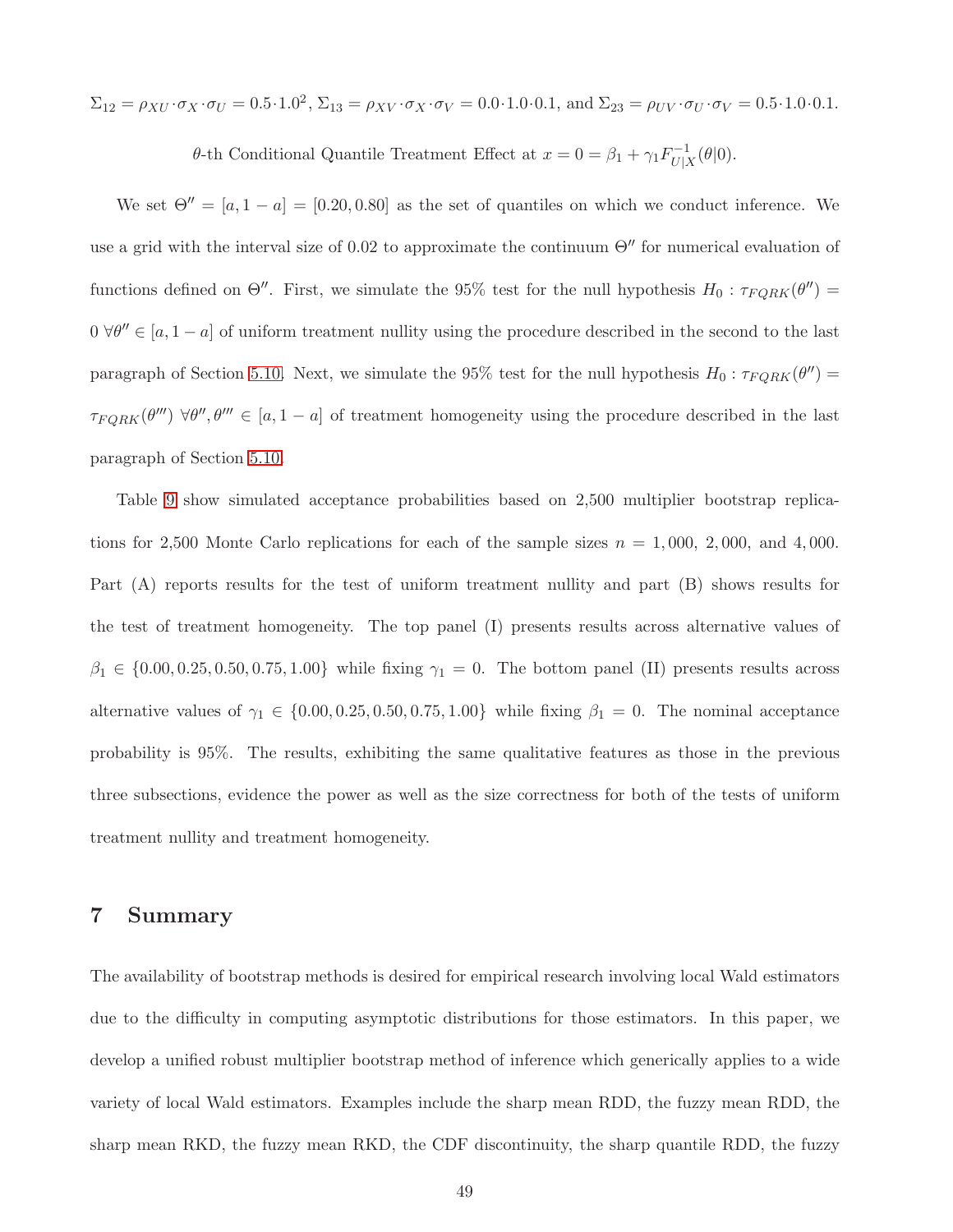$\Sigma_{12} = \rho_{XU} \cdot \sigma_X \cdot \sigma_U = 0.5 \cdot 1.0^2$, $\Sigma_{13} = \rho_{XV} \cdot \sigma_X \cdot \sigma_V = 0.0 \cdot 1.0 \cdot 0.1$, and $\Sigma_{23} = \rho_{UV} \cdot \sigma_U \cdot \sigma_V = 0.5 \cdot 1.0 \cdot 0.1$.

$$\theta\text{-th Conditional Quantile Treatment Effect at } x = 0 = \beta_1 + \gamma_1 F^{-1}_{U|X}(\theta|0).$$

We set $\Theta'' = [a, 1-a] = [0.20, 0.80]$ as the set of quantiles on which we conduct inference. We use a grid with the interval size of 0.02 to approximate the continuum $\Theta''$ for numerical evaluation of functions defined on $\Theta''$. First, we simulate the 95% test for the null hypothesis $H_0 : \tau_{FQRK}(\theta'') = 0 \ \forall \theta'' \in [a, 1-a]$ of uniform treatment nullity using the procedure described in the second to the last paragraph of Section 5.10. Next, we simulate the 95% test for the null hypothesis $H_0 : \tau_{FQRK}(\theta'') = \tau_{FQRK}(\theta''') \ \forall \theta'', \theta''' \in [a, 1-a]$ of treatment homogeneity using the procedure described in the last paragraph of Section 5.10.

Table 9 show simulated acceptance probabilities based on 2,500 multiplier bootstrap replications for 2,500 Monte Carlo replications for each of the sample sizes $n = 1,000$, $2,000$, and $4,000$. Part (A) reports results for the test of uniform treatment nullity and part (B) shows results for the test of treatment homogeneity. The top panel (I) presents results across alternative values of $\beta_1 \in \{0.00, 0.25, 0.50, 0.75, 1.00\}$ while fixing $\gamma_1 = 0$. The bottom panel (II) presents results across alternative values of $\gamma_1 \in \{0.00, 0.25, 0.50, 0.75, 1.00\}$ while fixing $\beta_1 = 0$. The nominal acceptance probability is 95%. The results, exhibiting the same qualitative features as those in the previous three subsections, evidence the power as well as the size correctness for both of the tests of uniform treatment nullity and treatment homogeneity.

# 7 Summary

The availability of bootstrap methods is desired for empirical research involving local Wald estimators due to the difficulty in computing asymptotic distributions for those estimators. In this paper, we develop a unified robust multiplier bootstrap method of inference which generically applies to a wide variety of local Wald estimators. Examples include the sharp mean RDD, the fuzzy mean RDD, the sharp mean RKD, the fuzzy mean RKD, the CDF discontinuity, the sharp quantile RDD, the fuzzy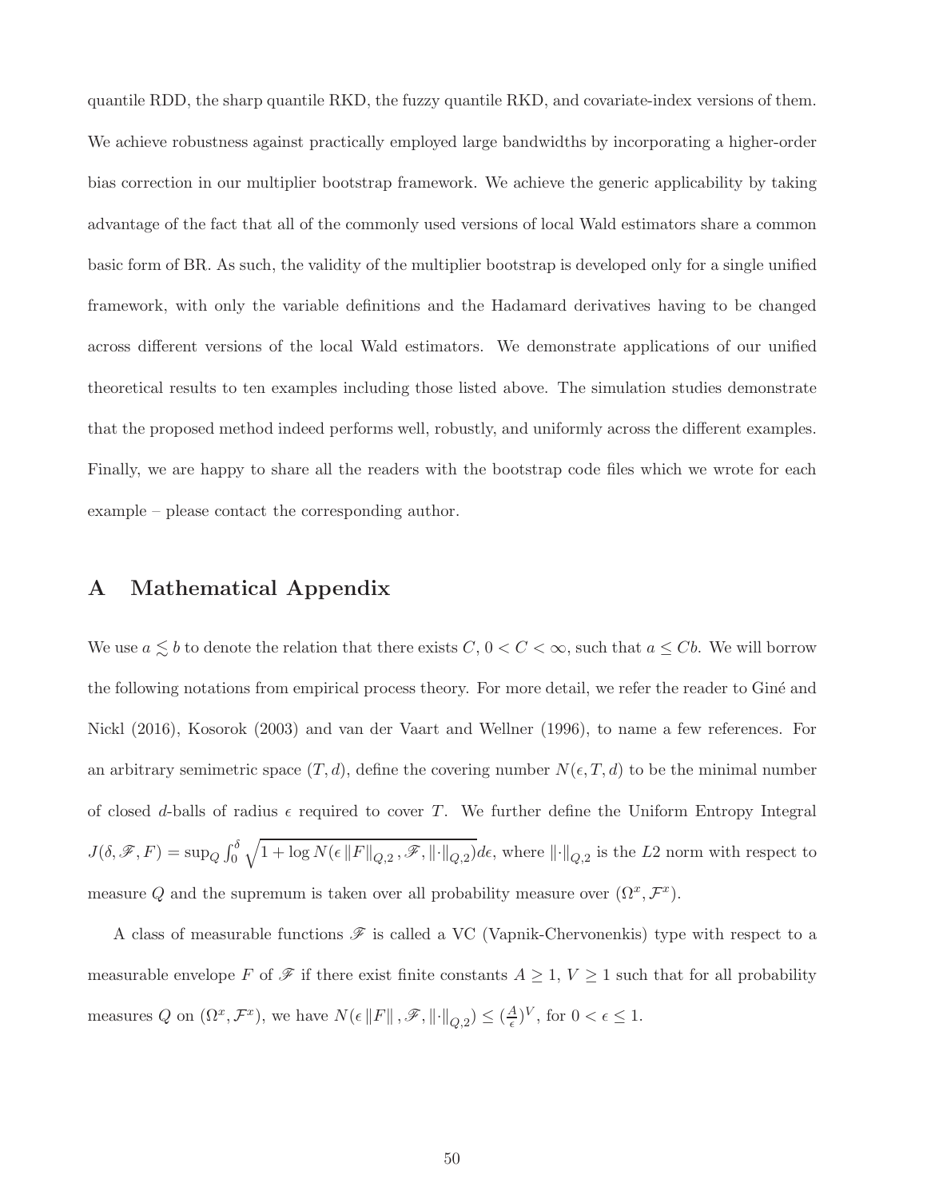quantile RDD, the sharp quantile RKD, the fuzzy quantile RKD, and covariate-index versions of them. We achieve robustness against practically employed large bandwidths by incorporating a higher-order bias correction in our multiplier bootstrap framework. We achieve the generic applicability by taking advantage of the fact that all of the commonly used versions of local Wald estimators share a common basic form of BR. As such, the validity of the multiplier bootstrap is developed only for a single unified framework, with only the variable definitions and the Hadamard derivatives having to be changed across different versions of the local Wald estimators. We demonstrate applications of our unified theoretical results to ten examples including those listed above. The simulation studies demonstrate that the proposed method indeed performs well, robustly, and uniformly across the different examples. Finally, we are happy to share all the readers with the bootstrap code files which we wrote for each example – please contact the corresponding author.

# A Mathematical Appendix

We use $a \lesssim b$ to denote the relation that there exists $C$, $0 < C < \infty$, such that $a \leq Cb$. We will borrow the following notations from empirical process theory. For more detail, we refer the reader to Giné and Nickl (2016), Kosorok (2003) and van der Vaart and Wellner (1996), to name a few references. For an arbitrary semimetric space $(T, d)$, define the covering number $N(\epsilon, T, d)$ to be the minimal number of closed $d$-balls of radius $\epsilon$ required to cover $T$. We further define the Uniform Entropy Integral $J(\delta, \mathscr{F}, F) = \sup_Q \int_0^\delta \sqrt{1 + \log N(\epsilon \|F\|_{Q,2}, \mathscr{F}, \|\cdot\|_{Q,2})} d\epsilon$, where $\|\cdot\|_{Q,2}$ is the $L2$ norm with respect to measure $Q$ and the supremum is taken over all probability measure over $(\Omega^x, \mathcal{F}^x)$.

A class of measurable functions $\mathscr{F}$ is called a VC (Vapnik-Chervonenkis) type with respect to a measurable envelope $F$ of $\mathscr{F}$ if there exist finite constants $A \geq 1$, $V \geq 1$ such that for all probability measures $Q$ on $(\Omega^x, \mathcal{F}^x)$, we have $N(\epsilon \|F\|, \mathscr{F}, \|\cdot\|_{Q,2}) \leq (\frac{A}{\epsilon})^V$, for $0 < \epsilon \leq 1$.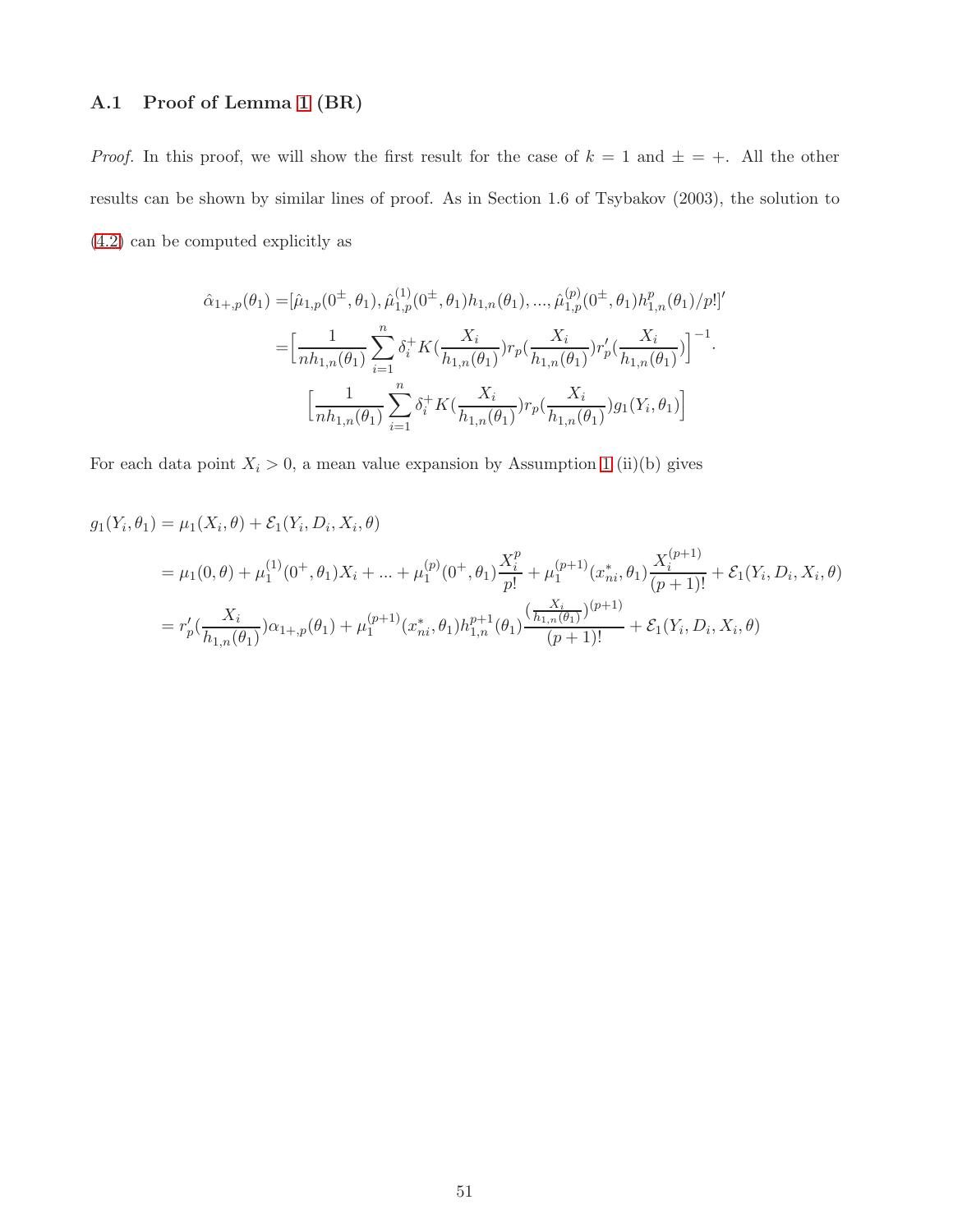### A.1 Proof of Lemma 1 (BR)

*Proof.* In this proof, we will show the first result for the case of $k = 1$ and $\pm = +$. All the other results can be shown by similar lines of proof. As in Section 1.6 of Tsybakov (2003), the solution to (4.2) can be computed explicitly as

$$
\begin{aligned}
\hat{\alpha}_{1+,p}(\theta_1) =& [\hat{\mu}_{1,p}(0^{\pm},\theta_1), \hat{\mu}^{(1)}_{1,p}(0^{\pm},\theta_1)h_{1,n}(\theta_1), ..., \hat{\mu}^{(p)}_{1,p}(0^{\pm},\theta_1)h^{p}_{1,n}(\theta_1)/p!]' \\
=& \Big[\frac{1}{nh_{1,n}(\theta_1)}\sum_{i=1}^{n}\delta_i^+ K(\frac{X_i}{h_{1,n}(\theta_1)})r_p(\frac{X_i}{h_{1,n}(\theta_1)})r_p'(\frac{X_i}{h_{1,n}(\theta_1)})\Big]^{-1}\cdot \\
& \Big[\frac{1}{nh_{1,n}(\theta_1)}\sum_{i=1}^{n}\delta_i^+ K(\frac{X_i}{h_{1,n}(\theta_1)})r_p(\frac{X_i}{h_{1,n}(\theta_1)})g_1(Y_i,\theta_1)\Big]
\end{aligned}
$$

For each data point $X_i > 0$, a mean value expansion by Assumption 1 (ii)(b) gives

$$
\begin{aligned}
g_1(Y_i,\theta_1) =& \mu_1(X_i,\theta) + \mathcal{E}_1(Y_i,D_i,X_i,\theta) \\
=& \mu_1(0,\theta) + \mu_1^{(1)}(0^+,\theta_1)X_i + ... + \mu_1^{(p)}(0^+,\theta_1)\frac{X_i^p}{p!} + \mu_1^{(p+1)}(x^*_{ni},\theta_1)\frac{X_i^{(p+1)}}{(p+1)!} + \mathcal{E}_1(Y_i,D_i,X_i,\theta) \\
=& r_p'(\frac{X_i}{h_{1,n}(\theta_1)})\alpha_{1+,p}(\theta_1) + \mu_1^{(p+1)}(x^*_{ni},\theta_1)h^{p+1}_{1,n}(\theta_1)\frac{(\frac{X_i}{h_{1,n}(\theta_1)})^{(p+1)}}{(p+1)!} + \mathcal{E}_1(Y_i,D_i,X_i,\theta)
\end{aligned}
$$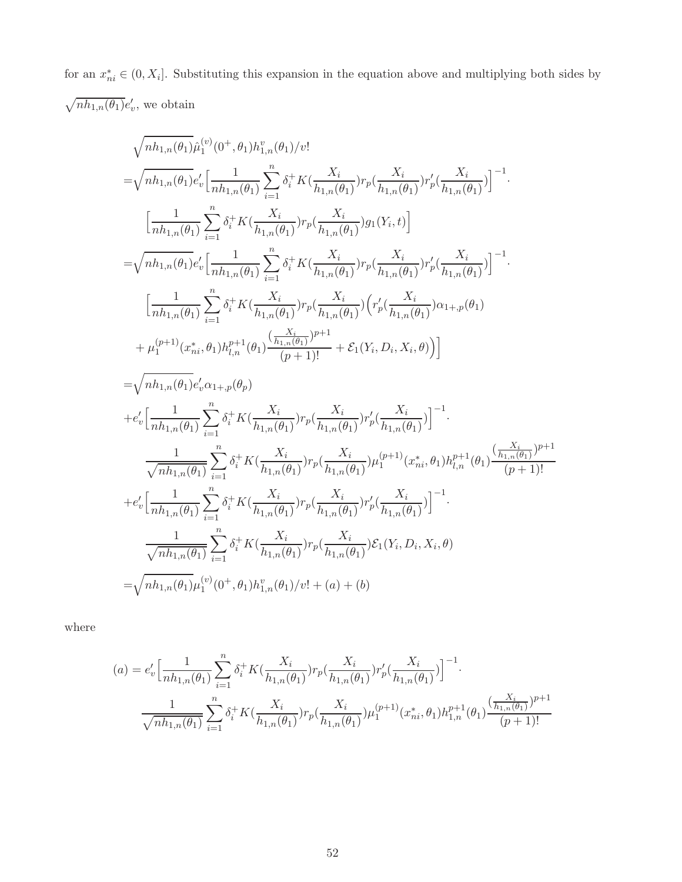for an $x^*_{ni} \in (0, X_i]$. Substituting this expansion in the equation above and multiplying both sides by $\sqrt{nh_{1,n}(\theta_1)}e'_v$, we obtain

$$
\begin{aligned}
&\sqrt{nh_{1,n}(\theta_1)}\hat{\mu}_1^{(v)}(0^+,\theta_1)h_{1,n}^v(\theta_1)/v! \\
=&\sqrt{nh_{1,n}(\theta_1)}e'_v\Big[\frac{1}{nh_{1,n}(\theta_1)}\sum_{i=1}^n \delta_i^+ K(\frac{X_i}{h_{1,n}(\theta_1)})r_p(\frac{X_i}{h_{1,n}(\theta_1)})r'_p(\frac{X_i}{h_{1,n}(\theta_1)})\Big]^{-1}\cdot \\
&\Big[\frac{1}{nh_{1,n}(\theta_1)}\sum_{i=1}^n \delta_i^+ K(\frac{X_i}{h_{1,n}(\theta_1)})r_p(\frac{X_i}{h_{1,n}(\theta_1)})g_1(Y_i,t)\Big] \\
=&\sqrt{nh_{1,n}(\theta_1)}e'_v\Big[\frac{1}{nh_{1,n}(\theta_1)}\sum_{i=1}^n \delta_i^+ K(\frac{X_i}{h_{1,n}(\theta_1)})r_p(\frac{X_i}{h_{1,n}(\theta_1)})r'_p(\frac{X_i}{h_{1,n}(\theta_1)})\Big]^{-1}\cdot \\
&\Big[\frac{1}{nh_{1,n}(\theta_1)}\sum_{i=1}^n \delta_i^+ K(\frac{X_i}{h_{1,n}(\theta_1)})r_p(\frac{X_i}{h_{1,n}(\theta_1)})\Big(r'_p(\frac{X_i}{h_{1,n}(\theta_1)})\alpha_{1+,p}(\theta_1) \\
&+\mu_1^{(p+1)}(x^*_{ni},\theta_1)h_{l,n}^{p+1}(\theta_1)\frac{(\frac{X_i}{h_{1,n}(\theta_1)})^{p+1}}{(p+1)!}+\mathcal{E}_1(Y_i,D_i,X_i,\theta)\Big)\Big] \\
=&\sqrt{nh_{1,n}(\theta_1)}e'_v\alpha_{1+,p}(\theta_p) \\
&+e'_v\Big[\frac{1}{nh_{1,n}(\theta_1)}\sum_{i=1}^n \delta_i^+ K(\frac{X_i}{h_{1,n}(\theta_1)})r_p(\frac{X_i}{h_{1,n}(\theta_1)})r'_p(\frac{X_i}{h_{1,n}(\theta_1)})\Big]^{-1}\cdot \\
&\quad\frac{1}{\sqrt{nh_{1,n}(\theta_1)}}\sum_{i=1}^n \delta_i^+ K(\frac{X_i}{h_{1,n}(\theta_1)})r_p(\frac{X_i}{h_{1,n}(\theta_1)})\mu_1^{(p+1)}(x^*_{ni},\theta_1)h_{l,n}^{p+1}(\theta_1)\frac{(\frac{X_i}{h_{1,n}(\theta_1)})^{p+1}}{(p+1)!} \\
&+e'_v\Big[\frac{1}{nh_{1,n}(\theta_1)}\sum_{i=1}^n \delta_i^+ K(\frac{X_i}{h_{1,n}(\theta_1)})r_p(\frac{X_i}{h_{1,n}(\theta_1)})r'_p(\frac{X_i}{h_{1,n}(\theta_1)})\Big]^{-1}\cdot \\
&\quad\frac{1}{\sqrt{nh_{1,n}(\theta_1)}}\sum_{i=1}^n \delta_i^+ K(\frac{X_i}{h_{1,n}(\theta_1)})r_p(\frac{X_i}{h_{1,n}(\theta_1)})\mathcal{E}_1(Y_i,D_i,X_i,\theta) \\
=&\sqrt{nh_{1,n}(\theta_1)}\mu_1^{(v)}(0^+,\theta_1)h_{1,n}^v(\theta_1)/v!+(a)+(b)
\end{aligned}
$$

where

$$
\begin{aligned}
(a) = &e'_v\Big[\frac{1}{nh_{1,n}(\theta_1)}\sum_{i=1}^n \delta_i^+ K(\frac{X_i}{h_{1,n}(\theta_1)})r_p(\frac{X_i}{h_{1,n}(\theta_1)})r'_p(\frac{X_i}{h_{1,n}(\theta_1)})\Big]^{-1}\cdot \\
&\frac{1}{\sqrt{nh_{1,n}(\theta_1)}}\sum_{i=1}^n \delta_i^+ K(\frac{X_i}{h_{1,n}(\theta_1)})r_p(\frac{X_i}{h_{1,n}(\theta_1)})\mu_1^{(p+1)}(x^*_{ni},\theta_1)h_{1,n}^{p+1}(\theta_1)\frac{(\frac{X_i}{h_{1,n}(\theta_1)})^{p+1}}{(p+1)!}
\end{aligned}
$$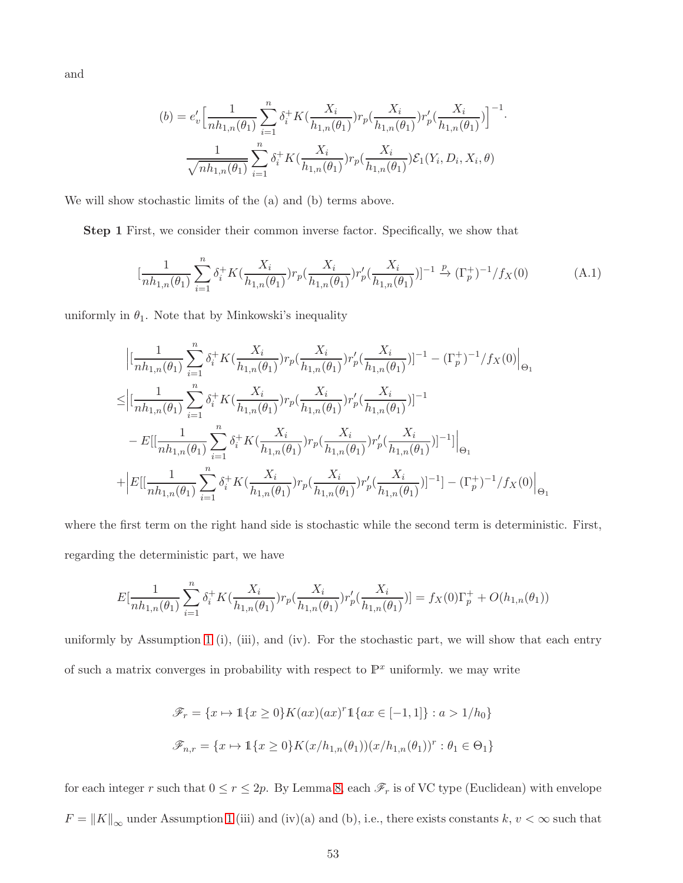and

$$(b) = e_v'\Big[\frac{1}{nh_{1,n}(\theta_1)}\sum_{i=1}^n \delta_i^+ K(\frac{X_i}{h_{1,n}(\theta_1)})r_p(\frac{X_i}{h_{1,n}(\theta_1)})r_p'(\frac{X_i}{h_{1,n}(\theta_1)})\Big]^{-1}\cdot$$
$$\frac{1}{\sqrt{nh_{1,n}(\theta_1)}}\sum_{i=1}^n \delta_i^+ K(\frac{X_i}{h_{1,n}(\theta_1)})r_p(\frac{X_i}{h_{1,n}(\theta_1)})\mathcal{E}_1(Y_i,D_i,X_i,\theta)$$

We will show stochastic limits of the (a) and (b) terms above.

**Step 1** First, we consider their common inverse factor. Specifically, we show that

$$[\frac{1}{nh_{1,n}(\theta_1)}\sum_{i=1}^n \delta_i^+ K(\frac{X_i}{h_{1,n}(\theta_1)})r_p(\frac{X_i}{h_{1,n}(\theta_1)})r_p'(\frac{X_i}{h_{1,n}(\theta_1)})]^{-1} \xrightarrow{p} (\Gamma_p^+)^{-1}/f_X(0) \tag{A.1}$$

uniformly in $\theta_1$. Note that by Minkowski's inequality

$$\begin{aligned}
&\Big|[\frac{1}{nh_{1,n}(\theta_1)}\sum_{i=1}^n \delta_i^+ K(\frac{X_i}{h_{1,n}(\theta_1)})r_p(\frac{X_i}{h_{1,n}(\theta_1)})r_p'(\frac{X_i}{h_{1,n}(\theta_1)})]^{-1} - (\Gamma_p^+)^{-1}/f_X(0)\Big|_{\Theta_1} \\
\leq&\Big|[\frac{1}{nh_{1,n}(\theta_1)}\sum_{i=1}^n \delta_i^+ K(\frac{X_i}{h_{1,n}(\theta_1)})r_p(\frac{X_i}{h_{1,n}(\theta_1)})r_p'(\frac{X_i}{h_{1,n}(\theta_1)})]^{-1} \\
&- E[[\frac{1}{nh_{1,n}(\theta_1)}\sum_{i=1}^n \delta_i^+ K(\frac{X_i}{h_{1,n}(\theta_1)})r_p(\frac{X_i}{h_{1,n}(\theta_1)})r_p'(\frac{X_i}{h_{1,n}(\theta_1)})]^{-1}]\Big|_{\Theta_1} \\
+&\Big|E[[\frac{1}{nh_{1,n}(\theta_1)}\sum_{i=1}^n \delta_i^+ K(\frac{X_i}{h_{1,n}(\theta_1)})r_p(\frac{X_i}{h_{1,n}(\theta_1)})r_p'(\frac{X_i}{h_{1,n}(\theta_1)})]^{-1}] - (\Gamma_p^+)^{-1}/f_X(0)\Big|_{\Theta_1}
\end{aligned}$$

where the first term on the right hand side is stochastic while the second term is deterministic. First, regarding the deterministic part, we have

$$E[\frac{1}{nh_{1,n}(\theta_1)}\sum_{i=1}^n \delta_i^+ K(\frac{X_i}{h_{1,n}(\theta_1)})r_p(\frac{X_i}{h_{1,n}(\theta_1)})r_p'(\frac{X_i}{h_{1,n}(\theta_1)})] = f_X(0)\Gamma_p^+ + O(h_{1,n}(\theta_1))$$

uniformly by Assumption 1 (i), (iii), and (iv). For the stochastic part, we will show that each entry of such a matrix converges in probability with respect to $\mathbb{P}^x$ uniformly. we may write

$$\mathscr{F}_r = \{x \mapsto \mathbb{1}\{x \geq 0\}K(ax)(ax)^r\mathbb{1}\{ax \in [-1,1]\} : a > 1/h_0\}$$

$$\mathscr{F}_{n,r} = \{x \mapsto \mathbb{1}\{x \geq 0\}K(x/h_{1,n}(\theta_1))(x/h_{1,n}(\theta_1))^r : \theta_1 \in \Theta_1\}$$

for each integer $r$ such that $0 \leq r \leq 2p$. By Lemma 8, each $\mathscr{F}_r$ is of VC type (Euclidean) with envelope $F = \|K\|_\infty$ under Assumption 1 (iii) and (iv)(a) and (b), i.e., there exists constants $k$, $v < \infty$ such that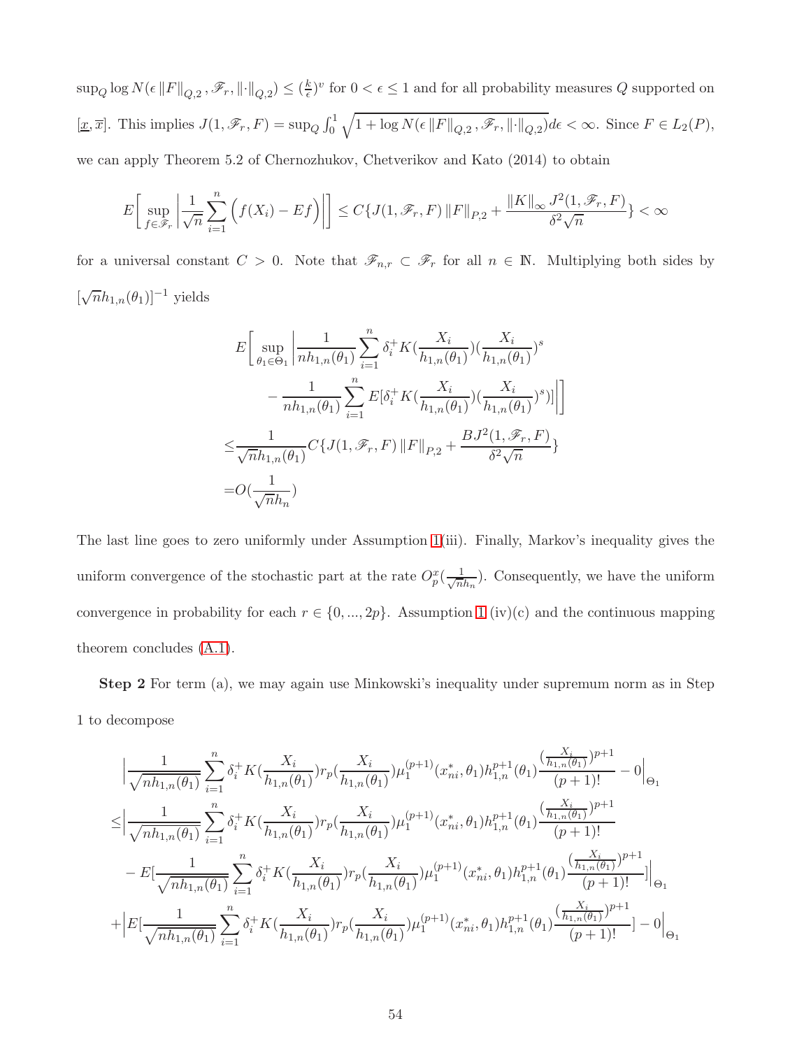$\sup_Q \log N(\epsilon \|F\|_{Q,2}, \mathscr{F}_r, \|\cdot\|_{Q,2}) \le (\frac{k}{\epsilon})^v$ for $0 < \epsilon \le 1$ and for all probability measures $Q$ supported on $[\underline{x}, \overline{x}]$. This implies $J(1, \mathscr{F}_r, F) = \sup_Q \int_0^1 \sqrt{1 + \log N(\epsilon \|F\|_{Q,2}, \mathscr{F}_r, \|\cdot\|_{Q,2})} d\epsilon < \infty$. Since $F \in L_2(P)$, we can apply Theorem 5.2 of Chernozhukov, Chetverikov and Kato (2014) to obtain

$$E\Big[\sup_{f \in \mathscr{F}_r} \Big| \frac{1}{\sqrt{n}} \sum_{i=1}^n \Big(f(X_i) - Ef\Big)\Big|\Big] \le C\{J(1, \mathscr{F}_r, F)\|F\|_{P,2} + \frac{\|K\|_\infty J^2(1, \mathscr{F}_r, F)}{\delta^2 \sqrt{n}}\} < \infty$$

for a universal constant $C > 0$. Note that $\mathscr{F}_{n,r} \subset \mathscr{F}_r$ for all $n \in \mathbb{N}$. Multiplying both sides by $[\sqrt{n} h_{1,n}(\theta_1)]^{-1}$ yields

$$\begin{aligned}
&E\Big[\sup_{\theta_1 \in \Theta_1} \Big| \frac{1}{nh_{1,n}(\theta_1)} \sum_{i=1}^n \delta_i^+ K(\frac{X_i}{h_{1,n}(\theta_1)})(\frac{X_i}{h_{1,n}(\theta_1)})^s \\
&\qquad - \frac{1}{nh_{1,n}(\theta_1)} \sum_{i=1}^n E[\delta_i^+ K(\frac{X_i}{h_{1,n}(\theta_1)})(\frac{X_i}{h_{1,n}(\theta_1)})^s)]\Big|\Big] \\
\le& \frac{1}{\sqrt{n} h_{1,n}(\theta_1)} C\{J(1, \mathscr{F}_r, F)\|F\|_{P,2} + \frac{BJ^2(1, \mathscr{F}_r, F)}{\delta^2 \sqrt{n}}\} \\
=& O(\frac{1}{\sqrt{n} h_n})
\end{aligned}$$

The last line goes to zero uniformly under Assumption 1(iii). Finally, Markov's inequality gives the uniform convergence of the stochastic part at the rate $O_p^x(\frac{1}{\sqrt{nh_n}})$. Consequently, we have the uniform convergence in probability for each $r \in \{0, ..., 2p\}$. Assumption 1 (iv)(c) and the continuous mapping theorem concludes (A.1).

**Step 2** For term (a), we may again use Minkowski's inequality under supremum norm as in Step 1 to decompose

$$\begin{aligned}
&\Big| \frac{1}{\sqrt{nh_{1,n}(\theta_1)}} \sum_{i=1}^n \delta_i^+ K(\frac{X_i}{h_{1,n}(\theta_1)}) r_p(\frac{X_i}{h_{1,n}(\theta_1)}) \mu_1^{(p+1)}(x_{ni}^*, \theta_1) h_{1,n}^{p+1}(\theta_1) \frac{(\frac{X_i}{h_{1,n}(\theta_1)})^{p+1}}{(p+1)!} - 0\Big|_{\Theta_1} \\
\le& \Big| \frac{1}{\sqrt{nh_{1,n}(\theta_1)}} \sum_{i=1}^n \delta_i^+ K(\frac{X_i}{h_{1,n}(\theta_1)}) r_p(\frac{X_i}{h_{1,n}(\theta_1)}) \mu_1^{(p+1)}(x_{ni}^*, \theta_1) h_{1,n}^{p+1}(\theta_1) \frac{(\frac{X_i}{h_{1,n}(\theta_1)})^{p+1}}{(p+1)!} \\
&- E[\frac{1}{\sqrt{nh_{1,n}(\theta_1)}} \sum_{i=1}^n \delta_i^+ K(\frac{X_i}{h_{1,n}(\theta_1)}) r_p(\frac{X_i}{h_{1,n}(\theta_1)}) \mu_1^{(p+1)}(x_{ni}^*, \theta_1) h_{1,n}^{p+1}(\theta_1) \frac{(\frac{X_i}{h_{1,n}(\theta_1)})^{p+1}}{(p+1)!}]\Big|_{\Theta_1} \\
&+ \Big| E[\frac{1}{\sqrt{nh_{1,n}(\theta_1)}} \sum_{i=1}^n \delta_i^+ K(\frac{X_i}{h_{1,n}(\theta_1)}) r_p(\frac{X_i}{h_{1,n}(\theta_1)}) \mu_1^{(p+1)}(x_{ni}^*, \theta_1) h_{1,n}^{p+1}(\theta_1) \frac{(\frac{X_i}{h_{1,n}(\theta_1)})^{p+1}}{(p+1)!}] - 0\Big|_{\Theta_1}
\end{aligned}$$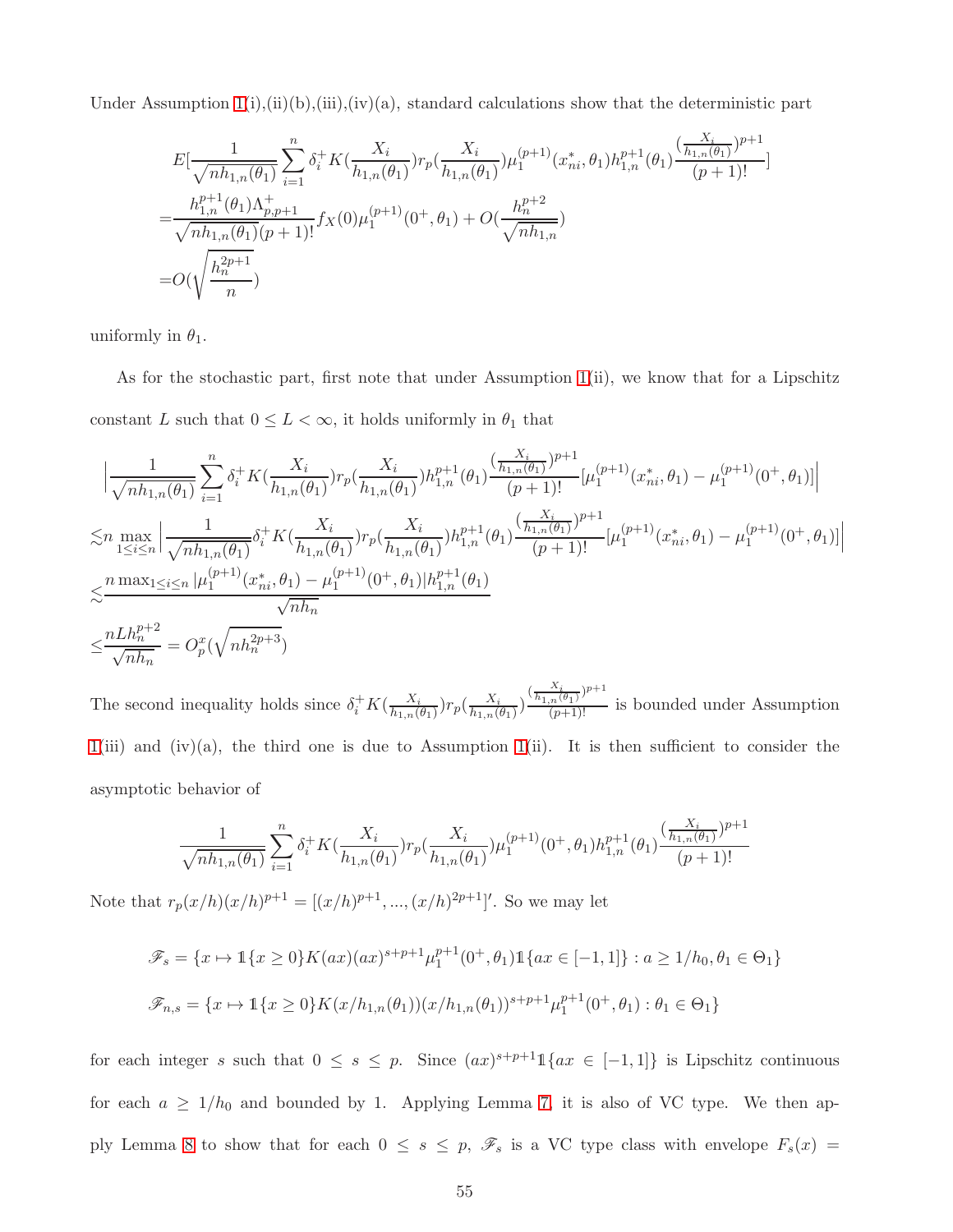Under Assumption 1(i),(ii)(b),(iii),(iv)(a), standard calculations show that the deterministic part

$$
\begin{aligned}
&E[\frac{1}{\sqrt{nh_{1,n}(\theta_1)}}\sum_{i=1}^{n}\delta_i^{+}K(\frac{X_i}{h_{1,n}(\theta_1)})r_p(\frac{X_i}{h_{1,n}(\theta_1)})\mu_1^{(p+1)}(x_{ni}^{*},\theta_1)h_{1,n}^{p+1}(\theta_1)\frac{(\frac{X_i}{h_{1,n}(\theta_1)})^{p+1}}{(p+1)!}] \\
=&\frac{h_{1,n}^{p+1}(\theta_1)\Lambda_{p,p+1}^{+}}{\sqrt{nh_{1,n}(\theta_1)}(p+1)!}f_X(0)\mu_1^{(p+1)}(0^{+},\theta_1)+O(\frac{h_n^{p+2}}{\sqrt{nh_{1,n}}}) \\
=&O(\sqrt{\frac{h_n^{2p+1}}{n}})
\end{aligned}
$$

uniformly in $\theta_1$.

As for the stochastic part, first note that under Assumption 1(ii), we know that for a Lipschitz constant $L$ such that $0 \leq L < \infty$, it holds uniformly in $\theta_1$ that

$$
\begin{aligned}
&\Big|\frac{1}{\sqrt{nh_{1,n}(\theta_1)}}\sum_{i=1}^{n}\delta_i^{+}K(\frac{X_i}{h_{1,n}(\theta_1)})r_p(\frac{X_i}{h_{1,n}(\theta_1)})h_{1,n}^{p+1}(\theta_1)\frac{(\frac{X_i}{h_{1,n}(\theta_1)})^{p+1}}{(p+1)!}[\mu_1^{(p+1)}(x_{ni}^{*},\theta_1)-\mu_1^{(p+1)}(0^{+},\theta_1)]\Big| \\
\lesssim& n\max_{1\leq i\leq n}\Big|\frac{1}{\sqrt{nh_{1,n}(\theta_1)}}\delta_i^{+}K(\frac{X_i}{h_{1,n}(\theta_1)})r_p(\frac{X_i}{h_{1,n}(\theta_1)})h_{1,n}^{p+1}(\theta_1)\frac{(\frac{X_i}{h_{1,n}(\theta_1)})^{p+1}}{(p+1)!}[\mu_1^{(p+1)}(x_{ni}^{*},\theta_1)-\mu_1^{(p+1)}(0^{+},\theta_1)]\Big| \\
\lesssim&\frac{n\max_{1\leq i\leq n}|\mu_1^{(p+1)}(x_{ni}^{*},\theta_1)-\mu_1^{(p+1)}(0^{+},\theta_1)|h_{1,n}^{p+1}(\theta_1)}{\sqrt{nh_n}} \\
\leq&\frac{nLh_n^{p+2}}{\sqrt{nh_n}}=O_p^{x}(\sqrt{nh_n^{2p+3}})
\end{aligned}
$$

The second inequality holds since $\delta_i^{+}K(\frac{X_i}{h_{1,n}(\theta_1)})r_p(\frac{X_i}{h_{1,n}(\theta_1)})\frac{(\frac{X_i}{h_{1,n}(\theta_1)})^{p+1}}{(p+1)!}$ is bounded under Assumption 1(iii) and (iv)(a), the third one is due to Assumption 1(ii). It is then sufficient to consider the asymptotic behavior of

$$
\frac{1}{\sqrt{nh_{1,n}(\theta_1)}}\sum_{i=1}^{n}\delta_i^{+}K(\frac{X_i}{h_{1,n}(\theta_1)})r_p(\frac{X_i}{h_{1,n}(\theta_1)})\mu_1^{(p+1)}(0^{+},\theta_1)h_{1,n}^{p+1}(\theta_1)\frac{(\frac{X_i}{h_{1,n}(\theta_1)})^{p+1}}{(p+1)!}
$$

Note that $r_p(x/h)(x/h)^{p+1}=[(x/h)^{p+1},...,(x/h)^{2p+1}]'$. So we may let

$$
\mathscr{F}_s=\{x\mapsto \mathbb{1}\{x\geq 0\}K(ax)(ax)^{s+p+1}\mu_1^{p+1}(0^{+},\theta_1)\mathbb{1}\{ax\in[-1,1]\}:a\geq 1/h_0,\theta_1\in\Theta_1\}
$$

$$
\mathscr{F}_{n,s}=\{x\mapsto \mathbb{1}\{x\geq 0\}K(x/h_{1,n}(\theta_1))(x/h_{1,n}(\theta_1))^{s+p+1}\mu_1^{p+1}(0^{+},\theta_1):\theta_1\in\Theta_1\}
$$

for each integer $s$ such that $0 \leq s \leq p$. Since $(ax)^{s+p+1}\mathbb{1}\{ax \in [-1,1]\}$ is Lipschitz continuous for each $a \geq 1/h_0$ and bounded by 1. Applying Lemma 7, it is also of VC type. We then apply Lemma 8 to show that for each $0 \leq s \leq p$, $\mathscr{F}_s$ is a VC type class with envelope $F_s(x) =$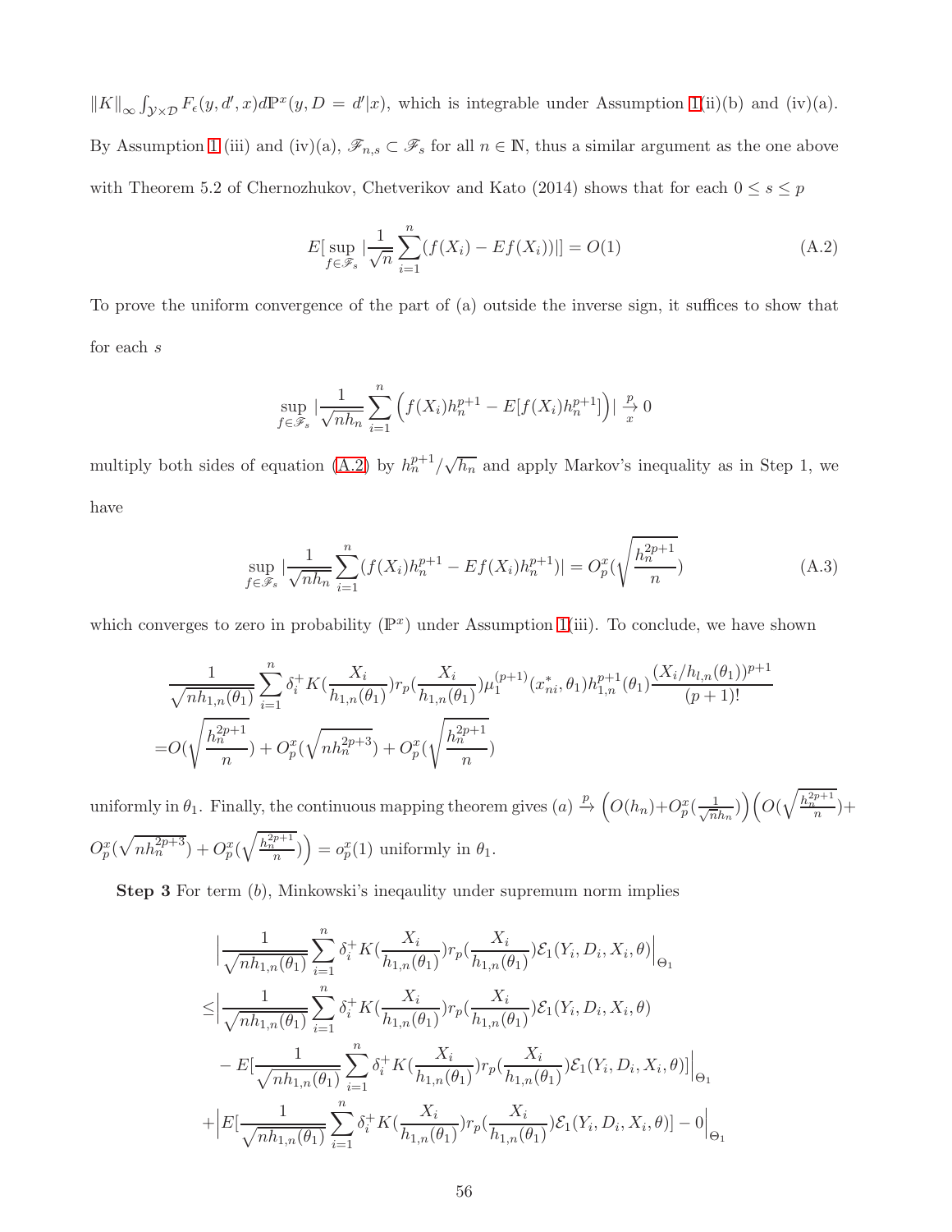$\|K\|_\infty \int_{\mathcal{Y}\times\mathcal{D}} F_\epsilon(y,d',x)d\mathbb{P}^x(y,D=d'|x)$, which is integrable under Assumption 1(ii)(b) and (iv)(a). By Assumption 1 (iii) and (iv)(a), $\mathscr{F}_{n,s} \subset \mathscr{F}_s$ for all $n \in \mathbb{N}$, thus a similar argument as the one above with Theorem 5.2 of Chernozhukov, Chetverikov and Kato (2014) shows that for each $0 \le s \le p$

$$E[\sup_{f\in\mathscr{F}_s} |\frac{1}{\sqrt{n}}\sum_{i=1}^n (f(X_i) - Ef(X_i))|] = O(1) \tag{A.2}$$

To prove the uniform convergence of the part of (a) outside the inverse sign, it suffices to show that for each $s$

$$\sup_{f\in\mathscr{F}_s} |\frac{1}{\sqrt{nh_n}}\sum_{i=1}^n \Big(f(X_i)h_n^{p+1} - E[f(X_i)h_n^{p+1}]\Big)| \xrightarrow[x]{p} 0$$

multiply both sides of equation (A.2) by $h_n^{p+1}/\sqrt{h_n}$ and apply Markov's inequality as in Step 1, we have

$$\sup_{f\in\mathscr{F}_s} |\frac{1}{\sqrt{nh_n}}\sum_{i=1}^n (f(X_i)h_n^{p+1} - Ef(X_i)h_n^{p+1})| = O_p^x(\sqrt{\frac{h_n^{2p+1}}{n}}) \tag{A.3}$$

which converges to zero in probability ($\mathbb{P}^x$) under Assumption 1(iii). To conclude, we have shown

$$\begin{aligned}
&\frac{1}{\sqrt{nh_{1,n}(\theta_1)}}\sum_{i=1}^n \delta_i^+ K(\frac{X_i}{h_{1,n}(\theta_1)}) r_p(\frac{X_i}{h_{1,n}(\theta_1)}) \mu_1^{(p+1)}(x^*_{ni},\theta_1) h_{1,n}^{p+1}(\theta_1) \frac{(X_i/h_{l,n}(\theta_1))^{p+1}}{(p+1)!} \\
=&O(\sqrt{\frac{h_n^{2p+1}}{n}}) + O_p^x(\sqrt{nh_n^{2p+3}}) + O_p^x(\sqrt{\frac{h_n^{2p+1}}{n}})
\end{aligned}$$

uniformly in $\theta_1$. Finally, the continuous mapping theorem gives $(a) \xrightarrow{p} \Big(O(h_n) + O_p^x(\frac{1}{\sqrt{nh_n}})\Big)\Big(O(\sqrt{\frac{h_n^{2p+1}}{n}}) + O_p^x(\sqrt{nh_n^{2p+3}}) + O_p^x(\sqrt{\frac{h_n^{2p+1}}{n}})\Big) = o_p^x(1)$ uniformly in $\theta_1$.

**Step 3** For term $(b)$, Minkowski's ineqaulity under supremum norm implies

$$\begin{aligned}
&\Big|\frac{1}{\sqrt{nh_{1,n}(\theta_1)}}\sum_{i=1}^n \delta_i^+ K(\frac{X_i}{h_{1,n}(\theta_1)}) r_p(\frac{X_i}{h_{1,n}(\theta_1)}) \mathcal{E}_1(Y_i,D_i,X_i,\theta)\Big|_{\Theta_1} \\
\le&\Big|\frac{1}{\sqrt{nh_{1,n}(\theta_1)}}\sum_{i=1}^n \delta_i^+ K(\frac{X_i}{h_{1,n}(\theta_1)}) r_p(\frac{X_i}{h_{1,n}(\theta_1)}) \mathcal{E}_1(Y_i,D_i,X_i,\theta) \\
&- E[\frac{1}{\sqrt{nh_{1,n}(\theta_1)}}\sum_{i=1}^n \delta_i^+ K(\frac{X_i}{h_{1,n}(\theta_1)}) r_p(\frac{X_i}{h_{1,n}(\theta_1)}) \mathcal{E}_1(Y_i,D_i,X_i,\theta)]\Big|_{\Theta_1} \\
&+\Big|E[\frac{1}{\sqrt{nh_{1,n}(\theta_1)}}\sum_{i=1}^n \delta_i^+ K(\frac{X_i}{h_{1,n}(\theta_1)}) r_p(\frac{X_i}{h_{1,n}(\theta_1)}) \mathcal{E}_1(Y_i,D_i,X_i,\theta)] - 0\Big|_{\Theta_1}
\end{aligned}$$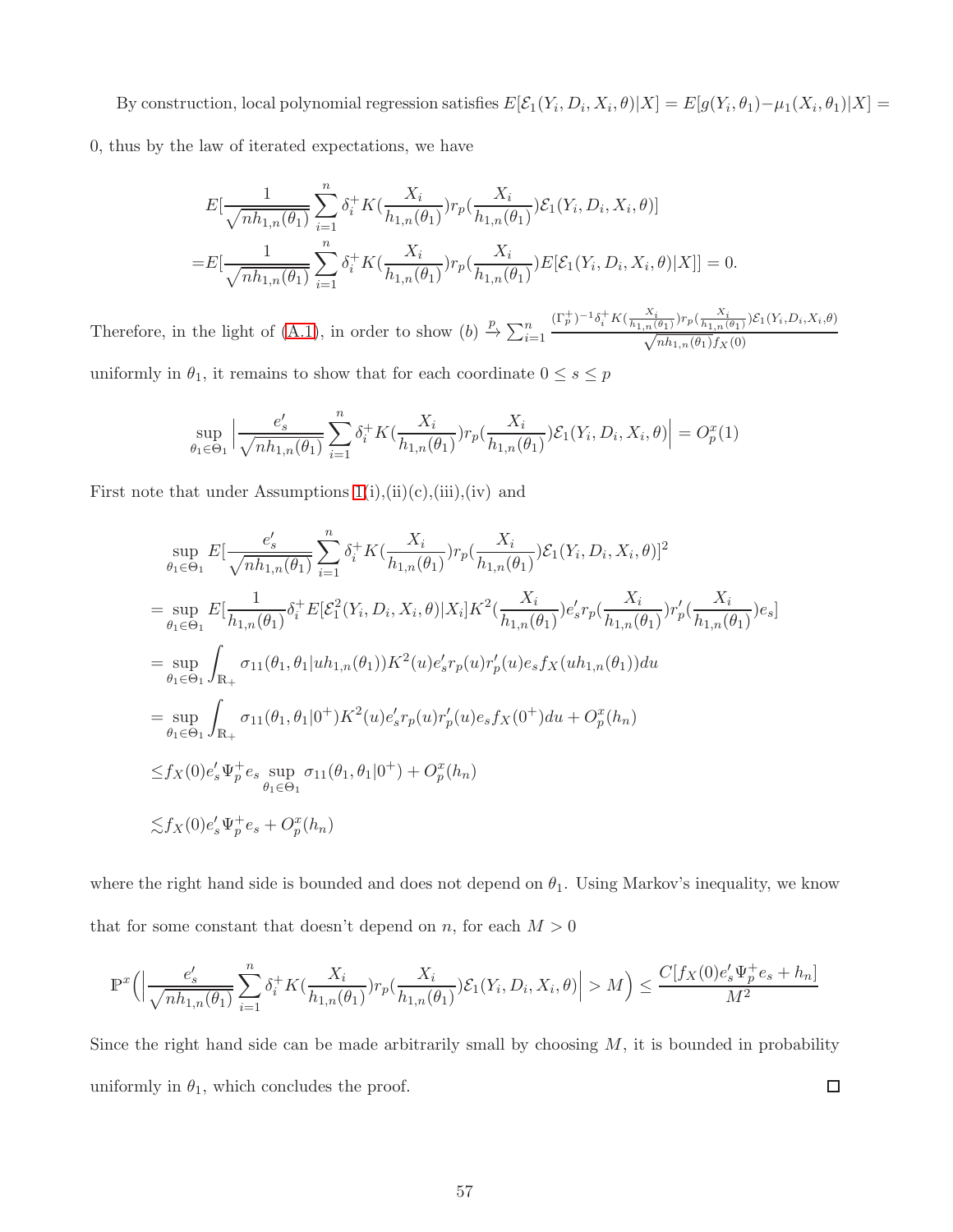By construction, local polynomial regression satisfies $E[\mathcal{E}_1(Y_i, D_i, X_i, \theta)|X] = E[g(Y_i, \theta_1) - \mu_1(X_i, \theta_1)|X] = 0$, thus by the law of iterated expectations, we have

$$
\begin{aligned}
&E[\frac{1}{\sqrt{nh_{1,n}(\theta_1)}}\sum_{i=1}^{n}\delta_i^+ K(\frac{X_i}{h_{1,n}(\theta_1)})r_p(\frac{X_i}{h_{1,n}(\theta_1)})\mathcal{E}_1(Y_i, D_i, X_i, \theta)] \\
=&E[\frac{1}{\sqrt{nh_{1,n}(\theta_1)}}\sum_{i=1}^{n}\delta_i^+ K(\frac{X_i}{h_{1,n}(\theta_1)})r_p(\frac{X_i}{h_{1,n}(\theta_1)})E[\mathcal{E}_1(Y_i, D_i, X_i, \theta)|X]] = 0.
\end{aligned}
$$

Therefore, in the light of (A.1), in order to show $(b) \xrightarrow{p} \sum_{i=1}^{n} \frac{(\Gamma_p^+)^{-1}\delta_i^+ K(\frac{X_i}{h_{1,n}(\theta_1)})r_p(\frac{X_i}{h_{1,n}(\theta_1)})\mathcal{E}_1(Y_i,D_i,X_i,\theta)}{\sqrt{nh_{1,n}(\theta_1)}f_X(0)}$ uniformly in $\theta_1$, it remains to show that for each coordinate $0 \le s \le p$

$$
\sup_{\theta_1 \in \Theta_1}\Big|\frac{e_s'}{\sqrt{nh_{1,n}(\theta_1)}}\sum_{i=1}^{n}\delta_i^+ K(\frac{X_i}{h_{1,n}(\theta_1)})r_p(\frac{X_i}{h_{1,n}(\theta_1)})\mathcal{E}_1(Y_i, D_i, X_i, \theta)\Big| = O_p^x(1)
$$

First note that under Assumptions 1(i),(ii)(c),(iii),(iv) and

$$
\begin{aligned}
&\sup_{\theta_1 \in \Theta_1} E[\frac{e_s'}{\sqrt{nh_{1,n}(\theta_1)}}\sum_{i=1}^{n}\delta_i^+ K(\frac{X_i}{h_{1,n}(\theta_1)})r_p(\frac{X_i}{h_{1,n}(\theta_1)})\mathcal{E}_1(Y_i, D_i, X_i, \theta)]^2 \\
=&\sup_{\theta_1 \in \Theta_1} E[\frac{1}{h_{1,n}(\theta_1)}\delta_i^+ E[\mathcal{E}_1^2(Y_i, D_i, X_i, \theta)|X_i]K^2(\frac{X_i}{h_{1,n}(\theta_1)})e_s' r_p(\frac{X_i}{h_{1,n}(\theta_1)})r_p'(\frac{X_i}{h_{1,n}(\theta_1)})e_s] \\
=&\sup_{\theta_1 \in \Theta_1}\int_{\mathbb{R}_+}\sigma_{11}(\theta_1, \theta_1|uh_{1,n}(\theta_1))K^2(u)e_s' r_p(u)r_p'(u)e_s f_X(uh_{1,n}(\theta_1))du \\
=&\sup_{\theta_1 \in \Theta_1}\int_{\mathbb{R}_+}\sigma_{11}(\theta_1, \theta_1|0^+)K^2(u)e_s' r_p(u)r_p'(u)e_s f_X(0^+)du + O_p^x(h_n) \\
\le& f_X(0)e_s'\Psi_p^+ e_s \sup_{\theta_1 \in \Theta_1}\sigma_{11}(\theta_1, \theta_1|0^+) + O_p^x(h_n) \\
\lesssim& f_X(0)e_s'\Psi_p^+ e_s + O_p^x(h_n)
\end{aligned}
$$

where the right hand side is bounded and does not depend on $\theta_1$. Using Markov's inequality, we know that for some constant that doesn't depend on $n$, for each $M > 0$

$$
\mathbb{P}^x\Big(\Big|\frac{e_s'}{\sqrt{nh_{1,n}(\theta_1)}}\sum_{i=1}^{n}\delta_i^+ K(\frac{X_i}{h_{1,n}(\theta_1)})r_p(\frac{X_i}{h_{1,n}(\theta_1)})\mathcal{E}_1(Y_i, D_i, X_i, \theta)\Big| > M\Big) \le \frac{C[f_X(0)e_s'\Psi_p^+ e_s + h_n]}{M^2}
$$

Since the right hand side can be made arbitrarily small by choosing $M$, it is bounded in probability uniformly in $\theta_1$, which concludes the proof. $\square$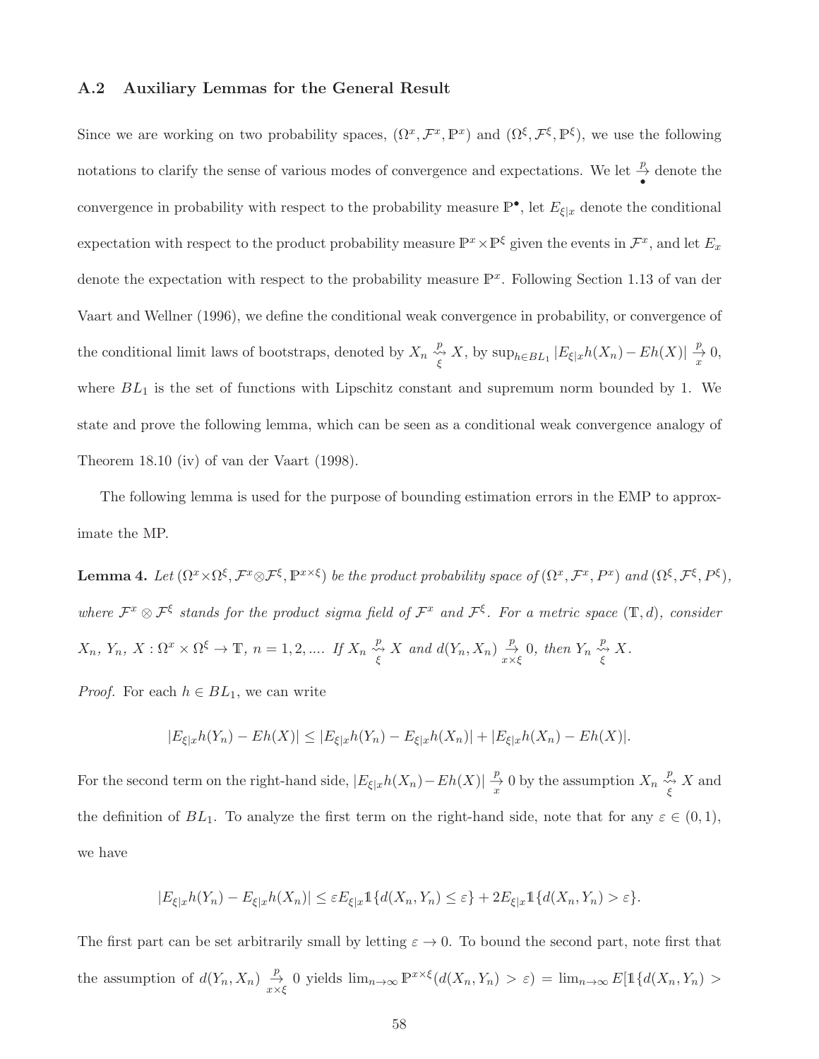### A.2 Auxiliary Lemmas for the General Result

Since we are working on two probability spaces, $(\Omega^x, \mathcal{F}^x, \mathbb{P}^x)$ and $(\Omega^\xi, \mathcal{F}^\xi, \mathbb{P}^\xi)$, we use the following notations to clarify the sense of various modes of convergence and expectations. We let $\underset{\bullet}{\overset{p}{\to}}$ denote the convergence in probability with respect to the probability measure $\mathbb{P}^\bullet$, let $E_{\xi|x}$ denote the conditional expectation with respect to the product probability measure $\mathbb{P}^x \times \mathbb{P}^\xi$ given the events in $\mathcal{F}^x$, and let $E_x$ denote the expectation with respect to the probability measure $\mathbb{P}^x$. Following Section 1.13 of van der Vaart and Wellner (1996), we define the conditional weak convergence in probability, or convergence of the conditional limit laws of bootstraps, denoted by $X_n \underset{\xi}{\overset{p}{\rightsquigarrow}} X$, by $\sup_{h \in BL_1} |E_{\xi|x} h(X_n) - Eh(X)| \underset{x}{\overset{p}{\to}} 0$, where $BL_1$ is the set of functions with Lipschitz constant and supremum norm bounded by 1. We state and prove the following lemma, which can be seen as a conditional weak convergence analogy of Theorem 18.10 (iv) of van der Vaart (1998).

The following lemma is used for the purpose of bounding estimation errors in the EMP to approximate the MP.

**Lemma 4.** *Let $(\Omega^x \times \Omega^\xi, \mathcal{F}^x \otimes \mathcal{F}^\xi, \mathbb{P}^{x\times\xi})$ be the product probability space of $(\Omega^x, \mathcal{F}^x, P^x)$ and $(\Omega^\xi, \mathcal{F}^\xi, P^\xi)$, where $\mathcal{F}^x \otimes \mathcal{F}^\xi$ stands for the product sigma field of $\mathcal{F}^x$ and $\mathcal{F}^\xi$. For a metric space $(\mathbb{T}, d)$, consider $X_n$, $Y_n$, $X : \Omega^x \times \Omega^\xi \to \mathbb{T}$, $n = 1, 2, \ldots$. If $X_n \underset{\xi}{\overset{p}{\rightsquigarrow}} X$ and $d(Y_n, X_n) \underset{x\times\xi}{\overset{p}{\to}} 0$, then $Y_n \underset{\xi}{\overset{p}{\rightsquigarrow}} X$.*

*Proof.* For each $h \in BL_1$, we can write

$$|E_{\xi|x} h(Y_n) - Eh(X)| \leq |E_{\xi|x} h(Y_n) - E_{\xi|x} h(X_n)| + |E_{\xi|x} h(X_n) - Eh(X)|.$$

For the second term on the right-hand side, $|E_{\xi|x} h(X_n) - Eh(X)| \underset{x}{\overset{p}{\to}} 0$ by the assumption $X_n \underset{\xi}{\overset{p}{\rightsquigarrow}} X$ and the definition of $BL_1$. To analyze the first term on the right-hand side, note that for any $\varepsilon \in (0, 1)$, we have

$$|E_{\xi|x} h(Y_n) - E_{\xi|x} h(X_n)| \leq \varepsilon E_{\xi|x} \mathbb{1}\{d(X_n, Y_n) \leq \varepsilon\} + 2E_{\xi|x} \mathbb{1}\{d(X_n, Y_n) > \varepsilon\}.$$

The first part can be set arbitrarily small by letting $\varepsilon \to 0$. To bound the second part, note first that the assumption of $d(Y_n, X_n) \underset{x\times\xi}{\overset{p}{\to}} 0$ yields $\lim_{n\to\infty} \mathbb{P}^{x\times\xi}(d(X_n, Y_n) > \varepsilon) = \lim_{n\to\infty} E[\mathbb{1}\{d(X_n, Y_n) >$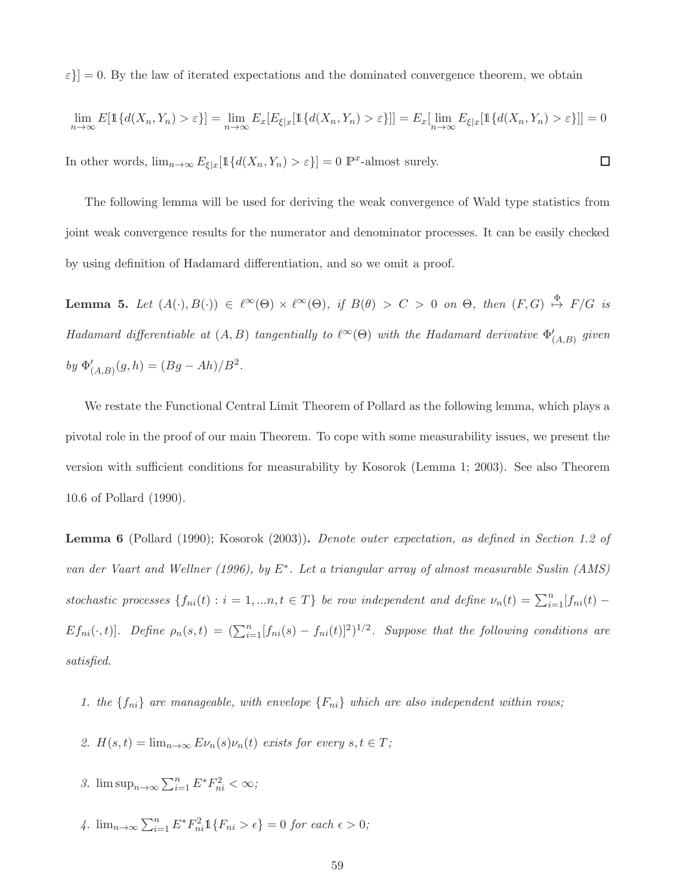$\varepsilon\}] = 0$. By the law of iterated expectations and the dominated convergence theorem, we obtain

$$\lim_{n\to\infty} E[\mathbb{1}\{d(X_n, Y_n) > \varepsilon\}] = \lim_{n\to\infty} E_x[E_{\xi|x}[\mathbb{1}\{d(X_n, Y_n) > \varepsilon\}]] = E_x[\lim_{n\to\infty} E_{\xi|x}[\mathbb{1}\{d(X_n, Y_n) > \varepsilon\}]] = 0$$

In other words, $\lim_{n\to\infty} E_{\xi|x}[\mathbb{1}\{d(X_n, Y_n) > \varepsilon\}] = 0$ $\mathbb{P}^x$-almost surely. $\square$

The following lemma will be used for deriving the weak convergence of Wald type statistics from joint weak convergence results for the numerator and denominator processes. It can be easily checked by using definition of Hadamard differentiation, and so we omit a proof.

**Lemma 5.** *Let $(A(\cdot), B(\cdot)) \in \ell^\infty(\Theta) \times \ell^\infty(\Theta)$, if $B(\theta) > C > 0$ on $\Theta$, then $(F, G) \overset{\Phi}{\mapsto} F/G$ is Hadamard differentiable at $(A, B)$ tangentially to $\ell^\infty(\Theta)$ with the Hadamard derivative $\Phi'_{(A,B)}$ given by $\Phi'_{(A,B)}(g, h) = (Bg - Ah)/B^2$.*

We restate the Functional Central Limit Theorem of Pollard as the following lemma, which plays a pivotal role in the proof of our main Theorem. To cope with some measurability issues, we present the version with sufficient conditions for measurability by Kosorok (Lemma 1; 2003). See also Theorem 10.6 of Pollard (1990).

**Lemma 6** (Pollard (1990); Kosorok (2003))**.** *Denote outer expectation, as defined in Section 1.2 of van der Vaart and Wellner (1996), by $E^*$. Let a triangular array of almost measurable Suslin (AMS) stochastic processes $\{f_{ni}(t) : i = 1, ...n, t \in T\}$ be row independent and define $\nu_n(t) = \sum_{i=1}^n [f_{ni}(t) - Ef_{ni}(\cdot, t)]$. Define $\rho_n(s, t) = (\sum_{i=1}^n [f_{ni}(s) - f_{ni}(t)]^2)^{1/2}$. Suppose that the following conditions are satisfied.*

1. *the $\{f_{ni}\}$ are manageable, with envelope $\{F_{ni}\}$ which are also independent within rows;*
2. *$H(s, t) = \lim_{n\to\infty} E\nu_n(s)\nu_n(t)$ exists for every $s, t \in T$;*
3. *$\limsup_{n\to\infty} \sum_{i=1}^n E^* F_{ni}^2 < \infty$;*
4. *$\lim_{n\to\infty} \sum_{i=1}^n E^* F_{ni}^2 \mathbb{1}\{F_{ni} > \epsilon\} = 0$ for each $\epsilon > 0$;*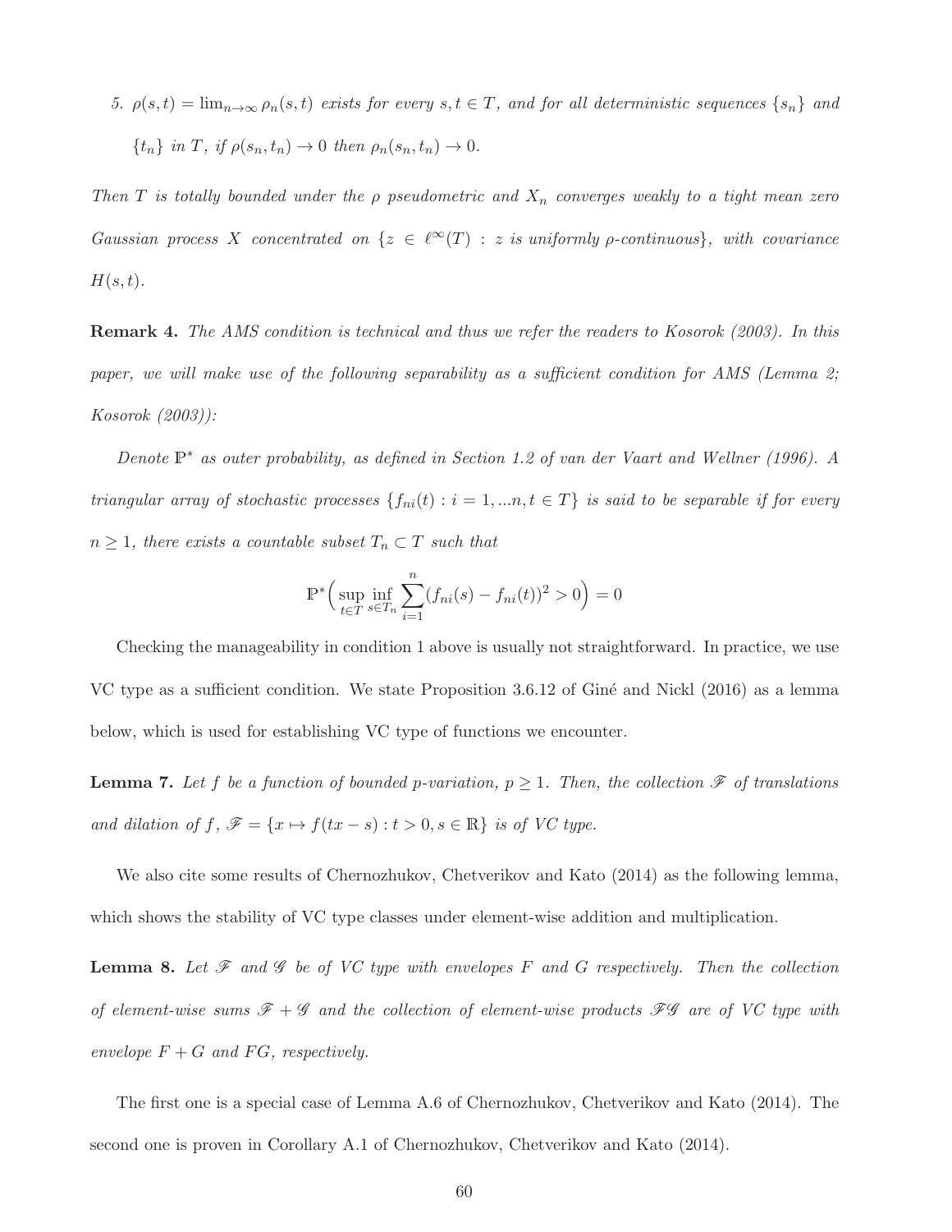5. $\rho(s,t) = \lim_{n\to\infty} \rho_n(s,t)$ *exists for every* $s, t \in T$*, and for all deterministic sequences* $\{s_n\}$ *and* $\{t_n\}$ *in* $T$*, if* $\rho(s_n, t_n) \to 0$ *then* $\rho_n(s_n, t_n) \to 0$.

*Then* $T$ *is totally bounded under the* $\rho$ *pseudometric and* $X_n$ *converges weakly to a tight mean zero Gaussian process* $X$ *concentrated on* $\{z \in \ell^\infty(T) : z \text{ is uniformly } \rho\text{-continuous}\}$*, with covariance* $H(s,t)$.

**Remark 4.** *The AMS condition is technical and thus we refer the readers to Kosorok (2003). In this paper, we will make use of the following separability as a sufficient condition for AMS (Lemma 2; Kosorok (2003)):*

*Denote* $\mathbb{P}^*$ *as outer probability, as defined in Section 1.2 of van der Vaart and Wellner (1996). A triangular array of stochastic processes* $\{f_{ni}(t) : i = 1, ...n, t \in T\}$ *is said to be separable if for every* $n \geq 1$*, there exists a countable subset* $T_n \subset T$ *such that*

$$\mathbb{P}^*\Big(\sup_{t\in T} \inf_{s\in T_n} \sum_{i=1}^{n} (f_{ni}(s) - f_{ni}(t))^2 > 0\Big) = 0$$

Checking the manageability in condition 1 above is usually not straightforward. In practice, we use VC type as a sufficient condition. We state Proposition 3.6.12 of Giné and Nickl (2016) as a lemma below, which is used for establishing VC type of functions we encounter.

**Lemma 7.** *Let* $f$ *be a function of bounded* $p$*-variation,* $p \geq 1$*. Then, the collection* $\mathscr{F}$ *of translations and dilation of* $f$*,* $\mathscr{F} = \{x \mapsto f(tx - s) : t > 0, s \in \mathbb{R}\}$ *is of VC type.*

We also cite some results of Chernozhukov, Chetverikov and Kato (2014) as the following lemma, which shows the stability of VC type classes under element-wise addition and multiplication.

**Lemma 8.** *Let* $\mathscr{F}$ *and* $\mathscr{G}$ *be of VC type with envelopes* $F$ *and* $G$ *respectively. Then the collection of element-wise sums* $\mathscr{F} + \mathscr{G}$ *and the collection of element-wise products* $\mathscr{F}\mathscr{G}$ *are of VC type with envelope* $F + G$ *and* $FG$*, respectively.*

The first one is a special case of Lemma A.6 of Chernozhukov, Chetverikov and Kato (2014). The second one is proven in Corollary A.1 of Chernozhukov, Chetverikov and Kato (2014).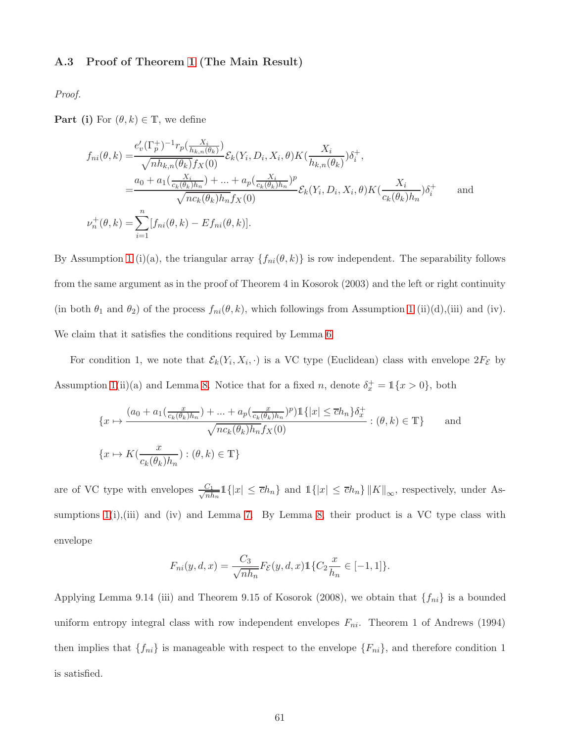### A.3 Proof of Theorem 1 (The Main Result)

*Proof.*

**Part (i)** For $(\theta, k) \in \mathbb{T}$, we define

$$
\begin{aligned}
f_{ni}(\theta,k) =& \frac{e_v'(\Gamma_p^+)^{-1} r_p(\frac{X_i}{h_{k,n}(\theta_k)})}{\sqrt{nh_{k,n}(\theta_k)}f_X(0)} \mathcal{E}_k(Y_i, D_i, X_i, \theta) K(\frac{X_i}{h_{k,n}(\theta_k)})\delta_i^+, \\
=& \frac{a_0 + a_1(\frac{X_i}{c_k(\theta_k)h_n}) + ... + a_p(\frac{X_i}{c_k(\theta_k)h_n})^p}{\sqrt{nc_k(\theta_k)h_n}f_X(0)} \mathcal{E}_k(Y_i, D_i, X_i, \theta) K(\frac{X_i}{c_k(\theta_k)h_n})\delta_i^+ \qquad \text{and} \\
\nu_n^+(\theta,k) =& \sum_{i=1}^n [f_{ni}(\theta,k) - Ef_{ni}(\theta,k)].
\end{aligned}
$$

By Assumption 1 (i)(a), the triangular array $\{f_{ni}(\theta,k)\}$ is row independent. The separability follows from the same argument as in the proof of Theorem 4 in Kosorok (2003) and the left or right continuity (in both $\theta_1$ and $\theta_2$) of the process $f_{ni}(\theta,k)$, which followings from Assumption 1 (ii)(d),(iii) and (iv). We claim that it satisfies the conditions required by Lemma 6.

For condition 1, we note that $\mathcal{E}_k(Y_i, X_i, \cdot)$ is a VC type (Euclidean) class with envelope $2F_{\mathcal{E}}$ by Assumption 1(ii)(a) and Lemma 8. Notice that for a fixed $n$, denote $\delta_x^+ = \mathbb{1}\{x > 0\}$, both

$$
\begin{aligned}
&\{x \mapsto \frac{(a_0 + a_1(\frac{x}{c_k(\theta_k)h_n}) + ... + a_p(\frac{x}{c_k(\theta_k)h_n})^p)\mathbb{1}\{|x| \leq \overline{c}h_n\}\delta_x^+}{\sqrt{nc_k(\theta_k)h_n}f_X(0)} : (\theta,k) \in \mathbb{T}\} \qquad \text{and} \\
&\{x \mapsto K(\frac{x}{c_k(\theta_k)h_n}) : (\theta,k) \in \mathbb{T}\}
\end{aligned}
$$

are of VC type with envelopes $\frac{C_1}{\sqrt{nh_n}}\mathbb{1}\{|x| \leq \overline{c}h_n\}$ and $\mathbb{1}\{|x| \leq \overline{c}h_n\}\|K\|_\infty$, respectively, under Assumptions 1(i),(iii) and (iv) and Lemma 7. By Lemma 8, their product is a VC type class with envelope

$$
F_{ni}(y,d,x) = \frac{C_3}{\sqrt{nh_n}} F_{\mathcal{E}}(y,d,x)\mathbb{1}\{C_2\frac{x}{h_n} \in [-1,1]\}.
$$

Applying Lemma 9.14 (iii) and Theorem 9.15 of Kosorok (2008), we obtain that $\{f_{ni}\}$ is a bounded uniform entropy integral class with row independent envelopes $F_{ni}$. Theorem 1 of Andrews (1994) then implies that $\{f_{ni}\}$ is manageable with respect to the envelope $\{F_{ni}\}$, and therefore condition 1 is satisfied.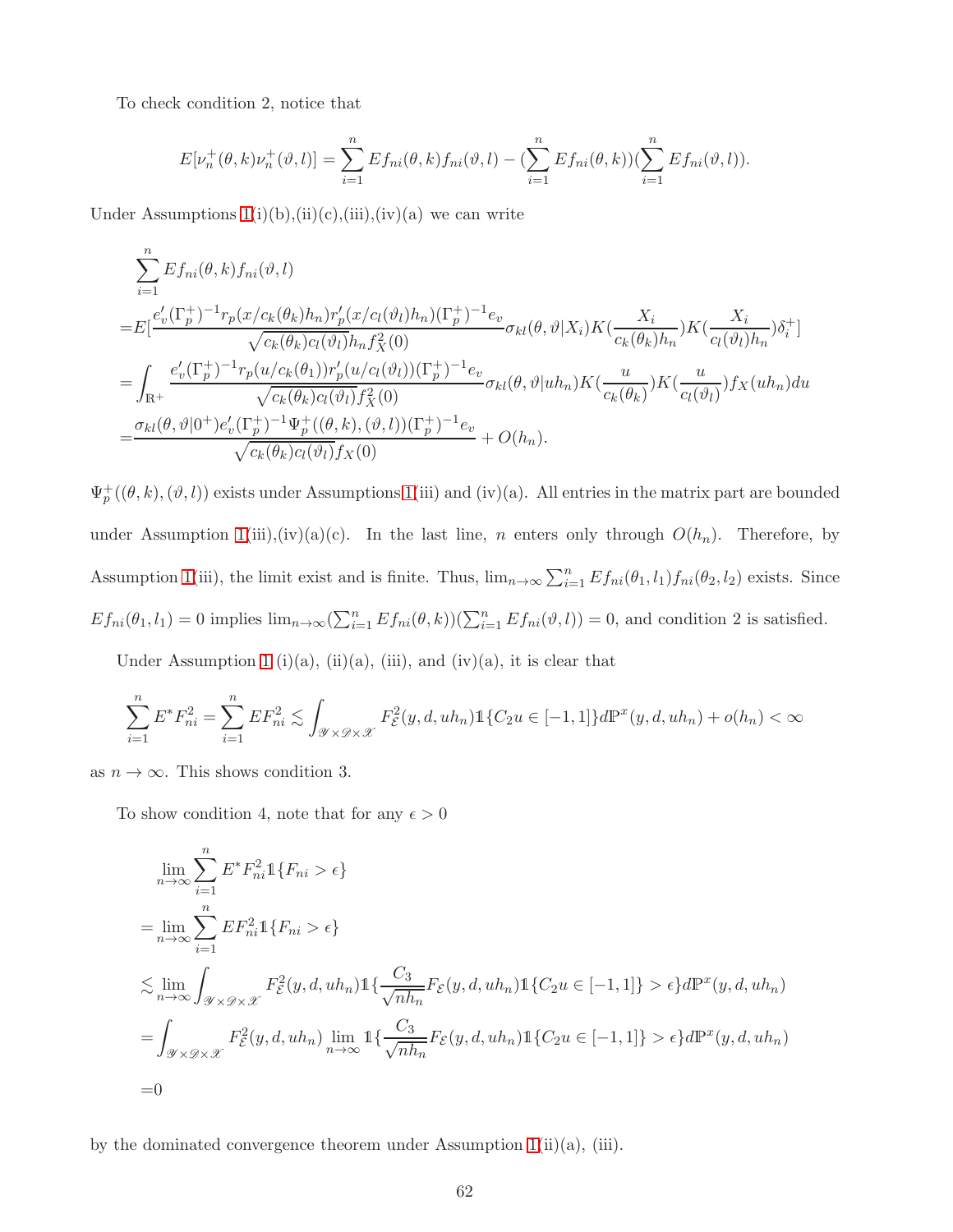To check condition 2, notice that

$$E[\nu_n^+(\theta,k)\nu_n^+(\vartheta,l)] = \sum_{i=1}^n Ef_{ni}(\theta,k)f_{ni}(\vartheta,l) - (\sum_{i=1}^n Ef_{ni}(\theta,k))(\sum_{i=1}^n Ef_{ni}(\vartheta,l)).$$

Under Assumptions 1(i)(b),(ii)(c),(iii),(iv)(a) we can write

$$\begin{aligned}
&\sum_{i=1}^n Ef_{ni}(\theta,k)f_{ni}(\vartheta,l)\\
=&E[\frac{e_v'(\Gamma_p^+)^{-1}r_p(x/c_k(\theta_k)h_n)r_p'(x/c_l(\vartheta_l)h_n)(\Gamma_p^+)^{-1}e_v}{\sqrt{c_k(\theta_k)c_l(\vartheta_l)}h_n f_X^2(0)}\sigma_{kl}(\theta,\vartheta|X_i)K(\frac{X_i}{c_k(\theta_k)h_n})K(\frac{X_i}{c_l(\vartheta_l)h_n})\delta_i^+]\\
=&\int_{\mathbb{R}^+}\frac{e_v'(\Gamma_p^+)^{-1}r_p(u/c_k(\theta_1))r_p'(u/c_l(\vartheta_l))(\Gamma_p^+)^{-1}e_v}{\sqrt{c_k(\theta_k)c_l(\vartheta_l)}f_X^2(0)}\sigma_{kl}(\theta,\vartheta|uh_n)K(\frac{u}{c_k(\theta_k)})K(\frac{u}{c_l(\vartheta_l)})f_X(uh_n)du\\
=&\frac{\sigma_{kl}(\theta,\vartheta|0^+)e_v'(\Gamma_p^+)^{-1}\Psi_p^+((\theta,k),(\vartheta,l))(\Gamma_p^+)^{-1}e_v}{\sqrt{c_k(\theta_k)c_l(\vartheta_l)}f_X(0)}+O(h_n).
\end{aligned}$$

$\Psi_p^+((\theta,k),(\vartheta,l))$ exists under Assumptions 1(iii) and (iv)(a). All entries in the matrix part are bounded under Assumption 1(iii),(iv)(a)(c). In the last line, $n$ enters only through $O(h_n)$. Therefore, by Assumption 1(iii), the limit exist and is finite. Thus, $\lim_{n\to\infty}\sum_{i=1}^n Ef_{ni}(\theta_1,l_1)f_{ni}(\theta_2,l_2)$ exists. Since $Ef_{ni}(\theta_1,l_1)=0$ implies $\lim_{n\to\infty}(\sum_{i=1}^n Ef_{ni}(\theta,k))(\sum_{i=1}^n Ef_{ni}(\vartheta,l))=0$, and condition 2 is satisfied.

Under Assumption 1 (i)(a), (ii)(a), (iii), and (iv)(a), it is clear that

$$\sum_{i=1}^n E^*F_{ni}^2 = \sum_{i=1}^n EF_{ni}^2 \lesssim \int_{\mathscr{Y}\times\mathscr{D}\times\mathscr{X}} F_{\mathcal{E}}^2(y,d,uh_n)\mathbb{1}\{C_2u\in[-1,1]\}d\mathbb{P}^x(y,d,uh_n)+o(h_n)<\infty$$

as $n\to\infty$. This shows condition 3.

To show condition 4, note that for any $\epsilon>0$

$$\begin{aligned}
&\lim_{n\to\infty}\sum_{i=1}^n E^*F_{ni}^2\mathbb{1}\{F_{ni}>\epsilon\}\\
=&\lim_{n\to\infty}\sum_{i=1}^n EF_{ni}^2\mathbb{1}\{F_{ni}>\epsilon\}\\
\lesssim&\lim_{n\to\infty}\int_{\mathscr{Y}\times\mathscr{D}\times\mathscr{X}}F_{\mathcal{E}}^2(y,d,uh_n)\mathbb{1}\{\frac{C_3}{\sqrt{nh_n}}F_{\mathcal{E}}(y,d,uh_n)\mathbb{1}\{C_2u\in[-1,1]\}>\epsilon\}d\mathbb{P}^x(y,d,uh_n)\\
=&\int_{\mathscr{Y}\times\mathscr{D}\times\mathscr{X}}F_{\mathcal{E}}^2(y,d,uh_n)\lim_{n\to\infty}\mathbb{1}\{\frac{C_3}{\sqrt{nh_n}}F_{\mathcal{E}}(y,d,uh_n)\mathbb{1}\{C_2u\in[-1,1]\}>\epsilon\}d\mathbb{P}^x(y,d,uh_n)\\
=&0
\end{aligned}$$

by the dominated convergence theorem under Assumption 1(ii)(a), (iii).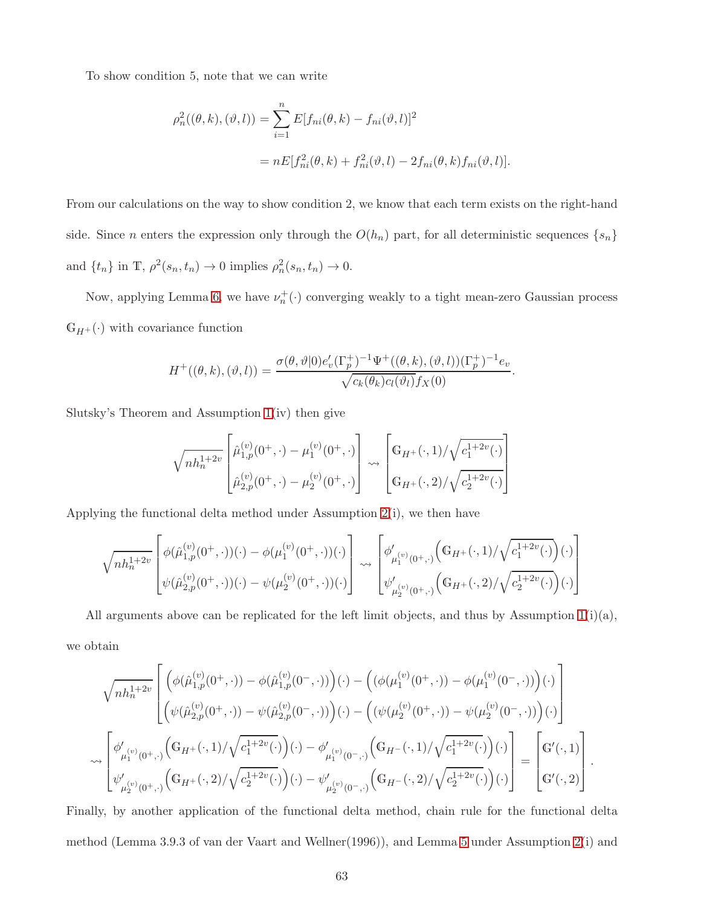To show condition 5, note that we can write

$$
\begin{aligned}
\rho_n^2((\theta,k),(\vartheta,l)) &= \sum_{i=1}^{n} E[f_{ni}(\theta,k) - f_{ni}(\vartheta,l)]^2 \\
&= nE[f_{ni}^2(\theta,k) + f_{ni}^2(\vartheta,l) - 2f_{ni}(\theta,k)f_{ni}(\vartheta,l)].
\end{aligned}
$$

From our calculations on the way to show condition 2, we know that each term exists on the right-hand side. Since $n$ enters the expression only through the $O(h_n)$ part, for all deterministic sequences $\{s_n\}$ and $\{t_n\}$ in $\mathbb{T}$, $\rho^2(s_n, t_n) \to 0$ implies $\rho_n^2(s_n, t_n) \to 0$.

Now, applying Lemma 6, we have $\nu_n^+(\cdot)$ converging weakly to a tight mean-zero Gaussian process $\mathbb{G}_{H^+}(\cdot)$ with covariance function

$$
H^+((\theta,k),(\vartheta,l)) = \frac{\sigma(\theta,\vartheta|0)e_v'(\Gamma_p^+)^{-1}\Psi^+((\theta,k),(\vartheta,l))(\Gamma_p^+)^{-1}e_v}{\sqrt{c_k(\theta_k)c_l(\vartheta_l)}f_X(0)}.
$$

Slutsky's Theorem and Assumption 1(iv) then give

$$
\sqrt{nh_n^{1+2v}} \begin{bmatrix} \hat{\mu}_{1,p}^{(v)}(0^+,\cdot) - \mu_1^{(v)}(0^+,\cdot) \\ \hat{\mu}_{2,p}^{(v)}(0^+,\cdot) - \mu_2^{(v)}(0^+,\cdot) \end{bmatrix} \rightsquigarrow \begin{bmatrix} \mathbb{G}_{H^+}(\cdot,1)/\sqrt{c_1^{1+2v}(\cdot)} \\ \mathbb{G}_{H^+}(\cdot,2)/\sqrt{c_2^{1+2v}(\cdot)} \end{bmatrix}
$$

Applying the functional delta method under Assumption 2(i), we then have

$$
\sqrt{nh_n^{1+2v}} \begin{bmatrix} \phi(\hat{\mu}_{1,p}^{(v)}(0^+,\cdot))(\cdot) - \phi(\mu_1^{(v)}(0^+,\cdot))(\cdot) \\ \psi(\hat{\mu}_{2,p}^{(v)}(0^+,\cdot))(\cdot) - \psi(\mu_2^{(v)}(0^+,\cdot))(\cdot) \end{bmatrix} \rightsquigarrow \begin{bmatrix} \phi'_{\mu_1^{(v)}(0^+,\cdot)}\Big(\mathbb{G}_{H^+}(\cdot,1)/\sqrt{c_1^{1+2v}(\cdot)}\Big)(\cdot) \\ \psi'_{\mu_2^{(v)}(0^+,\cdot)}\Big(\mathbb{G}_{H^+}(\cdot,2)/\sqrt{c_2^{1+2v}(\cdot)}\Big)(\cdot) \end{bmatrix}
$$

All arguments above can be replicated for the left limit objects, and thus by Assumption 1(i)(a), we obtain

$$
\begin{aligned}
&\sqrt{nh_n^{1+2v}} \begin{bmatrix} \Big(\phi(\hat{\mu}_{1,p}^{(v)}(0^+,\cdot)) - \phi(\hat{\mu}_{1,p}^{(v)}(0^-,\cdot))\Big)(\cdot) - \Big((\phi(\mu_1^{(v)}(0^+,\cdot)) - \phi(\mu_1^{(v)}(0^-,\cdot))\Big)(\cdot) \\ \Big(\psi(\hat{\mu}_{2,p}^{(v)}(0^+,\cdot)) - \psi(\hat{\mu}_{2,p}^{(v)}(0^-,\cdot))\Big)(\cdot) - \Big((\psi(\mu_2^{(v)}(0^+,\cdot)) - \psi(\mu_2^{(v)}(0^-,\cdot))\Big)(\cdot) \end{bmatrix} \\
&\rightsquigarrow \begin{bmatrix} \phi'_{\mu_1^{(v)}(0^+,\cdot)}\Big(\mathbb{G}_{H^+}(\cdot,1)/\sqrt{c_1^{1+2v}(\cdot)}\Big)(\cdot) - \phi'_{\mu_1^{(v)}(0^-,\cdot)}\Big(\mathbb{G}_{H^-}(\cdot,1)/\sqrt{c_1^{1+2v}(\cdot)}\Big)(\cdot) \\ \psi'_{\mu_2^{(v)}(0^+,\cdot)}\Big(\mathbb{G}_{H^+}(\cdot,2)/\sqrt{c_2^{1+2v}(\cdot)}\Big)(\cdot) - \psi'_{\mu_2^{(v)}(0^-,\cdot)}\Big(\mathbb{G}_{H^-}(\cdot,2)/\sqrt{c_2^{1+2v}(\cdot)}\Big)(\cdot) \end{bmatrix} = \begin{bmatrix} \mathbb{G}'(\cdot,1) \\ \mathbb{G}'(\cdot,2) \end{bmatrix}.
\end{aligned}
$$

Finally, by another application of the functional delta method, chain rule for the functional delta method (Lemma 3.9.3 of van der Vaart and Wellner(1996)), and Lemma 5 under Assumption 2(i) and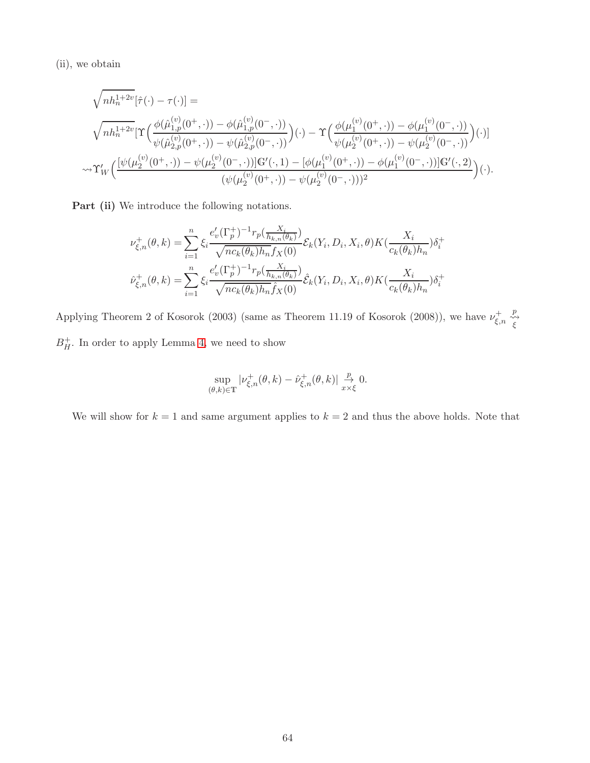(ii), we obtain

$$
\begin{aligned}
&\sqrt{nh_n^{1+2v}}[\hat{\tau}(\cdot) - \tau(\cdot)] = \\
&\sqrt{nh_n^{1+2v}}\Big[\Upsilon\Big(\frac{\phi(\hat{\mu}_{1,p}^{(v)}(0^+,\cdot)) - \phi(\hat{\mu}_{1,p}^{(v)}(0^-,\cdot))}{\psi(\hat{\mu}_{2,p}^{(v)}(0^+,\cdot)) - \psi(\hat{\mu}_{2,p}^{(v)}(0^-,\cdot))}\Big)(\cdot) - \Upsilon\Big(\frac{\phi(\mu_1^{(v)}(0^+,\cdot)) - \phi(\mu_1^{(v)}(0^-,\cdot))}{\psi(\mu_2^{(v)}(0^+,\cdot)) - \psi(\mu_2^{(v)}(0^-,\cdot))}\Big)(\cdot)\Big] \\
&\rightsquigarrow \Upsilon_W'\Big(\frac{[\psi(\mu_2^{(v)}(0^+,\cdot)) - \psi(\mu_2^{(v)}(0^-,\cdot))]\mathbb{G}'(\cdot,1) - [\phi(\mu_1^{(v)}(0^+,\cdot)) - \phi(\mu_1^{(v)}(0^-,\cdot))]\mathbb{G}'(\cdot,2)}{(\psi(\mu_2^{(v)}(0^+,\cdot)) - \psi(\mu_2^{(v)}(0^-,\cdot)))^2}\Big)(\cdot).
\end{aligned}
$$

**Part (ii)** We introduce the following notations.

$$
\nu_{\xi,n}^+(\theta,k) = \sum_{i=1}^n \xi_i \frac{e_v'(\Gamma_p^+)^{-1} r_p(\frac{X_i}{h_{k,n}(\theta_k)})}{\sqrt{nc_k(\theta_k)h_n} f_X(0)} \mathcal{E}_k(Y_i, D_i, X_i, \theta) K(\frac{X_i}{c_k(\theta_k)h_n})\delta_i^+
$$

$$
\hat{\nu}_{\xi,n}^+(\theta,k) = \sum_{i=1}^n \xi_i \frac{e_v'(\Gamma_p^+)^{-1} r_p(\frac{X_i}{h_{k,n}(\theta_k)})}{\sqrt{nc_k(\theta_k)h_n} \hat{f}_X(0)} \hat{\mathcal{E}}_k(Y_i, D_i, X_i, \theta) K(\frac{X_i}{c_k(\theta_k)h_n})\delta_i^+
$$

Applying Theorem 2 of Kosorok (2003) (same as Theorem 11.19 of Kosorok (2008)), we have $\nu_{\xi,n}^+ \overset{p}{\underset{\xi}{\rightsquigarrow}} B_H^+$. In order to apply Lemma 4, we need to show

$$
\sup_{(\theta,k)\in\mathbb{T}} |\nu_{\xi,n}^+(\theta,k) - \hat{\nu}_{\xi,n}^+(\theta,k)| \underset{x\times\xi}{\overset{p}{\to}} 0.
$$

We will show for $k=1$ and same argument applies to $k=2$ and thus the above holds. Note that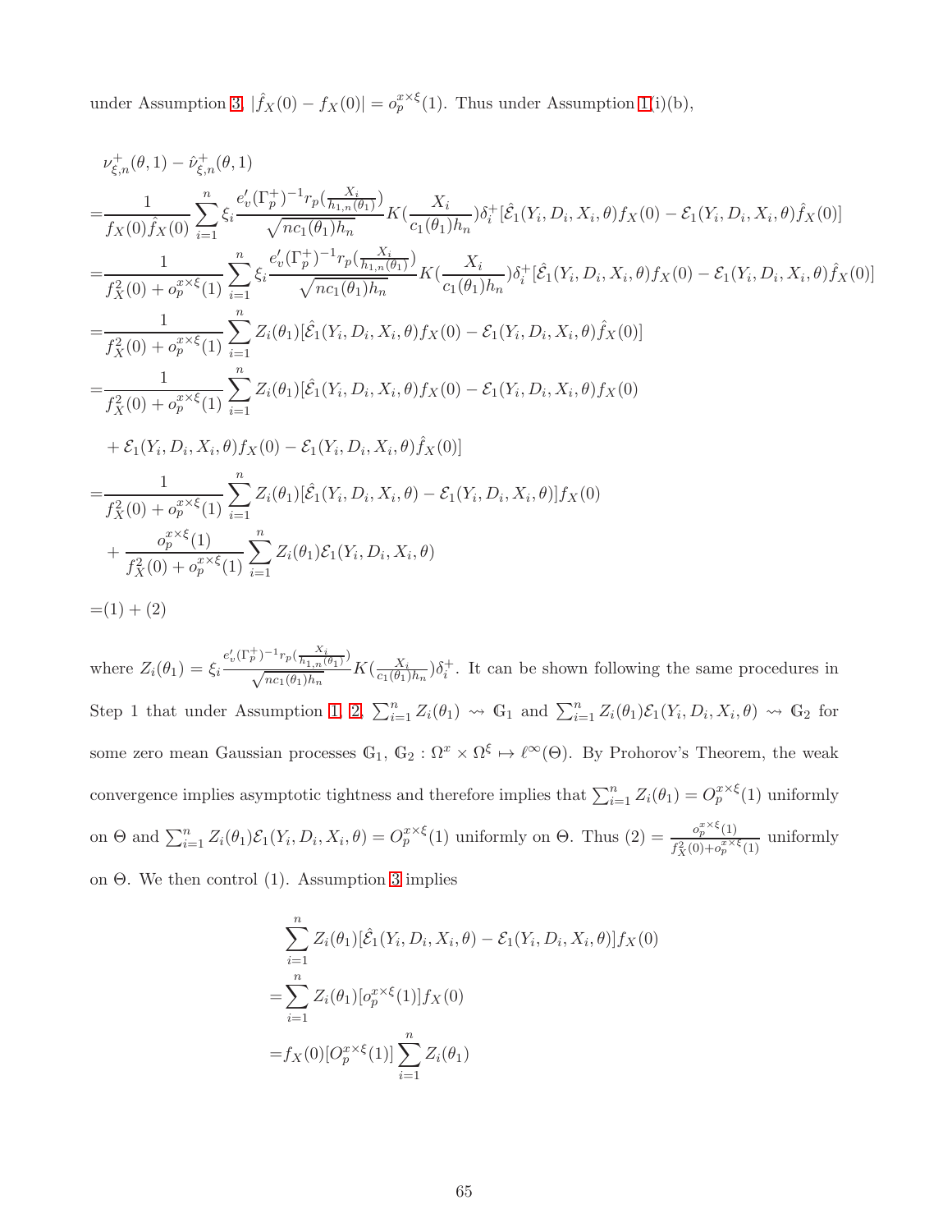under Assumption 3, $|\hat{f}_X(0) - f_X(0)| = o_p^{x\times\xi}(1)$. Thus under Assumption 1(i)(b),

$$
\begin{aligned}
&\nu^+_{\xi,n}(\theta,1) - \hat{\nu}^+_{\xi,n}(\theta,1) \\
=&\frac{1}{f_X(0)\hat{f}_X(0)}\sum_{i=1}^n \xi_i \frac{e_v'(\Gamma_p^+)^{-1}r_p(\frac{X_i}{h_{1,n}(\theta_1)})}{\sqrt{nc_1(\theta_1)h_n}}K(\frac{X_i}{c_1(\theta_1)h_n})\delta_i^+[\hat{\mathcal{E}}_1(Y_i,D_i,X_i,\theta)f_X(0) - \mathcal{E}_1(Y_i,D_i,X_i,\theta)\hat{f}_X(0)] \\
=&\frac{1}{f_X^2(0) + o_p^{x\times\xi}(1)}\sum_{i=1}^n \xi_i \frac{e_v'(\Gamma_p^+)^{-1}r_p(\frac{X_i}{h_{1,n}(\theta_1)})}{\sqrt{nc_1(\theta_1)h_n}}K(\frac{X_i}{c_1(\theta_1)h_n})\delta_i^+[\hat{\mathcal{E}}_1(Y_i,D_i,X_i,\theta)f_X(0) - \mathcal{E}_1(Y_i,D_i,X_i,\theta)\hat{f}_X(0)] \\
=&\frac{1}{f_X^2(0) + o_p^{x\times\xi}(1)}\sum_{i=1}^n Z_i(\theta_1)[\hat{\mathcal{E}}_1(Y_i,D_i,X_i,\theta)f_X(0) - \mathcal{E}_1(Y_i,D_i,X_i,\theta)\hat{f}_X(0)] \\
=&\frac{1}{f_X^2(0) + o_p^{x\times\xi}(1)}\sum_{i=1}^n Z_i(\theta_1)[\hat{\mathcal{E}}_1(Y_i,D_i,X_i,\theta)f_X(0) - \mathcal{E}_1(Y_i,D_i,X_i,\theta)f_X(0) \\
&+ \mathcal{E}_1(Y_i,D_i,X_i,\theta)f_X(0) - \mathcal{E}_1(Y_i,D_i,X_i,\theta)\hat{f}_X(0)] \\
=&\frac{1}{f_X^2(0) + o_p^{x\times\xi}(1)}\sum_{i=1}^n Z_i(\theta_1)[\hat{\mathcal{E}}_1(Y_i,D_i,X_i,\theta) - \mathcal{E}_1(Y_i,D_i,X_i,\theta)]f_X(0) \\
&+ \frac{o_p^{x\times\xi}(1)}{f_X^2(0) + o_p^{x\times\xi}(1)}\sum_{i=1}^n Z_i(\theta_1)\mathcal{E}_1(Y_i,D_i,X_i,\theta) \\
=&(1) + (2)
\end{aligned}
$$

where $Z_i(\theta_1) = \xi_i \frac{e_v'(\Gamma_p^+)^{-1}r_p(\frac{X_i}{h_{1,n}(\theta_1)})}{\sqrt{nc_1(\theta_1)h_n}}K(\frac{X_i}{c_1(\theta_1)h_n})\delta_i^+$. It can be shown following the same procedures in Step 1 that under Assumption 1, 2, $\sum_{i=1}^n Z_i(\theta_1) \rightsquigarrow \mathbb{G}_1$ and $\sum_{i=1}^n Z_i(\theta_1)\mathcal{E}_1(Y_i,D_i,X_i,\theta) \rightsquigarrow \mathbb{G}_2$ for some zero mean Gaussian processes $\mathbb{G}_1$, $\mathbb{G}_2 : \Omega^x \times \Omega^\xi \mapsto \ell^\infty(\Theta)$. By Prohorov's Theorem, the weak convergence implies asymptotic tightness and therefore implies that $\sum_{i=1}^n Z_i(\theta_1) = O_p^{x\times\xi}(1)$ uniformly on $\Theta$ and $\sum_{i=1}^n Z_i(\theta_1)\mathcal{E}_1(Y_i,D_i,X_i,\theta) = O_p^{x\times\xi}(1)$ uniformly on $\Theta$. Thus $(2) = \frac{o_p^{x\times\xi}(1)}{f_X^2(0)+o_p^{x\times\xi}(1)}$ uniformly on $\Theta$. We then control (1). Assumption 3 implies

$$
\begin{aligned}
&\sum_{i=1}^n Z_i(\theta_1)[\hat{\mathcal{E}}_1(Y_i,D_i,X_i,\theta) - \mathcal{E}_1(Y_i,D_i,X_i,\theta)]f_X(0) \\
=&\sum_{i=1}^n Z_i(\theta_1)[o_p^{x\times\xi}(1)]f_X(0) \\
=&f_X(0)[O_p^{x\times\xi}(1)]\sum_{i=1}^n Z_i(\theta_1)
\end{aligned}
$$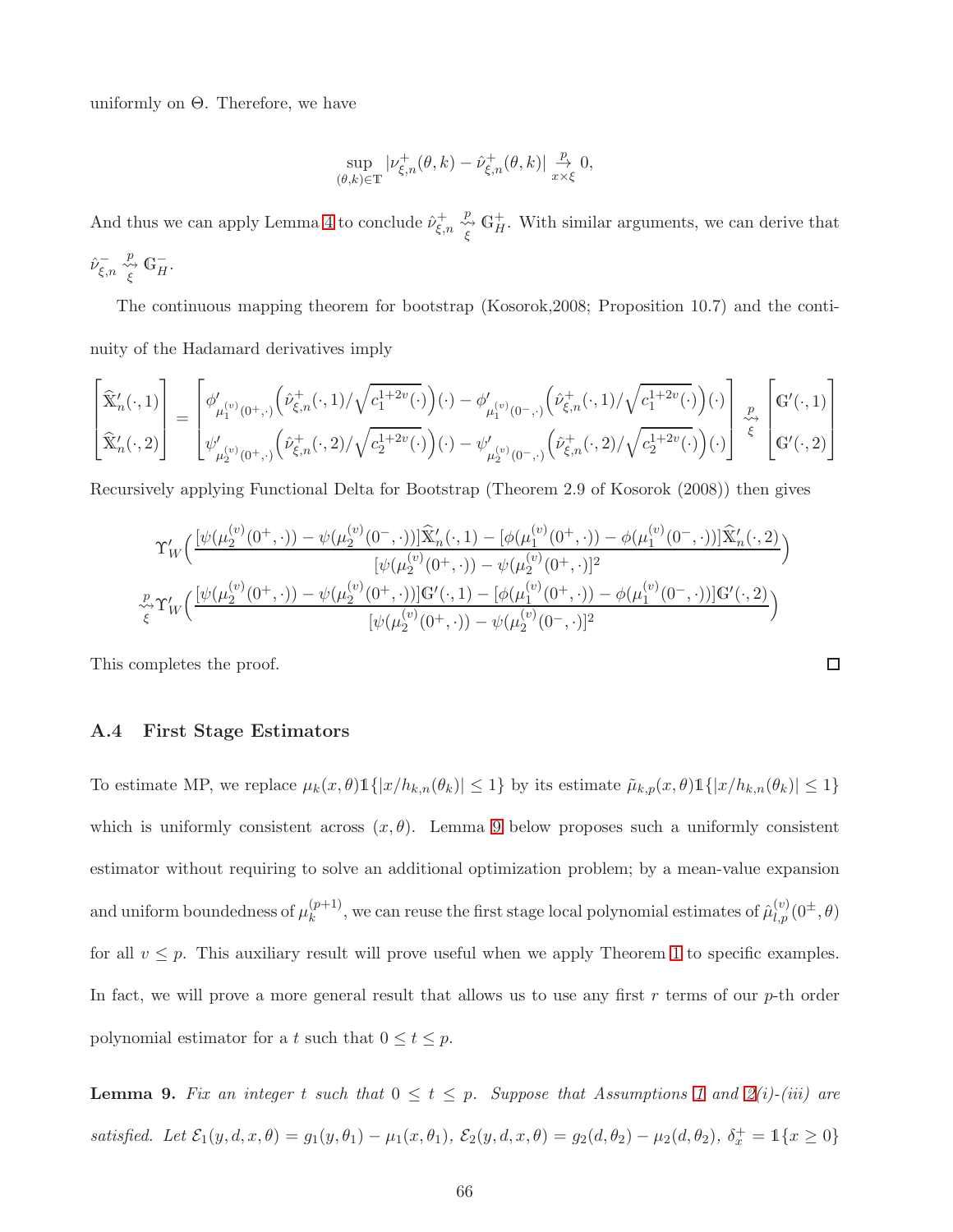uniformly on $\Theta$. Therefore, we have

$$\sup_{(\theta,k)\in\mathbb{T}} |\nu^{+}_{\xi,n}(\theta,k) - \hat{\nu}^{+}_{\xi,n}(\theta,k)| \underset{x\times\xi}{\overset{p}{\to}} 0,$$

And thus we can apply Lemma 4 to conclude $\hat{\nu}^{+}_{\xi,n} \underset{\xi}{\overset{p}{\rightsquigarrow}} \mathbb{G}^{+}_{H}$. With similar arguments, we can derive that $\hat{\nu}^{-}_{\xi,n} \underset{\xi}{\overset{p}{\rightsquigarrow}} \mathbb{G}^{-}_{H}$.

The continuous mapping theorem for bootstrap (Kosorok,2008; Proposition 10.7) and the continuity of the Hadamard derivatives imply

$$\begin{bmatrix} \widehat{\mathbb{X}}'_n(\cdot,1) \\ \widehat{\mathbb{X}}'_n(\cdot,2) \end{bmatrix} = \begin{bmatrix} \phi'_{\mu_1^{(v)}(0^+,\cdot)}\Big(\hat{\nu}^{+}_{\xi,n}(\cdot,1)/\sqrt{c_1^{1+2v}(\cdot)}\Big)(\cdot) - \phi'_{\mu_1^{(v)}(0^-,\cdot)}\Big(\hat{\nu}^{+}_{\xi,n}(\cdot,1)/\sqrt{c_1^{1+2v}(\cdot)}\Big)(\cdot) \\ \psi'_{\mu_2^{(v)}(0^+,\cdot)}\Big(\hat{\nu}^{+}_{\xi,n}(\cdot,2)/\sqrt{c_2^{1+2v}(\cdot)}\Big)(\cdot) - \psi'_{\mu_2^{(v)}(0^-,\cdot)}\Big(\hat{\nu}^{+}_{\xi,n}(\cdot,2)/\sqrt{c_2^{1+2v}(\cdot)}\Big)(\cdot) \end{bmatrix} \underset{\xi}{\overset{p}{\rightsquigarrow}} \begin{bmatrix} \mathbb{G}'(\cdot,1) \\ \mathbb{G}'(\cdot,2) \end{bmatrix}$$

Recursively applying Functional Delta for Bootstrap (Theorem 2.9 of Kosorok (2008)) then gives

$$\Upsilon'_W\Big(\frac{[\psi(\mu_2^{(v)}(0^+,\cdot)) - \psi(\mu_2^{(v)}(0^-,\cdot))]\widehat{\mathbb{X}}'_n(\cdot,1) - [\phi(\mu_1^{(v)}(0^+,\cdot)) - \phi(\mu_1^{(v)}(0^-,\cdot))]\widehat{\mathbb{X}}'_n(\cdot,2)}{[\psi(\mu_2^{(v)}(0^+,\cdot)) - \psi(\mu_2^{(v)}(0^+,\cdot)]^2}\Big)$$
$$\underset{\xi}{\overset{p}{\rightsquigarrow}} \Upsilon'_W\Big(\frac{[\psi(\mu_2^{(v)}(0^+,\cdot)) - \psi(\mu_2^{(v)}(0^+,\cdot))]\mathbb{G}'(\cdot,1) - [\phi(\mu_1^{(v)}(0^+,\cdot)) - \phi(\mu_1^{(v)}(0^-,\cdot))]\mathbb{G}'(\cdot,2)}{[\psi(\mu_2^{(v)}(0^+,\cdot)) - \psi(\mu_2^{(v)}(0^-,\cdot)]^2}\Big)$$

This completes the proof. □

### A.4 First Stage Estimators

To estimate MP, we replace $\mu_k(x,\theta)\mathbb{1}\{|x/h_{k,n}(\theta_k)| \leq 1\}$ by its estimate $\tilde{\mu}_{k,p}(x,\theta)\mathbb{1}\{|x/h_{k,n}(\theta_k)| \leq 1\}$ which is uniformly consistent across $(x,\theta)$. Lemma 9 below proposes such a uniformly consistent estimator without requiring to solve an additional optimization problem; by a mean-value expansion and uniform boundedness of $\mu_k^{(p+1)}$, we can reuse the first stage local polynomial estimates of $\hat{\mu}^{(v)}_{l,p}(0^{\pm},\theta)$ for all $v \leq p$. This auxiliary result will prove useful when we apply Theorem 1 to specific examples. In fact, we will prove a more general result that allows us to use any first $r$ terms of our $p$-th order polynomial estimator for a $t$ such that $0 \leq t \leq p$.

**Lemma 9.** *Fix an integer $t$ such that $0 \leq t \leq p$. Suppose that Assumptions 1 and 2(i)-(iii) are satisfied. Let $\mathcal{E}_1(y,d,x,\theta) = g_1(y,\theta_1) - \mu_1(x,\theta_1)$, $\mathcal{E}_2(y,d,x,\theta) = g_2(d,\theta_2) - \mu_2(d,\theta_2)$, $\delta^+_x = \mathbb{1}\{x \geq 0\}$*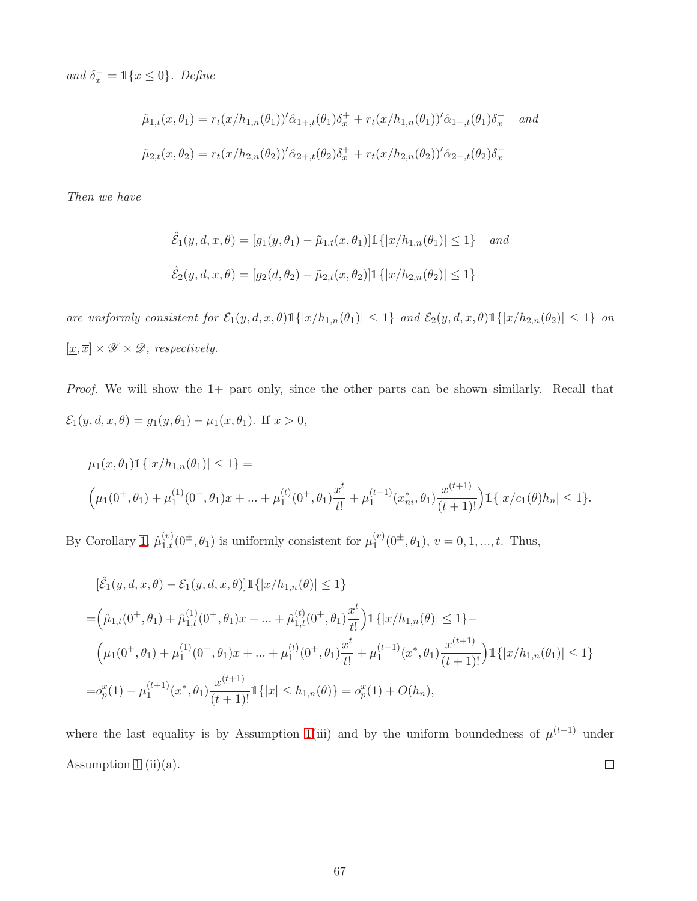*and* $\delta_x^- = \mathbb{1}\{x \leq 0\}$*. Define*

$$\tilde{\mu}_{1,t}(x, \theta_1) = r_t(x/h_{1,n}(\theta_1))'\hat{\alpha}_{1+,t}(\theta_1)\delta_x^+ + r_t(x/h_{1,n}(\theta_1))'\hat{\alpha}_{1-,t}(\theta_1)\delta_x^- \quad and$$

$$\tilde{\mu}_{2,t}(x, \theta_2) = r_t(x/h_{2,n}(\theta_2))'\hat{\alpha}_{2+,t}(\theta_2)\delta_x^+ + r_t(x/h_{2,n}(\theta_2))'\hat{\alpha}_{2-,t}(\theta_2)\delta_x^-$$

*Then we have*

$$\hat{\mathcal{E}}_1(y, d, x, \theta) = [g_1(y, \theta_1) - \tilde{\mu}_{1,t}(x, \theta_1)]\mathbb{1}\{|x/h_{1,n}(\theta_1)| \leq 1\} \quad and$$

$$\hat{\mathcal{E}}_2(y, d, x, \theta) = [g_2(d, \theta_2) - \tilde{\mu}_{2,t}(x, \theta_2)]\mathbb{1}\{|x/h_{2,n}(\theta_2)| \leq 1\}$$

*are uniformly consistent for* $\mathcal{E}_1(y, d, x, \theta)\mathbb{1}\{|x/h_{1,n}(\theta_1)| \leq 1\}$ *and* $\mathcal{E}_2(y, d, x, \theta)\mathbb{1}\{|x/h_{2,n}(\theta_2)| \leq 1\}$ *on* $[\underline{x}, \overline{x}] \times \mathscr{Y} \times \mathscr{D}$*, respectively.*

*Proof.* We will show the 1+ part only, since the other parts can be shown similarly. Recall that $\mathcal{E}_1(y, d, x, \theta) = g_1(y, \theta_1) - \mu_1(x, \theta_1)$. If $x > 0$,

$$\begin{aligned}
&\mu_1(x, \theta_1)\mathbb{1}\{|x/h_{1,n}(\theta_1)| \leq 1\} = \\
&\Big(\mu_1(0^+, \theta_1) + \mu_1^{(1)}(0^+, \theta_1)x + ... + \mu_1^{(t)}(0^+, \theta_1)\frac{x^t}{t!} + \mu_1^{(t+1)}(x^*_{ni}, \theta_1)\frac{x^{(t+1)}}{(t+1)!}\Big)\mathbb{1}\{|x/c_1(\theta)h_n| \leq 1\}.
\end{aligned}$$

By Corollary 1, $\hat{\mu}_{1,t}^{(v)}(0^\pm, \theta_1)$ is uniformly consistent for $\mu_1^{(v)}(0^\pm, \theta_1)$, $v = 0, 1, ..., t$. Thus,

$$\begin{aligned}
&[\hat{\mathcal{E}}_1(y, d, x, \theta) - \mathcal{E}_1(y, d, x, \theta)]\mathbb{1}\{|x/h_{1,n}(\theta)| \leq 1\} \\
=&\Big(\hat{\mu}_{1,t}(0^+, \theta_1) + \hat{\mu}_{1,t}^{(1)}(0^+, \theta_1)x + ... + \hat{\mu}_{1,t}^{(t)}(0^+, \theta_1)\frac{x^t}{t!}\Big)\mathbb{1}\{|x/h_{1,n}(\theta)| \leq 1\} - \\
&\Big(\mu_1(0^+, \theta_1) + \mu_1^{(1)}(0^+, \theta_1)x + ... + \mu_1^{(t)}(0^+, \theta_1)\frac{x^t}{t!} + \mu_1^{(t+1)}(x^*, \theta_1)\frac{x^{(t+1)}}{(t+1)!}\Big)\mathbb{1}\{|x/h_{1,n}(\theta_1)| \leq 1\} \\
=&o_p^x(1) - \mu_1^{(t+1)}(x^*, \theta_1)\frac{x^{(t+1)}}{(t+1)!}\mathbb{1}\{|x| \leq h_{1,n}(\theta)\} = o_p^x(1) + O(h_n),
\end{aligned}$$

where the last equality is by Assumption 1(iii) and by the uniform boundedness of $\mu^{(t+1)}$ under Assumption 1 (ii)(a). $\square$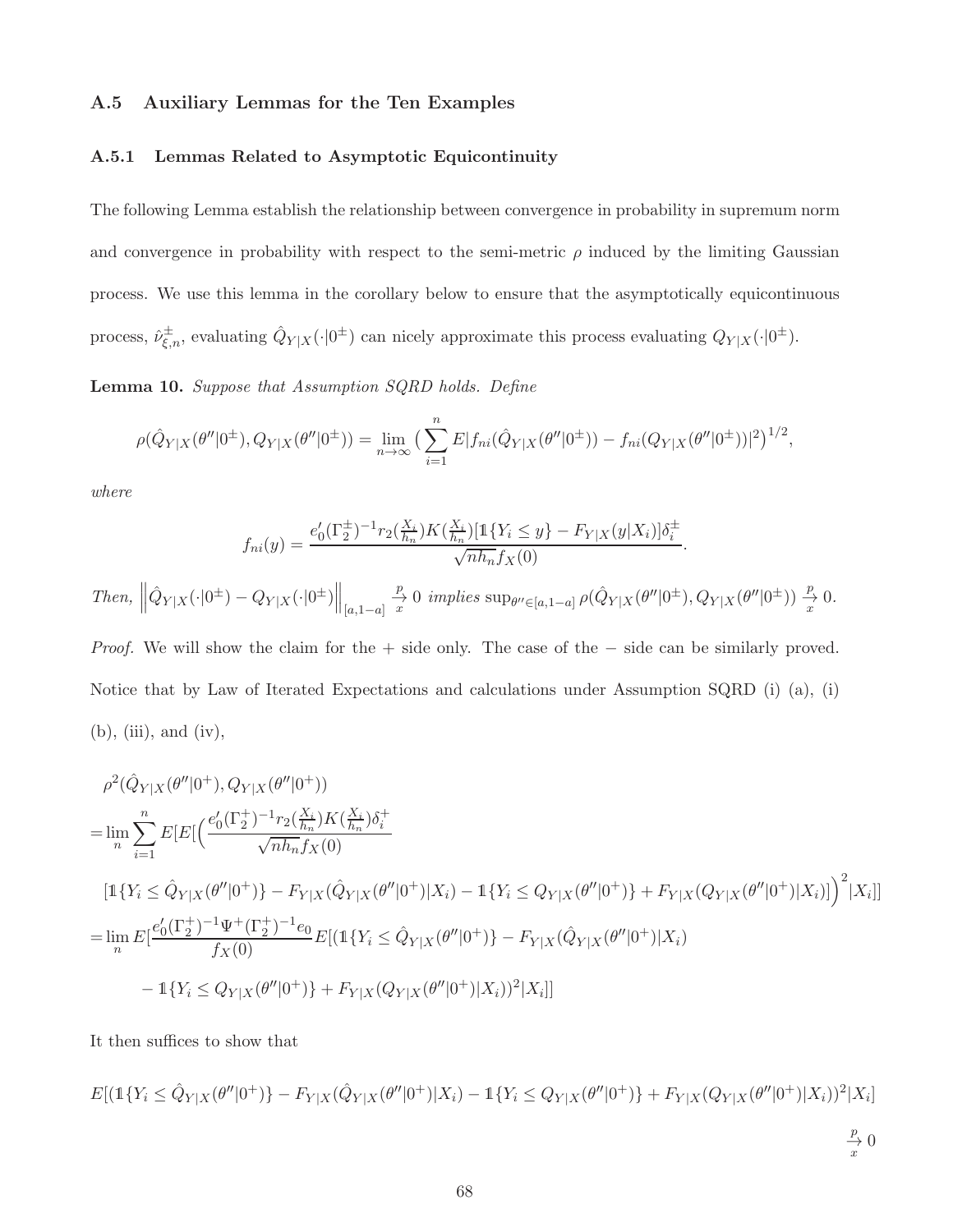### A.5 Auxiliary Lemmas for the Ten Examples

#### A.5.1 Lemmas Related to Asymptotic Equicontinuity

The following Lemma establish the relationship between convergence in probability in supremum norm and convergence in probability with respect to the semi-metric $\rho$ induced by the limiting Gaussian process. We use this lemma in the corollary below to ensure that the asymptotically equicontinuous process, $\hat{\nu}^{\pm}_{\xi,n}$, evaluating $\hat{Q}_{Y|X}(\cdot|0^{\pm})$ can nicely approximate this process evaluating $Q_{Y|X}(\cdot|0^{\pm})$.

**Lemma 10.** *Suppose that Assumption SQRD holds. Define*

$$\rho(\hat{Q}_{Y|X}(\theta''|0^{\pm}), Q_{Y|X}(\theta''|0^{\pm})) = \lim_{n\to\infty}\big(\sum_{i=1}^{n} E|f_{ni}(\hat{Q}_{Y|X}(\theta''|0^{\pm})) - f_{ni}(Q_{Y|X}(\theta''|0^{\pm}))|^2\big)^{1/2},$$

*where*

$$f_{ni}(y) = \frac{e_0'(\Gamma_2^{\pm})^{-1} r_2(\frac{X_i}{h_n})K(\frac{X_i}{h_n})[\mathbb{1}\{Y_i \le y\} - F_{Y|X}(y|X_i)]\delta_i^{\pm}}{\sqrt{nh_n} f_X(0)}.$$

*Then,* $\left\|\hat{Q}_{Y|X}(\cdot|0^{\pm}) - Q_{Y|X}(\cdot|0^{\pm})\right\|_{[a,1-a]} \overset{p}{\underset{x}{\to}} 0$ *implies* $\sup_{\theta''\in[a,1-a]} \rho(\hat{Q}_{Y|X}(\theta''|0^{\pm}), Q_{Y|X}(\theta''|0^{\pm})) \overset{p}{\underset{x}{\to}} 0$.

*Proof.* We will show the claim for the $+$ side only. The case of the $-$ side can be similarly proved. Notice that by Law of Iterated Expectations and calculations under Assumption SQRD (i) (a), (i) (b), (iii), and (iv),

$$\begin{aligned}
&\rho^2(\hat{Q}_{Y|X}(\theta''|0^{+}), Q_{Y|X}(\theta''|0^{+})) \\
=&\lim_n \sum_{i=1}^{n} E[E[\Big(\frac{e_0'(\Gamma_2^{+})^{-1} r_2(\frac{X_i}{h_n})K(\frac{X_i}{h_n})\delta_i^{+}}{\sqrt{nh_n} f_X(0)} \\
&[\mathbb{1}\{Y_i \le \hat{Q}_{Y|X}(\theta''|0^{+})\} - F_{Y|X}(\hat{Q}_{Y|X}(\theta''|0^{+})|X_i) - \mathbb{1}\{Y_i \le Q_{Y|X}(\theta''|0^{+})\} + F_{Y|X}(Q_{Y|X}(\theta''|0^{+})|X_i)]\Big)^2|X_i]] \\
=&\lim_n E[\frac{e_0'(\Gamma_2^{+})^{-1}\Psi^{+}(\Gamma_2^{+})^{-1}e_0}{f_X(0)} E[(\mathbb{1}\{Y_i \le \hat{Q}_{Y|X}(\theta''|0^{+})\} - F_{Y|X}(\hat{Q}_{Y|X}(\theta''|0^{+})|X_i) \\
&- \mathbb{1}\{Y_i \le Q_{Y|X}(\theta''|0^{+})\} + F_{Y|X}(Q_{Y|X}(\theta''|0^{+})|X_i))^2|X_i]]
\end{aligned}$$

It then suffices to show that

$$E[(\mathbb{1}\{Y_i \le \hat{Q}_{Y|X}(\theta''|0^{+})\} - F_{Y|X}(\hat{Q}_{Y|X}(\theta''|0^{+})|X_i) - \mathbb{1}\{Y_i \le Q_{Y|X}(\theta''|0^{+})\} + F_{Y|X}(Q_{Y|X}(\theta''|0^{+})|X_i))^2|X_i] \overset{p}{\underset{x}{\to}} 0$$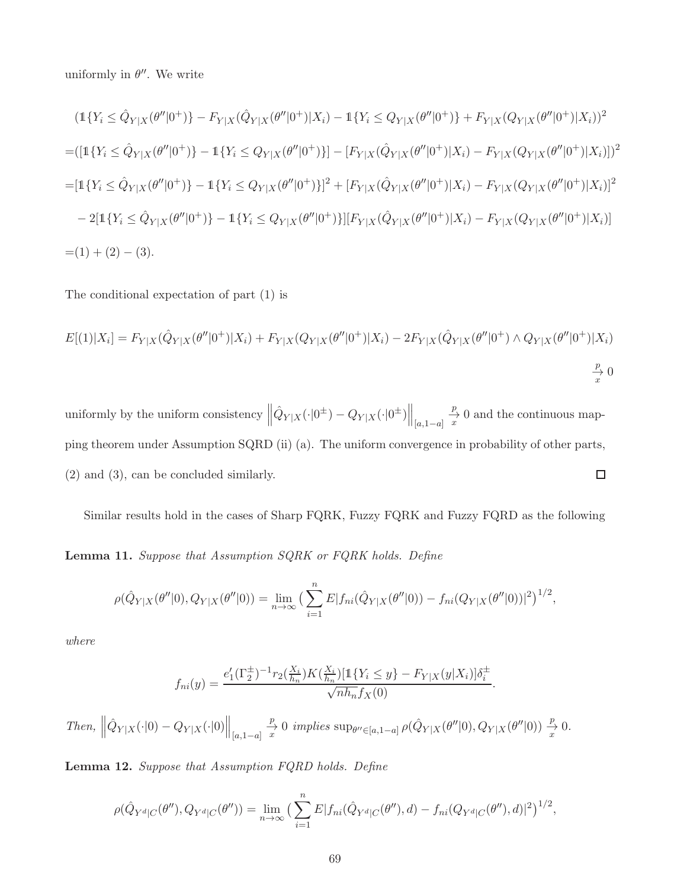uniformly in $\theta''$. We write

$$
\begin{aligned}
&(\mathbb{1}\{Y_i \leq \hat{Q}_{Y|X}(\theta''|0^+)\} - F_{Y|X}(\hat{Q}_{Y|X}(\theta''|0^+)|X_i) - \mathbb{1}\{Y_i \leq Q_{Y|X}(\theta''|0^+)\} + F_{Y|X}(Q_{Y|X}(\theta''|0^+)|X_i))^2 \\
=&([\mathbb{1}\{Y_i \leq \hat{Q}_{Y|X}(\theta''|0^+)\} - \mathbb{1}\{Y_i \leq Q_{Y|X}(\theta''|0^+)\}] - [F_{Y|X}(\hat{Q}_{Y|X}(\theta''|0^+)|X_i) - F_{Y|X}(Q_{Y|X}(\theta''|0^+)|X_i)])^2 \\
=&[\mathbb{1}\{Y_i \leq \hat{Q}_{Y|X}(\theta''|0^+)\} - \mathbb{1}\{Y_i \leq Q_{Y|X}(\theta''|0^+)\}]^2 + [F_{Y|X}(\hat{Q}_{Y|X}(\theta''|0^+)|X_i) - F_{Y|X}(Q_{Y|X}(\theta''|0^+)|X_i)]^2 \\
&- 2[\mathbb{1}\{Y_i \leq \hat{Q}_{Y|X}(\theta''|0^+)\} - \mathbb{1}\{Y_i \leq Q_{Y|X}(\theta''|0^+)\}][F_{Y|X}(\hat{Q}_{Y|X}(\theta''|0^+)|X_i) - F_{Y|X}(Q_{Y|X}(\theta''|0^+)|X_i)] \\
=&(1) + (2) - (3).
\end{aligned}
$$

The conditional expectation of part (1) is

$$
E[(1)|X_i] = F_{Y|X}(\hat{Q}_{Y|X}(\theta''|0^+)|X_i) + F_{Y|X}(Q_{Y|X}(\theta''|0^+)|X_i) - 2F_{Y|X}(\hat{Q}_{Y|X}(\theta''|0^+) \wedge Q_{Y|X}(\theta''|0^+)|X_i) \underset{x}{\overset{p}{\to}} 0
$$

uniformly by the uniform consistency $\left\|\hat{Q}_{Y|X}(\cdot|0^\pm) - Q_{Y|X}(\cdot|0^\pm)\right\|_{[a,1-a]} \underset{x}{\overset{p}{\to}} 0$ and the continuous mapping theorem under Assumption SQRD (ii) (a). The uniform convergence in probability of other parts, (2) and (3), can be concluded similarly. $\square$

Similar results hold in the cases of Sharp FQRK, Fuzzy FQRK and Fuzzy FQRD as the following

**Lemma 11.** *Suppose that Assumption SQRK or FQRK holds. Define*

$$
\rho(\hat{Q}_{Y|X}(\theta''|0), Q_{Y|X}(\theta''|0)) = \lim_{n\to\infty} \big(\sum_{i=1}^{n} E|f_{ni}(\hat{Q}_{Y|X}(\theta''|0)) - f_{ni}(Q_{Y|X}(\theta''|0))|^2\big)^{1/2},
$$

*where*

$$
f_{ni}(y) = \frac{e_1'(\Gamma_2^\pm)^{-1} r_2(\frac{X_i}{h_n}) K(\frac{X_i}{h_n})[\mathbb{1}\{Y_i \leq y\} - F_{Y|X}(y|X_i)]\delta_i^\pm}{\sqrt{nh_n} f_X(0)}.
$$

*Then,* $\left\|\hat{Q}_{Y|X}(\cdot|0) - Q_{Y|X}(\cdot|0)\right\|_{[a,1-a]} \underset{x}{\overset{p}{\to}} 0$ *implies* $\sup_{\theta''\in[a,1-a]} \rho(\hat{Q}_{Y|X}(\theta''|0), Q_{Y|X}(\theta''|0)) \underset{x}{\overset{p}{\to}} 0$.

**Lemma 12.** *Suppose that Assumption FQRD holds. Define*

$$
\rho(\hat{Q}_{Y^d|C}(\theta''), Q_{Y^d|C}(\theta'')) = \lim_{n\to\infty} \big(\sum_{i=1}^{n} E|f_{ni}(\hat{Q}_{Y^d|C}(\theta''), d) - f_{ni}(Q_{Y^d|C}(\theta''), d)|^2\big)^{1/2},
$$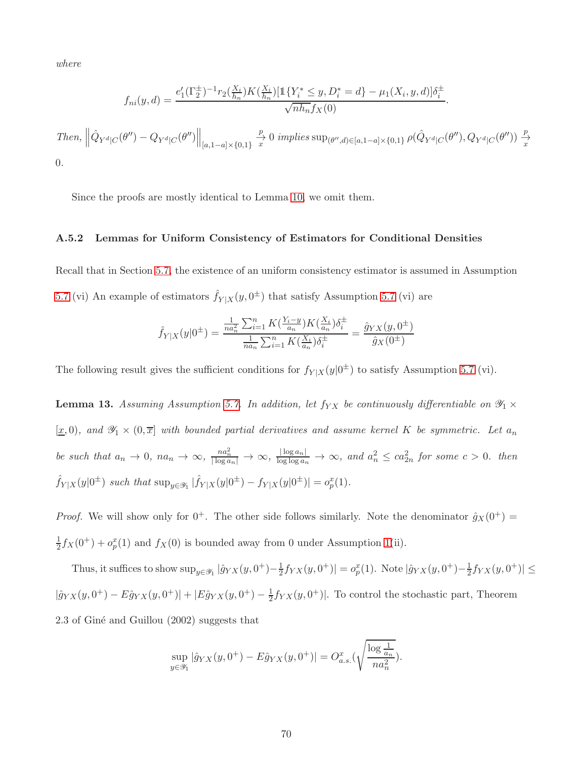*where*

$$f_{ni}(y,d) = \frac{e_1'(\Gamma_2^{\pm})^{-1} r_2(\frac{X_i}{h_n}) K(\frac{X_i}{h_n}) [\mathbb{1}\{Y_i^* \leq y, D_i^* = d\} - \mu_1(X_i, y, d)] \delta_i^{\pm}}{\sqrt{n h_n} f_X(0)}.$$

*Then,* $\left\| \hat{Q}_{Y^d|C}(\theta'') - Q_{Y^d|C}(\theta'') \right\|_{[a,1-a]\times\{0,1\}} \underset{x}{\overset{p}{\to}} 0$ *implies* $\sup_{(\theta'',d)\in[a,1-a]\times\{0,1\}} \rho(\hat{Q}_{Y^d|C}(\theta''), Q_{Y^d|C}(\theta'')) \underset{x}{\overset{p}{\to}} 0$.

Since the proofs are mostly identical to Lemma 10, we omit them.

### A.5.2 Lemmas for Uniform Consistency of Estimators for Conditional Densities

Recall that in Section 5.7, the existence of an uniform consistency estimator is assumed in Assumption 5.7 (vi) An example of estimators $\hat{f}_{Y|X}(y, 0^{\pm})$ that satisfy Assumption 5.7 (vi) are

$$\hat{f}_{Y|X}(y|0^{\pm}) = \frac{\frac{1}{n a_n^2}\sum_{i=1}^n K(\frac{Y_i - y}{a_n}) K(\frac{X_i}{a_n}) \delta_i^{\pm}}{\frac{1}{n a_n}\sum_{i=1}^n K(\frac{X_i}{a_n}) \delta_i^{\pm}} = \frac{\hat{g}_{YX}(y, 0^{\pm})}{\hat{g}_X(0^{\pm})}$$

The following result gives the sufficient conditions for $f_{Y|X}(y|0^{\pm})$ to satisfy Assumption 5.7 (vi).

**Lemma 13.** *Assuming Assumption 5.7. In addition, let $f_{YX}$ be continuously differentiable on $\mathscr{Y}_1 \times [\underline{x}, 0)$, and $\mathscr{Y}_1 \times (0, \overline{x}]$ with bounded partial derivatives and assume kernel $K$ be symmetric. Let $a_n$ be such that $a_n \to 0$, $n a_n \to \infty$, $\frac{n a_n^2}{|\log a_n|} \to \infty$, $\frac{|\log a_n|}{\log \log a_n} \to \infty$, and $a_n^2 \leq c a_{2n}^2$ for some $c > 0$. then $\hat{f}_{Y|X}(y|0^{\pm})$ such that $\sup_{y\in\mathscr{Y}_1} |\hat{f}_{Y|X}(y|0^{\pm}) - f_{Y|X}(y|0^{\pm})| = o_p^x(1)$.*

*Proof.* We will show only for $0^+$. The other side follows similarly. Note the denominator $\hat{g}_X(0^+) = \frac{1}{2} f_X(0^+) + o_p^x(1)$ and $f_X(0)$ is bounded away from 0 under Assumption 1(ii).

Thus, it suffices to show $\sup_{y\in\mathscr{Y}_1} |\hat{g}_{YX}(y, 0^+) - \frac{1}{2} f_{YX}(y, 0^+)| = o_p^x(1)$. Note $|\hat{g}_{YX}(y, 0^+) - \frac{1}{2} f_{YX}(y, 0^+)| \leq |\hat{g}_{YX}(y, 0^+) - E\hat{g}_{YX}(y, 0^+)| + |E\hat{g}_{YX}(y, 0^+) - \frac{1}{2} f_{YX}(y, 0^+)|$. To control the stochastic part, Theorem 2.3 of Giné and Guillou (2002) suggests that

$$\sup_{y\in\mathscr{Y}_1} |\hat{g}_{YX}(y, 0^+) - E\hat{g}_{YX}(y, 0^+)| = O_{a.s.}^x\left(\sqrt{\frac{\log \frac{1}{a_n}}{n a_n^2}}\right).$$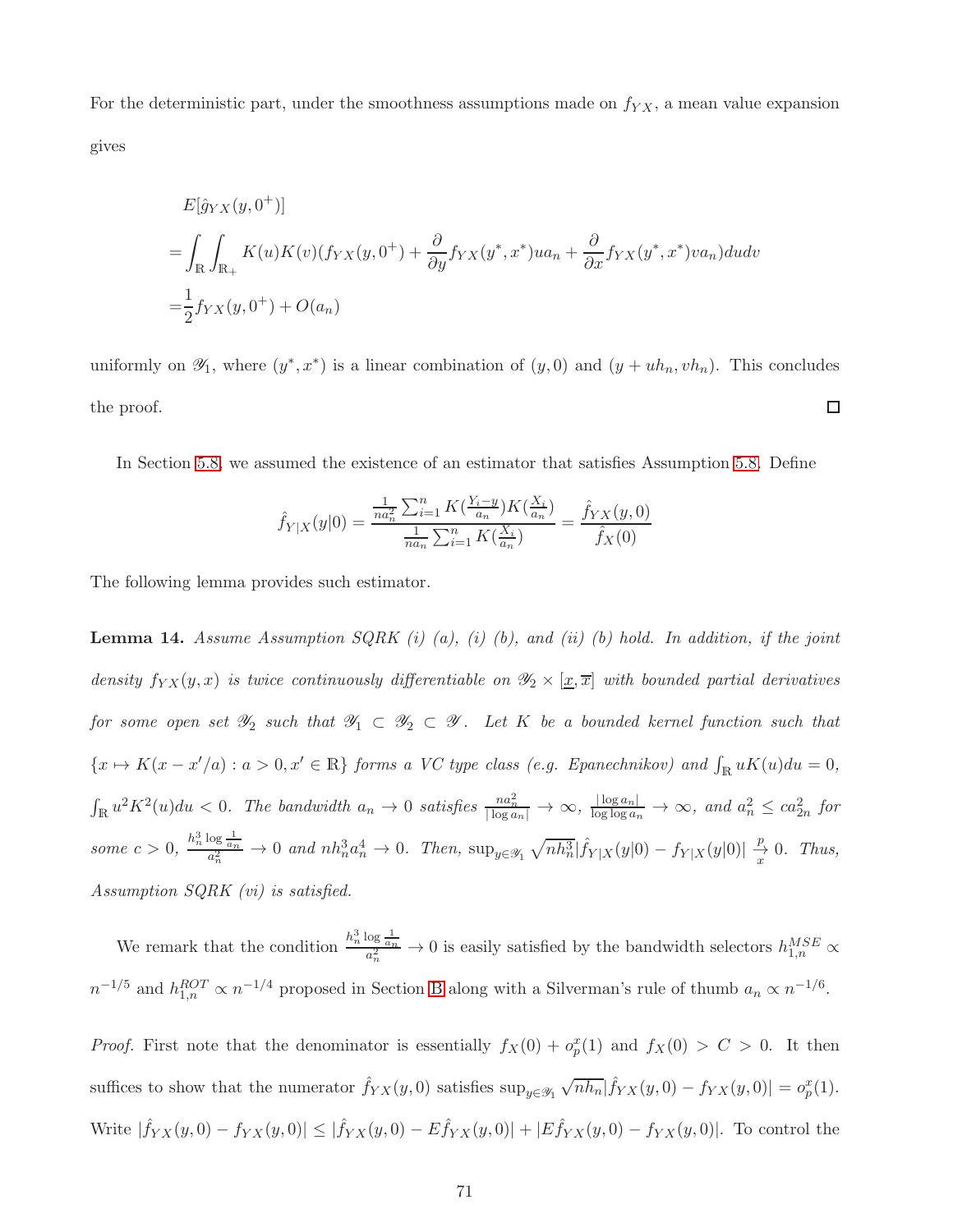For the deterministic part, under the smoothness assumptions made on $f_{YX}$, a mean value expansion gives

$$
\begin{aligned}
&E[\hat{g}_{YX}(y,0^+)] \\
=&\int_{\mathbb{R}}\int_{\mathbb{R}_+} K(u)K(v)(f_{YX}(y,0^+)+\frac{\partial}{\partial y}f_{YX}(y^*,x^*)ua_n+\frac{\partial}{\partial x}f_{YX}(y^*,x^*)va_n)dudv \\
=&\frac{1}{2}f_{YX}(y,0^+)+O(a_n)
\end{aligned}
$$

uniformly on $\mathscr{Y}_1$, where $(y^*,x^*)$ is a linear combination of $(y,0)$ and $(y+uh_n,vh_n)$. This concludes the proof. ☐

In Section 5.8, we assumed the existence of an estimator that satisfies Assumption 5.8. Define

$$
\hat{f}_{Y|X}(y|0)=\frac{\frac{1}{na_n^2}\sum_{i=1}^n K(\frac{Y_i-y}{a_n})K(\frac{X_i}{a_n})}{\frac{1}{na_n}\sum_{i=1}^n K(\frac{X_i}{a_n})}=\frac{\hat{f}_{YX}(y,0)}{\hat{f}_X(0)}
$$

The following lemma provides such estimator.

**Lemma 14.** *Assume Assumption SQRK (i) (a), (i) (b), and (ii) (b) hold. In addition, if the joint density $f_{YX}(y,x)$ is twice continuously differentiable on $\mathscr{Y}_2\times[\underline{x},\overline{x}]$ with bounded partial derivatives for some open set $\mathscr{Y}_2$ such that $\mathscr{Y}_1\subset\mathscr{Y}_2\subset\mathscr{Y}$. Let $K$ be a bounded kernel function such that $\{x\mapsto K(x-x'/a):a>0,x'\in\mathbb{R}\}$ forms a VC type class (e.g. Epanechnikov) and $\int_{\mathbb{R}}uK(u)du=0$, $\int_{\mathbb{R}}u^2K^2(u)du<0$. The bandwidth $a_n\to 0$ satisfies $\frac{na_n^2}{|\log a_n|}\to\infty$, $\frac{|\log a_n|}{\log\log a_n}\to\infty$, and $a_n^2\leq ca_{2n}^2$ for some $c>0$, $\frac{h_n^3\log\frac{1}{a_n}}{a_n^2}\to 0$ and $nh_n^3a_n^4\to 0$. Then, $\sup_{y\in\mathscr{Y}_1}\sqrt{nh_n^3}|\hat{f}_{Y|X}(y|0)-f_{Y|X}(y|0)|\xrightarrow[x]{p}0$. Thus, Assumption SQRK (vi) is satisfied.*

We remark that the condition $\frac{h_n^3\log\frac{1}{a_n}}{a_n^2}\to 0$ is easily satisfied by the bandwidth selectors $h_{1,n}^{MSE}\propto n^{-1/5}$ and $h_{1,n}^{ROT}\propto n^{-1/4}$ proposed in Section B along with a Silverman's rule of thumb $a_n\propto n^{-1/6}$.

*Proof.* First note that the denominator is essentially $f_X(0)+o_p^x(1)$ and $f_X(0)>C>0$. It then suffices to show that the numerator $\hat{f}_{YX}(y,0)$ satisfies $\sup_{y\in\mathscr{Y}_1}\sqrt{nh_n}|\hat{f}_{YX}(y,0)-f_{YX}(y,0)|=o_p^x(1)$. Write $|\hat{f}_{YX}(y,0)-f_{YX}(y,0)|\leq|\hat{f}_{YX}(y,0)-E\hat{f}_{YX}(y,0)|+|E\hat{f}_{YX}(y,0)-f_{YX}(y,0)|$. To control the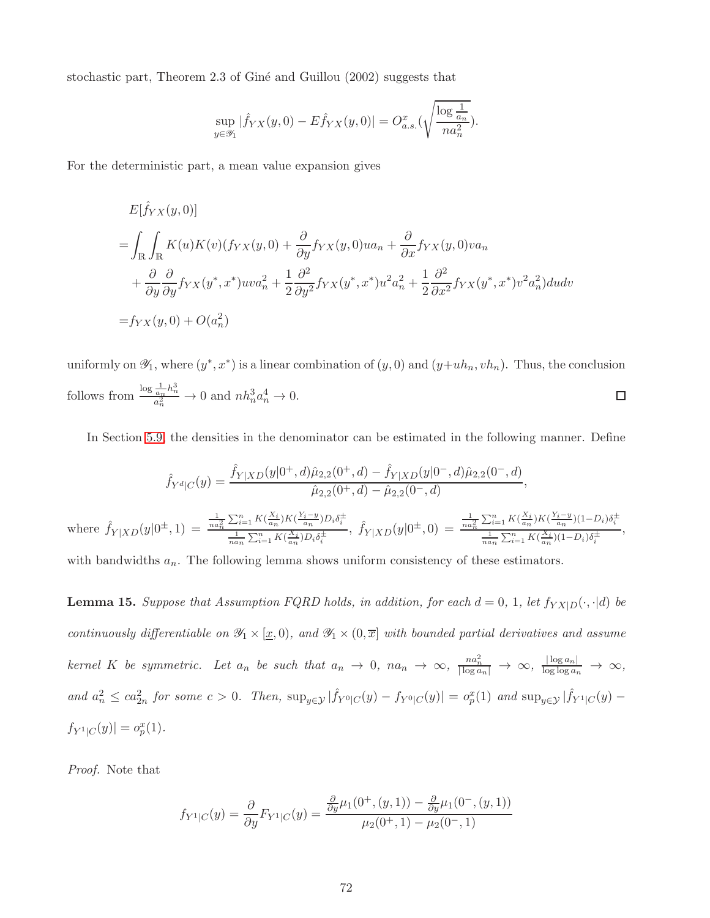stochastic part, Theorem 2.3 of Giné and Guillou (2002) suggests that

$$\sup_{y\in\mathscr{Y}_1}|\hat{f}_{YX}(y,0)-E\hat{f}_{YX}(y,0)|=O^x_{a.s.}(\sqrt{\frac{\log\frac{1}{a_n}}{na_n^2}}).$$

For the deterministic part, a mean value expansion gives

$$\begin{aligned}
&E[\hat{f}_{YX}(y,0)]\\
=&\int_{\mathbb{R}}\int_{\mathbb{R}}K(u)K(v)(f_{YX}(y,0)+\frac{\partial}{\partial y}f_{YX}(y,0)ua_n+\frac{\partial}{\partial x}f_{YX}(y,0)va_n\\
&+\frac{\partial}{\partial y}\frac{\partial}{\partial y}f_{YX}(y^*,x^*)uva_n^2+\frac{1}{2}\frac{\partial^2}{\partial y^2}f_{YX}(y^*,x^*)u^2a_n^2+\frac{1}{2}\frac{\partial^2}{\partial x^2}f_{YX}(y^*,x^*)v^2a_n^2)dudv\\
=&f_{YX}(y,0)+O(a_n^2)
\end{aligned}$$

uniformly on $\mathscr{Y}_1$, where $(y^*,x^*)$ is a linear combination of $(y,0)$ and $(y+uh_n,vh_n)$. Thus, the conclusion follows from $\frac{\log\frac{1}{a_n}h_n^3}{a_n^2}\to 0$ and $nh_n^3a_n^4\to 0$. □

In Section 5.9, the densities in the denominator can be estimated in the following manner. Define

$$\hat{f}_{Y^d|C}(y)=\frac{\hat{f}_{Y|XD}(y|0^+,d)\hat{\mu}_{2,2}(0^+,d)-\hat{f}_{Y|XD}(y|0^-,d)\hat{\mu}_{2,2}(0^-,d)}{\hat{\mu}_{2,2}(0^+,d)-\hat{\mu}_{2,2}(0^-,d)},$$

where $\hat{f}_{Y|XD}(y|0^\pm,1)=\frac{\frac{1}{na_n^2}\sum_{i=1}^n K(\frac{X_i}{a_n})K(\frac{Y_i-y}{a_n})D_i\delta_i^\pm}{\frac{1}{na_n}\sum_{i=1}^n K(\frac{X_i}{a_n})D_i\delta_i^\pm}$, $\hat{f}_{Y|XD}(y|0^\pm,0)=\frac{\frac{1}{na_n^2}\sum_{i=1}^n K(\frac{X_i}{a_n})K(\frac{Y_i-y}{a_n})(1-D_i)\delta_i^\pm}{\frac{1}{na_n}\sum_{i=1}^n K(\frac{X_i}{a_n})(1-D_i)\delta_i^\pm}$, with bandwidths $a_n$. The following lemma shows uniform consistency of these estimators.

**Lemma 15.** *Suppose that Assumption FQRD holds, in addition, for each $d=0$, $1$, let $f_{YX|D}(\cdot,\cdot|d)$ be continuously differentiable on $\mathscr{Y}_1\times[\underline{x},0)$, and $\mathscr{Y}_1\times(0,\overline{x}]$ with bounded partial derivatives and assume kernel $K$ be symmetric. Let $a_n$ be such that $a_n\to 0$, $na_n\to\infty$, $\frac{na_n^2}{|\log a_n|}\to\infty$, $\frac{|\log a_n|}{\log\log a_n}\to\infty$, and $a_n^2\le ca_{2n}^2$ for some $c>0$. Then, $\sup_{y\in\mathscr{Y}}|\hat{f}_{Y^0|C}(y)-f_{Y^0|C}(y)|=o_p^x(1)$ and $\sup_{y\in\mathscr{Y}}|\hat{f}_{Y^1|C}(y)-f_{Y^1|C}(y)|=o_p^x(1)$.*

*Proof.* Note that

$$f_{Y^1|C}(y)=\frac{\partial}{\partial y}F_{Y^1|C}(y)=\frac{\frac{\partial}{\partial y}\mu_1(0^+,(y,1))-\frac{\partial}{\partial y}\mu_1(0^-,(y,1))}{\mu_2(0^+,1)-\mu_2(0^-,1)}$$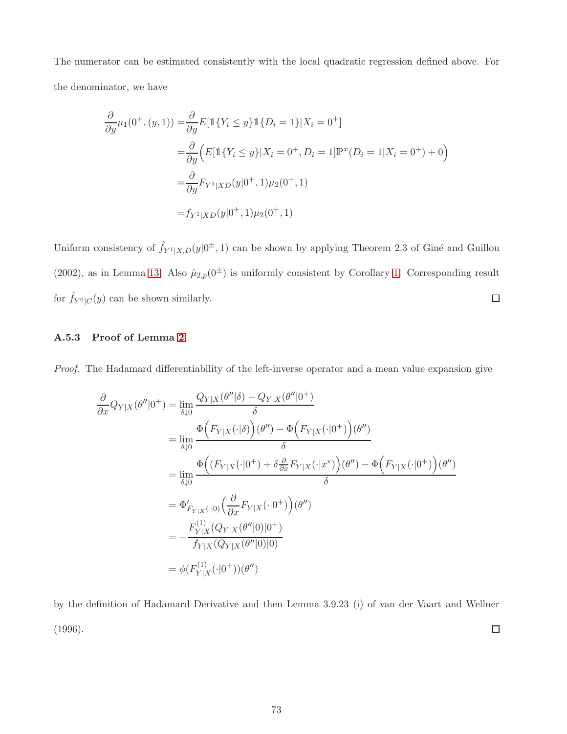The numerator can be estimated consistently with the local quadratic regression defined above. For the denominator, we have

$$
\begin{aligned}
\frac{\partial}{\partial y}\mu_1(0^+,(y,1)) =& \frac{\partial}{\partial y}E[\mathbb{1}\{Y_i \le y\}\mathbb{1}\{D_i = 1\}|X_i = 0^+] \\
=& \frac{\partial}{\partial y}\Big(E[\mathbb{1}\{Y_i \le y\}|X_i = 0^+, D_i = 1]\mathbb{P}^x(D_i = 1|X_i = 0^+) + 0\Big) \\
=& \frac{\partial}{\partial y}F_{Y^1|XD}(y|0^+,1)\mu_2(0^+,1) \\
=& f_{Y^1|XD}(y|0^+,1)\mu_2(0^+,1)
\end{aligned}
$$

Uniform consistency of $\hat{f}_{Y^1|X,D}(y|0^{\pm},1)$ can be shown by applying Theorem 2.3 of Giné and Guillou (2002), as in Lemma 13. Also $\hat{\mu}_{2,p}(0^{\pm})$ is uniformly consistent by Corollary 1. Corresponding result for $\hat{f}_{Y^0|C}(y)$ can be shown similarly. ☐

### A.5.3 Proof of Lemma 2

*Proof.* The Hadamard differentiability of the left-inverse operator and a mean value expansion give

$$
\begin{aligned}
\frac{\partial}{\partial x}Q_{Y|X}(\theta''|0^+) &= \lim_{\delta \downarrow 0}\frac{Q_{Y|X}(\theta''|\delta) - Q_{Y|X}(\theta''|0^+)}{\delta} \\
&= \lim_{\delta \downarrow 0}\frac{\Phi\Big(F_{Y|X}(\cdot|\delta)\Big)(\theta'') - \Phi\Big(F_{Y|X}(\cdot|0^+)\Big)(\theta'')}{\delta} \\
&= \lim_{\delta \downarrow 0}\frac{\Phi\Big((F_{Y|X}(\cdot|0^+) + \delta\frac{\partial}{\partial x}F_{Y|X}(\cdot|x^*)\Big)(\theta'') - \Phi\Big(F_{Y|X}(\cdot|0^+)\Big)(\theta'')}{\delta} \\
&= \Phi'_{F_{Y|X}(\cdot|0)}\Big(\frac{\partial}{\partial x}F_{Y|X}(\cdot|0^+)\Big)(\theta'') \\
&= -\frac{F^{(1)}_{Y|X}(Q_{Y|X}(\theta''|0)|0^+)}{f_{Y|X}(Q_{Y|X}(\theta''|0)|0)} \\
&= \phi(F^{(1)}_{Y|X}(\cdot|0^+))(\theta'')
\end{aligned}
$$

by the definition of Hadamard Derivative and then Lemma 3.9.23 (i) of van der Vaart and Wellner (1996). ☐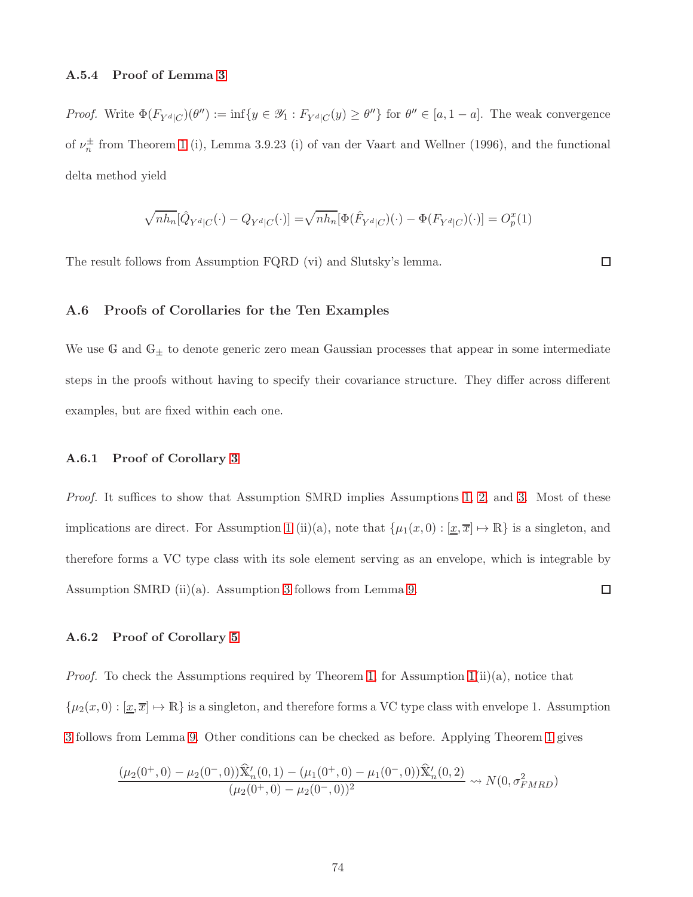### A.5.4 Proof of Lemma 3

*Proof.* Write $\Phi(F_{Y^d|C})(\theta'') := \inf\{y \in \mathscr{Y}_1 : F_{Y^d|C}(y) \geq \theta''\}$ for $\theta'' \in [a, 1-a]$. The weak convergence of $\nu_n^{\pm}$ from Theorem 1 (i), Lemma 3.9.23 (i) of van der Vaart and Wellner (1996), and the functional delta method yield

$$\sqrt{nh_n}[\hat{Q}_{Y^d|C}(\cdot) - Q_{Y^d|C}(\cdot)] = \sqrt{nh_n}[\Phi(\hat{F}_{Y^d|C})(\cdot) - \Phi(F_{Y^d|C})(\cdot)] = O_p^x(1)$$

The result follows from Assumption FQRD (vi) and Slutsky's lemma. $\square$

## A.6 Proofs of Corollaries for the Ten Examples

We use $\mathbb{G}$ and $\mathbb{G}_{\pm}$ to denote generic zero mean Gaussian processes that appear in some intermediate steps in the proofs without having to specify their covariance structure. They differ across different examples, but are fixed within each one.

### A.6.1 Proof of Corollary 3

*Proof.* It suffices to show that Assumption SMRD implies Assumptions 1, 2, and 3. Most of these implications are direct. For Assumption 1 (ii)(a), note that $\{\mu_1(x, 0) : [\underline{x}, \overline{x}] \mapsto \mathbb{R}\}$ is a singleton, and therefore forms a VC type class with its sole element serving as an envelope, which is integrable by Assumption SMRD (ii)(a). Assumption 3 follows from Lemma 9. $\square$

### A.6.2 Proof of Corollary 5

*Proof.* To check the Assumptions required by Theorem 1, for Assumption 1(ii)(a), notice that $\{\mu_2(x, 0) : [\underline{x}, \overline{x}] \mapsto \mathbb{R}\}$ is a singleton, and therefore forms a VC type class with envelope 1. Assumption 3 follows from Lemma 9. Other conditions can be checked as before. Applying Theorem 1 gives

$$\frac{(\mu_2(0^+, 0) - \mu_2(0^-, 0))\widehat{\mathbb{X}}_n'(0, 1) - (\mu_1(0^+, 0) - \mu_1(0^-, 0))\widehat{\mathbb{X}}_n'(0, 2)}{(\mu_2(0^+, 0) - \mu_2(0^-, 0))^2} \rightsquigarrow N(0, \sigma^2_{FMRD})$$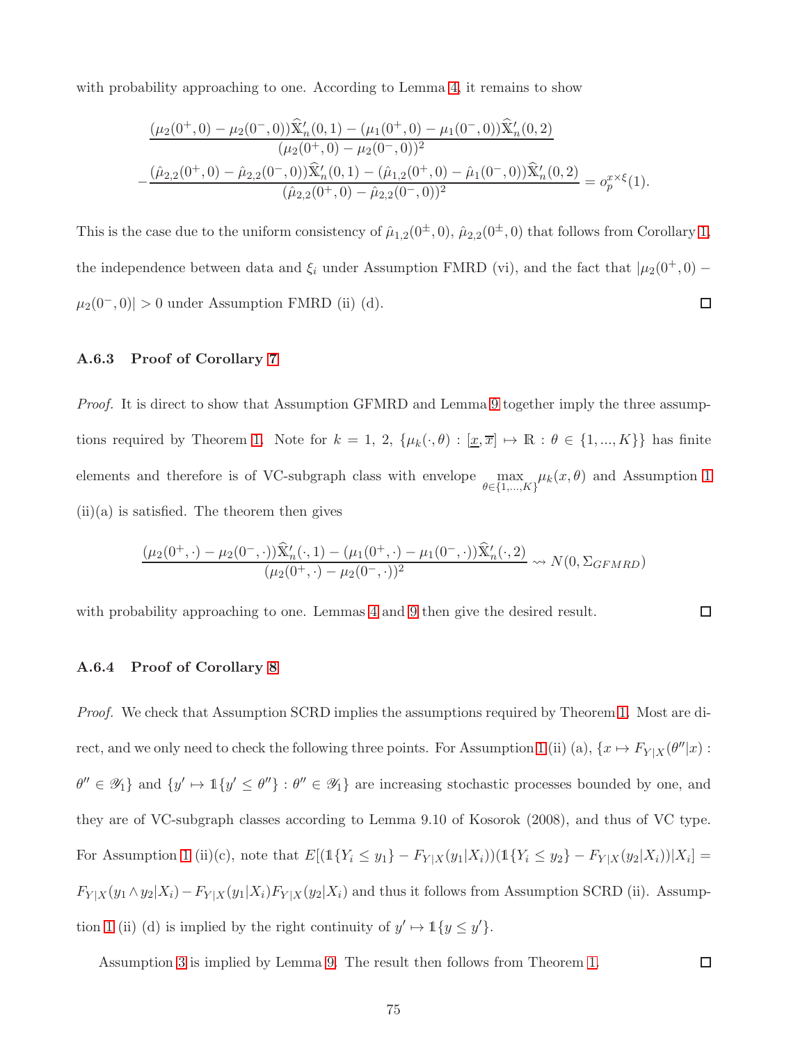with probability approaching to one. According to Lemma 4, it remains to show

$$
\frac{(\mu_2(0^+,0)-\mu_2(0^-,0))\widehat{\mathbb{X}}_n'(0,1)-(\mu_1(0^+,0)-\mu_1(0^-,0))\widehat{\mathbb{X}}_n'(0,2)}{(\mu_2(0^+,0)-\mu_2(0^-,0))^2}
$$
$$
-\frac{(\hat{\mu}_{2,2}(0^+,0)-\hat{\mu}_{2,2}(0^-,0))\widehat{\mathbb{X}}_n'(0,1)-(\hat{\mu}_{1,2}(0^+,0)-\hat{\mu}_1(0^-,0))\widehat{\mathbb{X}}_n'(0,2)}{(\hat{\mu}_{2,2}(0^+,0)-\hat{\mu}_{2,2}(0^-,0))^2}=o_p^{x\times\xi}(1).
$$

This is the case due to the uniform consistency of $\hat{\mu}_{1,2}(0^{\pm},0)$, $\hat{\mu}_{2,2}(0^{\pm},0)$ that follows from Corollary 1, the independence between data and $\xi_i$ under Assumption FMRD (vi), and the fact that $|\mu_2(0^+,0)-\mu_2(0^-,0)|>0$ under Assumption FMRD (ii) (d). $\square$

### A.6.3 Proof of Corollary 7

*Proof.* It is direct to show that Assumption GFMRD and Lemma 9 together imply the three assumptions required by Theorem 1. Note for $k=1,\ 2$, $\{\mu_k(\cdot,\theta):[\underline{x},\overline{x}]\mapsto\mathbb{R}:\theta\in\{1,...,K\}\}$ has finite elements and therefore is of VC-subgraph class with envelope $\max_{\theta\in\{1,...,K\}}\mu_k(x,\theta)$ and Assumption 1 (ii)(a) is satisfied. The theorem then gives

$$
\frac{(\mu_2(0^+,\cdot)-\mu_2(0^-,\cdot))\widehat{\mathbb{X}}_n'(\cdot,1)-(\mu_1(0^+,\cdot)-\mu_1(0^-,\cdot))\widehat{\mathbb{X}}_n'(\cdot,2)}{(\mu_2(0^+,\cdot)-\mu_2(0^-,\cdot))^2}\rightsquigarrow N(0,\Sigma_{GFMRD})
$$

with probability approaching to one. Lemmas 4 and 9 then give the desired result. $\square$

### A.6.4 Proof of Corollary 8

*Proof.* We check that Assumption SCRD implies the assumptions required by Theorem 1. Most are direct, and we only need to check the following three points. For Assumption 1 (ii) (a), $\{x\mapsto F_{Y|X}(\theta''|x):\theta''\in\mathscr{Y}_1\}$ and $\{y'\mapsto\mathbb{1}\{y'\le\theta''\}:\theta''\in\mathscr{Y}_1\}$ are increasing stochastic processes bounded by one, and they are of VC-subgraph classes according to Lemma 9.10 of Kosorok (2008), and thus of VC type. For Assumption 1 (ii)(c), note that $E[(\mathbb{1}\{Y_i\le y_1\}-F_{Y|X}(y_1|X_i))(\mathbb{1}\{Y_i\le y_2\}-F_{Y|X}(y_2|X_i))|X_i]=F_{Y|X}(y_1\wedge y_2|X_i)-F_{Y|X}(y_1|X_i)F_{Y|X}(y_2|X_i)$ and thus it follows from Assumption SCRD (ii). Assumption 1 (ii) (d) is implied by the right continuity of $y'\mapsto\mathbb{1}\{y\le y'\}$.

Assumption 3 is implied by Lemma 9. The result then follows from Theorem 1. $\square$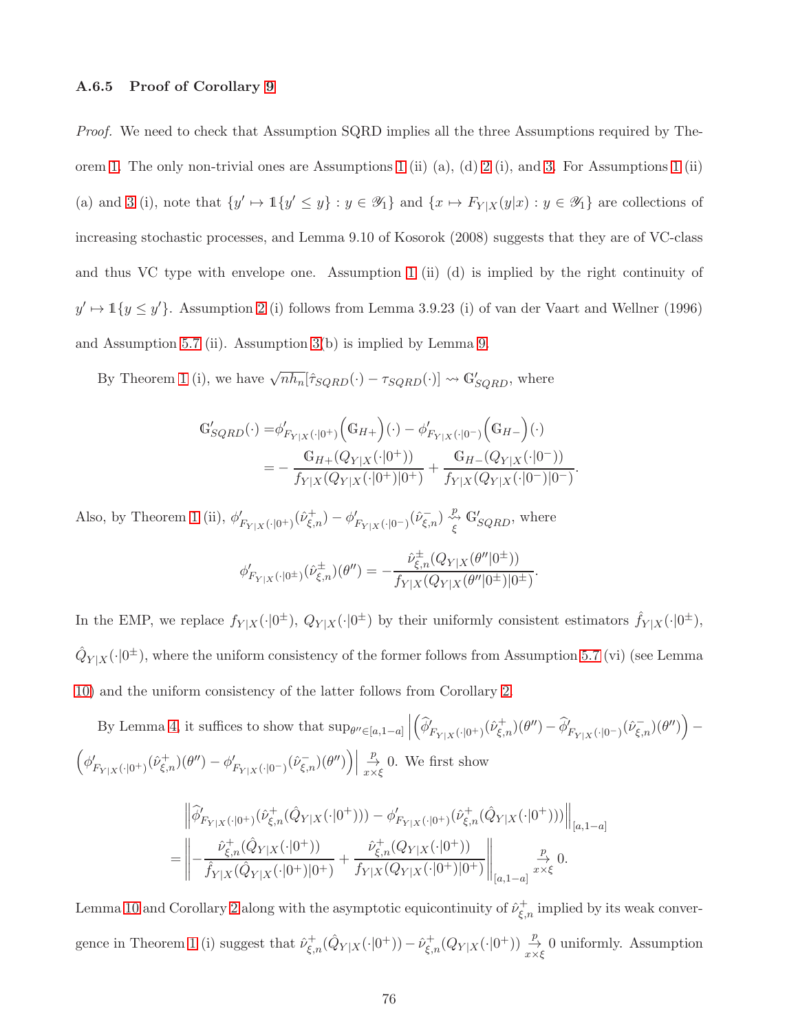#### A.6.5 Proof of Corollary 9

*Proof.* We need to check that Assumption SQRD implies all the three Assumptions required by Theorem 1. The only non-trivial ones are Assumptions 1 (ii) (a), (d) 2 (i), and 3. For Assumptions 1 (ii) (a) and 3 (i), note that $\{y' \mapsto \mathbb{1}\{y' \leq y\} : y \in \mathscr{Y}_1\}$ and $\{x \mapsto F_{Y|X}(y|x) : y \in \mathscr{Y}_1\}$ are collections of increasing stochastic processes, and Lemma 9.10 of Kosorok (2008) suggests that they are of VC-class and thus VC type with envelope one. Assumption 1 (ii) (d) is implied by the right continuity of $y' \mapsto \mathbb{1}\{y \leq y'\}$. Assumption 2 (i) follows from Lemma 3.9.23 (i) of van der Vaart and Wellner (1996) and Assumption 5.7 (ii). Assumption 3(b) is implied by Lemma 9.

By Theorem 1 (i), we have $\sqrt{nh_n}[\hat{\tau}_{SQRD}(\cdot) - \tau_{SQRD}(\cdot)] \rightsquigarrow \mathbb{G}'_{SQRD}$, where

$$\begin{aligned}
\mathbb{G}'_{SQRD}(\cdot) =& \phi'_{F_{Y|X}(\cdot|0^+)}\Big(\mathbb{G}_{H+}\Big)(\cdot) - \phi'_{F_{Y|X}(\cdot|0^-)}\Big(\mathbb{G}_{H-}\Big)(\cdot) \\
=& -\frac{\mathbb{G}_{H+}(Q_{Y|X}(\cdot|0^+))}{f_{Y|X}(Q_{Y|X}(\cdot|0^+)|0^+)} + \frac{\mathbb{G}_{H-}(Q_{Y|X}(\cdot|0^-))}{f_{Y|X}(Q_{Y|X}(\cdot|0^-)|0^-)}.
\end{aligned}$$

Also, by Theorem 1 (ii), $\phi'_{F_{Y|X}(\cdot|0^+)}(\hat{\nu}^+_{\xi,n}) - \phi'_{F_{Y|X}(\cdot|0^-)}(\hat{\nu}^-_{\xi,n}) \underset{\xi}{\overset{p}{\rightsquigarrow}} \mathbb{G}'_{SQRD}$, where

$$\phi'_{F_{Y|X}(\cdot|0^\pm)}(\hat{\nu}^\pm_{\xi,n})(\theta'') = -\frac{\hat{\nu}^\pm_{\xi,n}(Q_{Y|X}(\theta''|0^\pm))}{f_{Y|X}(Q_{Y|X}(\theta''|0^\pm)|0^\pm)}.$$

In the EMP, we replace $f_{Y|X}(\cdot|0^\pm)$, $Q_{Y|X}(\cdot|0^\pm)$ by their uniformly consistent estimators $\hat{f}_{Y|X}(\cdot|0^\pm)$, $\hat{Q}_{Y|X}(\cdot|0^\pm)$, where the uniform consistency of the former follows from Assumption 5.7 (vi) (see Lemma 10) and the uniform consistency of the latter follows from Corollary 2.

By Lemma 4, it suffices to show that $\sup_{\theta'' \in [a,1-a]}\Big|\Big(\widehat{\phi}'_{F_{Y|X}(\cdot|0^+)}(\hat{\nu}^+_{\xi,n})(\theta'') - \widehat{\phi}'_{F_{Y|X}(\cdot|0^-)}(\hat{\nu}^-_{\xi,n})(\theta'')\Big) - \Big(\phi'_{F_{Y|X}(\cdot|0^+)}(\hat{\nu}^+_{\xi,n})(\theta'') - \phi'_{F_{Y|X}(\cdot|0^-)}(\hat{\nu}^-_{\xi,n})(\theta'')\Big)\Big| \underset{x\times\xi}{\overset{p}{\to}} 0$. We first show

$$\begin{aligned}
&\Big\|\widehat{\phi}'_{F_{Y|X}(\cdot|0^+)}(\hat{\nu}^+_{\xi,n}(\hat{Q}_{Y|X}(\cdot|0^+))) - \phi'_{F_{Y|X}(\cdot|0^+)}(\hat{\nu}^+_{\xi,n}(\hat{Q}_{Y|X}(\cdot|0^+)))\Big\|_{[a,1-a]} \\
=&\Big\|-\frac{\hat{\nu}^+_{\xi,n}(\hat{Q}_{Y|X}(\cdot|0^+))}{\hat{f}_{Y|X}(\hat{Q}_{Y|X}(\cdot|0^+)|0^+)} + \frac{\hat{\nu}^+_{\xi,n}(Q_{Y|X}(\cdot|0^+))}{f_{Y|X}(Q_{Y|X}(\cdot|0^+)|0^+)}\Big\|_{[a,1-a]} \underset{x\times\xi}{\overset{p}{\to}} 0.
\end{aligned}$$

Lemma 10 and Corollary 2 along with the asymptotic equicontinuity of $\hat{\nu}^+_{\xi,n}$ implied by its weak convergence in Theorem 1 (i) suggest that $\hat{\nu}^+_{\xi,n}(\hat{Q}_{Y|X}(\cdot|0^+)) - \hat{\nu}^+_{\xi,n}(Q_{Y|X}(\cdot|0^+)) \underset{x\times\xi}{\overset{p}{\to}} 0$ uniformly. Assumption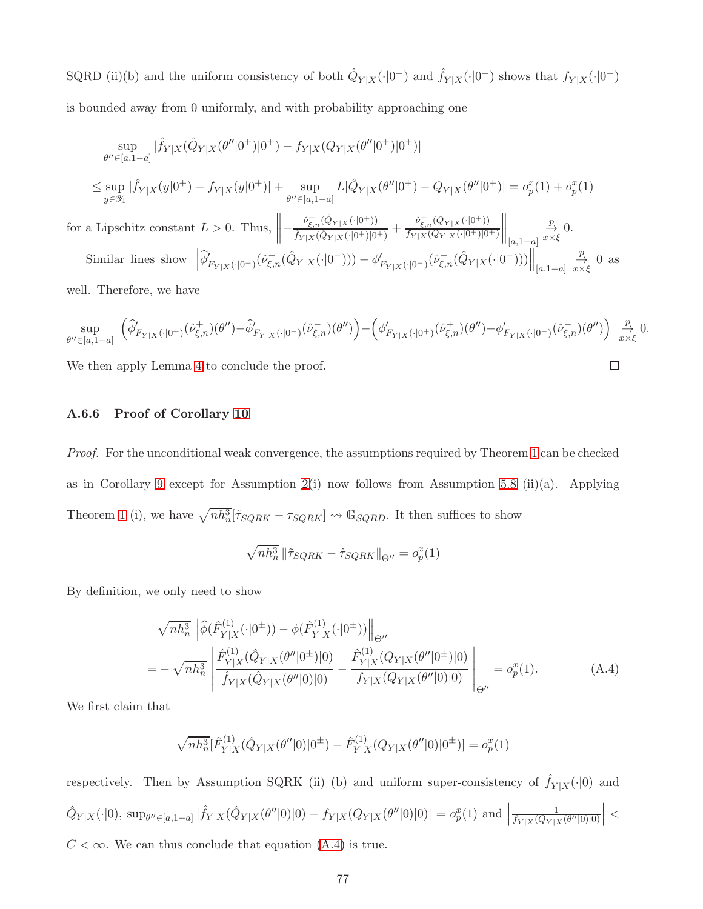SQRD (ii)(b) and the uniform consistency of both $\hat{Q}_{Y|X}(\cdot|0^+)$ and $\hat{f}_{Y|X}(\cdot|0^+)$ shows that $f_{Y|X}(\cdot|0^+)$ is bounded away from 0 uniformly, and with probability approaching one

$$
\begin{aligned}
&\sup_{\theta''\in[a,1-a]} |\hat{f}_{Y|X}(\hat{Q}_{Y|X}(\theta''|0^+)|0^+) - f_{Y|X}(Q_{Y|X}(\theta''|0^+)|0^+)| \\
&\leq \sup_{y\in\mathscr{Y}_1} |\hat{f}_{Y|X}(y|0^+) - f_{Y|X}(y|0^+)| + \sup_{\theta''\in[a,1-a]} L|\hat{Q}_{Y|X}(\theta''|0^+) - Q_{Y|X}(\theta''|0^+)| = o_p^x(1) + o_p^x(1)
\end{aligned}
$$

for a Lipschitz constant $L > 0$. Thus, $\left\| -\frac{\hat{\nu}^+_{\xi,n}(\hat{Q}_{Y|X}(\cdot|0^+))}{\hat{f}_{Y|X}(\hat{Q}_{Y|X}(\cdot|0^+)|0^+)} + \frac{\hat{\nu}^+_{\xi,n}(Q_{Y|X}(\cdot|0^+))}{f_{Y|X}(Q_{Y|X}(\cdot|0^+)|0^+)} \right\|_{[a,1-a]} \underset{x\times\xi}{\overset{p}{\to}} 0$.

Similar lines show $\left\| \widehat{\phi}'_{F_{Y|X}(\cdot|0^-)}(\hat{\nu}^-_{\xi,n}(\hat{Q}_{Y|X}(\cdot|0^-))) - \phi'_{F_{Y|X}(\cdot|0^-)}(\hat{\nu}^-_{\xi,n}(\hat{Q}_{Y|X}(\cdot|0^-))) \right\|_{[a,1-a]} \underset{x\times\xi}{\overset{p}{\to}} 0$ as well. Therefore, we have

$$
\sup_{\theta''\in[a,1-a]} \left| \left( \widehat{\phi}'_{F_{Y|X}(\cdot|0^+)}(\hat{\nu}^+_{\xi,n})(\theta'') - \widehat{\phi}'_{F_{Y|X}(\cdot|0^-)}(\hat{\nu}^-_{\xi,n})(\theta'') \right) - \left( \phi'_{F_{Y|X}(\cdot|0^+)}(\hat{\nu}^+_{\xi,n})(\theta'') - \phi'_{F_{Y|X}(\cdot|0^-)}(\hat{\nu}^-_{\xi,n})(\theta'') \right) \right| \underset{x\times\xi}{\overset{p}{\to}} 0.
$$

We then apply Lemma 4 to conclude the proof. □

### A.6.6 Proof of Corollary 10

*Proof.* For the unconditional weak convergence, the assumptions required by Theorem 1 can be checked as in Corollary 9 except for Assumption 2(i) now follows from Assumption 5.8 (ii)(a). Applying Theorem 1 (i), we have $\sqrt{nh_n^3}[\tilde{\tau}_{SQRK} - \tau_{SQRK}] \rightsquigarrow \mathbb{G}_{SQRD}$. It then suffices to show

$$
\sqrt{nh_n^3}\,\|\tilde{\tau}_{SQRK} - \hat{\tau}_{SQRK}\|_{\Theta''} = o_p^x(1)
$$

By definition, we only need to show

$$
\begin{aligned}
&\sqrt{nh_n^3}\left\| \widehat{\phi}(\hat{F}^{(1)}_{Y|X}(\cdot|0^\pm)) - \phi(\hat{F}^{(1)}_{Y|X}(\cdot|0^\pm)) \right\|_{\Theta''} \\
&= -\sqrt{nh_n^3}\left\| \frac{\hat{F}^{(1)}_{Y|X}(\hat{Q}_{Y|X}(\theta''|0^\pm)|0)}{\hat{f}_{Y|X}(\hat{Q}_{Y|X}(\theta''|0)|0)} - \frac{\hat{F}^{(1)}_{Y|X}(Q_{Y|X}(\theta''|0^\pm)|0)}{f_{Y|X}(Q_{Y|X}(\theta''|0)|0)} \right\|_{\Theta''} = o_p^x(1).
\end{aligned}
\tag{A.4}
$$

We first claim that

$$
\sqrt{nh_n^3}[\hat{F}^{(1)}_{Y|X}(\hat{Q}_{Y|X}(\theta''|0)|0^\pm) - \hat{F}^{(1)}_{Y|X}(Q_{Y|X}(\theta''|0)|0^\pm)] = o_p^x(1)
$$

respectively. Then by Assumption SQRK (ii) (b) and uniform super-consistency of $\hat{f}_{Y|X}(\cdot|0)$ and $\hat{Q}_{Y|X}(\cdot|0)$, $\sup_{\theta''\in[a,1-a]} |\hat{f}_{Y|X}(\hat{Q}_{Y|X}(\theta''|0)|0) - f_{Y|X}(Q_{Y|X}(\theta''|0)|0)| = o_p^x(1)$ and $\left|\frac{1}{f_{Y|X}(Q_{Y|X}(\theta''|0)|0)}\right| < C < \infty$. We can thus conclude that equation (A.4) is true.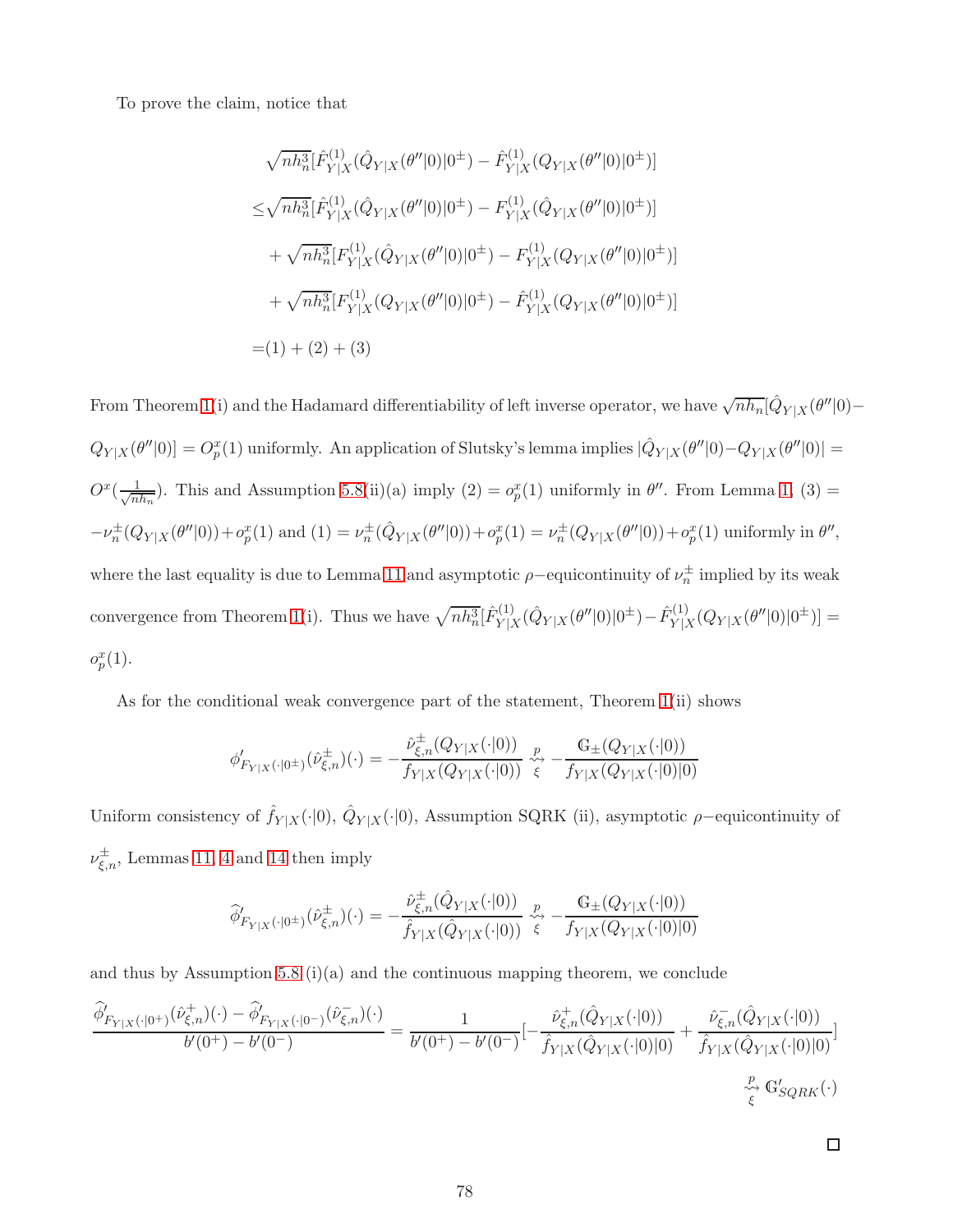To prove the claim, notice that

$$
\begin{aligned}
&\sqrt{nh_n^3}[\hat{F}^{(1)}_{Y|X}(\hat{Q}_{Y|X}(\theta''|0)|0^\pm) - \hat{F}^{(1)}_{Y|X}(Q_{Y|X}(\theta''|0)|0^\pm)] \\
\leq &\sqrt{nh_n^3}[\hat{F}^{(1)}_{Y|X}(\hat{Q}_{Y|X}(\theta''|0)|0^\pm) - F^{(1)}_{Y|X}(\hat{Q}_{Y|X}(\theta''|0)|0^\pm)] \\
&+ \sqrt{nh_n^3}[F^{(1)}_{Y|X}(\hat{Q}_{Y|X}(\theta''|0)|0^\pm) - F^{(1)}_{Y|X}(Q_{Y|X}(\theta''|0)|0^\pm)] \\
&+ \sqrt{nh_n^3}[F^{(1)}_{Y|X}(Q_{Y|X}(\theta''|0)|0^\pm) - \hat{F}^{(1)}_{Y|X}(Q_{Y|X}(\theta''|0)|0^\pm)] \\
=&(1) + (2) + (3)
\end{aligned}
$$

From Theorem 1(i) and the Hadamard differentiability of left inverse operator, we have $\sqrt{nh_n}[\hat{Q}_{Y|X}(\theta''|0) - Q_{Y|X}(\theta''|0)] = O^x_p(1)$ uniformly. An application of Slutsky's lemma implies $|\hat{Q}_{Y|X}(\theta''|0) - Q_{Y|X}(\theta''|0)| = O^x(\frac{1}{\sqrt{nh_n}})$. This and Assumption 5.8(ii)(a) imply $(2) = o^x_p(1)$ uniformly in $\theta''$. From Lemma 1, $(3) = -\nu^\pm_n(Q_{Y|X}(\theta''|0)) + o^x_p(1)$ and $(1) = \nu^\pm_n(\hat{Q}_{Y|X}(\theta''|0)) + o^x_p(1) = \nu^\pm_n(Q_{Y|X}(\theta''|0)) + o^x_p(1)$ uniformly in $\theta''$, where the last equality is due to Lemma 11 and asymptotic $\rho-$equicontinuity of $\nu^\pm_n$ implied by its weak convergence from Theorem 1(i). Thus we have $\sqrt{nh_n^3}[\hat{F}^{(1)}_{Y|X}(\hat{Q}_{Y|X}(\theta''|0)|0^\pm) - \hat{F}^{(1)}_{Y|X}(Q_{Y|X}(\theta''|0)|0^\pm)] = o^x_p(1)$.

As for the conditional weak convergence part of the statement, Theorem 1(ii) shows

$$
\phi'_{F_{Y|X}(\cdot|0^\pm)}(\hat{\nu}^\pm_{\xi,n})(\cdot) = -\frac{\hat{\nu}^\pm_{\xi,n}(Q_{Y|X}(\cdot|0))}{f_{Y|X}(Q_{Y|X}(\cdot|0))} \underset{\xi}{\overset{p}{\rightsquigarrow}} -\frac{\mathbb{G}_\pm(Q_{Y|X}(\cdot|0))}{f_{Y|X}(Q_{Y|X}(\cdot|0)|0)}
$$

Uniform consistency of $\hat{f}_{Y|X}(\cdot|0)$, $\hat{Q}_{Y|X}(\cdot|0)$, Assumption SQRK (ii), asymptotic $\rho-$equicontinuity of $\nu^\pm_{\xi,n}$, Lemmas 11, 4 and 14 then imply

$$
\widehat{\phi}'_{F_{Y|X}(\cdot|0^\pm)}(\hat{\nu}^\pm_{\xi,n})(\cdot) = -\frac{\hat{\nu}^\pm_{\xi,n}(\hat{Q}_{Y|X}(\cdot|0))}{\hat{f}_{Y|X}(\hat{Q}_{Y|X}(\cdot|0))} \underset{\xi}{\overset{p}{\rightsquigarrow}} -\frac{\mathbb{G}_\pm(Q_{Y|X}(\cdot|0))}{f_{Y|X}(Q_{Y|X}(\cdot|0)|0)}
$$

and thus by Assumption 5.8 (i)(a) and the continuous mapping theorem, we conclude

$$
\frac{\widehat{\phi}'_{F_{Y|X}(\cdot|0^+)}(\hat{\nu}^+_{\xi,n})(\cdot) - \widehat{\phi}'_{F_{Y|X}(\cdot|0^-)}(\hat{\nu}^-_{\xi,n})(\cdot)}{b'(0^+) - b'(0^-)} = \frac{1}{b'(0^+) - b'(0^-)}[-\frac{\hat{\nu}^+_{\xi,n}(\hat{Q}_{Y|X}(\cdot|0))}{\hat{f}_{Y|X}(\hat{Q}_{Y|X}(\cdot|0)|0)} + \frac{\hat{\nu}^-_{\xi,n}(\hat{Q}_{Y|X}(\cdot|0))}{\hat{f}_{Y|X}(\hat{Q}_{Y|X}(\cdot|0)|0)}] \underset{\xi}{\overset{p}{\rightsquigarrow}} \mathbb{G}'_{SQRK}(\cdot)
$$

□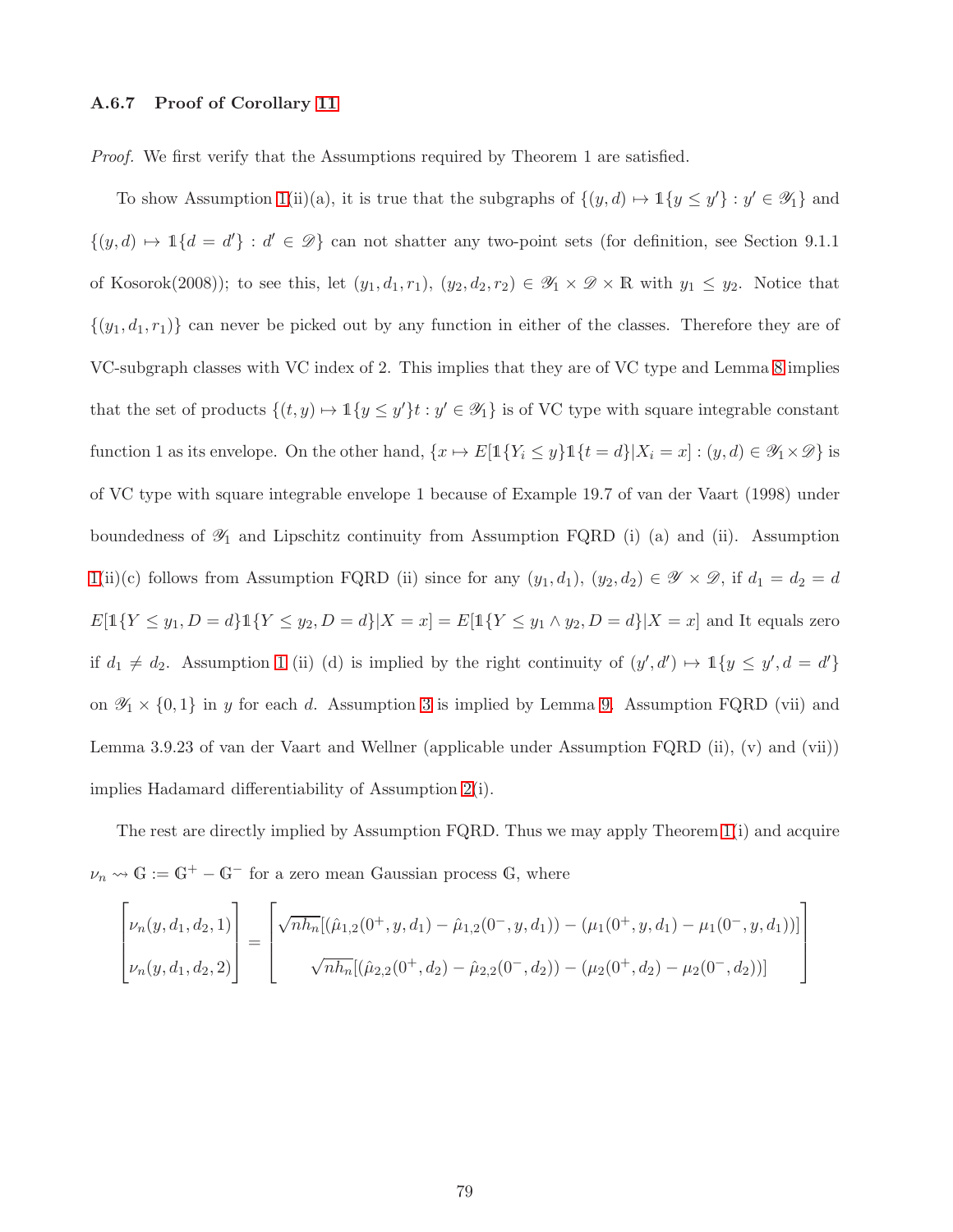### A.6.7 Proof of Corollary 11

*Proof.* We first verify that the Assumptions required by Theorem 1 are satisfied.

To show Assumption 1(ii)(a), it is true that the subgraphs of $\{(y,d) \mapsto \mathbb{1}\{y \leq y'\} : y' \in \mathscr{Y}_1\}$ and $\{(y,d) \mapsto \mathbb{1}\{d = d'\} : d' \in \mathscr{D}\}$ can not shatter any two-point sets (for definition, see Section 9.1.1 of Kosorok(2008)); to see this, let $(y_1, d_1, r_1)$, $(y_2, d_2, r_2) \in \mathscr{Y}_1 \times \mathscr{D} \times \mathbb{R}$ with $y_1 \leq y_2$. Notice that $\{(y_1, d_1, r_1)\}$ can never be picked out by any function in either of the classes. Therefore they are of VC-subgraph classes with VC index of 2. This implies that they are of VC type and Lemma 8 implies that the set of products $\{(t,y) \mapsto \mathbb{1}\{y \leq y'\}t : y' \in \mathscr{Y}_1\}$ is of VC type with square integrable constant function 1 as its envelope. On the other hand, $\{x \mapsto E[\mathbb{1}\{Y_i \leq y\}\mathbb{1}\{t = d\}|X_i = x] : (y,d) \in \mathscr{Y}_1 \times \mathscr{D}\}$ is of VC type with square integrable envelope 1 because of Example 19.7 of van der Vaart (1998) under boundedness of $\mathscr{Y}_1$ and Lipschitz continuity from Assumption FQRD (i) (a) and (ii). Assumption 1(ii)(c) follows from Assumption FQRD (ii) since for any $(y_1, d_1)$, $(y_2, d_2) \in \mathscr{Y} \times \mathscr{D}$, if $d_1 = d_2 = d$ $E[\mathbb{1}\{Y \leq y_1, D = d\}\mathbb{1}\{Y \leq y_2, D = d\}|X = x] = E[\mathbb{1}\{Y \leq y_1 \wedge y_2, D = d\}|X = x]$ and It equals zero if $d_1 \neq d_2$. Assumption 1 (ii) (d) is implied by the right continuity of $(y', d') \mapsto \mathbb{1}\{y \leq y', d = d'\}$ on $\mathscr{Y}_1 \times \{0,1\}$ in $y$ for each $d$. Assumption 3 is implied by Lemma 9. Assumption FQRD (vii) and Lemma 3.9.23 of van der Vaart and Wellner (applicable under Assumption FQRD (ii), (v) and (vii)) implies Hadamard differentiability of Assumption 2(i).

The rest are directly implied by Assumption FQRD. Thus we may apply Theorem 1(i) and acquire $\nu_n \rightsquigarrow \mathbb{G} := \mathbb{G}^+ - \mathbb{G}^-$ for a zero mean Gaussian process $\mathbb{G}$, where

$$\begin{bmatrix} \nu_n(y, d_1, d_2, 1) \\ \nu_n(y, d_1, d_2, 2) \end{bmatrix} = \begin{bmatrix} \sqrt{nh_n}[(\hat{\mu}_{1,2}(0^+, y, d_1) - \hat{\mu}_{1,2}(0^-, y, d_1)) - (\mu_1(0^+, y, d_1) - \mu_1(0^-, y, d_1))] \\ \sqrt{nh_n}[(\hat{\mu}_{2,2}(0^+, d_2) - \hat{\mu}_{2,2}(0^-, d_2)) - (\mu_2(0^+, d_2) - \mu_2(0^-, d_2))] \end{bmatrix}$$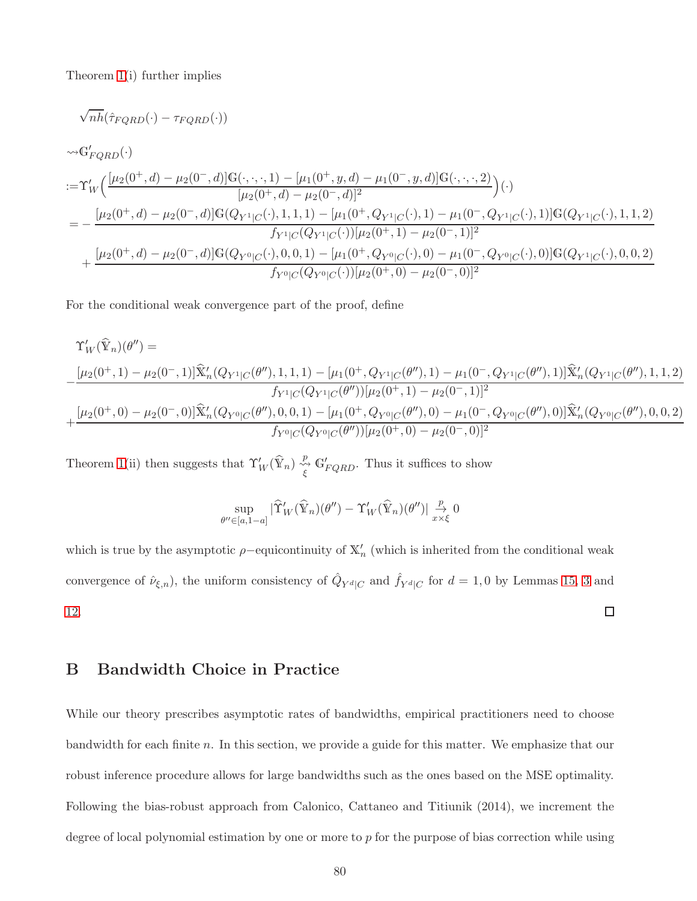Theorem 1(i) further implies

$$
\begin{aligned}
&\sqrt{nh}(\hat{\tau}_{FQRD}(\cdot) - \tau_{FQRD}(\cdot)) \\
&\rightsquigarrow \mathbb{G}'_{FQRD}(\cdot) \\
&:= \Upsilon'_W\Big(\frac{[\mu_2(0^+,d) - \mu_2(0^-,d)]\mathbb{G}(\cdot,\cdot,\cdot,1) - [\mu_1(0^+,y,d) - \mu_1(0^-,y,d)]\mathbb{G}(\cdot,\cdot,\cdot,2)}{[\mu_2(0^+,d) - \mu_2(0^-,d)]^2}\Big)(\cdot) \\
&= -\frac{[\mu_2(0^+,d) - \mu_2(0^-,d)]\mathbb{G}(Q_{Y^1|C}(\cdot),1,1,1) - [\mu_1(0^+,Q_{Y^1|C}(\cdot),1) - \mu_1(0^-,Q_{Y^1|C}(\cdot),1)]\mathbb{G}(Q_{Y^1|C}(\cdot),1,1,2)}{f_{Y^1|C}(Q_{Y^1|C}(\cdot))[\mu_2(0^+,1) - \mu_2(0^-,1)]^2} \\
&\quad + \frac{[\mu_2(0^+,d) - \mu_2(0^-,d)]\mathbb{G}(Q_{Y^0|C}(\cdot),0,0,1) - [\mu_1(0^+,Q_{Y^0|C}(\cdot),0) - \mu_1(0^-,Q_{Y^0|C}(\cdot),0)]\mathbb{G}(Q_{Y^1|C}(\cdot),0,0,2)}{f_{Y^0|C}(Q_{Y^0|C}(\cdot))[\mu_2(0^+,0) - \mu_2(0^-,0)]^2}
\end{aligned}
$$

For the conditional weak convergence part of the proof, define

$$
\begin{aligned}
&\Upsilon'_W(\widehat{\mathbb{Y}}_n)(\theta'') = \\
&-\frac{[\mu_2(0^+,1) - \mu_2(0^-,1)]\widehat{\mathbb{X}}'_n(Q_{Y^1|C}(\theta''),1,1,1) - [\mu_1(0^+,Q_{Y^1|C}(\theta''),1) - \mu_1(0^-,Q_{Y^1|C}(\theta''),1)]\widehat{\mathbb{X}}'_n(Q_{Y^1|C}(\theta''),1,1,2)}{f_{Y^1|C}(Q_{Y^1|C}(\theta''))[\mu_2(0^+,1) - \mu_2(0^-,1)]^2} \\
&+\frac{[\mu_2(0^+,0) - \mu_2(0^-,0)]\widehat{\mathbb{X}}'_n(Q_{Y^0|C}(\theta''),0,0,1) - [\mu_1(0^+,Q_{Y^0|C}(\theta''),0) - \mu_1(0^-,Q_{Y^0|C}(\theta''),0)]\widehat{\mathbb{X}}'_n(Q_{Y^0|C}(\theta''),0,0,2)}{f_{Y^0|C}(Q_{Y^0|C}(\theta''))[\mu_2(0^+,0) - \mu_2(0^-,0)]^2}
\end{aligned}
$$

Theorem 1(ii) then suggests that $\Upsilon'_W(\widehat{\mathbb{Y}}_n) \underset{\xi}{\overset{p}{\rightsquigarrow}} \mathbb{G}'_{FQRD}$. Thus it suffices to show

$$
\sup_{\theta'' \in [a,1-a]} |\widehat{\Upsilon}'_W(\widehat{\mathbb{Y}}_n)(\theta'') - \Upsilon'_W(\widehat{\mathbb{Y}}_n)(\theta'')| \underset{x \times \xi}{\overset{p}{\to}} 0
$$

which is true by the asymptotic $\rho$−equicontinuity of $\mathbb{X}'_n$ (which is inherited from the conditional weak convergence of $\hat{\nu}_{\xi,n}$), the uniform consistency of $\hat{Q}_{Y^d|C}$ and $\hat{f}_{Y^d|C}$ for $d = 1, 0$ by Lemmas 15, 3 and 12. □

# B Bandwidth Choice in Practice

While our theory prescribes asymptotic rates of bandwidths, empirical practitioners need to choose bandwidth for each finite $n$. In this section, we provide a guide for this matter. We emphasize that our robust inference procedure allows for large bandwidths such as the ones based on the MSE optimality. Following the bias-robust approach from Calonico, Cattaneo and Titiunik (2014), we increment the degree of local polynomial estimation by one or more to $p$ for the purpose of bias correction while using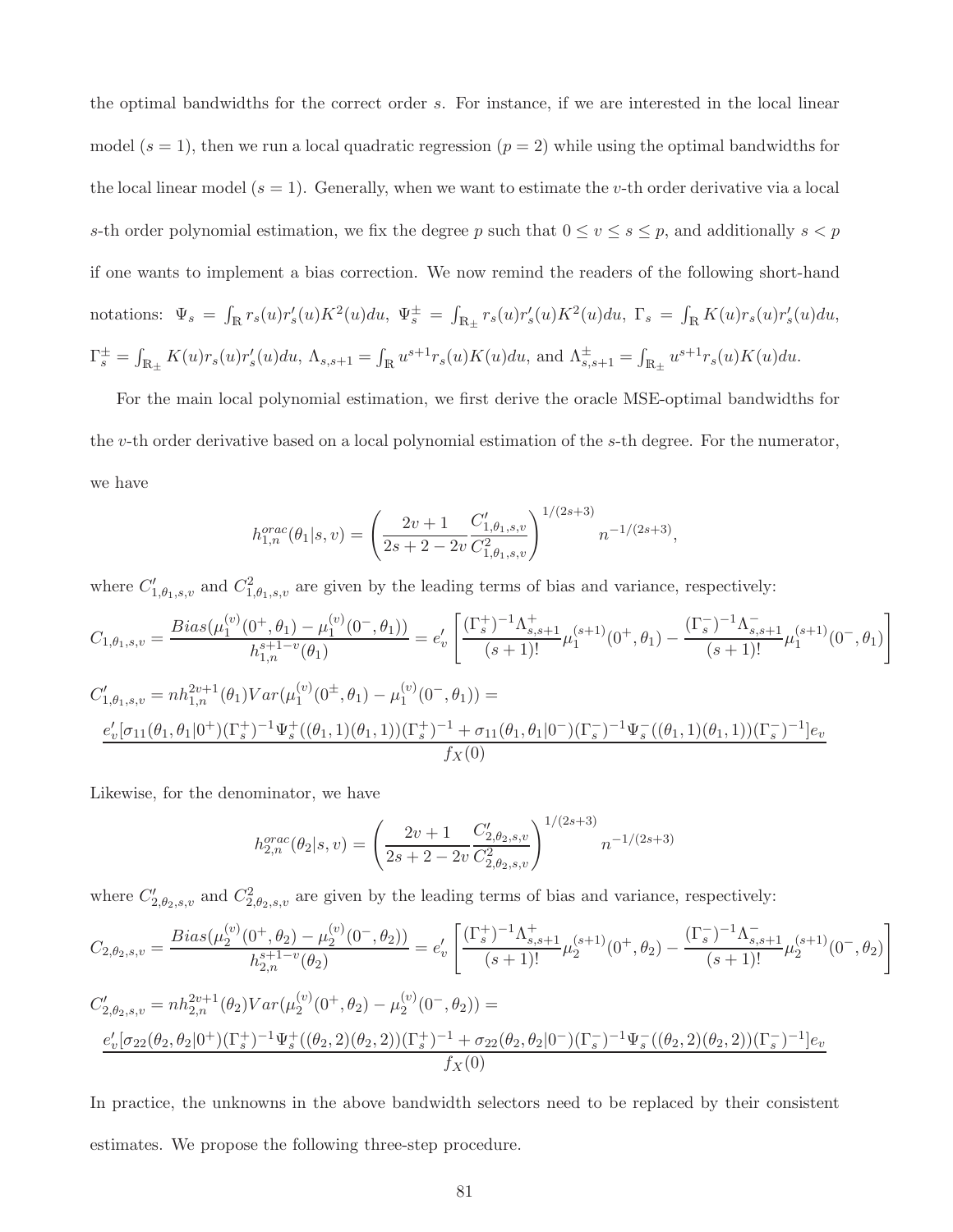the optimal bandwidths for the correct order $s$. For instance, if we are interested in the local linear model ($s = 1$), then we run a local quadratic regression ($p = 2$) while using the optimal bandwidths for the local linear model ($s = 1$). Generally, when we want to estimate the $v$-th order derivative via a local $s$-th order polynomial estimation, we fix the degree $p$ such that $0 \le v \le s \le p$, and additionally $s < p$ if one wants to implement a bias correction. We now remind the readers of the following short-hand notations: $\Psi_s = \int_{\mathbb{R}} r_s(u) r_s'(u) K^2(u) du$, $\Psi_s^{\pm} = \int_{\mathbb{R}_\pm} r_s(u) r_s'(u) K^2(u) du$, $\Gamma_s = \int_{\mathbb{R}} K(u) r_s(u) r_s'(u) du$, $\Gamma_s^{\pm} = \int_{\mathbb{R}_\pm} K(u) r_s(u) r_s'(u) du$, $\Lambda_{s,s+1} = \int_{\mathbb{R}} u^{s+1} r_s(u) K(u) du$, and $\Lambda_{s,s+1}^{\pm} = \int_{\mathbb{R}_\pm} u^{s+1} r_s(u) K(u) du$.

For the main local polynomial estimation, we first derive the oracle MSE-optimal bandwidths for the $v$-th order derivative based on a local polynomial estimation of the $s$-th degree. For the numerator, we have

$$h_{1,n}^{orac}(\theta_1|s,v) = \left( \frac{2v+1}{2s+2-2v} \frac{C'_{1,\theta_1,s,v}}{C^2_{1,\theta_1,s,v}} \right)^{1/(2s+3)} n^{-1/(2s+3)},$$

where $C'_{1,\theta_1,s,v}$ and $C^2_{1,\theta_1,s,v}$ are given by the leading terms of bias and variance, respectively:

$$C_{1,\theta_1,s,v} = \frac{Bias(\mu_1^{(v)}(0^+,\theta_1) - \mu_1^{(v)}(0^-,\theta_1))}{h_{1,n}^{s+1-v}(\theta_1)} = e_v' \left[ \frac{(\Gamma_s^+)^{-1}\Lambda_{s,s+1}^+}{(s+1)!} \mu_1^{(s+1)}(0^+,\theta_1) - \frac{(\Gamma_s^-)^{-1}\Lambda_{s,s+1}^-}{(s+1)!} \mu_1^{(s+1)}(0^-,\theta_1) \right]$$

$$C'_{1,\theta_1,s,v} = n h_{1,n}^{2v+1}(\theta_1) Var(\mu_1^{(v)}(0^\pm,\theta_1) - \mu_1^{(v)}(0^-,\theta_1)) =$$
$$\frac{e_v'[\sigma_{11}(\theta_1,\theta_1|0^+)(\Gamma_s^+)^{-1}\Psi_s^+((\theta_1,1)(\theta_1,1))(\Gamma_s^+)^{-1} + \sigma_{11}(\theta_1,\theta_1|0^-)(\Gamma_s^-)^{-1}\Psi_s^-((\theta_1,1)(\theta_1,1))(\Gamma_s^-)^{-1}]e_v}{f_X(0)}$$

Likewise, for the denominator, we have

$$h_{2,n}^{orac}(\theta_2|s,v) = \left( \frac{2v+1}{2s+2-2v} \frac{C'_{2,\theta_2,s,v}}{C^2_{2,\theta_2,s,v}} \right)^{1/(2s+3)} n^{-1/(2s+3)}$$

where $C'_{2,\theta_2,s,v}$ and $C^2_{2,\theta_2,s,v}$ are given by the leading terms of bias and variance, respectively:

$$C_{2,\theta_2,s,v} = \frac{Bias(\mu_2^{(v)}(0^+,\theta_2) - \mu_2^{(v)}(0^-,\theta_2))}{h_{2,n}^{s+1-v}(\theta_2)} = e_v' \left[ \frac{(\Gamma_s^+)^{-1}\Lambda_{s,s+1}^+}{(s+1)!} \mu_2^{(s+1)}(0^+,\theta_2) - \frac{(\Gamma_s^-)^{-1}\Lambda_{s,s+1}^-}{(s+1)!} \mu_2^{(s+1)}(0^-,\theta_2) \right]$$

$$C'_{2,\theta_2,s,v} = n h_{2,n}^{2v+1}(\theta_2) Var(\mu_2^{(v)}(0^+,\theta_2) - \mu_2^{(v)}(0^-,\theta_2)) =$$
$$\frac{e_v'[\sigma_{22}(\theta_2,\theta_2|0^+)(\Gamma_s^+)^{-1}\Psi_s^+((\theta_2,2)(\theta_2,2))(\Gamma_s^+)^{-1} + \sigma_{22}(\theta_2,\theta_2|0^-)(\Gamma_s^-)^{-1}\Psi_s^-((\theta_2,2)(\theta_2,2))(\Gamma_s^-)^{-1}]e_v}{f_X(0)}$$

In practice, the unknowns in the above bandwidth selectors need to be replaced by their consistent estimates. We propose the following three-step procedure.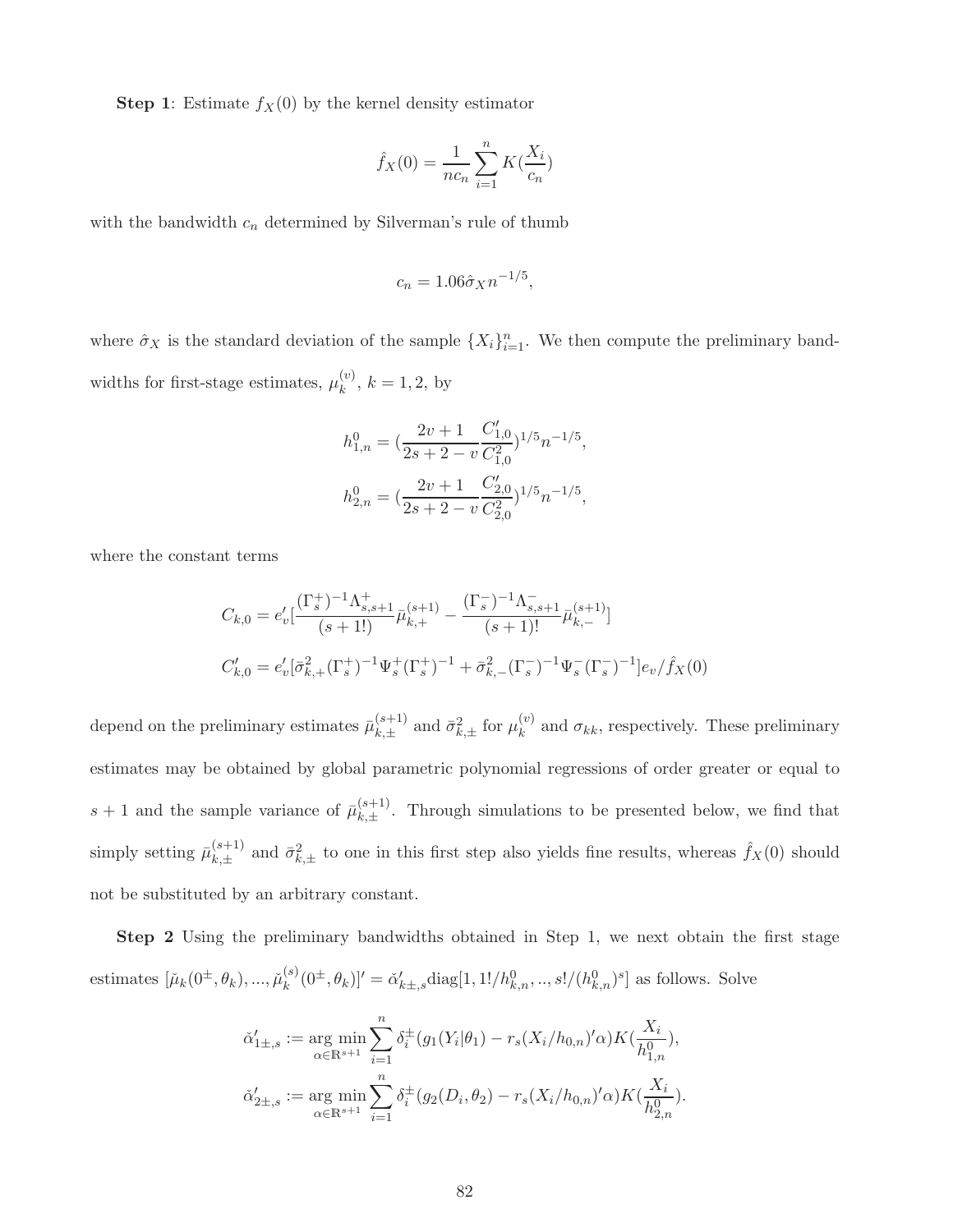**Step 1**: Estimate $f_X(0)$ by the kernel density estimator

$$\hat{f}_X(0) = \frac{1}{nc_n}\sum_{i=1}^{n} K(\frac{X_i}{c_n})$$

with the bandwidth $c_n$ determined by Silverman's rule of thumb

$$c_n = 1.06\hat{\sigma}_X n^{-1/5},$$

where $\hat{\sigma}_X$ is the standard deviation of the sample $\{X_i\}_{i=1}^n$. We then compute the preliminary bandwidths for first-stage estimates, $\mu_k^{(v)}$, $k = 1, 2$, by

$$h_{1,n}^0 = (\frac{2v+1}{2s+2-v}\frac{C'_{1,0}}{C_{1,0}^2})^{1/5} n^{-1/5},$$

$$h_{2,n}^0 = (\frac{2v+1}{2s+2-v}\frac{C'_{2,0}}{C_{2,0}^2})^{1/5} n^{-1/5},$$

where the constant terms

$$C_{k,0} = e'_v[\frac{(\Gamma_s^+)^{-1}\Lambda_{s,s+1}^+}{(s+1!)}\bar{\mu}_{k,+}^{(s+1)} - \frac{(\Gamma_s^-)^{-1}\Lambda_{s,s+1}^-}{(s+1)!}\bar{\mu}_{k,-}^{(s+1)}]$$

$$C'_{k,0} = e'_v[\bar{\sigma}_{k,+}^2(\Gamma_s^+)^{-1}\Psi_s^+(\Gamma_s^+)^{-1} + \bar{\sigma}_{k,-}^2(\Gamma_s^-)^{-1}\Psi_s^-(\Gamma_s^-)^{-1}]e_v/\hat{f}_X(0)$$

depend on the preliminary estimates $\bar{\mu}_{k,\pm}^{(s+1)}$ and $\bar{\sigma}_{k,\pm}^2$ for $\mu_k^{(v)}$ and $\sigma_{kk}$, respectively. These preliminary estimates may be obtained by global parametric polynomial regressions of order greater or equal to $s+1$ and the sample variance of $\bar{\mu}_{k,\pm}^{(s+1)}$. Through simulations to be presented below, we find that simply setting $\bar{\mu}_{k,\pm}^{(s+1)}$ and $\bar{\sigma}_{k,\pm}^2$ to one in this first step also yields fine results, whereas $\hat{f}_X(0)$ should not be substituted by an arbitrary constant.

**Step 2** Using the preliminary bandwidths obtained in Step 1, we next obtain the first stage estimates $[\check{\mu}_k(0^\pm, \theta_k), ..., \check{\mu}_k^{(s)}(0^\pm, \theta_k)]' = \check{\alpha}'_{k\pm,s}\text{diag}[1, 1!/h_{k,n}^0, .., s!/(h_{k,n}^0)^s]$ as follows. Solve

$$\check{\alpha}'_{1\pm,s} := \underset{\alpha\in\mathbb{R}^{s+1}}{\arg\min} \sum_{i=1}^{n} \delta_i^\pm(g_1(Y_i|\theta_1) - r_s(X_i/h_{0,n})'\alpha)K(\frac{X_i}{h_{1,n}^0}),$$

$$\check{\alpha}'_{2\pm,s} := \underset{\alpha\in\mathbb{R}^{s+1}}{\arg\min} \sum_{i=1}^{n} \delta_i^\pm(g_2(D_i, \theta_2) - r_s(X_i/h_{0,n})'\alpha)K(\frac{X_i}{h_{2,n}^0}).$$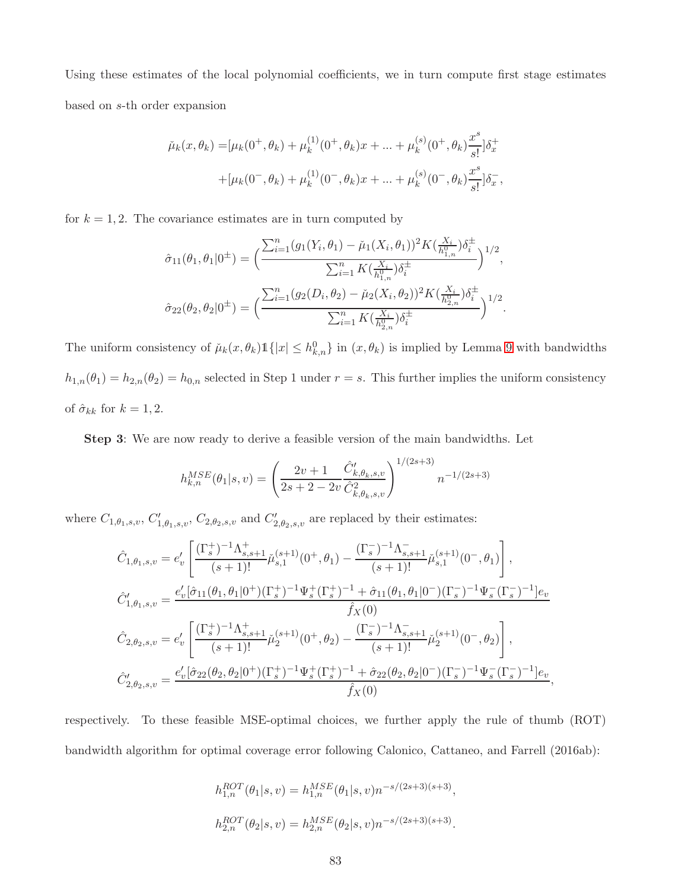Using these estimates of the local polynomial coefficients, we in turn compute first stage estimates based on $s$-th order expansion

$$
\begin{aligned}
\check{\mu}_k(x, \theta_k) =& [\mu_k(0^+, \theta_k) + \mu_k^{(1)}(0^+, \theta_k)x + ... + \mu_k^{(s)}(0^+, \theta_k)\frac{x^s}{s!}]\delta_x^+ \\
&+ [\mu_k(0^-, \theta_k) + \mu_k^{(1)}(0^-, \theta_k)x + ... + \mu_k^{(s)}(0^-, \theta_k)\frac{x^s}{s!}]\delta_x^-,
\end{aligned}
$$

for $k = 1, 2$. The covariance estimates are in turn computed by

$$
\hat{\sigma}_{11}(\theta_1, \theta_1|0^\pm) = \Big(\frac{\sum_{i=1}^n (g_1(Y_i, \theta_1) - \check{\mu}_1(X_i, \theta_1))^2 K(\frac{X_i}{h_{1,n}^0})\delta_i^\pm}{\sum_{i=1}^n K(\frac{X_i}{h_{1,n}^0})\delta_i^\pm}\Big)^{1/2},
$$

$$
\hat{\sigma}_{22}(\theta_2, \theta_2|0^\pm) = \Big(\frac{\sum_{i=1}^n (g_2(D_i, \theta_2) - \check{\mu}_2(X_i, \theta_2))^2 K(\frac{X_i}{h_{2,n}^0})\delta_i^\pm}{\sum_{i=1}^n K(\frac{X_i}{h_{2,n}^0})\delta_i^\pm}\Big)^{1/2}.
$$

The uniform consistency of $\check{\mu}_k(x, \theta_k)\mathbb{1}\{|x| \leq h_{k,n}^0\}$ in $(x, \theta_k)$ is implied by Lemma 9 with bandwidths $h_{1,n}(\theta_1) = h_{2,n}(\theta_2) = h_{0,n}$ selected in Step 1 under $r = s$. This further implies the uniform consistency of $\hat{\sigma}_{kk}$ for $k = 1, 2$.

**Step 3**: We are now ready to derive a feasible version of the main bandwidths. Let

$$
h_{k,n}^{MSE}(\theta_1|s, v) = \left(\frac{2v+1}{2s+2-2v}\frac{\hat{C}'_{k,\theta_k,s,v}}{\hat{C}^2_{k,\theta_k,s,v}}\right)^{1/(2s+3)} n^{-1/(2s+3)}
$$

where $C_{1,\theta_1,s,v}$, $C'_{1,\theta_1,s,v}$, $C_{2,\theta_2,s,v}$ and $C'_{2,\theta_2,s,v}$ are replaced by their estimates:

$$
\hat{C}_{1,\theta_1,s,v} = e_v'\left[\frac{(\Gamma_s^+)^{-1}\Lambda_{s,s+1}^+}{(s+1)!}\check{\mu}_{s,1}^{(s+1)}(0^+, \theta_1) - \frac{(\Gamma_s^-)^{-1}\Lambda_{s,s+1}^-}{(s+1)!}\check{\mu}_{s,1}^{(s+1)}(0^-, \theta_1)\right],
$$

$$
\hat{C}'_{1,\theta_1,s,v} = \frac{e_v'[\hat{\sigma}_{11}(\theta_1, \theta_1|0^+)(\Gamma_s^+)^{-1}\Psi_s^+(\Gamma_s^+)^{-1} + \hat{\sigma}_{11}(\theta_1, \theta_1|0^-)(\Gamma_s^-)^{-1}\Psi_s^-(\Gamma_s^-)^{-1}]e_v}{\hat{f}_X(0)}
$$

$$
\hat{C}_{2,\theta_2,s,v} = e_v'\left[\frac{(\Gamma_s^+)^{-1}\Lambda_{s,s+1}^+}{(s+1)!}\check{\mu}_2^{(s+1)}(0^+, \theta_2) - \frac{(\Gamma_s^-)^{-1}\Lambda_{s,s+1}^-}{(s+1)!}\check{\mu}_2^{(s+1)}(0^-, \theta_2)\right],
$$

$$
\hat{C}'_{2,\theta_2,s,v} = \frac{e_v'[\hat{\sigma}_{22}(\theta_2, \theta_2|0^+)(\Gamma_s^+)^{-1}\Psi_s^+(\Gamma_s^+)^{-1} + \hat{\sigma}_{22}(\theta_2, \theta_2|0^-)(\Gamma_s^-)^{-1}\Psi_s^-(\Gamma_s^-)^{-1}]e_v}{\hat{f}_X(0)},
$$

respectively. To these feasible MSE-optimal choices, we further apply the rule of thumb (ROT) bandwidth algorithm for optimal coverage error following Calonico, Cattaneo, and Farrell (2016ab):

$$
h_{1,n}^{ROT}(\theta_1|s, v) = h_{1,n}^{MSE}(\theta_1|s, v)n^{-s/(2s+3)(s+3)},
$$

$$
h_{2,n}^{ROT}(\theta_2|s, v) = h_{2,n}^{MSE}(\theta_2|s, v)n^{-s/(2s+3)(s+3)}.
$$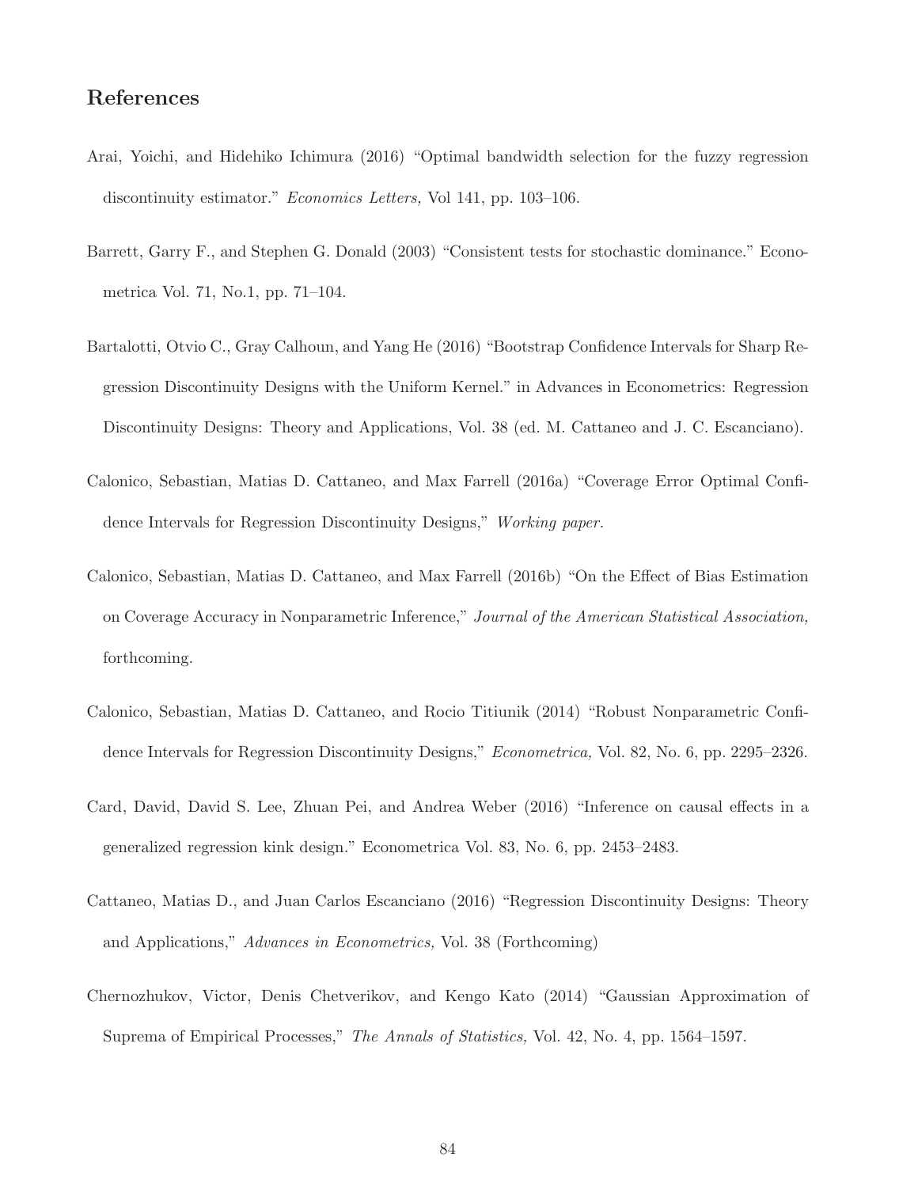## References

Arai, Yoichi, and Hidehiko Ichimura (2016) "Optimal bandwidth selection for the fuzzy regression discontinuity estimator." *Economics Letters,* Vol 141, pp. 103–106.

Barrett, Garry F., and Stephen G. Donald (2003) "Consistent tests for stochastic dominance." Econometrica Vol. 71, No.1, pp. 71–104.

Bartalotti, Otvio C., Gray Calhoun, and Yang He (2016) "Bootstrap Confidence Intervals for Sharp Regression Discontinuity Designs with the Uniform Kernel." in Advances in Econometrics: Regression Discontinuity Designs: Theory and Applications, Vol. 38 (ed. M. Cattaneo and J. C. Escanciano).

Calonico, Sebastian, Matias D. Cattaneo, and Max Farrell (2016a) "Coverage Error Optimal Confidence Intervals for Regression Discontinuity Designs," *Working paper.*

Calonico, Sebastian, Matias D. Cattaneo, and Max Farrell (2016b) "On the Effect of Bias Estimation on Coverage Accuracy in Nonparametric Inference," *Journal of the American Statistical Association,* forthcoming.

Calonico, Sebastian, Matias D. Cattaneo, and Rocio Titiunik (2014) "Robust Nonparametric Confidence Intervals for Regression Discontinuity Designs," *Econometrica,* Vol. 82, No. 6, pp. 2295–2326.

Card, David, David S. Lee, Zhuan Pei, and Andrea Weber (2016) "Inference on causal effects in a generalized regression kink design." Econometrica Vol. 83, No. 6, pp. 2453–2483.

Cattaneo, Matias D., and Juan Carlos Escanciano (2016) "Regression Discontinuity Designs: Theory and Applications," *Advances in Econometrics,* Vol. 38 (Forthcoming)

Chernozhukov, Victor, Denis Chetverikov, and Kengo Kato (2014) "Gaussian Approximation of Suprema of Empirical Processes," *The Annals of Statistics,* Vol. 42, No. 4, pp. 1564–1597.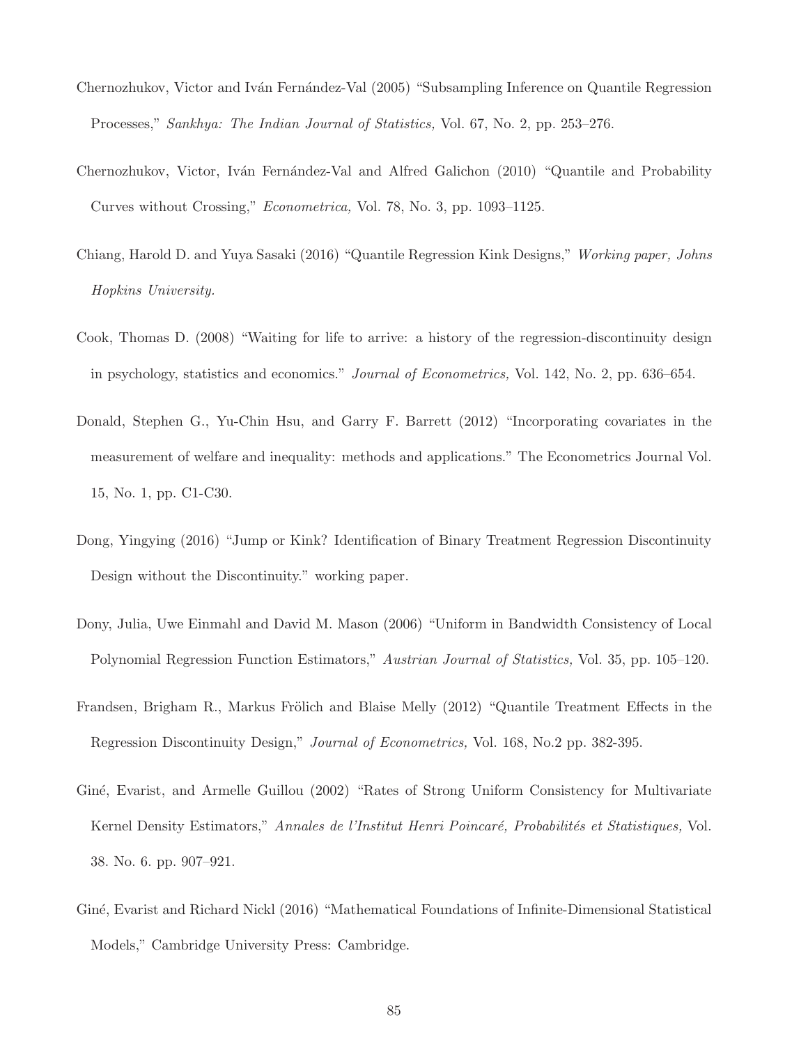Chernozhukov, Victor and Iván Fernández-Val (2005) "Subsampling Inference on Quantile Regression Processes," *Sankhya: The Indian Journal of Statistics,* Vol. 67, No. 2, pp. 253–276.

Chernozhukov, Victor, Iván Fernández-Val and Alfred Galichon (2010) "Quantile and Probability Curves without Crossing," *Econometrica,* Vol. 78, No. 3, pp. 1093–1125.

Chiang, Harold D. and Yuya Sasaki (2016) "Quantile Regression Kink Designs," *Working paper, Johns Hopkins University.*

Cook, Thomas D. (2008) "Waiting for life to arrive: a history of the regression-discontinuity design in psychology, statistics and economics." *Journal of Econometrics,* Vol. 142, No. 2, pp. 636–654.

Donald, Stephen G., Yu-Chin Hsu, and Garry F. Barrett (2012) "Incorporating covariates in the measurement of welfare and inequality: methods and applications." The Econometrics Journal Vol. 15, No. 1, pp. C1-C30.

Dong, Yingying (2016) "Jump or Kink? Identification of Binary Treatment Regression Discontinuity Design without the Discontinuity." working paper.

Dony, Julia, Uwe Einmahl and David M. Mason (2006) "Uniform in Bandwidth Consistency of Local Polynomial Regression Function Estimators," *Austrian Journal of Statistics,* Vol. 35, pp. 105–120.

Frandsen, Brigham R., Markus Frölich and Blaise Melly (2012) "Quantile Treatment Effects in the Regression Discontinuity Design," *Journal of Econometrics,* Vol. 168, No.2 pp. 382-395.

Giné, Evarist, and Armelle Guillou (2002) "Rates of Strong Uniform Consistency for Multivariate Kernel Density Estimators," *Annales de l'Institut Henri Poincaré, Probabilités et Statistiques,* Vol. 38. No. 6. pp. 907–921.

Giné, Evarist and Richard Nickl (2016) "Mathematical Foundations of Infinite-Dimensional Statistical Models," Cambridge University Press: Cambridge.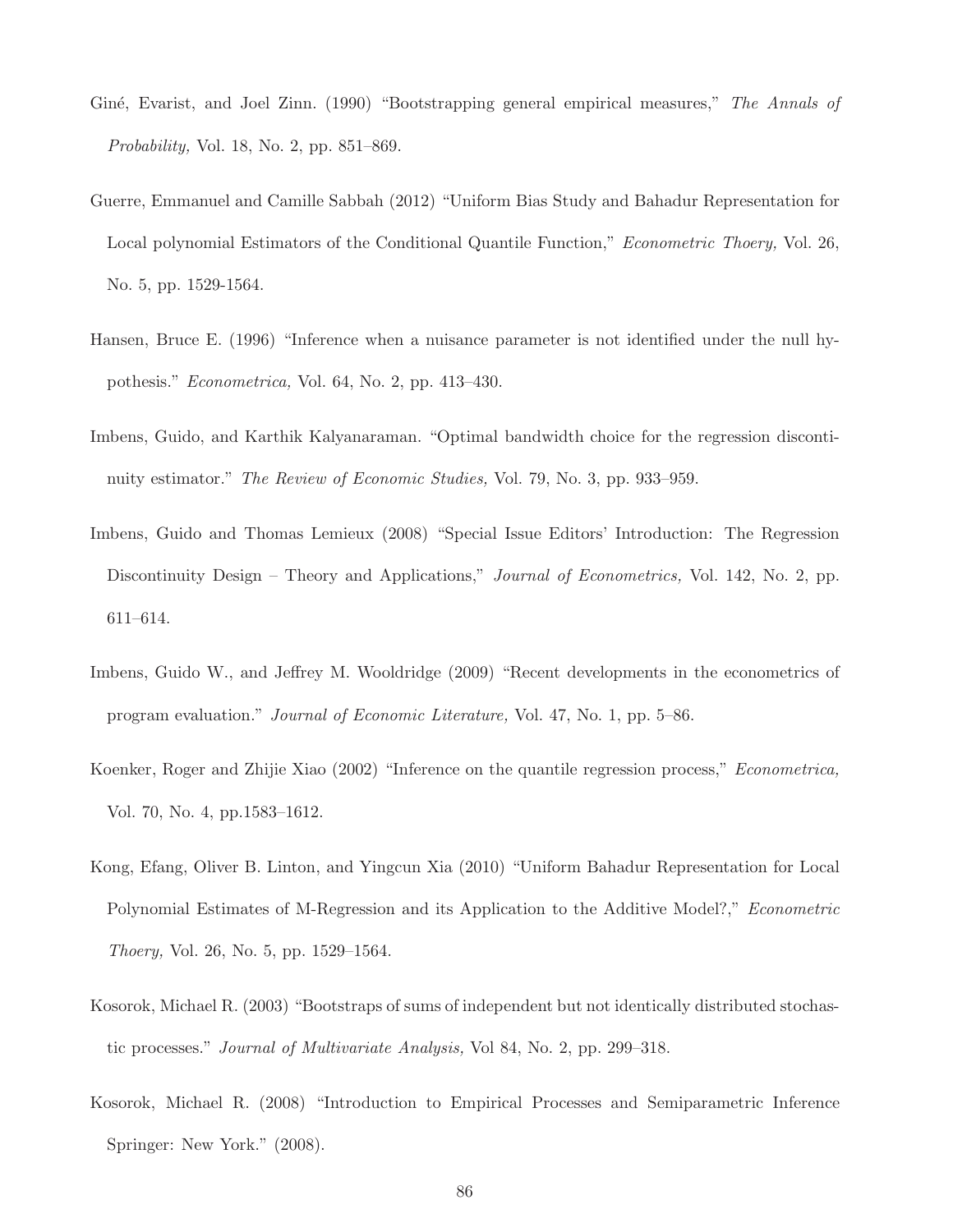Giné, Evarist, and Joel Zinn. (1990) "Bootstrapping general empirical measures," *The Annals of Probability,* Vol. 18, No. 2, pp. 851–869.

Guerre, Emmanuel and Camille Sabbah (2012) "Uniform Bias Study and Bahadur Representation for Local polynomial Estimators of the Conditional Quantile Function," *Econometric Thoery,* Vol. 26, No. 5, pp. 1529-1564.

Hansen, Bruce E. (1996) "Inference when a nuisance parameter is not identified under the null hypothesis." *Econometrica,* Vol. 64, No. 2, pp. 413–430.

Imbens, Guido, and Karthik Kalyanaraman. "Optimal bandwidth choice for the regression discontinuity estimator." *The Review of Economic Studies,* Vol. 79, No. 3, pp. 933–959.

Imbens, Guido and Thomas Lemieux (2008) "Special Issue Editors' Introduction: The Regression Discontinuity Design – Theory and Applications," *Journal of Econometrics,* Vol. 142, No. 2, pp. 611–614.

Imbens, Guido W., and Jeffrey M. Wooldridge (2009) "Recent developments in the econometrics of program evaluation." *Journal of Economic Literature,* Vol. 47, No. 1, pp. 5–86.

Koenker, Roger and Zhijie Xiao (2002) "Inference on the quantile regression process," *Econometrica,* Vol. 70, No. 4, pp.1583–1612.

Kong, Efang, Oliver B. Linton, and Yingcun Xia (2010) "Uniform Bahadur Representation for Local Polynomial Estimates of M-Regression and its Application to the Additive Model?," *Econometric Thoery,* Vol. 26, No. 5, pp. 1529–1564.

Kosorok, Michael R. (2003) "Bootstraps of sums of independent but not identically distributed stochastic processes." *Journal of Multivariate Analysis,* Vol 84, No. 2, pp. 299–318.

Kosorok, Michael R. (2008) "Introduction to Empirical Processes and Semiparametric Inference Springer: New York." (2008).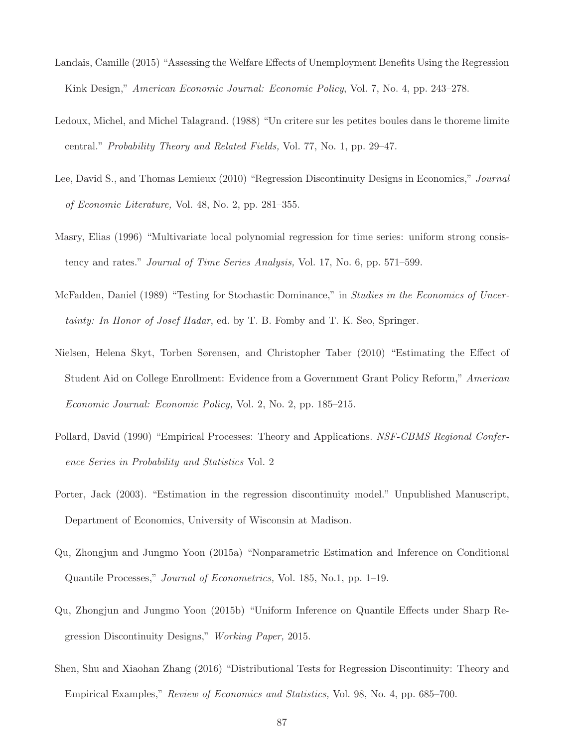Landais, Camille (2015) "Assessing the Welfare Effects of Unemployment Benefits Using the Regression Kink Design," *American Economic Journal: Economic Policy*, Vol. 7, No. 4, pp. 243–278.

Ledoux, Michel, and Michel Talagrand. (1988) "Un critere sur les petites boules dans le thoreme limite central." *Probability Theory and Related Fields,* Vol. 77, No. 1, pp. 29–47.

Lee, David S., and Thomas Lemieux (2010) "Regression Discontinuity Designs in Economics," *Journal of Economic Literature,* Vol. 48, No. 2, pp. 281–355.

Masry, Elias (1996) "Multivariate local polynomial regression for time series: uniform strong consistency and rates." *Journal of Time Series Analysis,* Vol. 17, No. 6, pp. 571–599.

McFadden, Daniel (1989) "Testing for Stochastic Dominance," in *Studies in the Economics of Uncertainty: In Honor of Josef Hadar*, ed. by T. B. Fomby and T. K. Seo, Springer.

Nielsen, Helena Skyt, Torben Sørensen, and Christopher Taber (2010) "Estimating the Effect of Student Aid on College Enrollment: Evidence from a Government Grant Policy Reform," *American Economic Journal: Economic Policy,* Vol. 2, No. 2, pp. 185–215.

Pollard, David (1990) "Empirical Processes: Theory and Applications. *NSF-CBMS Regional Conference Series in Probability and Statistics* Vol. 2

Porter, Jack (2003). "Estimation in the regression discontinuity model." Unpublished Manuscript, Department of Economics, University of Wisconsin at Madison.

Qu, Zhongjun and Jungmo Yoon (2015a) "Nonparametric Estimation and Inference on Conditional Quantile Processes," *Journal of Econometrics,* Vol. 185, No.1, pp. 1–19.

Qu, Zhongjun and Jungmo Yoon (2015b) "Uniform Inference on Quantile Effects under Sharp Regression Discontinuity Designs," *Working Paper,* 2015.

Shen, Shu and Xiaohan Zhang (2016) "Distributional Tests for Regression Discontinuity: Theory and Empirical Examples," *Review of Economics and Statistics,* Vol. 98, No. 4, pp. 685–700.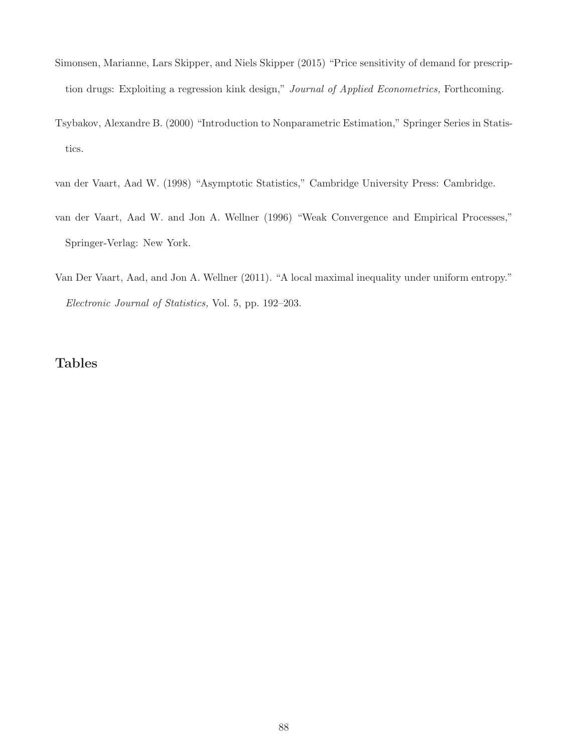Simonsen, Marianne, Lars Skipper, and Niels Skipper (2015) "Price sensitivity of demand for prescription drugs: Exploiting a regression kink design," *Journal of Applied Econometrics,* Forthcoming.

Tsybakov, Alexandre B. (2000) "Introduction to Nonparametric Estimation," Springer Series in Statistics.

van der Vaart, Aad W. (1998) "Asymptotic Statistics," Cambridge University Press: Cambridge.

van der Vaart, Aad W. and Jon A. Wellner (1996) "Weak Convergence and Empirical Processes," Springer-Verlag: New York.

Van Der Vaart, Aad, and Jon A. Wellner (2011). "A local maximal inequality under uniform entropy." *Electronic Journal of Statistics,* Vol. 5, pp. 192–203.

## Tables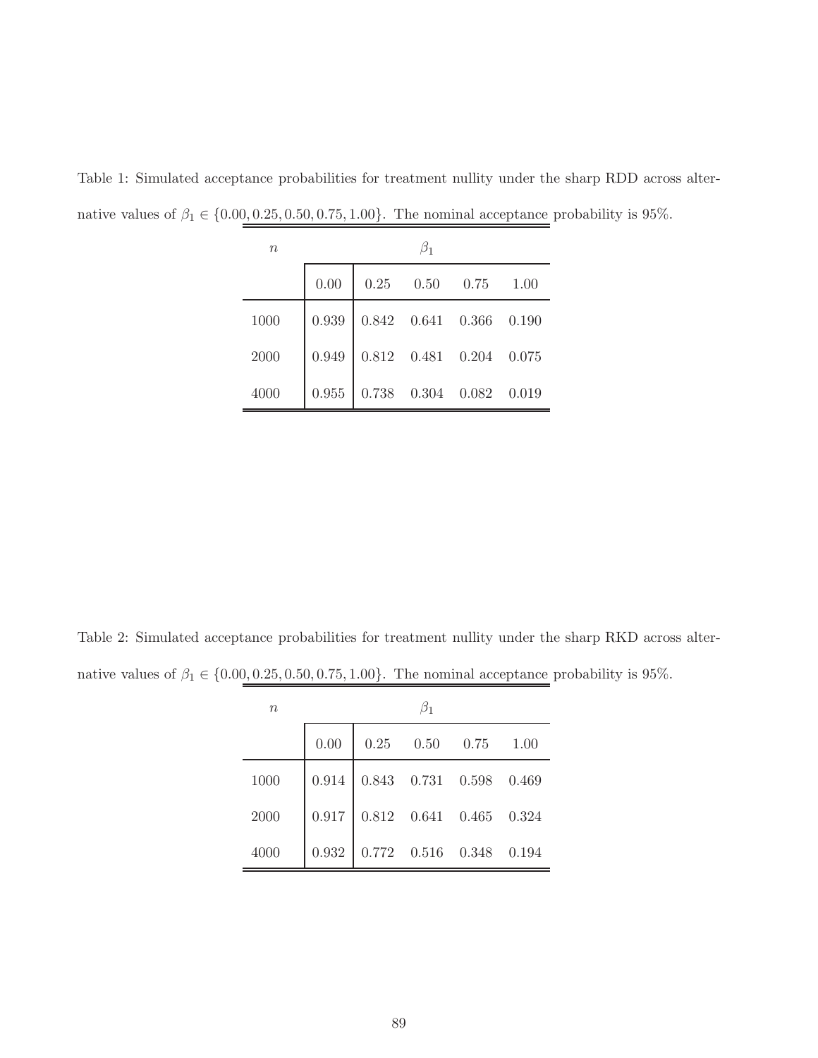Table 1: Simulated acceptance probabilities for treatment nullity under the sharp RDD across alternative values of $\beta_1 \in \{0.00, 0.25, 0.50, 0.75, 1.00\}$. The nominal acceptance probability is 95%.

| $n$ | $\beta_1$ | | | | |
|---|---|---|---|---|---|
| | 0.00 | 0.25 | 0.50 | 0.75 | 1.00 |
| 1000 | 0.939 | 0.842 | 0.641 | 0.366 | 0.190 |
| 2000 | 0.949 | 0.812 | 0.481 | 0.204 | 0.075 |
| 4000 | 0.955 | 0.738 | 0.304 | 0.082 | 0.019 |

Table 2: Simulated acceptance probabilities for treatment nullity under the sharp RKD across alternative values of $\beta_1 \in \{0.00, 0.25, 0.50, 0.75, 1.00\}$. The nominal acceptance probability is 95%.

| $n$ | $\beta_1$ | | | | |
|---|---|---|---|---|---|
| | 0.00 | 0.25 | 0.50 | 0.75 | 1.00 |
| 1000 | 0.914 | 0.843 | 0.731 | 0.598 | 0.469 |
| 2000 | 0.917 | 0.812 | 0.641 | 0.465 | 0.324 |
| 4000 | 0.932 | 0.772 | 0.516 | 0.348 | 0.194 |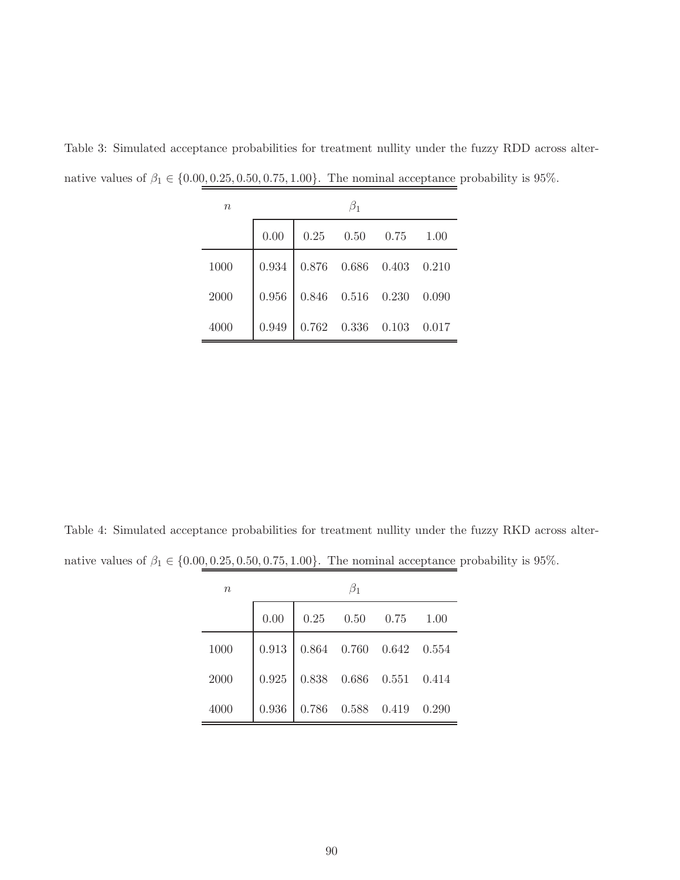Table 3: Simulated acceptance probabilities for treatment nullity under the fuzzy RDD across alternative values of $\beta_1 \in \{0.00, 0.25, 0.50, 0.75, 1.00\}$. The nominal acceptance probability is 95%.

| $n$ | $\beta_1$ | | | | |
|---|---|---|---|---|---|
| | 0.00 | 0.25 | 0.50 | 0.75 | 1.00 |
| 1000 | 0.934 | 0.876 | 0.686 | 0.403 | 0.210 |
| 2000 | 0.956 | 0.846 | 0.516 | 0.230 | 0.090 |
| 4000 | 0.949 | 0.762 | 0.336 | 0.103 | 0.017 |

Table 4: Simulated acceptance probabilities for treatment nullity under the fuzzy RKD across alternative values of $\beta_1 \in \{0.00, 0.25, 0.50, 0.75, 1.00\}$. The nominal acceptance probability is 95%.

| $n$ | $\beta_1$ | | | | |
|---|---|---|---|---|---|
| | 0.00 | 0.25 | 0.50 | 0.75 | 1.00 |
| 1000 | 0.913 | 0.864 | 0.760 | 0.642 | 0.554 |
| 2000 | 0.925 | 0.838 | 0.686 | 0.551 | 0.414 |
| 4000 | 0.936 | 0.786 | 0.588 | 0.419 | 0.290 |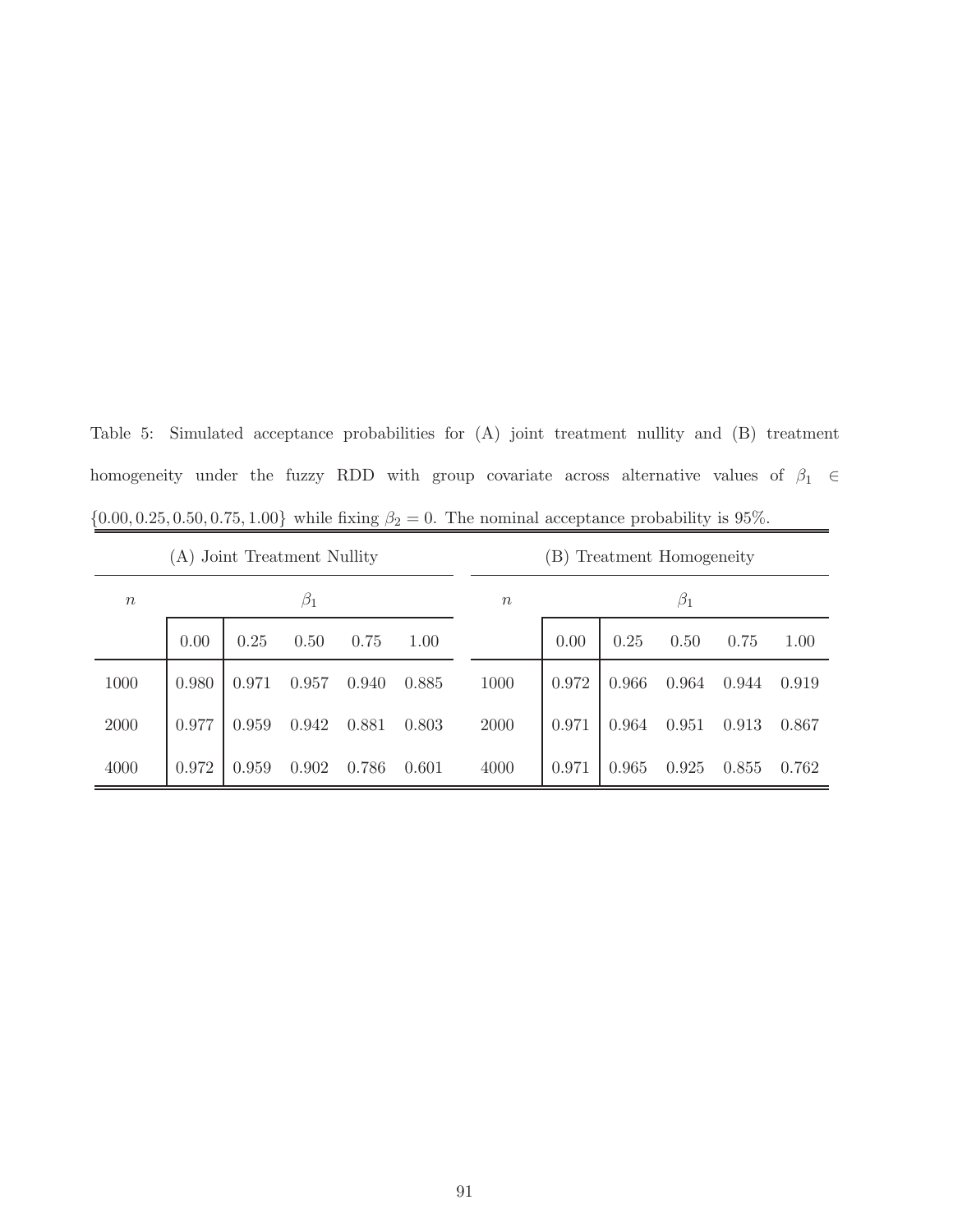Table 5: Simulated acceptance probabilities for (A) joint treatment nullity and (B) treatment homogeneity under the fuzzy RDD with group covariate across alternative values of $\beta_1 \in \{0.00, 0.25, 0.50, 0.75, 1.00\}$ while fixing $\beta_2 = 0$. The nominal acceptance probability is 95%.

| (A) Joint Treatment Nullity | | | | | | (B) Treatment Homogeneity | | | | | |
|---|---|---|---|---|---|---|---|---|---|---|---|
| $n$ | $\beta_1$ | | | | | $n$ | $\beta_1$ | | | | |
| | 0.00 | 0.25 | 0.50 | 0.75 | 1.00 | | 0.00 | 0.25 | 0.50 | 0.75 | 1.00 |
| 1000 | 0.980 | 0.971 | 0.957 | 0.940 | 0.885 | 1000 | 0.972 | 0.966 | 0.964 | 0.944 | 0.919 |
| 2000 | 0.977 | 0.959 | 0.942 | 0.881 | 0.803 | 2000 | 0.971 | 0.964 | 0.951 | 0.913 | 0.867 |
| 4000 | 0.972 | 0.959 | 0.902 | 0.786 | 0.601 | 4000 | 0.971 | 0.965 | 0.925 | 0.855 | 0.762 |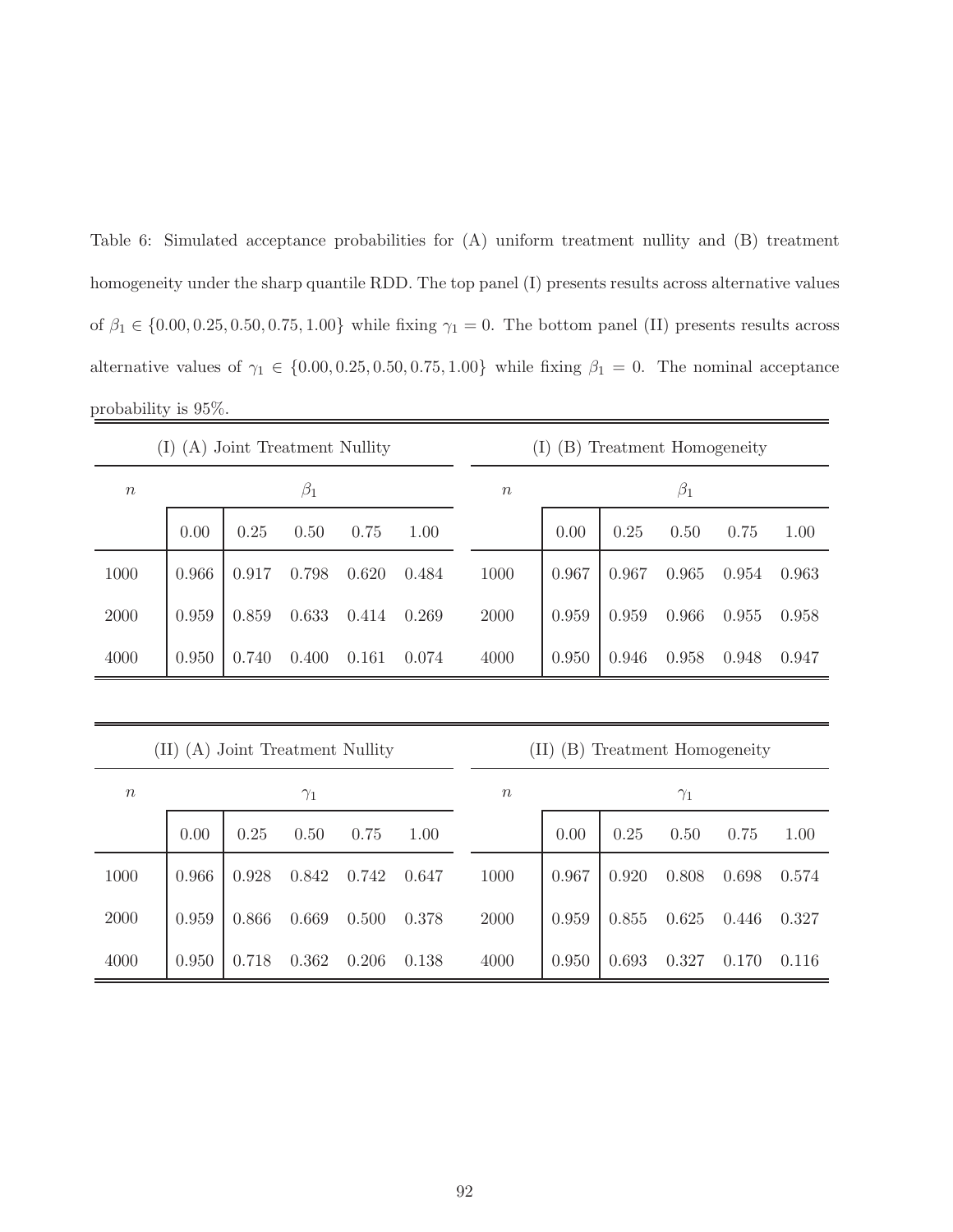Table 6: Simulated acceptance probabilities for (A) uniform treatment nullity and (B) treatment homogeneity under the sharp quantile RDD. The top panel (I) presents results across alternative values of $\beta_1 \in \{0.00, 0.25, 0.50, 0.75, 1.00\}$ while fixing $\gamma_1 = 0$. The bottom panel (II) presents results across alternative values of $\gamma_1 \in \{0.00, 0.25, 0.50, 0.75, 1.00\}$ while fixing $\beta_1 = 0$. The nominal acceptance probability is 95%.

| (I) (A) Joint Treatment Nullity | | | | | | (I) (B) Treatment Homogeneity | | | | | |
|---|---|---|---|---|---|---|---|---|---|---|---|
| $n$ | $\beta_1$ | | | | | $n$ | $\beta_1$ | | | | |
| | 0.00 | 0.25 | 0.50 | 0.75 | 1.00 | | 0.00 | 0.25 | 0.50 | 0.75 | 1.00 |
| 1000 | 0.966 | 0.917 | 0.798 | 0.620 | 0.484 | 1000 | 0.967 | 0.967 | 0.965 | 0.954 | 0.963 |
| 2000 | 0.959 | 0.859 | 0.633 | 0.414 | 0.269 | 2000 | 0.959 | 0.959 | 0.966 | 0.955 | 0.958 |
| 4000 | 0.950 | 0.740 | 0.400 | 0.161 | 0.074 | 4000 | 0.950 | 0.946 | 0.958 | 0.948 | 0.947 |

| (II) (A) Joint Treatment Nullity | | | | | | (II) (B) Treatment Homogeneity | | | | | |
|---|---|---|---|---|---|---|---|---|---|---|---|
| $n$ | $\gamma_1$ | | | | | $n$ | $\gamma_1$ | | | | |
| | 0.00 | 0.25 | 0.50 | 0.75 | 1.00 | | 0.00 | 0.25 | 0.50 | 0.75 | 1.00 |
| 1000 | 0.966 | 0.928 | 0.842 | 0.742 | 0.647 | 1000 | 0.967 | 0.920 | 0.808 | 0.698 | 0.574 |
| 2000 | 0.959 | 0.866 | 0.669 | 0.500 | 0.378 | 2000 | 0.959 | 0.855 | 0.625 | 0.446 | 0.327 |
| 4000 | 0.950 | 0.718 | 0.362 | 0.206 | 0.138 | 4000 | 0.950 | 0.693 | 0.327 | 0.170 | 0.116 |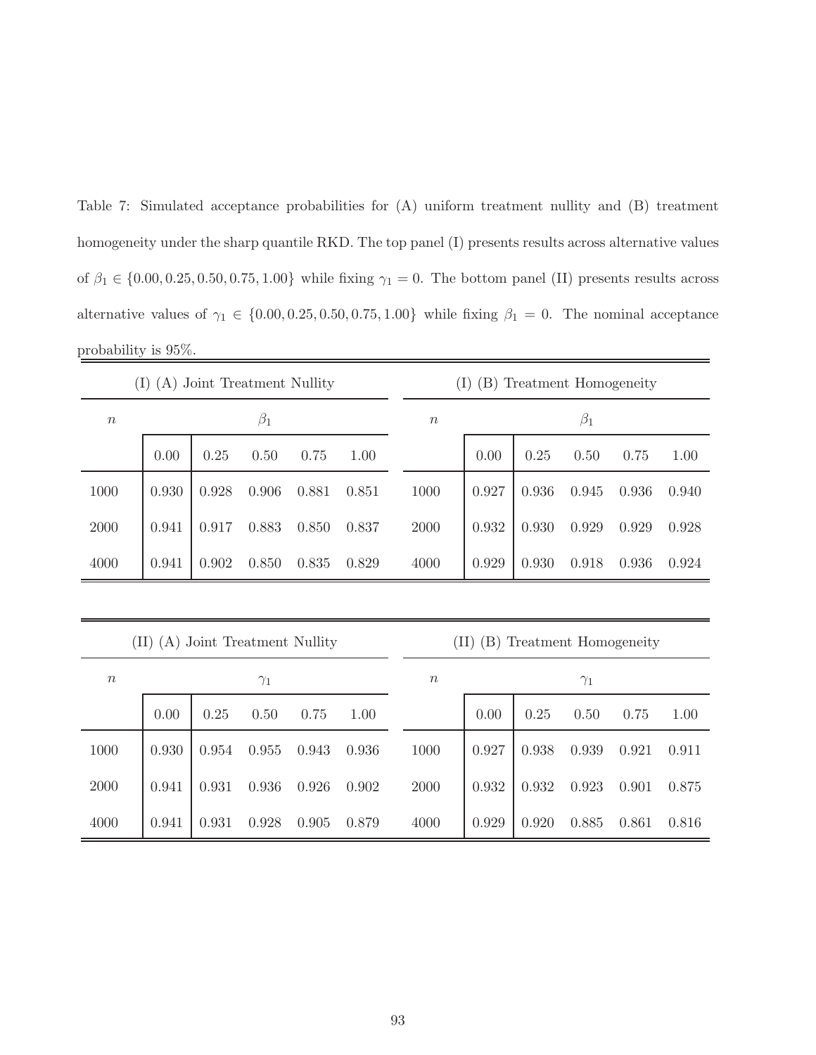Table 7: Simulated acceptance probabilities for (A) uniform treatment nullity and (B) treatment homogeneity under the sharp quantile RKD. The top panel (I) presents results across alternative values of $\beta_1 \in \{0.00, 0.25, 0.50, 0.75, 1.00\}$ while fixing $\gamma_1 = 0$. The bottom panel (II) presents results across alternative values of $\gamma_1 \in \{0.00, 0.25, 0.50, 0.75, 1.00\}$ while fixing $\beta_1 = 0$. The nominal acceptance probability is 95%.

| (I) (A) Joint Treatment Nullity | | | | | | (I) (B) Treatment Homogeneity | | | | | |
|---|---|---|---|---|---|---|---|---|---|---|---|
| $n$ | $\beta_1$ | | | | | $n$ | $\beta_1$ | | | | |
| | 0.00 | 0.25 | 0.50 | 0.75 | 1.00 | | 0.00 | 0.25 | 0.50 | 0.75 | 1.00 |
| 1000 | 0.930 | 0.928 | 0.906 | 0.881 | 0.851 | 1000 | 0.927 | 0.936 | 0.945 | 0.936 | 0.940 |
| 2000 | 0.941 | 0.917 | 0.883 | 0.850 | 0.837 | 2000 | 0.932 | 0.930 | 0.929 | 0.929 | 0.928 |
| 4000 | 0.941 | 0.902 | 0.850 | 0.835 | 0.829 | 4000 | 0.929 | 0.930 | 0.918 | 0.936 | 0.924 |

| (II) (A) Joint Treatment Nullity | | | | | | (II) (B) Treatment Homogeneity | | | | | |
|---|---|---|---|---|---|---|---|---|---|---|---|
| $n$ | $\gamma_1$ | | | | | $n$ | $\gamma_1$ | | | | |
| | 0.00 | 0.25 | 0.50 | 0.75 | 1.00 | | 0.00 | 0.25 | 0.50 | 0.75 | 1.00 |
| 1000 | 0.930 | 0.954 | 0.955 | 0.943 | 0.936 | 1000 | 0.927 | 0.938 | 0.939 | 0.921 | 0.911 |
| 2000 | 0.941 | 0.931 | 0.936 | 0.926 | 0.902 | 2000 | 0.932 | 0.932 | 0.923 | 0.901 | 0.875 |
| 4000 | 0.941 | 0.931 | 0.928 | 0.905 | 0.879 | 4000 | 0.929 | 0.920 | 0.885 | 0.861 | 0.816 |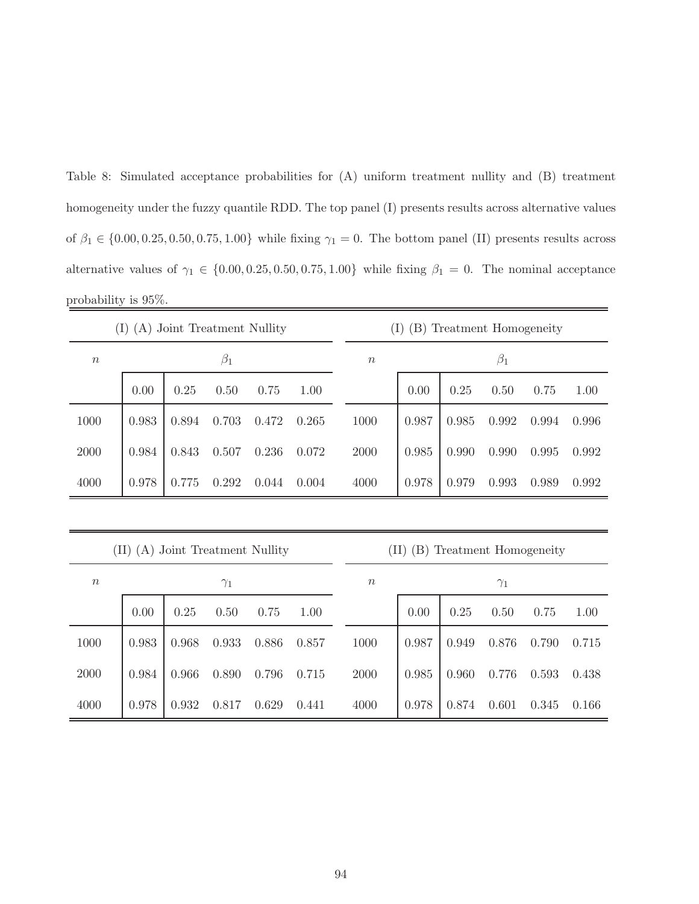Table 8: Simulated acceptance probabilities for (A) uniform treatment nullity and (B) treatment homogeneity under the fuzzy quantile RDD. The top panel (I) presents results across alternative values of $\beta_1 \in \{0.00, 0.25, 0.50, 0.75, 1.00\}$ while fixing $\gamma_1 = 0$. The bottom panel (II) presents results across alternative values of $\gamma_1 \in \{0.00, 0.25, 0.50, 0.75, 1.00\}$ while fixing $\beta_1 = 0$. The nominal acceptance probability is 95%.

| (I) (A) Joint Treatment Nullity | | | | | | (I) (B) Treatment Homogeneity | | | | | |
|---|---|---|---|---|---|---|---|---|---|---|---|
| $n$ | $\beta_1$ | | | | | $n$ | $\beta_1$ | | | | |
| | 0.00 | 0.25 | 0.50 | 0.75 | 1.00 | | 0.00 | 0.25 | 0.50 | 0.75 | 1.00 |
| 1000 | 0.983 | 0.894 | 0.703 | 0.472 | 0.265 | 1000 | 0.987 | 0.985 | 0.992 | 0.994 | 0.996 |
| 2000 | 0.984 | 0.843 | 0.507 | 0.236 | 0.072 | 2000 | 0.985 | 0.990 | 0.990 | 0.995 | 0.992 |
| 4000 | 0.978 | 0.775 | 0.292 | 0.044 | 0.004 | 4000 | 0.978 | 0.979 | 0.993 | 0.989 | 0.992 |

| (II) (A) Joint Treatment Nullity | | | | | | (II) (B) Treatment Homogeneity | | | | | |
|---|---|---|---|---|---|---|---|---|---|---|---|
| $n$ | $\gamma_1$ | | | | | $n$ | $\gamma_1$ | | | | |
| | 0.00 | 0.25 | 0.50 | 0.75 | 1.00 | | 0.00 | 0.25 | 0.50 | 0.75 | 1.00 |
| 1000 | 0.983 | 0.968 | 0.933 | 0.886 | 0.857 | 1000 | 0.987 | 0.949 | 0.876 | 0.790 | 0.715 |
| 2000 | 0.984 | 0.966 | 0.890 | 0.796 | 0.715 | 2000 | 0.985 | 0.960 | 0.776 | 0.593 | 0.438 |
| 4000 | 0.978 | 0.932 | 0.817 | 0.629 | 0.441 | 4000 | 0.978 | 0.874 | 0.601 | 0.345 | 0.166 |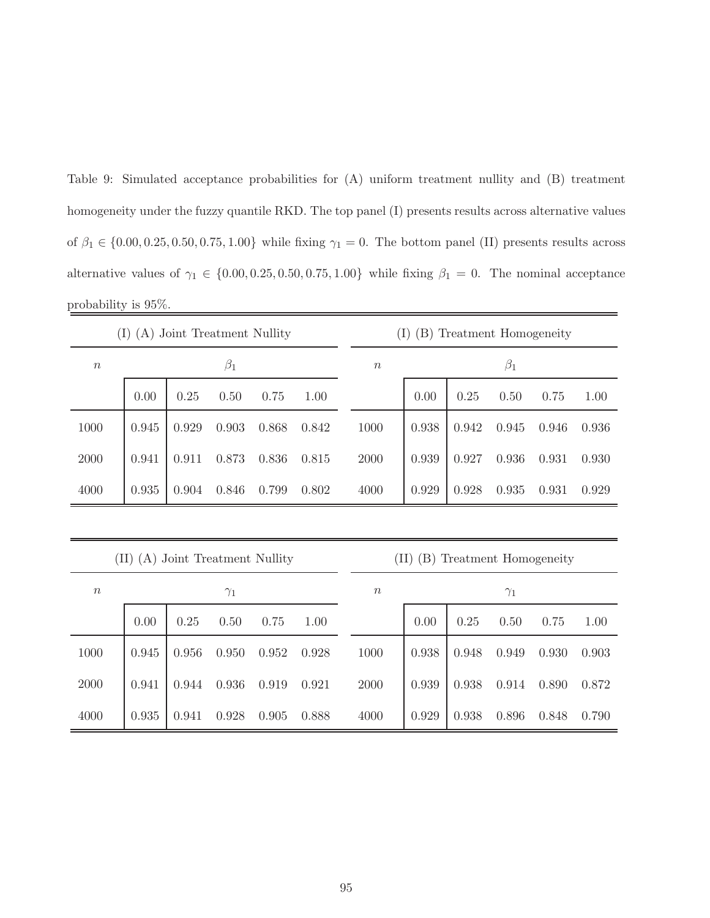Table 9: Simulated acceptance probabilities for (A) uniform treatment nullity and (B) treatment homogeneity under the fuzzy quantile RKD. The top panel (I) presents results across alternative values of $\beta_1 \in \{0.00, 0.25, 0.50, 0.75, 1.00\}$ while fixing $\gamma_1 = 0$. The bottom panel (II) presents results across alternative values of $\gamma_1 \in \{0.00, 0.25, 0.50, 0.75, 1.00\}$ while fixing $\beta_1 = 0$. The nominal acceptance probability is 95%.

| (I) (A) Joint Treatment Nullity | | | | | | (I) (B) Treatment Homogeneity | | | | | |
|---|---|---|---|---|---|---|---|---|---|---|---|
| $n$ | $\beta_1$ | | | | | $n$ | $\beta_1$ | | | | |
| | 0.00 | 0.25 | 0.50 | 0.75 | 1.00 | | 0.00 | 0.25 | 0.50 | 0.75 | 1.00 |
| 1000 | 0.945 | 0.929 | 0.903 | 0.868 | 0.842 | 1000 | 0.938 | 0.942 | 0.945 | 0.946 | 0.936 |
| 2000 | 0.941 | 0.911 | 0.873 | 0.836 | 0.815 | 2000 | 0.939 | 0.927 | 0.936 | 0.931 | 0.930 |
| 4000 | 0.935 | 0.904 | 0.846 | 0.799 | 0.802 | 4000 | 0.929 | 0.928 | 0.935 | 0.931 | 0.929 |

| (II) (A) Joint Treatment Nullity | | | | | | (II) (B) Treatment Homogeneity | | | | | |
|---|---|---|---|---|---|---|---|---|---|---|---|
| $n$ | $\gamma_1$ | | | | | $n$ | $\gamma_1$ | | | | |
| | 0.00 | 0.25 | 0.50 | 0.75 | 1.00 | | 0.00 | 0.25 | 0.50 | 0.75 | 1.00 |
| 1000 | 0.945 | 0.956 | 0.950 | 0.952 | 0.928 | 1000 | 0.938 | 0.948 | 0.949 | 0.930 | 0.903 |
| 2000 | 0.941 | 0.944 | 0.936 | 0.919 | 0.921 | 2000 | 0.939 | 0.938 | 0.914 | 0.890 | 0.872 |
| 4000 | 0.935 | 0.941 | 0.928 | 0.905 | 0.888 | 4000 | 0.929 | 0.938 | 0.896 | 0.848 | 0.790 |